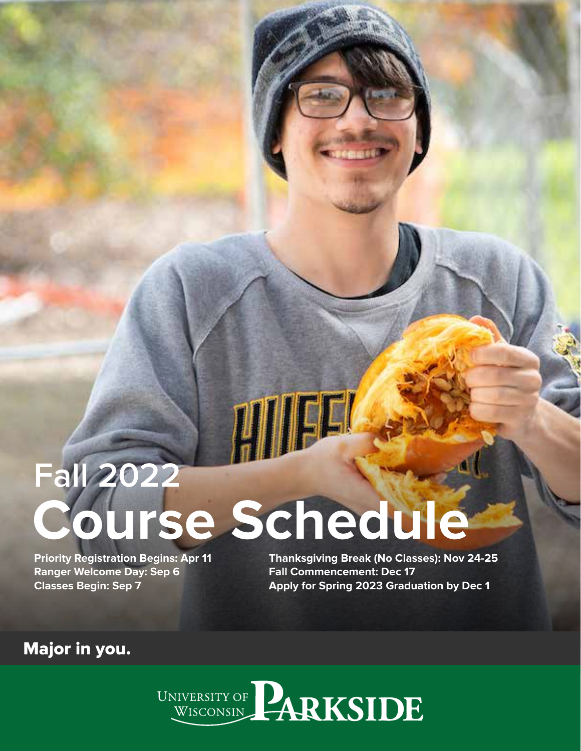# Fall 2022
# Course Schedule

**Priority Registration Begins: Apr 11**
**Ranger Welcome Day: Sep 6**
**Classes Begin: Sep 7**
**Thanksgiving Break (No Classes): Nov 24-25**
**Fall Commencement: Dec 17**
**Apply for Spring 2023 Graduation by Dec 1**

**Major in you.**

University of Wisconsin Parkside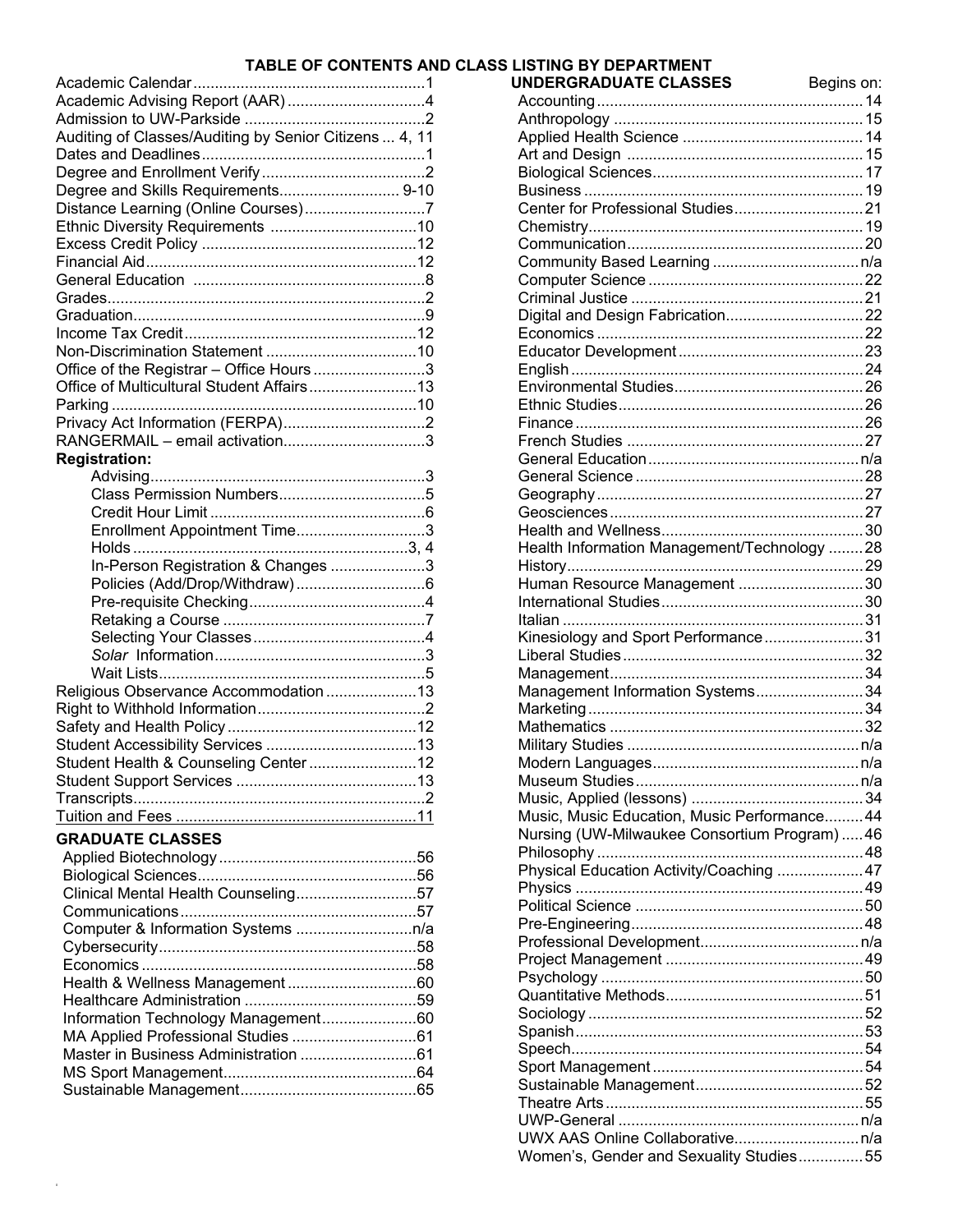# TABLE OF CONTENTS AND CLASS LISTING BY DEPARTMENT

| Topic | Page |
|---|---|
| Academic Calendar | 1 |
| Academic Advising Report (AAR) | 4 |
| Admission to UW-Parkside | 2 |
| Auditing of Classes/Auditing by Senior Citizens | 4, 11 |
| Dates and Deadlines | 1 |
| Degree and Enrollment Verify | 2 |
| Degree and Skills Requirements | 9-10 |
| Distance Learning (Online Courses) | 7 |
| Ethnic Diversity Requirements | 10 |
| Excess Credit Policy | 12 |
| Financial Aid | 12 |
| General Education | 8 |
| Grades | 2 |
| Graduation | 9 |
| Income Tax Credit | 12 |
| Non-Discrimination Statement | 10 |
| Office of the Registrar – Office Hours | 3 |
| Office of Multicultural Student Affairs | 13 |
| Parking | 10 |
| Privacy Act Information (FERPA) | 2 |
| RANGERMAIL – email activation | 3 |
| **Registration:** | |
| Advising | 3 |
| Class Permission Numbers | 5 |
| Credit Hour Limit | 6 |
| Enrollment Appointment Time | 3 |
| Holds | 3, 4 |
| In-Person Registration & Changes | 3 |
| Policies (Add/Drop/Withdraw) | 6 |
| Pre-requisite Checking | 4 |
| Retaking a Course | 7 |
| Selecting Your Classes | 4 |
| *Solar* Information | 3 |
| Wait Lists | 5 |
| Religious Observance Accommodation | 13 |
| Right to Withhold Information | 2 |
| Safety and Health Policy | 12 |
| Student Accessibility Services | 13 |
| Student Health & Counseling Center | 12 |
| Student Support Services | 13 |
| Transcripts | 2 |
| Tuition and Fees | 11 |

## GRADUATE CLASSES

| Department | Page |
|---|---|
| Applied Biotechnology | 56 |
| Biological Sciences | 56 |
| Clinical Mental Health Counseling | 57 |
| Communications | 57 |
| Computer & Information Systems | n/a |
| Cybersecurity | 58 |
| Economics | 58 |
| Health & Wellness Management | 60 |
| Healthcare Administration | 59 |
| Information Technology Management | 60 |
| MA Applied Professional Studies | 61 |
| Master in Business Administration | 61 |
| MS Sport Management | 64 |
| Sustainable Management | 65 |

## UNDERGRADUATE CLASSES

| Department | Begins on: |
|---|---|
| Accounting | 14 |
| Anthropology | 15 |
| Applied Health Science | 14 |
| Art and Design | 15 |
| Biological Sciences | 17 |
| Business | 19 |
| Center for Professional Studies | 21 |
| Chemistry | 19 |
| Communication | 20 |
| Community Based Learning | n/a |
| Computer Science | 22 |
| Criminal Justice | 21 |
| Digital and Design Fabrication | 22 |
| Economics | 22 |
| Educator Development | 23 |
| English | 24 |
| Environmental Studies | 26 |
| Ethnic Studies | 26 |
| Finance | 26 |
| French Studies | 27 |
| General Education | n/a |
| General Science | 28 |
| Geography | 27 |
| Geosciences | 27 |
| Health and Wellness | 30 |
| Health Information Management/Technology | 28 |
| History | 29 |
| Human Resource Management | 30 |
| International Studies | 30 |
| Italian | 31 |
| Kinesiology and Sport Performance | 31 |
| Liberal Studies | 32 |
| Management | 34 |
| Management Information Systems | 34 |
| Marketing | 34 |
| Mathematics | 32 |
| Military Studies | n/a |
| Modern Languages | n/a |
| Museum Studies | n/a |
| Music, Applied (lessons) | 34 |
| Music, Music Education, Music Performance | 44 |
| Nursing (UW-Milwaukee Consortium Program) | 46 |
| Philosophy | 48 |
| Physical Education Activity/Coaching | 47 |
| Physics | 49 |
| Political Science | 50 |
| Pre-Engineering | 48 |
| Professional Development | n/a |
| Project Management | 49 |
| Psychology | 50 |
| Quantitative Methods | 51 |
| Sociology | 52 |
| Spanish | 53 |
| Speech | 54 |
| Sport Management | 54 |
| Sustainable Management | 52 |
| Theatre Arts | 55 |
| UWP-General | n/a |
| UWX AAS Online Collaborative | n/a |
| Women's, Gender and Sexuality Studies | 55 |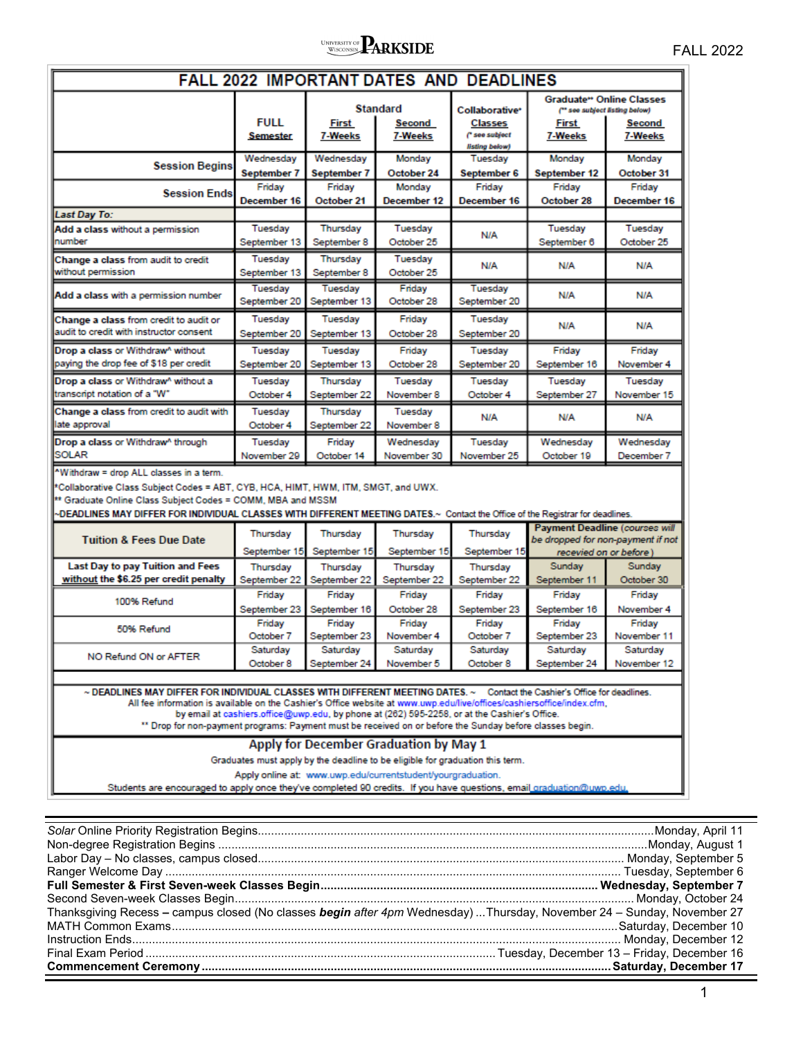# FALL 2022 IMPORTANT DATES AND DEADLINES

| | Standard | | | Collaborative* | Graduate** Online Classes (** see subject listing below) | |
|---|---|---|---|---|---|---|
| | FULL Semester | First 7-Weeks | Second 7-Weeks | Classes (* see subject listing below) | First 7-Weeks | Second 7-Weeks |
| **Session Begins** | Wednesday **September 7** | Wednesday **September 7** | Monday **October 24** | Tuesday **September 6** | Monday **September 12** | Monday **October 31** |
| **Session Ends** | Friday **December 16** | Friday **October 21** | Monday **December 12** | Friday **December 16** | Friday **October 28** | Friday **December 16** |
| ***Last Day To:*** | | | | | | |
| **Add a class** without a permission number | Tuesday September 13 | Thursday September 8 | Tuesday October 25 | N/A | Tuesday September 6 | Tuesday October 25 |
| **Change a class** from audit to credit without permission | Tuesday September 13 | Thursday September 8 | Tuesday October 25 | N/A | N/A | N/A |
| **Add a class** with a permission number | Tuesday September 20 | Tuesday September 13 | Friday October 28 | Tuesday September 20 | N/A | N/A |
| **Change a class** from credit to audit or audit to credit with instructor consent | Tuesday September 20 | Tuesday September 13 | Friday October 28 | Tuesday September 20 | N/A | N/A |
| **Drop a class** or Withdraw^ without paying the drop fee of $18 per credit | Tuesday September 20 | Tuesday September 13 | Friday October 28 | Tuesday September 20 | Friday September 16 | Friday November 4 |
| **Drop a class** or Withdraw^ without a transcript notation of a "W" | Tuesday October 4 | Thursday September 22 | Tuesday November 8 | Tuesday October 4 | Tuesday September 27 | Tuesday November 15 |
| **Change a class** from credit to audit with late approval | Tuesday October 4 | Thursday September 22 | Tuesday November 8 | N/A | N/A | N/A |
| **Drop a class** or Withdraw^ through SOLAR | Tuesday November 29 | Friday October 14 | Wednesday November 30 | Tuesday November 25 | Wednesday October 19 | Wednesday December 7 |

^Withdraw = drop ALL classes in a term.
*Collaborative Class Subject Codes = ABT, CYB, HCA, HIMT, HWM, ITM, SMGT, and UWX.
** Graduate Online Class Subject Codes = COMM, MBA and MSSM
~**DEADLINES MAY DIFFER FOR INDIVIDUAL CLASSES WITH DIFFERENT MEETING DATES.~** Contact the Office of the Registrar for deadlines.

| | | | | | **Payment Deadline** *(courses will be dropped for non-payment if not recevied on or before)* | |
|---|---|---|---|---|---|---|
| **Tuition & Fees Due Date** | Thursday September 15 | Thursday September 15 | Thursday September 15 | Thursday September 15 | | |
| **Last Day to pay Tuition and Fees without the $6.25 per credit penalty** | Thursday September 22 | Thursday September 22 | Thursday September 22 | Thursday September 22 | Sunday September 11 | Sunday October 30 |
| 100% Refund | Friday September 23 | Friday September 16 | Friday October 28 | Friday September 23 | Friday September 16 | Friday November 4 |
| 50% Refund | Friday October 7 | Friday September 23 | Friday November 4 | Friday October 7 | Friday September 23 | Friday November 11 |
| NO Refund ON or AFTER | Saturday October 8 | Saturday September 24 | Saturday November 5 | Saturday October 8 | Saturday September 24 | Saturday November 12 |

~ **DEADLINES MAY DIFFER FOR INDIVIDUAL CLASSES WITH DIFFERENT MEETING DATES.** ~ Contact the Cashier's Office for deadlines.
All fee information is available on the Cashier's Office website at www.uwp.edu/live/offices/cashiersoffice/index.cfm, by email at cashiers.office@uwp.edu, by phone at (262) 595-2258, or at the Cashier's Office.
** Drop for non-payment programs: Payment must be received on or before the Sunday before classes begin.

## Apply for December Graduation by May 1

Graduates must apply by the deadline to be eligible for graduation this term.
Apply online at: www.uwp.edu/currentstudent/yourgraduation.
Students are encouraged to apply once they've completed 90 credits. If you have questions, email graduation@uwp.edu.

---

*Solar* Online Priority Registration Begins....................Monday, April 11
Non-degree Registration Begins....................Monday, August 1
Labor Day – No classes, campus closed....................Monday, September 5
Ranger Welcome Day....................Tuesday, September 6
**Full Semester & First Seven-week Classes Begin....................Wednesday, September 7**
Second Seven-week Classes Begin....................Monday, October 24
Thanksgiving Recess **–** campus closed (No classes ***begin*** *after* 4pm Wednesday) ...Thursday, November 24 – Sunday, November 27
MATH Common Exams....................Saturday, December 10
Instruction Ends....................Monday, December 12
Final Exam Period....................Tuesday, December 13 – Friday, December 16
**Commencement Ceremony....................Saturday, December 17**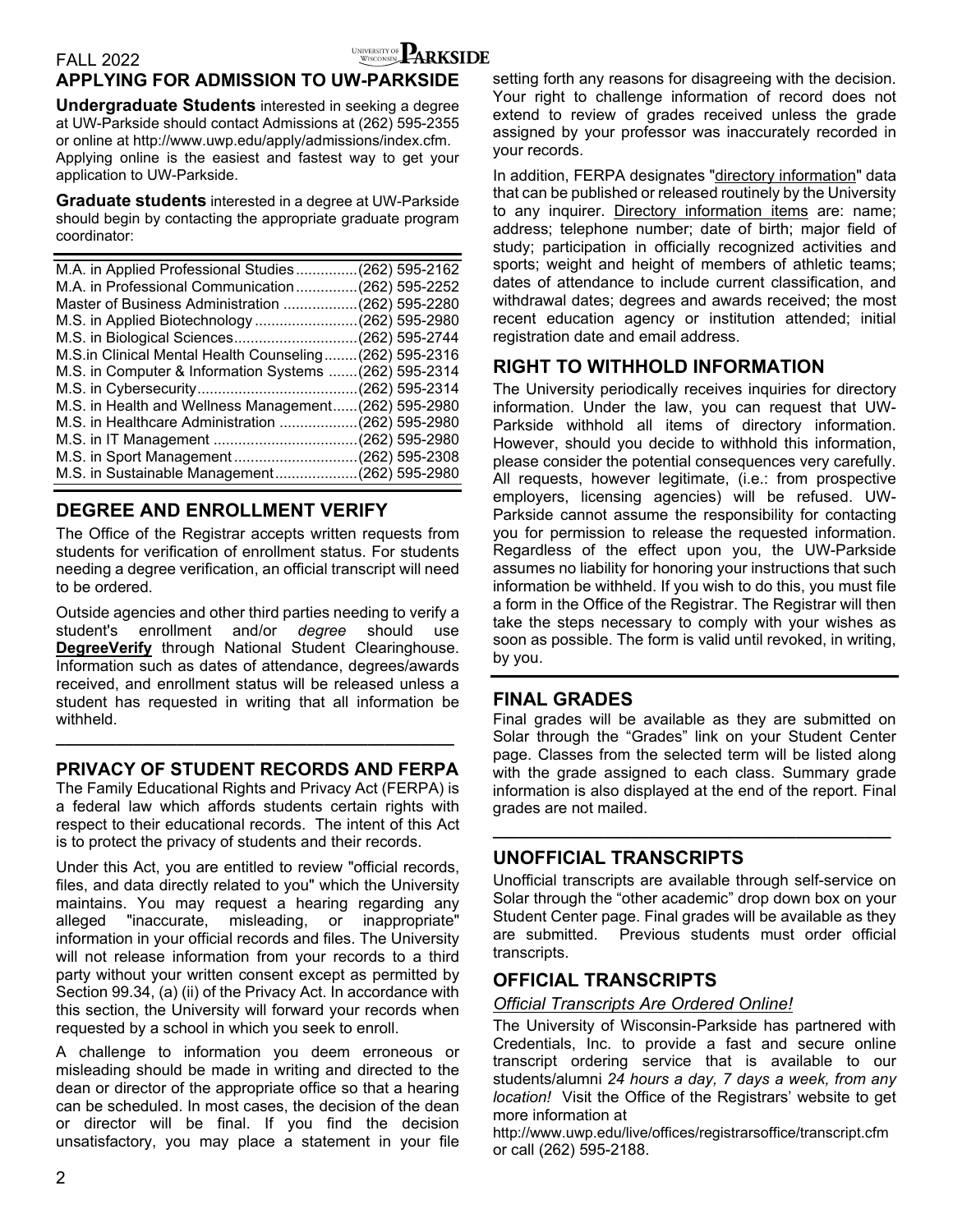## APPLYING FOR ADMISSION TO UW-PARKSIDE

**Undergraduate Students** interested in seeking a degree at UW-Parkside should contact Admissions at (262) 595-2355 or online at http://www.uwp.edu/apply/admissions/index.cfm. Applying online is the easiest and fastest way to get your application to UW-Parkside.

**Graduate students** interested in a degree at UW-Parkside should begin by contacting the appropriate graduate program coordinator:

| Program | Phone |
|---|---|
| M.A. in Applied Professional Studies | (262) 595-2162 |
| M.A. in Professional Communication | (262) 595-2252 |
| Master of Business Administration | (262) 595-2280 |
| M.S. in Applied Biotechnology | (262) 595-2980 |
| M.S. in Biological Sciences | (262) 595-2744 |
| M.S.in Clinical Mental Health Counseling | (262) 595-2316 |
| M.S. in Computer & Information Systems | (262) 595-2314 |
| M.S. in Cybersecurity | (262) 595-2314 |
| M.S. in Health and Wellness Management | (262) 595-2980 |
| M.S. in Healthcare Administration | (262) 595-2980 |
| M.S. in IT Management | (262) 595-2980 |
| M.S. in Sport Management | (262) 595-2308 |
| M.S. in Sustainable Management | (262) 595-2980 |

## DEGREE AND ENROLLMENT VERIFY

The Office of the Registrar accepts written requests from students for verification of enrollment status. For students needing a degree verification, an official transcript will need to be ordered.

Outside agencies and other third parties needing to verify a student's enrollment and/or *degree* should use **DegreeVerify** through National Student Clearinghouse. Information such as dates of attendance, degrees/awards received, and enrollment status will be released unless a student has requested in writing that all information be withheld.

## PRIVACY OF STUDENT RECORDS AND FERPA

The Family Educational Rights and Privacy Act (FERPA) is a federal law which affords students certain rights with respect to their educational records. The intent of this Act is to protect the privacy of students and their records.

Under this Act, you are entitled to review "official records, files, and data directly related to you" which the University maintains. You may request a hearing regarding any alleged "inaccurate, misleading, or inappropriate" information in your official records and files. The University will not release information from your records to a third party without your written consent except as permitted by Section 99.34, (a) (ii) of the Privacy Act. In accordance with this section, the University will forward your records when requested by a school in which you seek to enroll.

A challenge to information you deem erroneous or misleading should be made in writing and directed to the dean or director of the appropriate office so that a hearing can be scheduled. In most cases, the decision of the dean or director will be final. If you find the decision unsatisfactory, you may place a statement in your file setting forth any reasons for disagreeing with the decision. Your right to challenge information of record does not extend to review of grades received unless the grade assigned by your professor was inaccurately recorded in your records.

In addition, FERPA designates "directory information" data that can be published or released routinely by the University to any inquirer. Directory information items are: name; address; telephone number; date of birth; major field of study; participation in officially recognized activities and sports; weight and height of members of athletic teams; dates of attendance to include current classification, and withdrawal dates; degrees and awards received; the most recent education agency or institution attended; initial registration date and email address.

## RIGHT TO WITHHOLD INFORMATION

The University periodically receives inquiries for directory information. Under the law, you can request that UW-Parkside withhold all items of directory information. However, should you decide to withhold this information, please consider the potential consequences very carefully. All requests, however legitimate, (i.e.: from prospective employers, licensing agencies) will be refused. UW-Parkside cannot assume the responsibility for contacting you for permission to release the requested information. Regardless of the effect upon you, the UW-Parkside assumes no liability for honoring your instructions that such information be withheld. If you wish to do this, you must file a form in the Office of the Registrar. The Registrar will then take the steps necessary to comply with your wishes as soon as possible. The form is valid until revoked, in writing, by you.

## FINAL GRADES

Final grades will be available as they are submitted on Solar through the "Grades" link on your Student Center page. Classes from the selected term will be listed along with the grade assigned to each class. Summary grade information is also displayed at the end of the report. Final grades are not mailed.

## UNOFFICIAL TRANSCRIPTS

Unofficial transcripts are available through self-service on Solar through the "other academic" drop down box on your Student Center page. Final grades will be available as they are submitted. Previous students must order official transcripts.

## OFFICIAL TRANSCRIPTS

*Official Transcripts Are Ordered Online!*

The University of Wisconsin-Parkside has partnered with Credentials, Inc. to provide a fast and secure online transcript ordering service that is available to our students/alumni *24 hours a day, 7 days a week, from any location!* Visit the Office of the Registrars' website to get more information at http://www.uwp.edu/live/offices/registrarsoffice/transcript.cfm or call (262) 595-2188.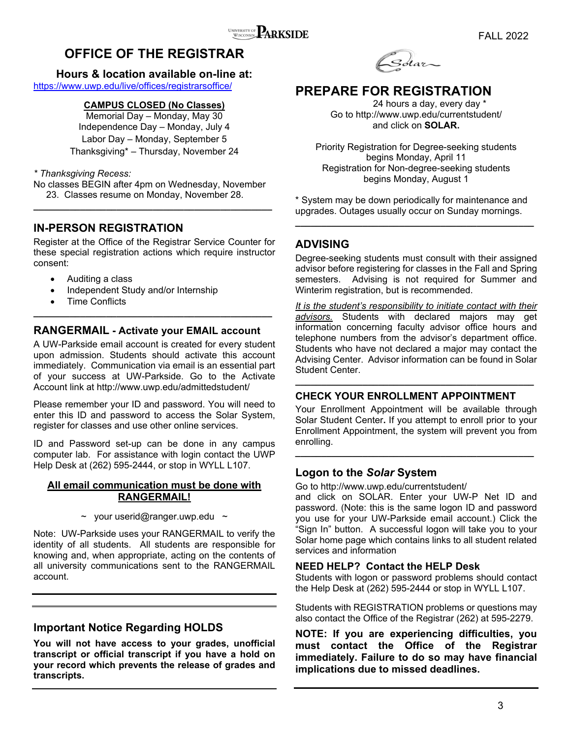# OFFICE OF THE REGISTRAR

### Hours & location available on-line at:

https://www.uwp.edu/live/offices/registrarsoffice/

**CAMPUS CLOSED (No Classes)**

Memorial Day – Monday, May 30
Independence Day – Monday, July 4
Labor Day – Monday, September 5
Thanksgiving* – Thursday, November 24

*\* Thanksgiving Recess:*
No classes BEGIN after 4pm on Wednesday, November 23. Classes resume on Monday, November 28.

## IN-PERSON REGISTRATION

Register at the Office of the Registrar Service Counter for these special registration actions which require instructor consent:

- Auditing a class
- Independent Study and/or Internship
- Time Conflicts

## RANGERMAIL - Activate your EMAIL account

A UW-Parkside email account is created for every student upon admission. Students should activate this account immediately. Communication via email is an essential part of your success at UW-Parkside. Go to the Activate Account link at http://www.uwp.edu/admittedstudent/

Please remember your ID and password. You will need to enter this ID and password to access the Solar System, register for classes and use other online services.

ID and Password set-up can be done in any campus computer lab. For assistance with login contact the UWP Help Desk at (262) 595-2444, or stop in WYLL L107.

**All email communication must be done with RANGERMAIL!**

~ your userid@ranger.uwp.edu ~

Note: UW-Parkside uses your RANGERMAIL to verify the identity of all students. All students are responsible for knowing and, when appropriate, acting on the contents of all university communications sent to the RANGERMAIL account.

## Important Notice Regarding HOLDS

**You will not have access to your grades, unofficial transcript or official transcript if you have a hold on your record which prevents the release of grades and transcripts.**

# PREPARE FOR REGISTRATION

24 hours a day, every day *
Go to http://www.uwp.edu/currentstudent/ and click on **SOLAR.**

Priority Registration for Degree-seeking students begins Monday, April 11
Registration for Non-degree-seeking students begins Monday, August 1

\* System may be down periodically for maintenance and upgrades. Outages usually occur on Sunday mornings.

## ADVISING

Degree-seeking students must consult with their assigned advisor before registering for classes in the Fall and Spring semesters. Advising is not required for Summer and Winterim registration, but is recommended.

*It is the student's responsibility to initiate contact with their advisors.* Students with declared majors may get information concerning faculty advisor office hours and telephone numbers from the advisor's department office. Students who have not declared a major may contact the Advising Center. Advisor information can be found in Solar Student Center.

## CHECK YOUR ENROLLMENT APPOINTMENT

Your Enrollment Appointment will be available through Solar Student Center**.** If you attempt to enroll prior to your Enrollment Appointment, the system will prevent you from enrolling.

## Logon to the *Solar* System

Go to http://www.uwp.edu/currentstudent/ and click on SOLAR. Enter your UW-P Net ID and password. (Note: this is the same logon ID and password you use for your UW-Parkside email account.) Click the "Sign In" button. A successful logon will take you to your Solar home page which contains links to all student related services and information

### NEED HELP? Contact the HELP Desk

Students with logon or password problems should contact the Help Desk at (262) 595-2444 or stop in WYLL L107.

Students with REGISTRATION problems or questions may also contact the Office of the Registrar (262) at 595-2279.

**NOTE: If you are experiencing difficulties, you must contact the Office of the Registrar immediately. Failure to do so may have financial implications due to missed deadlines.**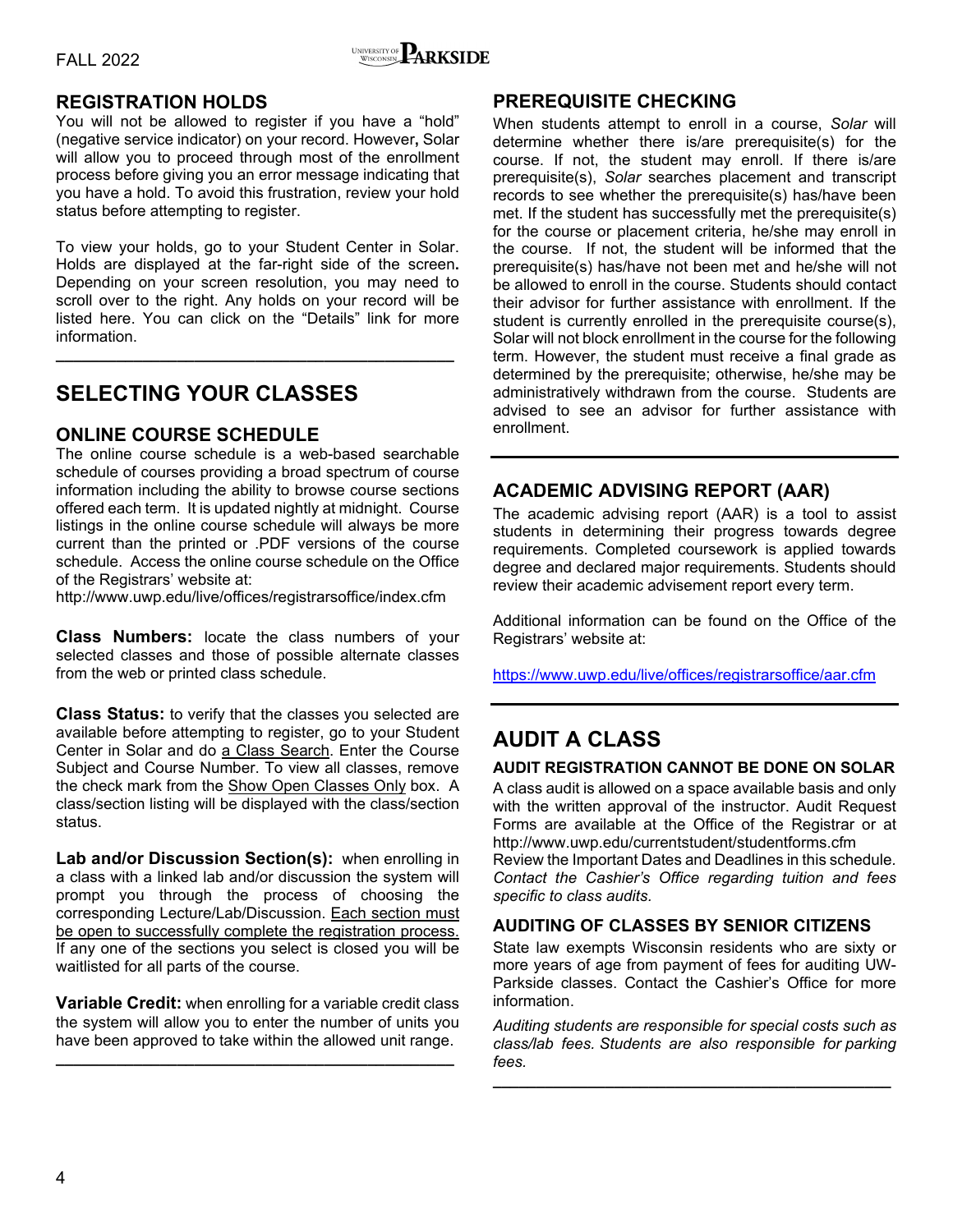## REGISTRATION HOLDS

You will not be allowed to register if you have a "hold" (negative service indicator) on your record. However**,** Solar will allow you to proceed through most of the enrollment process before giving you an error message indicating that you have a hold. To avoid this frustration, review your hold status before attempting to register.

To view your holds, go to your Student Center in Solar. Holds are displayed at the far-right side of the screen**.** Depending on your screen resolution, you may need to scroll over to the right. Any holds on your record will be listed here. You can click on the "Details" link for more information.

# SELECTING YOUR CLASSES

## ONLINE COURSE SCHEDULE

The online course schedule is a web-based searchable schedule of courses providing a broad spectrum of course information including the ability to browse course sections offered each term. It is updated nightly at midnight. Course listings in the online course schedule will always be more current than the printed or .PDF versions of the course schedule. Access the online course schedule on the Office of the Registrars' website at:
http://www.uwp.edu/live/offices/registrarsoffice/index.cfm

**Class Numbers:** locate the class numbers of your selected classes and those of possible alternate classes from the web or printed class schedule.

**Class Status:** to verify that the classes you selected are available before attempting to register, go to your Student Center in Solar and do a Class Search. Enter the Course Subject and Course Number. To view all classes, remove the check mark from the Show Open Classes Only box. A class/section listing will be displayed with the class/section status.

**Lab and/or Discussion Section(s):** when enrolling in a class with a linked lab and/or discussion the system will prompt you through the process of choosing the corresponding Lecture/Lab/Discussion. Each section must be open to successfully complete the registration process. If any one of the sections you select is closed you will be waitlisted for all parts of the course.

**Variable Credit:** when enrolling for a variable credit class the system will allow you to enter the number of units you have been approved to take within the allowed unit range.

## PREREQUISITE CHECKING

When students attempt to enroll in a course, *Solar* will determine whether there is/are prerequisite(s) for the course. If not, the student may enroll. If there is/are prerequisite(s), *Solar* searches placement and transcript records to see whether the prerequisite(s) has/have been met. If the student has successfully met the prerequisite(s) for the course or placement criteria, he/she may enroll in the course. If not, the student will be informed that the prerequisite(s) has/have not been met and he/she will not be allowed to enroll in the course. Students should contact their advisor for further assistance with enrollment. If the student is currently enrolled in the prerequisite course(s), Solar will not block enrollment in the course for the following term. However, the student must receive a final grade as determined by the prerequisite; otherwise, he/she may be administratively withdrawn from the course. Students are advised to see an advisor for further assistance with enrollment.

## ACADEMIC ADVISING REPORT (AAR)

The academic advising report (AAR) is a tool to assist students in determining their progress towards degree requirements. Completed coursework is applied towards degree and declared major requirements. Students should review their academic advisement report every term.

Additional information can be found on the Office of the Registrars' website at:

https://www.uwp.edu/live/offices/registrarsoffice/aar.cfm

# AUDIT A CLASS

### AUDIT REGISTRATION CANNOT BE DONE ON SOLAR

A class audit is allowed on a space available basis and only with the written approval of the instructor. Audit Request Forms are available at the Office of the Registrar or at http://www.uwp.edu/currentstudent/studentforms.cfm
Review the Important Dates and Deadlines in this schedule. *Contact the Cashier's Office regarding tuition and fees specific to class audits.*

## AUDITING OF CLASSES BY SENIOR CITIZENS

State law exempts Wisconsin residents who are sixty or more years of age from payment of fees for auditing UW-Parkside classes. Contact the Cashier's Office for more information.

*Auditing students are responsible for special costs such as class/lab fees. Students are also responsible for parking fees.*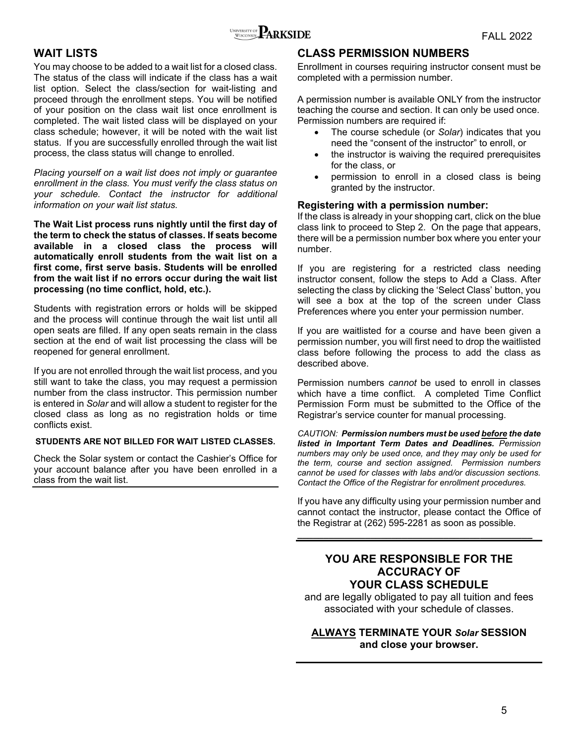## WAIT LISTS

You may choose to be added to a wait list for a closed class. The status of the class will indicate if the class has a wait list option. Select the class/section for wait-listing and proceed through the enrollment steps. You will be notified of your position on the class wait list once enrollment is completed. The wait listed class will be displayed on your class schedule; however, it will be noted with the wait list status. If you are successfully enrolled through the wait list process, the class status will change to enrolled.

*Placing yourself on a wait list does not imply or guarantee enrollment in the class. You must verify the class status on your schedule. Contact the instructor for additional information on your wait list status.*

**The Wait List process runs nightly until the first day of the term to check the status of classes. If seats become available in a closed class the process will automatically enroll students from the wait list on a first come, first serve basis. Students will be enrolled from the wait list if no errors occur during the wait list processing (no time conflict, hold, etc.).**

Students with registration errors or holds will be skipped and the process will continue through the wait list until all open seats are filled. If any open seats remain in the class section at the end of wait list processing the class will be reopened for general enrollment.

If you are not enrolled through the wait list process, and you still want to take the class, you may request a permission number from the class instructor. This permission number is entered in *Solar* and will allow a student to register for the closed class as long as no registration holds or time conflicts exist.

**STUDENTS ARE NOT BILLED FOR WAIT LISTED CLASSES.**

Check the Solar system or contact the Cashier's Office for your account balance after you have been enrolled in a class from the wait list.

## CLASS PERMISSION NUMBERS

Enrollment in courses requiring instructor consent must be completed with a permission number.

A permission number is available ONLY from the instructor teaching the course and section. It can only be used once. Permission numbers are required if:

- The course schedule (or *Solar*) indicates that you need the "consent of the instructor" to enroll, or
- the instructor is waiving the required prerequisites for the class, or
- permission to enroll in a closed class is being granted by the instructor.

### Registering with a permission number:

If the class is already in your shopping cart, click on the blue class link to proceed to Step 2. On the page that appears, there will be a permission number box where you enter your number.

If you are registering for a restricted class needing instructor consent, follow the steps to Add a Class. After selecting the class by clicking the 'Select Class' button, you will see a box at the top of the screen under Class Preferences where you enter your permission number.

If you are waitlisted for a course and have been given a permission number, you will first need to drop the waitlisted class before following the process to add the class as described above.

Permission numbers *cannot* be used to enroll in classes which have a time conflict. A completed Time Conflict Permission Form must be submitted to the Office of the Registrar's service counter for manual processing.

*CAUTION:* ***Permission numbers must be used before the date listed in Important Term Dates and Deadlines.*** *Permission numbers may only be used once, and they may only be used for the term, course and section assigned. Permission numbers cannot be used for classes with labs and/or discussion sections. Contact the Office of the Registrar for enrollment procedures.*

If you have any difficulty using your permission number and cannot contact the instructor, please contact the Office of the Registrar at (262) 595-2281 as soon as possible.

**YOU ARE RESPONSIBLE FOR THE ACCURACY OF YOUR CLASS SCHEDULE**

and are legally obligated to pay all tuition and fees associated with your schedule of classes.

**ALWAYS TERMINATE YOUR *Solar* SESSION and close your browser.**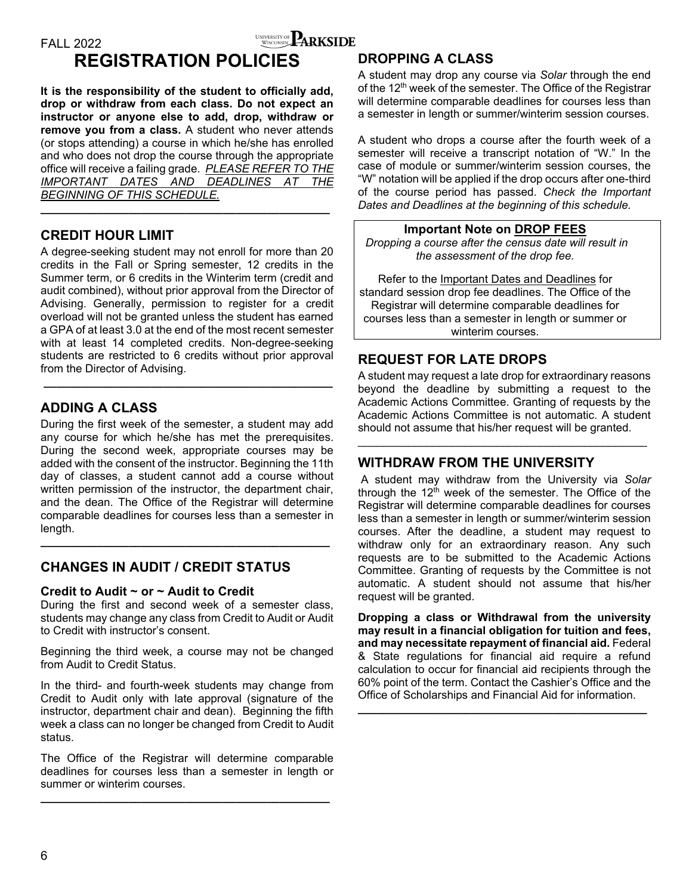FALL 2022

# REGISTRATION POLICIES

**It is the responsibility of the student to officially add, drop or withdraw from each class. Do not expect an instructor or anyone else to add, drop, withdraw or remove you from a class.** A student who never attends (or stops attending) a course in which he/she has enrolled and who does not drop the course through the appropriate office will receive a failing grade. *PLEASE REFER TO THE IMPORTANT DATES AND DEADLINES AT THE BEGINNING OF THIS SCHEDULE.*

---

## CREDIT HOUR LIMIT

A degree-seeking student may not enroll for more than 20 credits in the Fall or Spring semester, 12 credits in the Summer term, or 6 credits in the Winterim term (credit and audit combined), without prior approval from the Director of Advising. Generally, permission to register for a credit overload will not be granted unless the student has earned a GPA of at least 3.0 at the end of the most recent semester with at least 14 completed credits. Non-degree-seeking students are restricted to 6 credits without prior approval from the Director of Advising.

---

## ADDING A CLASS

During the first week of the semester, a student may add any course for which he/she has met the prerequisites. During the second week, appropriate courses may be added with the consent of the instructor. Beginning the 11th day of classes, a student cannot add a course without written permission of the instructor, the department chair, and the dean. The Office of the Registrar will determine comparable deadlines for courses less than a semester in length.

---

## CHANGES IN AUDIT / CREDIT STATUS

### Credit to Audit ~ or ~ Audit to Credit

During the first and second week of a semester class, students may change any class from Credit to Audit or Audit to Credit with instructor's consent.

Beginning the third week, a course may not be changed from Audit to Credit Status.

In the third- and fourth-week students may change from Credit to Audit only with late approval (signature of the instructor, department chair and dean). Beginning the fifth week a class can no longer be changed from Credit to Audit status.

The Office of the Registrar will determine comparable deadlines for courses less than a semester in length or summer or winterim courses.

---

## DROPPING A CLASS

A student may drop any course via *Solar* through the end of the 12th week of the semester. The Office of the Registrar will determine comparable deadlines for courses less than a semester in length or summer/winterim session courses.

A student who drops a course after the fourth week of a semester will receive a transcript notation of "W." In the case of module or summer/winterim session courses, the "W" notation will be applied if the drop occurs after one-third of the course period has passed. *Check the Important Dates and Deadlines at the beginning of this schedule.*

**Important Note on DROP FEES**

*Dropping a course after the census date will result in the assessment of the drop fee.*

Refer to the Important Dates and Deadlines for standard session drop fee deadlines. The Office of the Registrar will determine comparable deadlines for courses less than a semester in length or summer or winterim courses.

## REQUEST FOR LATE DROPS

A student may request a late drop for extraordinary reasons beyond the deadline by submitting a request to the Academic Actions Committee. Granting of requests by the Academic Actions Committee is not automatic. A student should not assume that his/her request will be granted.

---

## WITHDRAW FROM THE UNIVERSITY

A student may withdraw from the University via *Solar* through the 12th week of the semester. The Office of the Registrar will determine comparable deadlines for courses less than a semester in length or summer/winterim session courses. After the deadline, a student may request to withdraw only for an extraordinary reason. Any such requests are to be submitted to the Academic Actions Committee. Granting of requests by the Committee is not automatic. A student should not assume that his/her request will be granted.

**Dropping a class or Withdrawal from the university may result in a financial obligation for tuition and fees, and may necessitate repayment of financial aid.** Federal & State regulations for financial aid require a refund calculation to occur for financial aid recipients through the 60% point of the term. Contact the Cashier's Office and the Office of Scholarships and Financial Aid for information.

---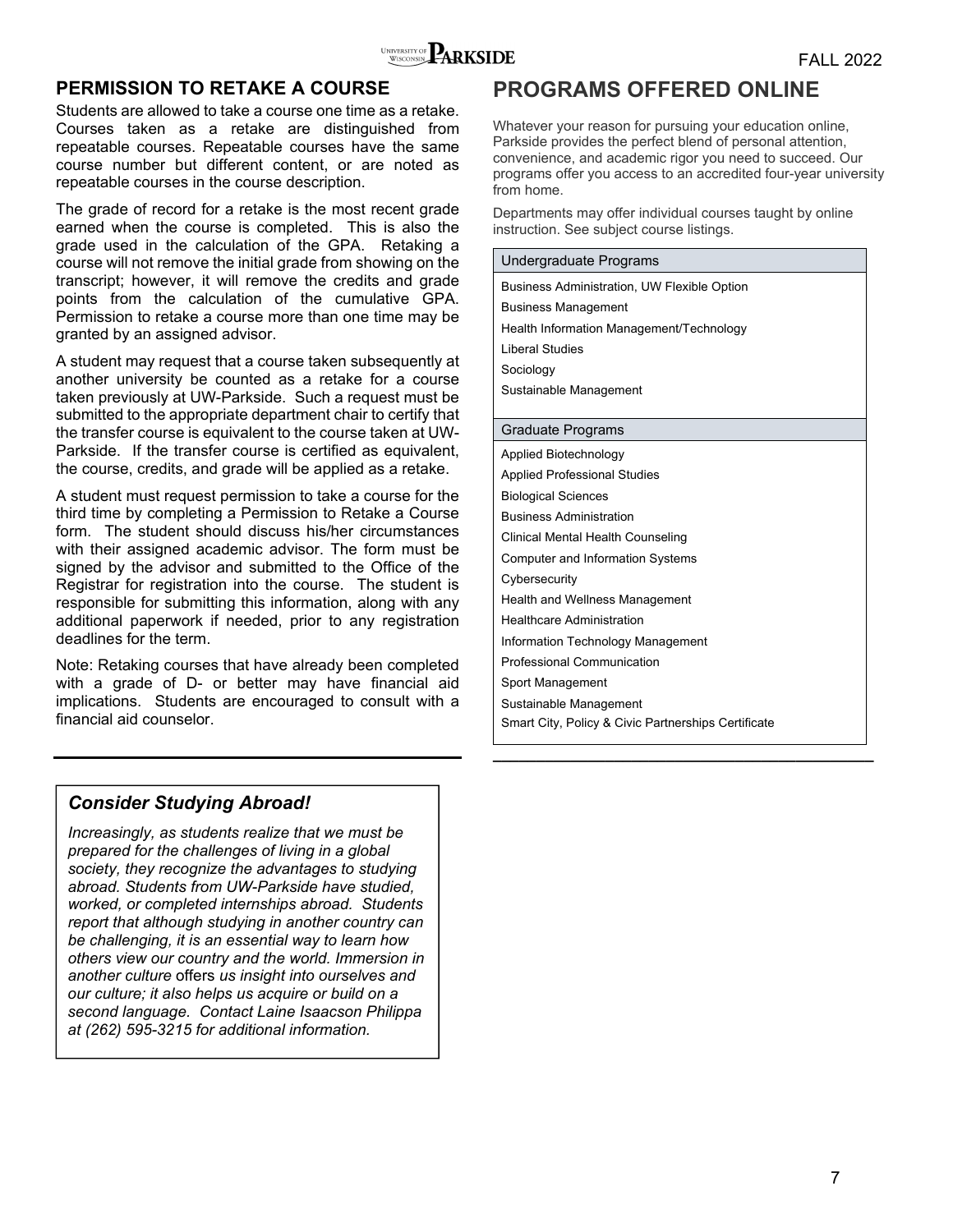## PERMISSION TO RETAKE A COURSE

Students are allowed to take a course one time as a retake. Courses taken as a retake are distinguished from repeatable courses. Repeatable courses have the same course number but different content, or are noted as repeatable courses in the course description.

The grade of record for a retake is the most recent grade earned when the course is completed. This is also the grade used in the calculation of the GPA. Retaking a course will not remove the initial grade from showing on the transcript; however, it will remove the credits and grade points from the calculation of the cumulative GPA. Permission to retake a course more than one time may be granted by an assigned advisor.

A student may request that a course taken subsequently at another university be counted as a retake for a course taken previously at UW-Parkside. Such a request must be submitted to the appropriate department chair to certify that the transfer course is equivalent to the course taken at UW-Parkside. If the transfer course is certified as equivalent, the course, credits, and grade will be applied as a retake.

A student must request permission to take a course for the third time by completing a Permission to Retake a Course form. The student should discuss his/her circumstances with their assigned academic advisor. The form must be signed by the advisor and submitted to the Office of the Registrar for registration into the course. The student is responsible for submitting this information, along with any additional paperwork if needed, prior to any registration deadlines for the term.

Note: Retaking courses that have already been completed with a grade of D- or better may have financial aid implications. Students are encouraged to consult with a financial aid counselor.

### *Consider Studying Abroad!*

*Increasingly, as students realize that we must be prepared for the challenges of living in a global society, they recognize the advantages to studying abroad. Students from UW-Parkside have studied, worked, or completed internships abroad. Students report that although studying in another country can be challenging, it is an essential way to learn how others view our country and the world. Immersion in another culture* offers *us insight into ourselves and our culture; it also helps us acquire or build on a second language. Contact Laine Isaacson Philippa at (262) 595-3215 for additional information.*

## PROGRAMS OFFERED ONLINE

Whatever your reason for pursuing your education online, Parkside provides the perfect blend of personal attention, convenience, and academic rigor you need to succeed. Our programs offer you access to an accredited four-year university from home.

Departments may offer individual courses taught by online instruction. See subject course listings.

| Undergraduate Programs |
| --- |
| Business Administration, UW Flexible Option |
| Business Management |
| Health Information Management/Technology |
| Liberal Studies |
| Sociology |
| Sustainable Management |

| Graduate Programs |
| --- |
| Applied Biotechnology |
| Applied Professional Studies |
| Biological Sciences |
| Business Administration |
| Clinical Mental Health Counseling |
| Computer and Information Systems |
| Cybersecurity |
| Health and Wellness Management |
| Healthcare Administration |
| Information Technology Management |
| Professional Communication |
| Sport Management |
| Sustainable Management |
| Smart City, Policy & Civic Partnerships Certificate |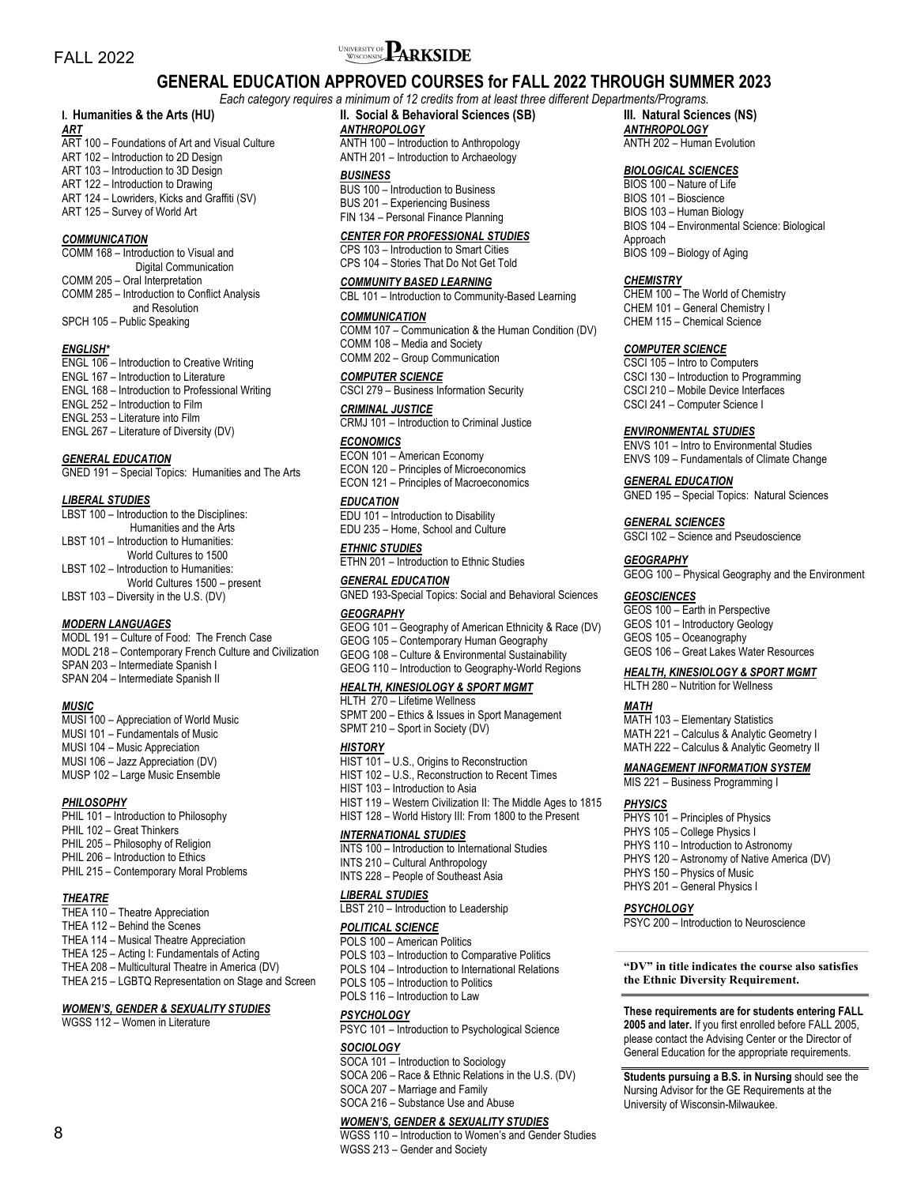# GENERAL EDUCATION APPROVED COURSES for FALL 2022 THROUGH SUMMER 2023

*Each category requires a minimum of 12 credits from at least three different Departments/Programs.*

## I. Humanities & the Arts (HU)

***ART***

- ART 100 – Foundations of Art and Visual Culture
- ART 102 – Introduction to 2D Design
- ART 103 – Introduction to 3D Design
- ART 122 – Introduction to Drawing
- ART 124 – Lowriders, Kicks and Graffiti (SV)
- ART 125 – Survey of World Art

***COMMUNICATION***

- COMM 168 – Introduction to Visual and Digital Communication
- COMM 205 – Oral Interpretation
- COMM 285 – Introduction to Conflict Analysis and Resolution
- SPCH 105 – Public Speaking

***ENGLISH****

- ENGL 106 – Introduction to Creative Writing
- ENGL 167 – Introduction to Literature
- ENGL 168 – Introduction to Professional Writing
- ENGL 252 – Introduction to Film
- ENGL 253 – Literature into Film
- ENGL 267 – Literature of Diversity (DV)

***GENERAL EDUCATION***

- GNED 191 – Special Topics: Humanities and The Arts

***LIBERAL STUDIES***

- LBST 100 – Introduction to the Disciplines: Humanities and the Arts
- LBST 101 – Introduction to Humanities: World Cultures to 1500
- LBST 102 – Introduction to Humanities: World Cultures 1500 – present
- LBST 103 – Diversity in the U.S. (DV)

***MODERN LANGUAGES***

- MODL 191 – Culture of Food: The French Case
- MODL 218 – Contemporary French Culture and Civilization
- SPAN 203 – Intermediate Spanish I
- SPAN 204 – Intermediate Spanish II

***MUSIC***

- MUSI 100 – Appreciation of World Music
- MUSI 101 – Fundamentals of Music
- MUSI 104 – Music Appreciation
- MUSI 106 – Jazz Appreciation (DV)
- MUSP 102 – Large Music Ensemble

***PHILOSOPHY***

- PHIL 101 – Introduction to Philosophy
- PHIL 102 – Great Thinkers
- PHIL 205 – Philosophy of Religion
- PHIL 206 – Introduction to Ethics
- PHIL 215 – Contemporary Moral Problems

***THEATRE***

- THEA 110 – Theatre Appreciation
- THEA 112 – Behind the Scenes
- THEA 114 – Musical Theatre Appreciation
- THEA 125 – Acting I: Fundamentals of Acting
- THEA 208 – Multicultural Theatre in America (DV)
- THEA 215 – LGBTQ Representation on Stage and Screen

***WOMEN'S, GENDER & SEXUALITY STUDIES***

- WGSS 112 – Women in Literature

## II. Social & Behavioral Sciences (SB)

***ANTHROPOLOGY***

- ANTH 100 – Introduction to Anthropology
- ANTH 201 – Introduction to Archaeology

***BUSINESS***

- BUS 100 – Introduction to Business
- BUS 201 – Experiencing Business
- FIN 134 – Personal Finance Planning

***CENTER FOR PROFESSIONAL STUDIES***

- CPS 103 – Introduction to Smart Cities
- CPS 104 – Stories That Do Not Get Told

***COMMUNITY BASED LEARNING***

- CBL 101 – Introduction to Community-Based Learning

***COMMUNICATION***

- COMM 107 – Communication & the Human Condition (DV)
- COMM 108 – Media and Society
- COMM 202 – Group Communication

***COMPUTER SCIENCE***

- CSCI 279 – Business Information Security

***CRIMINAL JUSTICE***

- CRMJ 101 – Introduction to Criminal Justice

***ECONOMICS***

- ECON 101 – American Economy
- ECON 120 – Principles of Microeconomics
- ECON 121 – Principles of Macroeconomics

***EDUCATION***

- EDU 101 – Introduction to Disability
- EDU 235 – Home, School and Culture

***ETHNIC STUDIES***

- ETHN 201 – Introduction to Ethnic Studies

***GENERAL EDUCATION***

- GNED 193-Special Topics: Social and Behavioral Sciences

***GEOGRAPHY***

- GEOG 101 – Geography of American Ethnicity & Race (DV)
- GEOG 105 – Contemporary Human Geography
- GEOG 108 – Culture & Environmental Sustainability
- GEOG 110 – Introduction to Geography-World Regions

***HEALTH, KINESIOLOGY & SPORT MGMT***

- HLTH 270 – Lifetime Wellness
- SPMT 200 – Ethics & Issues in Sport Management
- SPMT 210 – Sport in Society (DV)

***HISTORY***

- HIST 101 – U.S., Origins to Reconstruction
- HIST 102 – U.S., Reconstruction to Recent Times
- HIST 103 – Introduction to Asia
- HIST 119 – Western Civilization II: The Middle Ages to 1815
- HIST 128 – World History III: From 1800 to the Present

***INTERNATIONAL STUDIES***

- INTS 100 – Introduction to International Studies
- INTS 210 – Cultural Anthropology
- INTS 228 – People of Southeast Asia

***LIBERAL STUDIES***

- LBST 210 – Introduction to Leadership

***POLITICAL SCIENCE***

- POLS 100 – American Politics
- POLS 103 – Introduction to Comparative Politics
- POLS 104 – Introduction to International Relations
- POLS 105 – Introduction to Politics
- POLS 116 – Introduction to Law

***PSYCHOLOGY***

- PSYC 101 – Introduction to Psychological Science

***SOCIOLOGY***

- SOCA 101 – Introduction to Sociology
- SOCA 206 – Race & Ethnic Relations in the U.S. (DV)
- SOCA 207 – Marriage and Family
- SOCA 216 – Substance Use and Abuse

***WOMEN'S, GENDER & SEXUALITY STUDIES***

- WGSS 110 – Introduction to Women's and Gender Studies
- WGSS 213 – Gender and Society

## III. Natural Sciences (NS)

***ANTHROPOLOGY***

- ANTH 202 – Human Evolution

***BIOLOGICAL SCIENCES***

- BIOS 100 – Nature of Life
- BIOS 101 – Bioscience
- BIOS 103 – Human Biology
- BIOS 104 – Environmental Science: Biological Approach
- BIOS 109 – Biology of Aging

***CHEMISTRY***

- CHEM 100 – The World of Chemistry
- CHEM 101 – General Chemistry I
- CHEM 115 – Chemical Science

***COMPUTER SCIENCE***

- CSCI 105 – Intro to Computers
- CSCI 130 – Introduction to Programming
- CSCI 210 – Mobile Device Interfaces
- CSCI 241 – Computer Science I

***ENVIRONMENTAL STUDIES***

- ENVS 101 – Intro to Environmental Studies
- ENVS 109 – Fundamentals of Climate Change

***GENERAL EDUCATION***

- GNED 195 – Special Topics: Natural Sciences

***GENERAL SCIENCES***

- GSCI 102 – Science and Pseudoscience

***GEOGRAPHY***

- GEOG 100 – Physical Geography and the Environment

***GEOSCIENCES***

- GEOS 100 – Earth in Perspective
- GEOS 101 – Introductory Geology
- GEOS 105 – Oceanography
- GEOS 106 – Great Lakes Water Resources

***HEALTH, KINESIOLOGY & SPORT MGMT***

- HLTH 280 – Nutrition for Wellness

***MATH***

- MATH 103 – Elementary Statistics
- MATH 221 – Calculus & Analytic Geometry I
- MATH 222 – Calculus & Analytic Geometry II

***MANAGEMENT INFORMATION SYSTEM***

- MIS 221 – Business Programming I

***PHYSICS***

- PHYS 101 – Principles of Physics
- PHYS 105 – College Physics I
- PHYS 110 – Introduction to Astronomy
- PHYS 120 – Astronomy of Native America (DV)
- PHYS 150 – Physics of Music
- PHYS 201 – General Physics I

***PSYCHOLOGY***

- PSYC 200 – Introduction to Neuroscience

**"DV" in title indicates the course also satisfies the Ethnic Diversity Requirement.**

**These requirements are for students entering FALL 2005 and later.** If you first enrolled before FALL 2005, please contact the Advising Center or the Director of General Education for the appropriate requirements.

**Students pursuing a B.S. in Nursing** should see the Nursing Advisor for the GE Requirements at the University of Wisconsin-Milwaukee.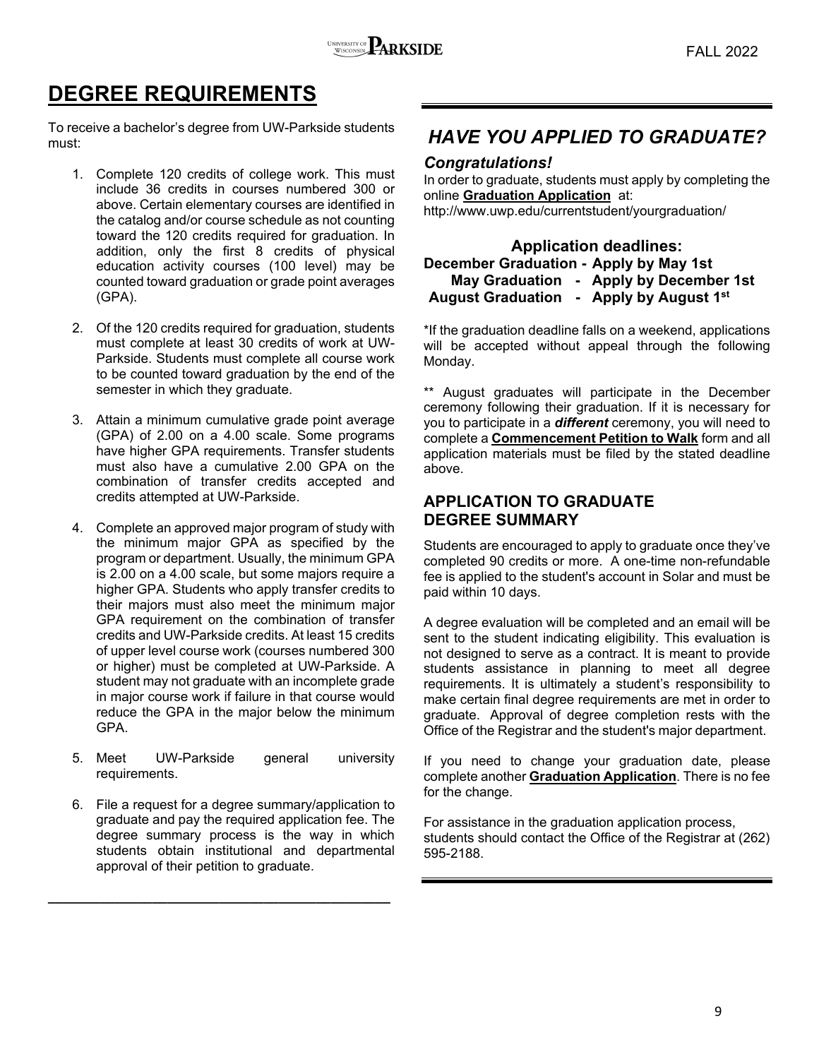# DEGREE REQUIREMENTS

To receive a bachelor's degree from UW-Parkside students must:

1. Complete 120 credits of college work. This must include 36 credits in courses numbered 300 or above. Certain elementary courses are identified in the catalog and/or course schedule as not counting toward the 120 credits required for graduation. In addition, only the first 8 credits of physical education activity courses (100 level) may be counted toward graduation or grade point averages (GPA).

2. Of the 120 credits required for graduation, students must complete at least 30 credits of work at UW-Parkside. Students must complete all course work to be counted toward graduation by the end of the semester in which they graduate.

3. Attain a minimum cumulative grade point average (GPA) of 2.00 on a 4.00 scale. Some programs have higher GPA requirements. Transfer students must also have a cumulative 2.00 GPA on the combination of transfer credits accepted and credits attempted at UW-Parkside.

4. Complete an approved major program of study with the minimum major GPA as specified by the program or department. Usually, the minimum GPA is 2.00 on a 4.00 scale, but some majors require a higher GPA. Students who apply transfer credits to their majors must also meet the minimum major GPA requirement on the combination of transfer credits and UW-Parkside credits. At least 15 credits of upper level course work (courses numbered 300 or higher) must be completed at UW-Parkside. A student may not graduate with an incomplete grade in major course work if failure in that course would reduce the GPA in the major below the minimum GPA.

5. Meet UW-Parkside general university requirements.

6. File a request for a degree summary/application to graduate and pay the required application fee. The degree summary process is the way in which students obtain institutional and departmental approval of their petition to graduate.

## *HAVE YOU APPLIED TO GRADUATE?*

### *Congratulations!*

In order to graduate, students must apply by completing the online **Graduation Application** at:
http://www.uwp.edu/currentstudent/yourgraduation/

**Application deadlines:**

**December Graduation - Apply by May 1st**
**May Graduation - Apply by December 1st**
**August Graduation - Apply by August 1st**

*If the graduation deadline falls on a weekend, applications will be accepted without appeal through the following Monday.

** August graduates will participate in the December ceremony following their graduation. If it is necessary for you to participate in a ***different*** ceremony, you will need to complete a **Commencement Petition to Walk** form and all application materials must be filed by the stated deadline above.

### APPLICATION TO GRADUATE DEGREE SUMMARY

Students are encouraged to apply to graduate once they've completed 90 credits or more. A one-time non-refundable fee is applied to the student's account in Solar and must be paid within 10 days.

A degree evaluation will be completed and an email will be sent to the student indicating eligibility. This evaluation is not designed to serve as a contract. It is meant to provide students assistance in planning to meet all degree requirements. It is ultimately a student's responsibility to make certain final degree requirements are met in order to graduate. Approval of degree completion rests with the Office of the Registrar and the student's major department.

If you need to change your graduation date, please complete another **Graduation Application**. There is no fee for the change.

For assistance in the graduation application process, students should contact the Office of the Registrar at (262) 595-2188.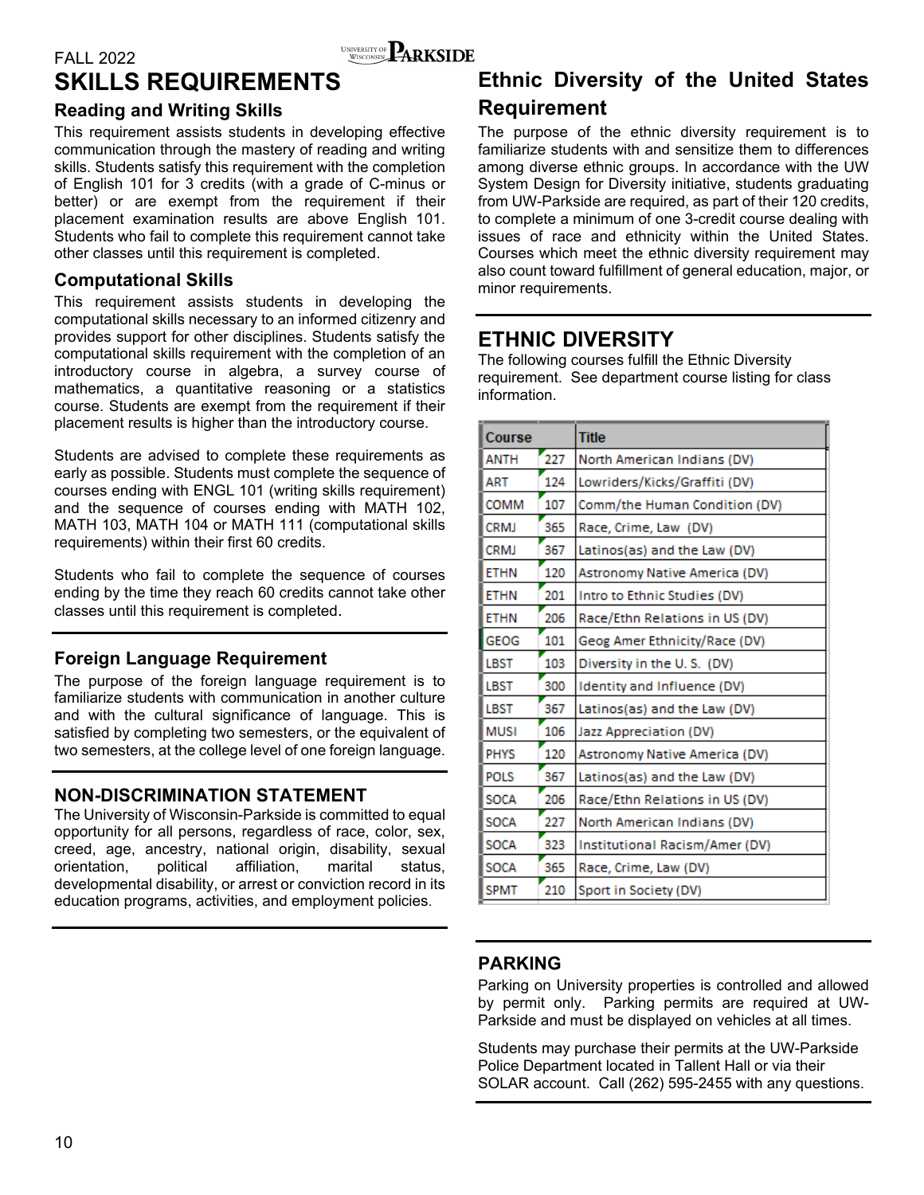FALL 2022

# SKILLS REQUIREMENTS

## Reading and Writing Skills

This requirement assists students in developing effective communication through the mastery of reading and writing skills. Students satisfy this requirement with the completion of English 101 for 3 credits (with a grade of C-minus or better) or are exempt from the requirement if their placement examination results are above English 101. Students who fail to complete this requirement cannot take other classes until this requirement is completed.

## Computational Skills

This requirement assists students in developing the computational skills necessary to an informed citizenry and provides support for other disciplines. Students satisfy the computational skills requirement with the completion of an introductory course in algebra, a survey course of mathematics, a quantitative reasoning or a statistics course. Students are exempt from the requirement if their placement results is higher than the introductory course.

Students are advised to complete these requirements as early as possible. Students must complete the sequence of courses ending with ENGL 101 (writing skills requirement) and the sequence of courses ending with MATH 102, MATH 103, MATH 104 or MATH 111 (computational skills requirements) within their first 60 credits.

Students who fail to complete the sequence of courses ending by the time they reach 60 credits cannot take other classes until this requirement is completed.

## Foreign Language Requirement

The purpose of the foreign language requirement is to familiarize students with communication in another culture and with the cultural significance of language. This is satisfied by completing two semesters, or the equivalent of two semesters, at the college level of one foreign language.

## NON-DISCRIMINATION STATEMENT

The University of Wisconsin-Parkside is committed to equal opportunity for all persons, regardless of race, color, sex, creed, age, ancestry, national origin, disability, sexual orientation, political affiliation, marital status, developmental disability, or arrest or conviction record in its education programs, activities, and employment policies.

## Ethnic Diversity of the United States Requirement

The purpose of the ethnic diversity requirement is to familiarize students with and sensitize them to differences among diverse ethnic groups. In accordance with the UW System Design for Diversity initiative, students graduating from UW-Parkside are required, as part of their 120 credits, to complete a minimum of one 3-credit course dealing with issues of race and ethnicity within the United States. Courses which meet the ethnic diversity requirement may also count toward fulfillment of general education, major, or minor requirements.

# ETHNIC DIVERSITY

The following courses fulfill the Ethnic Diversity requirement. See department course listing for class information.

| Course | | Title |
|---|---|---|
| ANTH | 227 | North American Indians (DV) |
| ART | 124 | Lowriders/Kicks/Graffiti (DV) |
| COMM | 107 | Comm/the Human Condition (DV) |
| CRMJ | 365 | Race, Crime, Law (DV) |
| CRMJ | 367 | Latinos(as) and the Law (DV) |
| ETHN | 120 | Astronomy Native America (DV) |
| ETHN | 201 | Intro to Ethnic Studies (DV) |
| ETHN | 206 | Race/Ethn Relations in US (DV) |
| GEOG | 101 | Geog Amer Ethnicity/Race (DV) |
| LBST | 103 | Diversity in the U. S. (DV) |
| LBST | 300 | Identity and Influence (DV) |
| LBST | 367 | Latinos(as) and the Law (DV) |
| MUSI | 106 | Jazz Appreciation (DV) |
| PHYS | 120 | Astronomy Native America (DV) |
| POLS | 367 | Latinos(as) and the Law (DV) |
| SOCA | 206 | Race/Ethn Relations in US (DV) |
| SOCA | 227 | North American Indians (DV) |
| SOCA | 323 | Institutional Racism/Amer (DV) |
| SOCA | 365 | Race, Crime, Law (DV) |
| SPMT | 210 | Sport in Society (DV) |

## PARKING

Parking on University properties is controlled and allowed by permit only. Parking permits are required at UW-Parkside and must be displayed on vehicles at all times.

Students may purchase their permits at the UW-Parkside Police Department located in Tallent Hall or via their SOLAR account. Call (262) 595-2455 with any questions.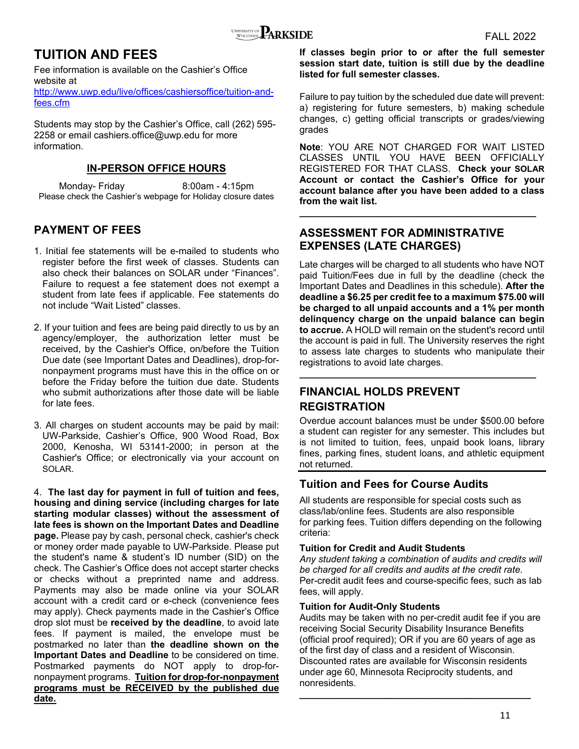# TUITION AND FEES

Fee information is available on the Cashier's Office website at [http://www.uwp.edu/live/offices/cashiersoffice/tuition-and-fees.cfm](http://www.uwp.edu/live/offices/cashiersoffice/tuition-and-fees.cfm)

Students may stop by the Cashier's Office, call (262) 595-2258 or email cashiers.office@uwp.edu for more information.

### IN-PERSON OFFICE HOURS

Monday- Friday 8:00am - 4:15pm
Please check the Cashier's webpage for Holiday closure dates

## PAYMENT OF FEES

1. Initial fee statements will be e-mailed to students who register before the first week of classes. Students can also check their balances on SOLAR under "Finances". Failure to request a fee statement does not exempt a student from late fees if applicable. Fee statements do not include "Wait Listed" classes.

2. If your tuition and fees are being paid directly to us by an agency/employer, the authorization letter must be received, by the Cashier's Office, on/before the Tuition Due date (see Important Dates and Deadlines), drop-for-nonpayment programs must have this in the office on or before the Friday before the tuition due date. Students who submit authorizations after those date will be liable for late fees.

3. All charges on student accounts may be paid by mail: UW-Parkside, Cashier's Office, 900 Wood Road, Box 2000, Kenosha, WI 53141-2000; in person at the Cashier's Office; or electronically via your account on SOLAR.

4. **The last day for payment in full of tuition and fees, housing and dining service (including charges for late starting modular classes) without the assessment of late fees is shown on the Important Dates and Deadline page.** Please pay by cash, personal check, cashier's check or money order made payable to UW-Parkside. Please put the student's name & student's ID number (SID) on the check. The Cashier's Office does not accept starter checks or checks without a preprinted name and address. Payments may also be made online via your SOLAR account with a credit card or e-check (convenience fees may apply). Check payments made in the Cashier's Office drop slot must be **received by the deadline**, to avoid late fees. If payment is mailed, the envelope must be postmarked no later than **the deadline shown on the Important Dates and Deadline** to be considered on time. Postmarked payments do NOT apply to drop-for-nonpayment programs. **Tuition for drop-for-nonpayment programs must be RECEIVED by the published due date.**

**If classes begin prior to or after the full semester session start date, tuition is still due by the deadline listed for full semester classes.**

Failure to pay tuition by the scheduled due date will prevent: a) registering for future semesters, b) making schedule changes, c) getting official transcripts or grades/viewing grades

**Note**: YOU ARE NOT CHARGED FOR WAIT LISTED CLASSES UNTIL YOU HAVE BEEN OFFICIALLY REGISTERED FOR THAT CLASS. **Check your SOLAR Account or contact the Cashier's Office for your account balance after you have been added to a class from the wait list.**

## ASSESSMENT FOR ADMINISTRATIVE EXPENSES (LATE CHARGES)

Late charges will be charged to all students who have NOT paid Tuition/Fees due in full by the deadline (check the Important Dates and Deadlines in this schedule). **After the deadline a $6.25 per credit fee to a maximum $75.00 will be charged to all unpaid accounts and a 1% per month delinquency charge on the unpaid balance can begin to accrue.** A HOLD will remain on the student's record until the account is paid in full. The University reserves the right to assess late charges to students who manipulate their registrations to avoid late charges.

## FINANCIAL HOLDS PREVENT REGISTRATION

Overdue account balances must be under $500.00 before a student can register for any semester. This includes but is not limited to tuition, fees, unpaid book loans, library fines, parking fines, student loans, and athletic equipment not returned.

## Tuition and Fees for Course Audits

All students are responsible for special costs such as class/lab/online fees. Students are also responsible for parking fees. Tuition differs depending on the following criteria:

### Tuition for Credit and Audit Students

*Any student taking a combination of audits and credits will be charged for all credits and audits at the credit rate.* Per-credit audit fees and course-specific fees, such as lab fees, will apply.

### Tuition for Audit-Only Students

Audits may be taken with no per-credit audit fee if you are receiving Social Security Disability Insurance Benefits (official proof required); OR if you are 60 years of age as of the first day of class and a resident of Wisconsin. Discounted rates are available for Wisconsin residents under age 60, Minnesota Reciprocity students, and nonresidents.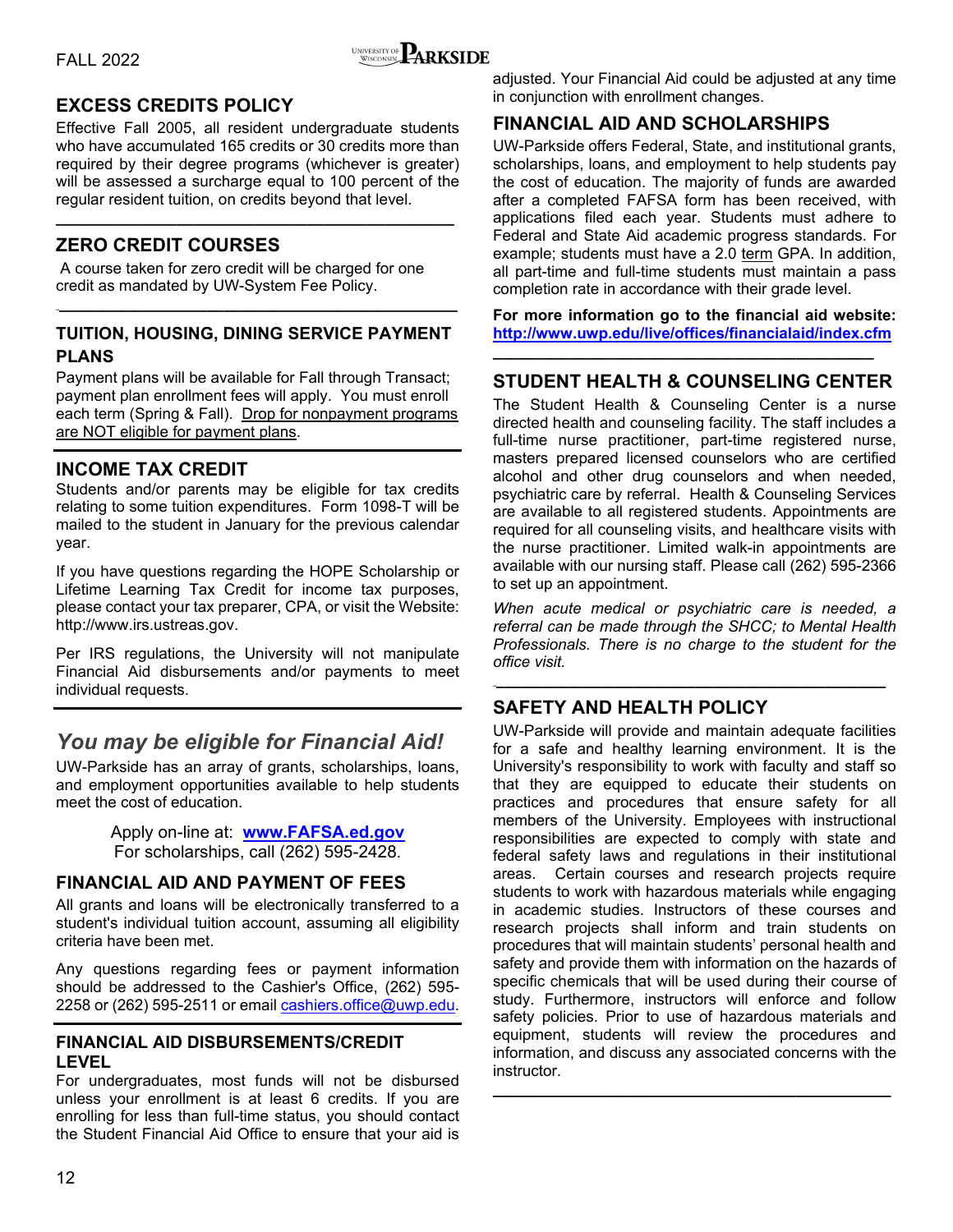## EXCESS CREDITS POLICY

Effective Fall 2005, all resident undergraduate students who have accumulated 165 credits or 30 credits more than required by their degree programs (whichever is greater) will be assessed a surcharge equal to 100 percent of the regular resident tuition, on credits beyond that level.

## ZERO CREDIT COURSES

A course taken for zero credit will be charged for one credit as mandated by UW-System Fee Policy.

### TUITION, HOUSING, DINING SERVICE PAYMENT PLANS

Payment plans will be available for Fall through Transact; payment plan enrollment fees will apply. You must enroll each term (Spring & Fall). Drop for nonpayment programs are NOT eligible for payment plans.

## INCOME TAX CREDIT

Students and/or parents may be eligible for tax credits relating to some tuition expenditures. Form 1098-T will be mailed to the student in January for the previous calendar year.

If you have questions regarding the HOPE Scholarship or Lifetime Learning Tax Credit for income tax purposes, please contact your tax preparer, CPA, or visit the Website: http://www.irs.ustreas.gov.

Per IRS regulations, the University will not manipulate Financial Aid disbursements and/or payments to meet individual requests.

## *You may be eligible for Financial Aid!*

UW-Parkside has an array of grants, scholarships, loans, and employment opportunities available to help students meet the cost of education.

Apply on-line at: **www.FAFSA.ed.gov**
For scholarships, call (262) 595-2428.

## FINANCIAL AID AND PAYMENT OF FEES

All grants and loans will be electronically transferred to a student's individual tuition account, assuming all eligibility criteria have been met.

Any questions regarding fees or payment information should be addressed to the Cashier's Office, (262) 595-2258 or (262) 595-2511 or email cashiers.office@uwp.edu.

### FINANCIAL AID DISBURSEMENTS/CREDIT LEVEL

For undergraduates, most funds will not be disbursed unless your enrollment is at least 6 credits. If you are enrolling for less than full-time status, you should contact the Student Financial Aid Office to ensure that your aid is adjusted. Your Financial Aid could be adjusted at any time in conjunction with enrollment changes.

## FINANCIAL AID AND SCHOLARSHIPS

UW-Parkside offers Federal, State, and institutional grants, scholarships, loans, and employment to help students pay the cost of education. The majority of funds are awarded after a completed FAFSA form has been received, with applications filed each year. Students must adhere to Federal and State Aid academic progress standards. For example; students must have a 2.0 term GPA. In addition, all part-time and full-time students must maintain a pass completion rate in accordance with their grade level.

**For more information go to the financial aid website: http://www.uwp.edu/live/offices/financialaid/index.cfm**

## STUDENT HEALTH & COUNSELING CENTER

The Student Health & Counseling Center is a nurse directed health and counseling facility. The staff includes a full-time nurse practitioner, part-time registered nurse, masters prepared licensed counselors who are certified alcohol and other drug counselors and when needed, psychiatric care by referral. Health & Counseling Services are available to all registered students. Appointments are required for all counseling visits, and healthcare visits with the nurse practitioner. Limited walk-in appointments are available with our nursing staff. Please call (262) 595-2366 to set up an appointment.

*When acute medical or psychiatric care is needed, a referral can be made through the SHCC; to Mental Health Professionals. There is no charge to the student for the office visit.*

## SAFETY AND HEALTH POLICY

UW-Parkside will provide and maintain adequate facilities for a safe and healthy learning environment. It is the University's responsibility to work with faculty and staff so that they are equipped to educate their students on practices and procedures that ensure safety for all members of the University. Employees with instructional responsibilities are expected to comply with state and federal safety laws and regulations in their institutional areas. Certain courses and research projects require students to work with hazardous materials while engaging in academic studies. Instructors of these courses and research projects shall inform and train students on procedures that will maintain students' personal health and safety and provide them with information on the hazards of specific chemicals that will be used during their course of study. Furthermore, instructors will enforce and follow safety policies. Prior to use of hazardous materials and equipment, students will review the procedures and information, and discuss any associated concerns with the instructor.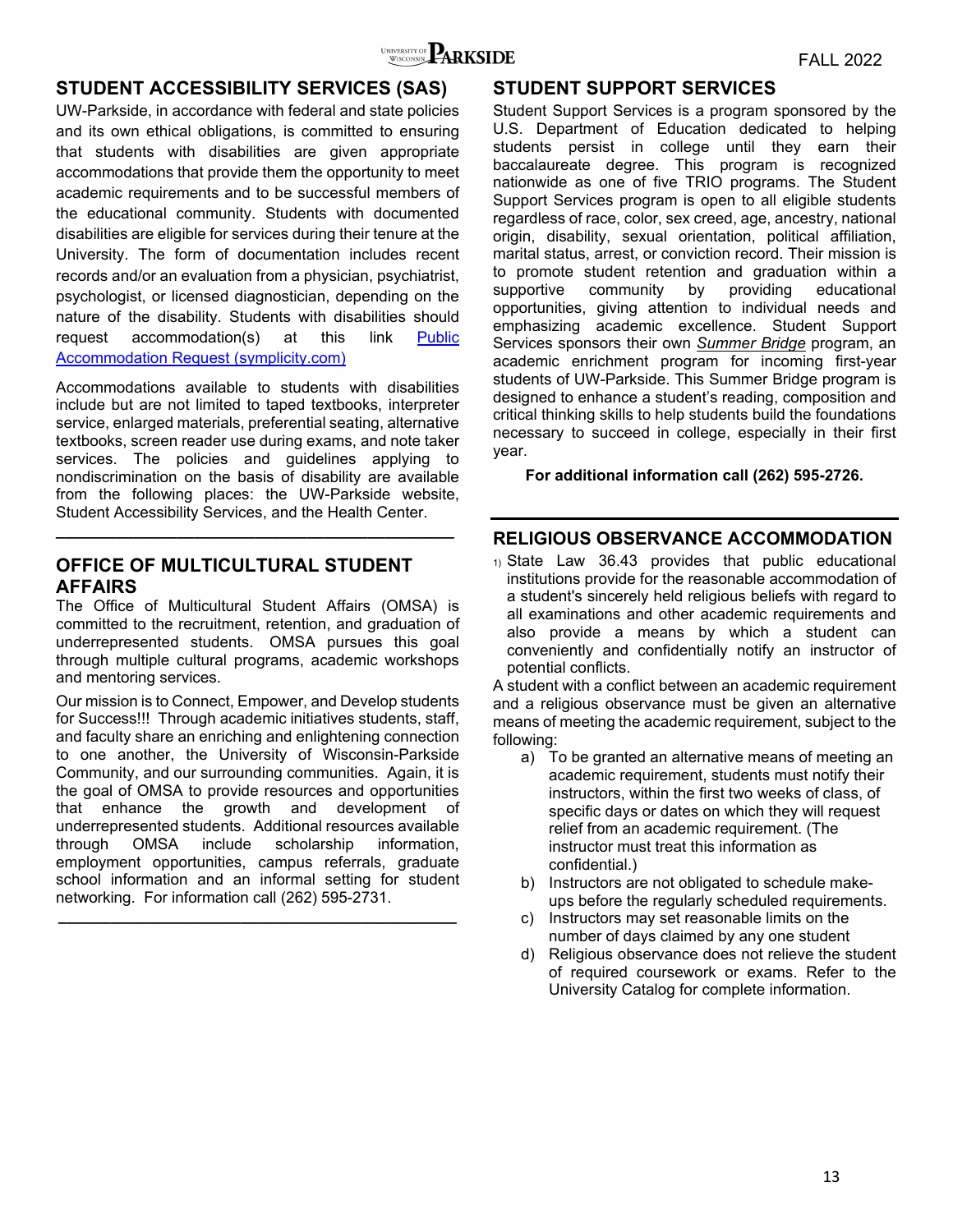## STUDENT ACCESSIBILITY SERVICES (SAS)

UW-Parkside, in accordance with federal and state policies and its own ethical obligations, is committed to ensuring that students with disabilities are given appropriate accommodations that provide them the opportunity to meet academic requirements and to be successful members of the educational community. Students with documented disabilities are eligible for services during their tenure at the University. The form of documentation includes recent records and/or an evaluation from a physician, psychiatrist, psychologist, or licensed diagnostician, depending on the nature of the disability. Students with disabilities should request accommodation(s) at this link [Public Accommodation Request (symplicity.com)]

Accommodations available to students with disabilities include but are not limited to taped textbooks, interpreter service, enlarged materials, preferential seating, alternative textbooks, screen reader use during exams, and note taker services. The policies and guidelines applying to nondiscrimination on the basis of disability are available from the following places: the UW-Parkside website, Student Accessibility Services, and the Health Center.

## OFFICE OF MULTICULTURAL STUDENT AFFAIRS

The Office of Multicultural Student Affairs (OMSA) is committed to the recruitment, retention, and graduation of underrepresented students. OMSA pursues this goal through multiple cultural programs, academic workshops and mentoring services.

Our mission is to Connect, Empower, and Develop students for Success!!! Through academic initiatives students, staff, and faculty share an enriching and enlightening connection to one another, the University of Wisconsin-Parkside Community, and our surrounding communities. Again, it is the goal of OMSA to provide resources and opportunities that enhance the growth and development of underrepresented students. Additional resources available through OMSA include scholarship information, employment opportunities, campus referrals, graduate school information and an informal setting for student networking. For information call (262) 595-2731.

## STUDENT SUPPORT SERVICES

Student Support Services is a program sponsored by the U.S. Department of Education dedicated to helping students persist in college until they earn their baccalaureate degree. This program is recognized nationwide as one of five TRIO programs. The Student Support Services program is open to all eligible students regardless of race, color, sex creed, age, ancestry, national origin, disability, sexual orientation, political affiliation, marital status, arrest, or conviction record. Their mission is to promote student retention and graduation within a supportive community by providing educational opportunities, giving attention to individual needs and emphasizing academic excellence. Student Support Services sponsors their own ***Summer Bridge*** program, an academic enrichment program for incoming first-year students of UW-Parkside. This Summer Bridge program is designed to enhance a student's reading, composition and critical thinking skills to help students build the foundations necessary to succeed in college, especially in their first year.

**For additional information call (262) 595-2726.**

## RELIGIOUS OBSERVANCE ACCOMMODATION

1) State Law 36.43 provides that public educational institutions provide for the reasonable accommodation of a student's sincerely held religious beliefs with regard to all examinations and other academic requirements and also provide a means by which a student can conveniently and confidentially notify an instructor of potential conflicts.

A student with a conflict between an academic requirement and a religious observance must be given an alternative means of meeting the academic requirement, subject to the following:

a) To be granted an alternative means of meeting an academic requirement, students must notify their instructors, within the first two weeks of class, of specific days or dates on which they will request relief from an academic requirement. (The instructor must treat this information as confidential.)
b) Instructors are not obligated to schedule make-ups before the regularly scheduled requirements.
c) Instructors may set reasonable limits on the number of days claimed by any one student
d) Religious observance does not relieve the student of required coursework or exams. Refer to the University Catalog for complete information.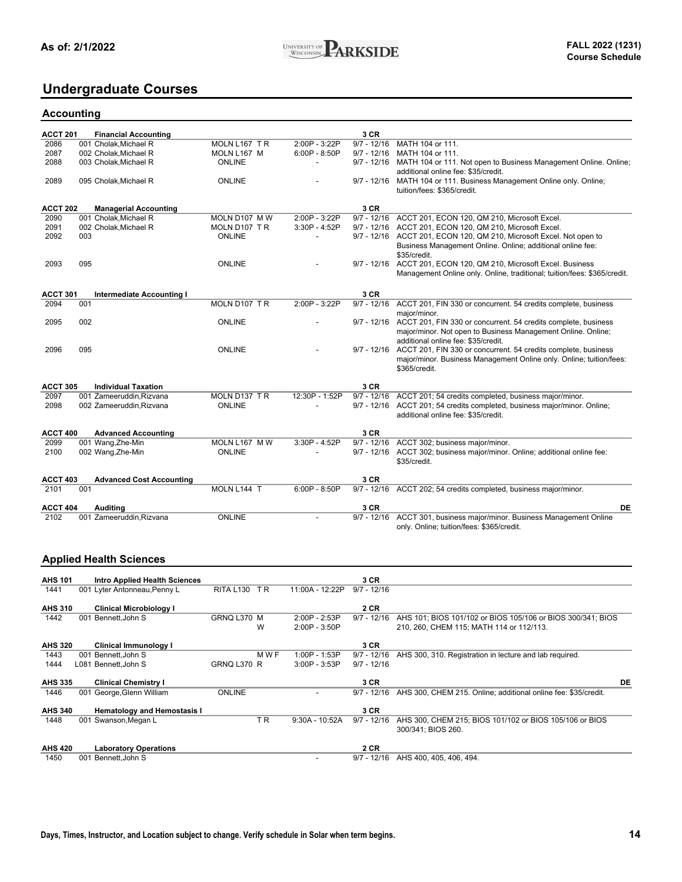# Undergraduate Courses

## Accounting

| Class # | Section / Instructor | Location / Days | Time | Dates | Notes |
|---|---|---|---|---|---|
| **ACCT 201** | **Financial Accounting** | | | **3 CR** | |
| 2086 | 001 Cholak,Michael R | MOLN L167 T R | 2:00P - 3:22P | 9/7 - 12/16 | MATH 104 or 111. |
| 2087 | 002 Cholak,Michael R | MOLN L167 M | 6:00P - 8:50P | 9/7 - 12/16 | MATH 104 or 111. |
| 2088 | 003 Cholak,Michael R | ONLINE | - | 9/7 - 12/16 | MATH 104 or 111. Not open to Business Management Online. Online; additional online fee: $35/credit. |
| 2089 | 095 Cholak,Michael R | ONLINE | - | 9/7 - 12/16 | MATH 104 or 111. Business Management Online only. Online; tuition/fees: $365/credit. |
| **ACCT 202** | **Managerial Accounting** | | | **3 CR** | |
| 2090 | 001 Cholak,Michael R | MOLN D107 M W | 2:00P - 3:22P | 9/7 - 12/16 | ACCT 201, ECON 120, QM 210, Microsoft Excel. |
| 2091 | 002 Cholak,Michael R | MOLN D107 T R | 3:30P - 4:52P | 9/7 - 12/16 | ACCT 201, ECON 120, QM 210, Microsoft Excel. |
| 2092 | 003 | ONLINE | - | 9/7 - 12/16 | ACCT 201, ECON 120, QM 210, Microsoft Excel. Not open to Business Management Online. Online; additional online fee: $35/credit. |
| 2093 | 095 | ONLINE | - | 9/7 - 12/16 | ACCT 201, ECON 120, QM 210, Microsoft Excel. Business Management Online only. Online, traditional; tuition/fees: $365/credit. |
| **ACCT 301** | **Intermediate Accounting I** | | | **3 CR** | |
| 2094 | 001 | MOLN D107 T R | 2:00P - 3:22P | 9/7 - 12/16 | ACCT 201, FIN 330 or concurrent. 54 credits complete, business major/minor. |
| 2095 | 002 | ONLINE | - | 9/7 - 12/16 | ACCT 201, FIN 330 or concurrent. 54 credits complete, business major/minor. Not open to Business Management Online. Online; additional online fee: $35/credit. |
| 2096 | 095 | ONLINE | - | 9/7 - 12/16 | ACCT 201, FIN 330 or concurrent. 54 credits complete, business major/minor. Business Management Online only. Online; tuition/fees: $365/credit. |
| **ACCT 305** | **Individual Taxation** | | | **3 CR** | |
| 2097 | 001 Zameeruddin,Rizvana | MOLN D137 T R | 12:30P - 1:52P | 9/7 - 12/16 | ACCT 201; 54 credits completed, business major/minor. |
| 2098 | 002 Zameeruddin,Rizvana | ONLINE | - | 9/7 - 12/16 | ACCT 201; 54 credits completed, business major/minor. Online; additional online fee: $35/credit. |
| **ACCT 400** | **Advanced Accounting** | | | **3 CR** | |
| 2099 | 001 Wang,Zhe-Min | MOLN L167 M W | 3:30P - 4:52P | 9/7 - 12/16 | ACCT 302; business major/minor. |
| 2100 | 002 Wang,Zhe-Min | ONLINE | - | 9/7 - 12/16 | ACCT 302; business major/minor. Online; additional online fee: $35/credit. |
| **ACCT 403** | **Advanced Cost Accounting** | | | **3 CR** | |
| 2101 | 001 | MOLN L144 T | 6:00P - 8:50P | 9/7 - 12/16 | ACCT 202; 54 credits completed, business major/minor. |
| **ACCT 404** | **Auditing** | | | **3 CR** | **DE** |
| 2102 | 001 Zameeruddin,Rizvana | ONLINE | - | 9/7 - 12/16 | ACCT 301, business major/minor. Business Management Online only. Online; tuition/fees: $365/credit. |

## Applied Health Sciences

| Class # | Section / Instructor | Location / Days | Time | Dates | Notes |
|---|---|---|---|---|---|
| **AHS 101** | **Intro Applied Health Sciences** | | | **3 CR** | |
| 1441 | 001 Lyter Antonneau,Penny L | RITA L130 T R | 11:00A - 12:22P | 9/7 - 12/16 | |
| **AHS 310** | **Clinical Microbiology I** | | | **2 CR** | |
| 1442 | 001 Bennett,John S | GRNQ L370 M<br>W | 2:00P - 2:53P<br>2:00P - 3:50P | 9/7 - 12/16 | AHS 101; BIOS 101/102 or BIOS 105/106 or BIOS 300/341; BIOS 210, 260, CHEM 115; MATH 114 or 112/113. |
| **AHS 320** | **Clinical Immunology I** | | | **3 CR** | |
| 1443 | 001 Bennett,John S | M W F | 1:00P - 1:53P | 9/7 - 12/16 | AHS 300, 310. Registration in lecture and lab required. |
| 1444 | L081 Bennett,John S | GRNQ L370 R | 3:00P - 3:53P | 9/7 - 12/16 | |
| **AHS 335** | **Clinical Chemistry I** | | | **3 CR** | **DE** |
| 1446 | 001 George,Glenn William | ONLINE | - | 9/7 - 12/16 | AHS 300, CHEM 215. Online; additional online fee: $35/credit. |
| **AHS 340** | **Hematology and Hemostasis I** | | | **3 CR** | |
| 1448 | 001 Swanson,Megan L | T R | 9:30A - 10:52A | 9/7 - 12/16 | AHS 300, CHEM 215; BIOS 101/102 or BIOS 105/106 or BIOS 300/341; BIOS 260. |
| **AHS 420** | **Laboratory Operations** | | | **2 CR** | |
| 1450 | 001 Bennett,John S | | - | 9/7 - 12/16 | AHS 400, 405, 406, 494. |

Days, Times, Instructor, and Location subject to change. Verify schedule in Solar when term begins.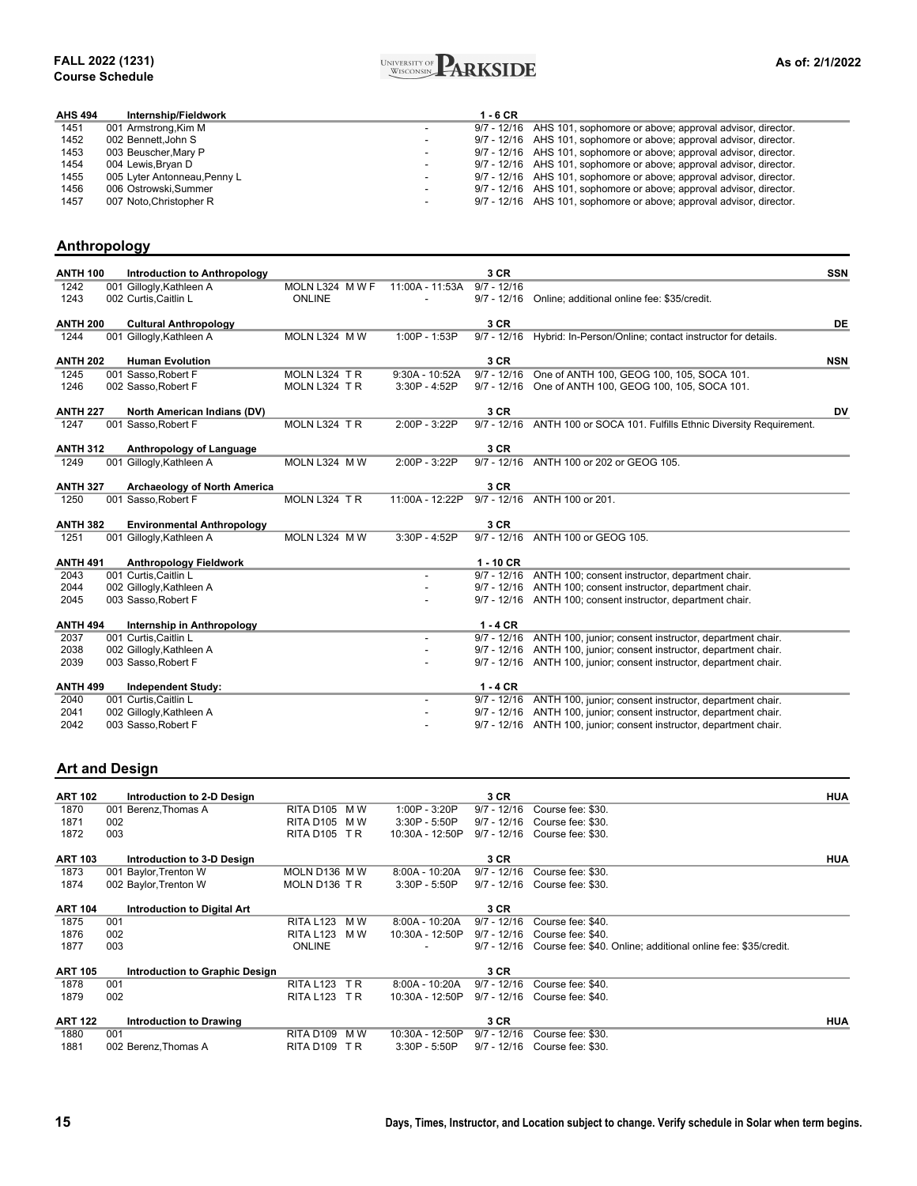| AHS 494 | Internship/Fieldwork | | | 1 - 6 CR | | |
|---|---|---|---|---|---|---|
| 1451 | 001 Armstrong,Kim M | | - | 9/7 - 12/16 | AHS 101, sophomore or above; approval advisor, director. | |
| 1452 | 002 Bennett,John S | | - | 9/7 - 12/16 | AHS 101, sophomore or above; approval advisor, director. | |
| 1453 | 003 Beuscher,Mary P | | - | 9/7 - 12/16 | AHS 101, sophomore or above; approval advisor, director. | |
| 1454 | 004 Lewis,Bryan D | | - | 9/7 - 12/16 | AHS 101, sophomore or above; approval advisor, director. | |
| 1455 | 005 Lyter Antonneau,Penny L | | - | 9/7 - 12/16 | AHS 101, sophomore or above; approval advisor, director. | |
| 1456 | 006 Ostrowski,Summer | | - | 9/7 - 12/16 | AHS 101, sophomore or above; approval advisor, director. | |
| 1457 | 007 Noto,Christopher R | | - | 9/7 - 12/16 | AHS 101, sophomore or above; approval advisor, director. | |

## Anthropology

| Course | Title / Section | Location / Days | Time | Dates / Credits | Notes | Gen Ed |
|---|---|---|---|---|---|---|
| **ANTH 100** | **Introduction to Anthropology** | | | **3 CR** | | **SSN** |
| 1242 | 001 Gillogly,Kathleen A | MOLN L324 M W F | 11:00A - 11:53A | 9/7 - 12/16 | | |
| 1243 | 002 Curtis,Caitlin L | ONLINE | - | 9/7 - 12/16 | Online; additional online fee: $35/credit. | |
| **ANTH 200** | **Cultural Anthropology** | | | **3 CR** | | **DE** |
| 1244 | 001 Gillogly,Kathleen A | MOLN L324 M W | 1:00P - 1:53P | 9/7 - 12/16 | Hybrid: In-Person/Online; contact instructor for details. | |
| **ANTH 202** | **Human Evolution** | | | **3 CR** | | **NSN** |
| 1245 | 001 Sasso,Robert F | MOLN L324 T R | 9:30A - 10:52A | 9/7 - 12/16 | One of ANTH 100, GEOG 100, 105, SOCA 101. | |
| 1246 | 002 Sasso,Robert F | MOLN L324 T R | 3:30P - 4:52P | 9/7 - 12/16 | One of ANTH 100, GEOG 100, 105, SOCA 101. | |
| **ANTH 227** | **North American Indians (DV)** | | | **3 CR** | | **DV** |
| 1247 | 001 Sasso,Robert F | MOLN L324 T R | 2:00P - 3:22P | 9/7 - 12/16 | ANTH 100 or SOCA 101. Fulfills Ethnic Diversity Requirement. | |
| **ANTH 312** | **Anthropology of Language** | | | **3 CR** | | |
| 1249 | 001 Gillogly,Kathleen A | MOLN L324 M W | 2:00P - 3:22P | 9/7 - 12/16 | ANTH 100 or 202 or GEOG 105. | |
| **ANTH 327** | **Archaeology of North America** | | | **3 CR** | | |
| 1250 | 001 Sasso,Robert F | MOLN L324 T R | 11:00A - 12:22P | 9/7 - 12/16 | ANTH 100 or 201. | |
| **ANTH 382** | **Environmental Anthropology** | | | **3 CR** | | |
| 1251 | 001 Gillogly,Kathleen A | MOLN L324 M W | 3:30P - 4:52P | 9/7 - 12/16 | ANTH 100 or GEOG 105. | |
| **ANTH 491** | **Anthropology Fieldwork** | | | **1 - 10 CR** | | |
| 2043 | 001 Curtis,Caitlin L | | - | 9/7 - 12/16 | ANTH 100; consent instructor, department chair. | |
| 2044 | 002 Gillogly,Kathleen A | | - | 9/7 - 12/16 | ANTH 100; consent instructor, department chair. | |
| 2045 | 003 Sasso,Robert F | | - | 9/7 - 12/16 | ANTH 100; consent instructor, department chair. | |
| **ANTH 494** | **Internship in Anthropology** | | | **1 - 4 CR** | | |
| 2037 | 001 Curtis,Caitlin L | | - | 9/7 - 12/16 | ANTH 100, junior; consent instructor, department chair. | |
| 2038 | 002 Gillogly,Kathleen A | | - | 9/7 - 12/16 | ANTH 100, junior; consent instructor, department chair. | |
| 2039 | 003 Sasso,Robert F | | - | 9/7 - 12/16 | ANTH 100, junior; consent instructor, department chair. | |
| **ANTH 499** | **Independent Study:** | | | **1 - 4 CR** | | |
| 2040 | 001 Curtis,Caitlin L | | - | 9/7 - 12/16 | ANTH 100, junior; consent instructor, department chair. | |
| 2041 | 002 Gillogly,Kathleen A | | - | 9/7 - 12/16 | ANTH 100, junior; consent instructor, department chair. | |
| 2042 | 003 Sasso,Robert F | | - | 9/7 - 12/16 | ANTH 100, junior; consent instructor, department chair. | |

## Art and Design

| Course | Title / Section | Location / Days | Time | Dates / Credits | Notes | Gen Ed |
|---|---|---|---|---|---|---|
| **ART 102** | **Introduction to 2-D Design** | | | **3 CR** | | **HUA** |
| 1870 | 001 Berenz,Thomas A | RITA D105 M W | 1:00P - 3:20P | 9/7 - 12/16 | Course fee: $30. | |
| 1871 | 002 | RITA D105 M W | 3:30P - 5:50P | 9/7 - 12/16 | Course fee: $30. | |
| 1872 | 003 | RITA D105 T R | 10:30A - 12:50P | 9/7 - 12/16 | Course fee: $30. | |
| **ART 103** | **Introduction to 3-D Design** | | | **3 CR** | | **HUA** |
| 1873 | 001 Baylor,Trenton W | MOLN D136 M W | 8:00A - 10:20A | 9/7 - 12/16 | Course fee: $30. | |
| 1874 | 002 Baylor,Trenton W | MOLN D136 T R | 3:30P - 5:50P | 9/7 - 12/16 | Course fee: $30. | |
| **ART 104** | **Introduction to Digital Art** | | | **3 CR** | | |
| 1875 | 001 | RITA L123 M W | 8:00A - 10:20A | 9/7 - 12/16 | Course fee: $40. | |
| 1876 | 002 | RITA L123 M W | 10:30A - 12:50P | 9/7 - 12/16 | Course fee: $40. | |
| 1877 | 003 | ONLINE | - | 9/7 - 12/16 | Course fee: $40. Online; additional online fee: $35/credit. | |
| **ART 105** | **Introduction to Graphic Design** | | | **3 CR** | | |
| 1878 | 001 | RITA L123 T R | 8:00A - 10:20A | 9/7 - 12/16 | Course fee: $40. | |
| 1879 | 002 | RITA L123 T R | 10:30A - 12:50P | 9/7 - 12/16 | Course fee: $40. | |
| **ART 122** | **Introduction to Drawing** | | | **3 CR** | | **HUA** |
| 1880 | 001 | RITA D109 M W | 10:30A - 12:50P | 9/7 - 12/16 | Course fee: $30. | |
| 1881 | 002 Berenz,Thomas A | RITA D109 T R | 3:30P - 5:50P | 9/7 - 12/16 | Course fee: $30. | |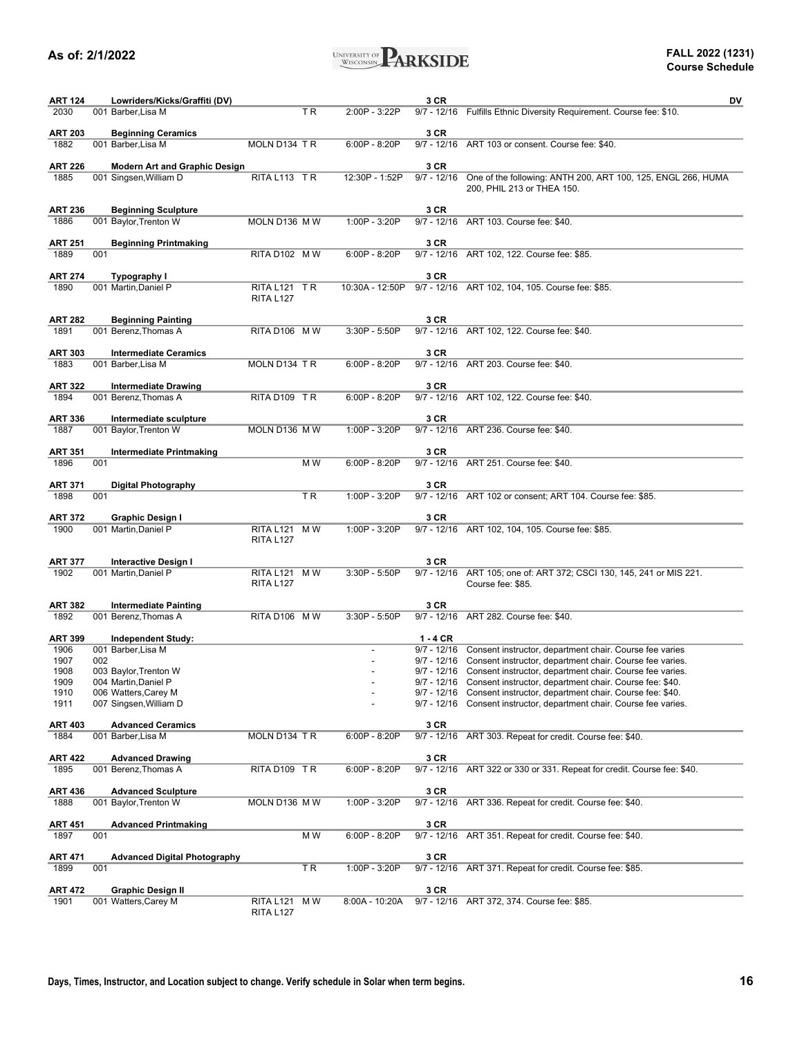| Course | Title / Section / Instructor | Location | Days | Time | Credits / Dates | Notes |
|---|---|---|---|---|---|---|
| **ART 124** | **Lowriders/Kicks/Graffiti (DV)** | | | | **3 CR** | **DV** |
| 2030 | 001 Barber,Lisa M | | T R | 2:00P - 3:22P | 9/7 - 12/16 | Fulfills Ethnic Diversity Requirement. Course fee: $10. |
| **ART 203** | **Beginning Ceramics** | | | | **3 CR** | |
| 1882 | 001 Barber,Lisa M | MOLN D134 | T R | 6:00P - 8:20P | 9/7 - 12/16 | ART 103 or consent. Course fee: $40. |
| **ART 226** | **Modern Art and Graphic Design** | | | | **3 CR** | |
| 1885 | 001 Singsen,William D | RITA L113 | T R | 12:30P - 1:52P | 9/7 - 12/16 | One of the following: ANTH 200, ART 100, 125, ENGL 266, HUMA 200, PHIL 213 or THEA 150. |
| **ART 236** | **Beginning Sculpture** | | | | **3 CR** | |
| 1886 | 001 Baylor,Trenton W | MOLN D136 | M W | 1:00P - 3:20P | 9/7 - 12/16 | ART 103. Course fee: $40. |
| **ART 251** | **Beginning Printmaking** | | | | **3 CR** | |
| 1889 | 001 | RITA D102 | M W | 6:00P - 8:20P | 9/7 - 12/16 | ART 102, 122. Course fee: $85. |
| **ART 274** | **Typography I** | | | | **3 CR** | |
| 1890 | 001 Martin,Daniel P | RITA L121 RITA L127 | T R | 10:30A - 12:50P | 9/7 - 12/16 | ART 102, 104, 105. Course fee: $85. |
| **ART 282** | **Beginning Painting** | | | | **3 CR** | |
| 1891 | 001 Berenz,Thomas A | RITA D106 | M W | 3:30P - 5:50P | 9/7 - 12/16 | ART 102, 122. Course fee: $40. |
| **ART 303** | **Intermediate Ceramics** | | | | **3 CR** | |
| 1883 | 001 Barber,Lisa M | MOLN D134 | T R | 6:00P - 8:20P | 9/7 - 12/16 | ART 203. Course fee: $40. |
| **ART 322** | **Intermediate Drawing** | | | | **3 CR** | |
| 1894 | 001 Berenz,Thomas A | RITA D109 | T R | 6:00P - 8:20P | 9/7 - 12/16 | ART 102, 122. Course fee: $40. |
| **ART 336** | **Intermediate sculpture** | | | | **3 CR** | |
| 1887 | 001 Baylor,Trenton W | MOLN D136 | M W | 1:00P - 3:20P | 9/7 - 12/16 | ART 236. Course fee: $40. |
| **ART 351** | **Intermediate Printmaking** | | | | **3 CR** | |
| 1896 | 001 | | M W | 6:00P - 8:20P | 9/7 - 12/16 | ART 251. Course fee: $40. |
| **ART 371** | **Digital Photography** | | | | **3 CR** | |
| 1898 | 001 | | T R | 1:00P - 3:20P | 9/7 - 12/16 | ART 102 or consent; ART 104. Course fee: $85. |
| **ART 372** | **Graphic Design I** | | | | **3 CR** | |
| 1900 | 001 Martin,Daniel P | RITA L121 RITA L127 | M W | 1:00P - 3:20P | 9/7 - 12/16 | ART 102, 104, 105. Course fee: $85. |
| **ART 377** | **Interactive Design I** | | | | **3 CR** | |
| 1902 | 001 Martin,Daniel P | RITA L121 RITA L127 | M W | 3:30P - 5:50P | 9/7 - 12/16 | ART 105; one of: ART 372; CSCI 130, 145, 241 or MIS 221. Course fee: $85. |
| **ART 382** | **Intermediate Painting** | | | | **3 CR** | |
| 1892 | 001 Berenz,Thomas A | RITA D106 | M W | 3:30P - 5:50P | 9/7 - 12/16 | ART 282. Course fee: $40. |
| **ART 399** | **Independent Study:** | | | | **1 - 4 CR** | |
| 1906 | 001 Barber,Lisa M | | | - | 9/7 - 12/16 | Consent instructor, department chair. Course fee varies |
| 1907 | 002 | | | - | 9/7 - 12/16 | Consent instructor, department chair. Course fee varies. |
| 1908 | 003 Baylor,Trenton W | | | - | 9/7 - 12/16 | Consent instructor, department chair. Course fee varies. |
| 1909 | 004 Martin,Daniel P | | | - | 9/7 - 12/16 | Consent instructor, department chair. Course fee: $40. |
| 1910 | 006 Watters,Carey M | | | - | 9/7 - 12/16 | Consent instructor, department chair. Course fee: $40. |
| 1911 | 007 Singsen,William D | | | - | 9/7 - 12/16 | Consent instructor, department chair. Course fee varies. |
| **ART 403** | **Advanced Ceramics** | | | | **3 CR** | |
| 1884 | 001 Barber,Lisa M | MOLN D134 | T R | 6:00P - 8:20P | 9/7 - 12/16 | ART 303. Repeat for credit. Course fee: $40. |
| **ART 422** | **Advanced Drawing** | | | | **3 CR** | |
| 1895 | 001 Berenz,Thomas A | RITA D109 | T R | 6:00P - 8:20P | 9/7 - 12/16 | ART 322 or 330 or 331. Repeat for credit. Course fee: $40. |
| **ART 436** | **Advanced Sculpture** | | | | **3 CR** | |
| 1888 | 001 Baylor,Trenton W | MOLN D136 | M W | 1:00P - 3:20P | 9/7 - 12/16 | ART 336. Repeat for credit. Course fee: $40. |
| **ART 451** | **Advanced Printmaking** | | | | **3 CR** | |
| 1897 | 001 | | M W | 6:00P - 8:20P | 9/7 - 12/16 | ART 351. Repeat for credit. Course fee: $40. |
| **ART 471** | **Advanced Digital Photography** | | | | **3 CR** | |
| 1899 | 001 | | T R | 1:00P - 3:20P | 9/7 - 12/16 | ART 371. Repeat for credit. Course fee: $85. |
| **ART 472** | **Graphic Design II** | | | | **3 CR** | |
| 1901 | 001 Watters,Carey M | RITA L121 RITA L127 | M W | 8:00A - 10:20A | 9/7 - 12/16 | ART 372, 374. Course fee: $85. |

Days, Times, Instructor, and Location subject to change. Verify schedule in Solar when term begins.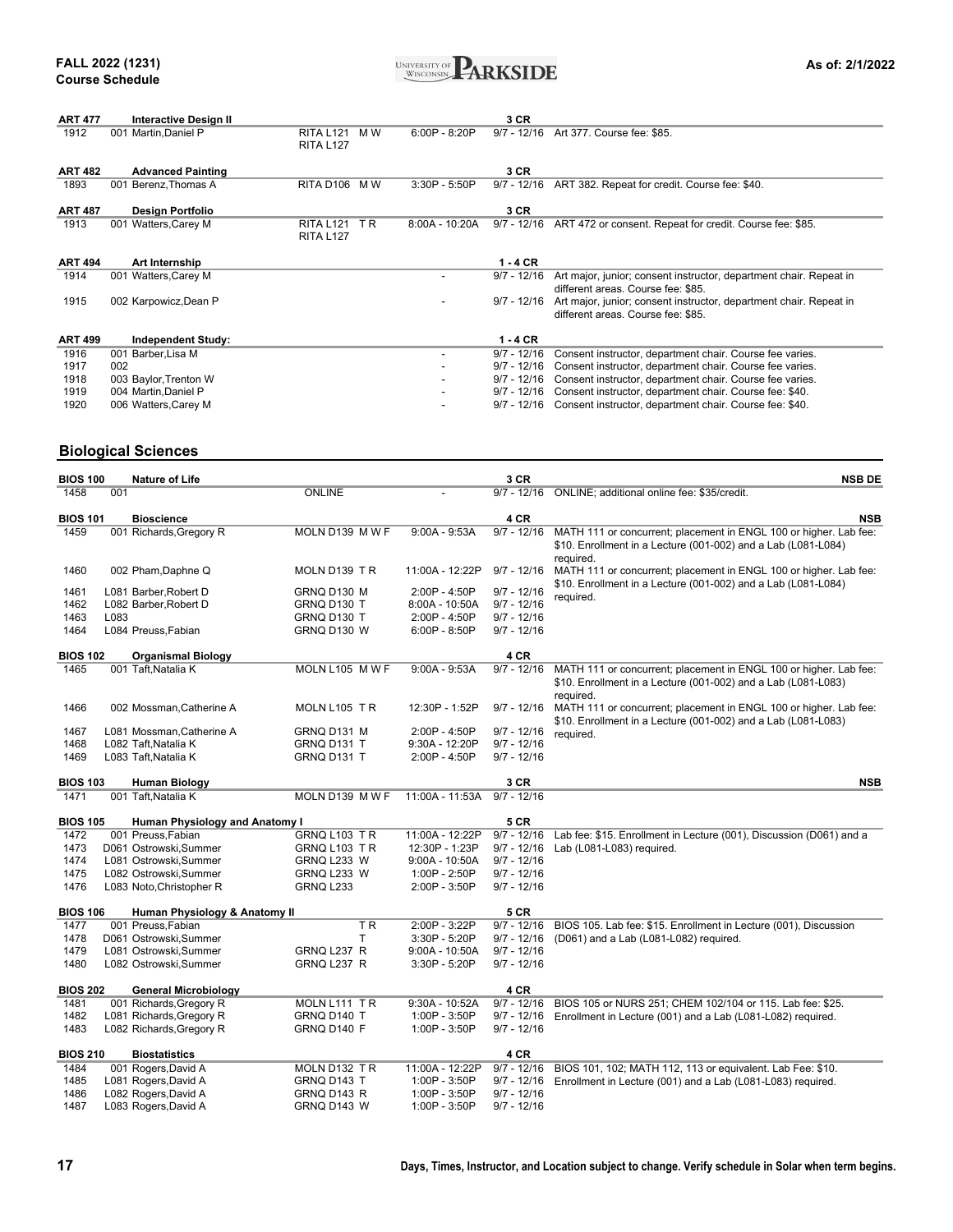| Class # | Section / Instructor | Location | Days | Time | Dates | Notes |
|---|---|---|---|---|---|---|
| **ART 477** | **Interactive Design II** | | | | **3 CR** | |
| 1912 | 001 Martin,Daniel P | RITA L121 RITA L127 | M W | 6:00P - 8:20P | 9/7 - 12/16 | Art 377. Course fee: $85. |
| **ART 482** | **Advanced Painting** | | | | **3 CR** | |
| 1893 | 001 Berenz,Thomas A | RITA D106 | M W | 3:30P - 5:50P | 9/7 - 12/16 | ART 382. Repeat for credit. Course fee: $40. |
| **ART 487** | **Design Portfolio** | | | | **3 CR** | |
| 1913 | 001 Watters,Carey M | RITA L121 RITA L127 | T R | 8:00A - 10:20A | 9/7 - 12/16 | ART 472 or consent. Repeat for credit. Course fee: $85. |
| **ART 494** | **Art Internship** | | | | **1 - 4 CR** | |
| 1914 | 001 Watters,Carey M | | | - | 9/7 - 12/16 | Art major, junior; consent instructor, department chair. Repeat in different areas. Course fee: $85. |
| 1915 | 002 Karpowicz,Dean P | | | - | 9/7 - 12/16 | Art major, junior; consent instructor, department chair. Repeat in different areas. Course fee: $85. |
| **ART 499** | **Independent Study:** | | | | **1 - 4 CR** | |
| 1916 | 001 Barber,Lisa M | | | - | 9/7 - 12/16 | Consent instructor, department chair. Course fee varies. |
| 1917 | 002 | | | - | 9/7 - 12/16 | Consent instructor, department chair. Course fee varies. |
| 1918 | 003 Baylor,Trenton W | | | - | 9/7 - 12/16 | Consent instructor, department chair. Course fee varies. |
| 1919 | 004 Martin,Daniel P | | | - | 9/7 - 12/16 | Consent instructor, department chair. Course fee: $40. |
| 1920 | 006 Watters,Carey M | | | - | 9/7 - 12/16 | Consent instructor, department chair. Course fee: $40. |

## Biological Sciences

| Class # | Section / Instructor | Location | Days | Time | Dates | Notes |
|---|---|---|---|---|---|---|
| **BIOS 100** | **Nature of Life** | | | | **3 CR** | **NSB DE** |
| 1458 | 001 | ONLINE | | - | 9/7 - 12/16 | ONLINE; additional online fee: $35/credit. |
| **BIOS 101** | **Bioscience** | | | | **4 CR** | **NSB** |
| 1459 | 001 Richards,Gregory R | MOLN D139 | M W F | 9:00A - 9:53A | 9/7 - 12/16 | MATH 111 or concurrent; placement in ENGL 100 or higher. Lab fee: $10. Enrollment in a Lecture (001-002) and a Lab (L081-L084) required. |
| 1460 | 002 Pham,Daphne Q | MOLN D139 | T R | 11:00A - 12:22P | 9/7 - 12/16 | MATH 111 or concurrent; placement in ENGL 100 or higher. Lab fee: $10. Enrollment in a Lecture (001-002) and a Lab (L081-L084) required. |
| 1461 | L081 Barber,Robert D | GRNQ D130 | M | 2:00P - 4:50P | 9/7 - 12/16 | |
| 1462 | L082 Barber,Robert D | GRNQ D130 | T | 8:00A - 10:50A | 9/7 - 12/16 | |
| 1463 | L083 | GRNQ D130 | T | 2:00P - 4:50P | 9/7 - 12/16 | |
| 1464 | L084 Preuss,Fabian | GRNQ D130 | W | 6:00P - 8:50P | 9/7 - 12/16 | |
| **BIOS 102** | **Organismal Biology** | | | | **4 CR** | |
| 1465 | 001 Taft,Natalia K | MOLN L105 | M W F | 9:00A - 9:53A | 9/7 - 12/16 | MATH 111 or concurrent; placement in ENGL 100 or higher. Lab fee: $10. Enrollment in a Lecture (001-002) and a Lab (L081-L083) required. |
| 1466 | 002 Mossman,Catherine A | MOLN L105 | T R | 12:30P - 1:52P | 9/7 - 12/16 | MATH 111 or concurrent; placement in ENGL 100 or higher. Lab fee: $10. Enrollment in a Lecture (001-002) and a Lab (L081-L083) required. |
| 1467 | L081 Mossman,Catherine A | GRNQ D131 | M | 2:00P - 4:50P | 9/7 - 12/16 | |
| 1468 | L082 Taft,Natalia K | GRNQ D131 | T | 9:30A - 12:20P | 9/7 - 12/16 | |
| 1469 | L083 Taft,Natalia K | GRNQ D131 | T | 2:00P - 4:50P | 9/7 - 12/16 | |
| **BIOS 103** | **Human Biology** | | | | **3 CR** | **NSB** |
| 1471 | 001 Taft,Natalia K | MOLN D139 | M W F | 11:00A - 11:53A | 9/7 - 12/16 | |
| **BIOS 105** | **Human Physiology and Anatomy I** | | | | **5 CR** | |
| 1472 | 001 Preuss,Fabian | GRNQ L103 | T R | 11:00A - 12:22P | 9/7 - 12/16 | Lab fee: $15. Enrollment in Lecture (001), Discussion (D061) and a Lab (L081-L083) required. |
| 1473 | D061 Ostrowski,Summer | GRNQ L103 | T R | 12:30P - 1:23P | 9/7 - 12/16 | |
| 1474 | L081 Ostrowski,Summer | GRNQ L233 | W | 9:00A - 10:50A | 9/7 - 12/16 | |
| 1475 | L082 Ostrowski,Summer | GRNQ L233 | W | 1:00P - 2:50P | 9/7 - 12/16 | |
| 1476 | L083 Noto,Christopher R | GRNQ L233 | | 2:00P - 3:50P | 9/7 - 12/16 | |
| **BIOS 106** | **Human Physiology & Anatomy II** | | | | **5 CR** | |
| 1477 | 001 Preuss,Fabian | | T R | 2:00P - 3:22P | 9/7 - 12/16 | BIOS 105. Lab fee: $15. Enrollment in Lecture (001), Discussion (D061) and a Lab (L081-L082) required. |
| 1478 | D061 Ostrowski,Summer | | T | 3:30P - 5:20P | 9/7 - 12/16 | |
| 1479 | L081 Ostrowski,Summer | GRNQ L237 | R | 9:00A - 10:50A | 9/7 - 12/16 | |
| 1480 | L082 Ostrowski,Summer | GRNQ L237 | R | 3:30P - 5:20P | 9/7 - 12/16 | |
| **BIOS 202** | **General Microbiology** | | | | **4 CR** | |
| 1481 | 001 Richards,Gregory R | MOLN L111 | T R | 9:30A - 10:52A | 9/7 - 12/16 | BIOS 105 or NURS 251; CHEM 102/104 or 115. Lab fee: $25. Enrollment in Lecture (001) and a Lab (L081-L082) required. |
| 1482 | L081 Richards,Gregory R | GRNQ D140 | T | 1:00P - 3:50P | 9/7 - 12/16 | |
| 1483 | L082 Richards,Gregory R | GRNQ D140 | F | 1:00P - 3:50P | 9/7 - 12/16 | |
| **BIOS 210** | **Biostatistics** | | | | **4 CR** | |
| 1484 | 001 Rogers,David A | MOLN D132 | T R | 11:00A - 12:22P | 9/7 - 12/16 | BIOS 101, 102; MATH 112, 113 or equivalent. Lab Fee: $10. Enrollment in Lecture (001) and a Lab (L081-L083) required. |
| 1485 | L081 Rogers,David A | GRNQ D143 | T | 1:00P - 3:50P | 9/7 - 12/16 | |
| 1486 | L082 Rogers,David A | GRNQ D143 | R | 1:00P - 3:50P | 9/7 - 12/16 | |
| 1487 | L083 Rogers,David A | GRNQ D143 | W | 1:00P - 3:50P | 9/7 - 12/16 | |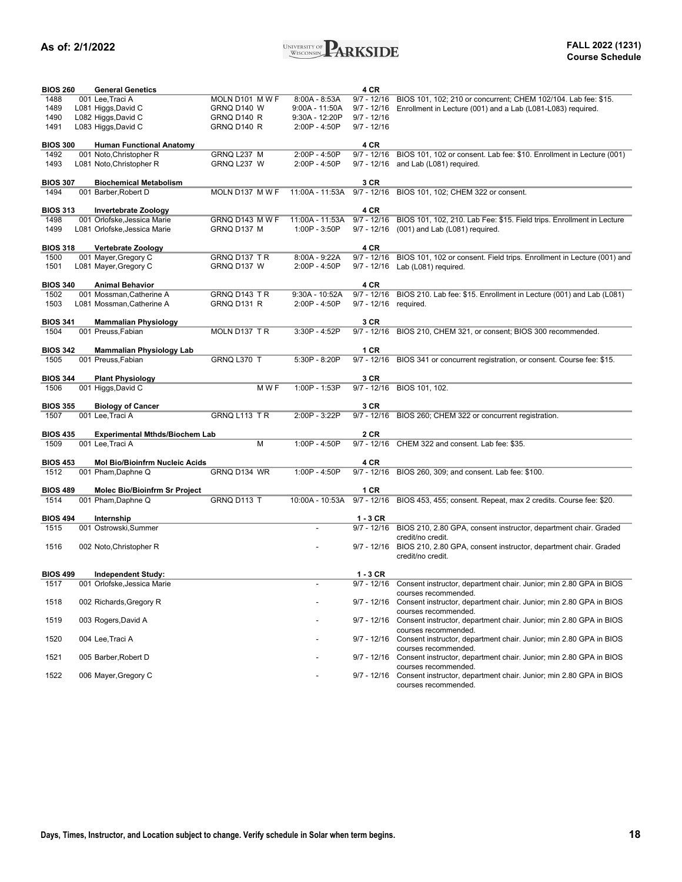| Class # | Section / Instructor | Location / Days | Time | Dates | Notes |
|---|---|---|---|---|---|
| **BIOS 260** | **General Genetics** | | | **4 CR** | |
| 1488 | 001 Lee,Traci A | MOLN D101 M W F | 8:00A - 8:53A | 9/7 - 12/16 | BIOS 101, 102; 210 or concurrent; CHEM 102/104. Lab fee: $15. |
| 1489 | L081 Higgs,David C | GRNQ D140 W | 9:00A - 11:50A | 9/7 - 12/16 | Enrollment in Lecture (001) and a Lab (L081-L083) required. |
| 1490 | L082 Higgs,David C | GRNQ D140 R | 9:30A - 12:20P | 9/7 - 12/16 | |
| 1491 | L083 Higgs,David C | GRNQ D140 R | 2:00P - 4:50P | 9/7 - 12/16 | |
| **BIOS 300** | **Human Functional Anatomy** | | | **4 CR** | |
| 1492 | 001 Noto,Christopher R | GRNQ L237 M | 2:00P - 4:50P | 9/7 - 12/16 | BIOS 101, 102 or consent. Lab fee: $10. Enrollment in Lecture (001) and Lab (L081) required. |
| 1493 | L081 Noto,Christopher R | GRNQ L237 W | 2:00P - 4:50P | 9/7 - 12/16 | |
| **BIOS 307** | **Biochemical Metabolism** | | | **3 CR** | |
| 1494 | 001 Barber,Robert D | MOLN D137 M W F | 11:00A - 11:53A | 9/7 - 12/16 | BIOS 101, 102; CHEM 322 or consent. |
| **BIOS 313** | **Invertebrate Zoology** | | | **4 CR** | |
| 1498 | 001 Orlofske,Jessica Marie | GRNQ D143 M W F | 11:00A - 11:53A | 9/7 - 12/16 | BIOS 101, 102, 210. Lab Fee: $15. Field trips. Enrollment in Lecture (001) and Lab (L081) required. |
| 1499 | L081 Orlofske,Jessica Marie | GRNQ D137 M | 1:00P - 3:50P | 9/7 - 12/16 | |
| **BIOS 318** | **Vertebrate Zoology** | | | **4 CR** | |
| 1500 | 001 Mayer,Gregory C | GRNQ D137 T R | 8:00A - 9:22A | 9/7 - 12/16 | BIOS 101, 102 or consent. Field trips. Enrollment in Lecture (001) and Lab (L081) required. |
| 1501 | L081 Mayer,Gregory C | GRNQ D137 W | 2:00P - 4:50P | 9/7 - 12/16 | |
| **BIOS 340** | **Animal Behavior** | | | **4 CR** | |
| 1502 | 001 Mossman,Catherine A | GRNQ D143 T R | 9:30A - 10:52A | 9/7 - 12/16 | BIOS 210. Lab fee: $15. Enrollment in Lecture (001) and Lab (L081) required. |
| 1503 | L081 Mossman,Catherine A | GRNQ D131 R | 2:00P - 4:50P | 9/7 - 12/16 | |
| **BIOS 341** | **Mammalian Physiology** | | | **3 CR** | |
| 1504 | 001 Preuss,Fabian | MOLN D137 T R | 3:30P - 4:52P | 9/7 - 12/16 | BIOS 210, CHEM 321, or consent; BIOS 300 recommended. |
| **BIOS 342** | **Mammalian Physiology Lab** | | | **1 CR** | |
| 1505 | 001 Preuss,Fabian | GRNQ L370 T | 5:30P - 8:20P | 9/7 - 12/16 | BIOS 341 or concurrent registration, or consent. Course fee: $15. |
| **BIOS 344** | **Plant Physiology** | | | **3 CR** | |
| 1506 | 001 Higgs,David C | M W F | 1:00P - 1:53P | 9/7 - 12/16 | BIOS 101, 102. |
| **BIOS 355** | **Biology of Cancer** | | | **3 CR** | |
| 1507 | 001 Lee,Traci A | GRNQ L113 T R | 2:00P - 3:22P | 9/7 - 12/16 | BIOS 260; CHEM 322 or concurrent registration. |
| **BIOS 435** | **Experimental Mthds/Biochem Lab** | | | **2 CR** | |
| 1509 | 001 Lee,Traci A | M | 1:00P - 4:50P | 9/7 - 12/16 | CHEM 322 and consent. Lab fee: $35. |
| **BIOS 453** | **Mol Bio/Bioinfrm Nucleic Acids** | | | **4 CR** | |
| 1512 | 001 Pham,Daphne Q | GRNQ D134 WR | 1:00P - 4:50P | 9/7 - 12/16 | BIOS 260, 309; and consent. Lab fee: $100. |
| **BIOS 489** | **Molec Bio/Bioinfrm Sr Project** | | | **1 CR** | |
| 1514 | 001 Pham,Daphne Q | GRNQ D113 T | 10:00A - 10:53A | 9/7 - 12/16 | BIOS 453, 455; consent. Repeat, max 2 credits. Course fee: $20. |
| **BIOS 494** | **Internship** | | | **1 - 3 CR** | |
| 1515 | 001 Ostrowski,Summer | | - | 9/7 - 12/16 | BIOS 210, 2.80 GPA, consent instructor, department chair. Graded credit/no credit. |
| 1516 | 002 Noto,Christopher R | | - | 9/7 - 12/16 | BIOS 210, 2.80 GPA, consent instructor, department chair. Graded credit/no credit. |
| **BIOS 499** | **Independent Study:** | | | **1 - 3 CR** | |
| 1517 | 001 Orlofske,Jessica Marie | | - | 9/7 - 12/16 | Consent instructor, department chair. Junior; min 2.80 GPA in BIOS courses recommended. |
| 1518 | 002 Richards,Gregory R | | - | 9/7 - 12/16 | Consent instructor, department chair. Junior; min 2.80 GPA in BIOS courses recommended. |
| 1519 | 003 Rogers,David A | | - | 9/7 - 12/16 | Consent instructor, department chair. Junior; min 2.80 GPA in BIOS courses recommended. |
| 1520 | 004 Lee,Traci A | | - | 9/7 - 12/16 | Consent instructor, department chair. Junior; min 2.80 GPA in BIOS courses recommended. |
| 1521 | 005 Barber,Robert D | | - | 9/7 - 12/16 | Consent instructor, department chair. Junior; min 2.80 GPA in BIOS courses recommended. |
| 1522 | 006 Mayer,Gregory C | | - | 9/7 - 12/16 | Consent instructor, department chair. Junior; min 2.80 GPA in BIOS courses recommended. |

Days, Times, Instructor, and Location subject to change. Verify schedule in Solar when term begins.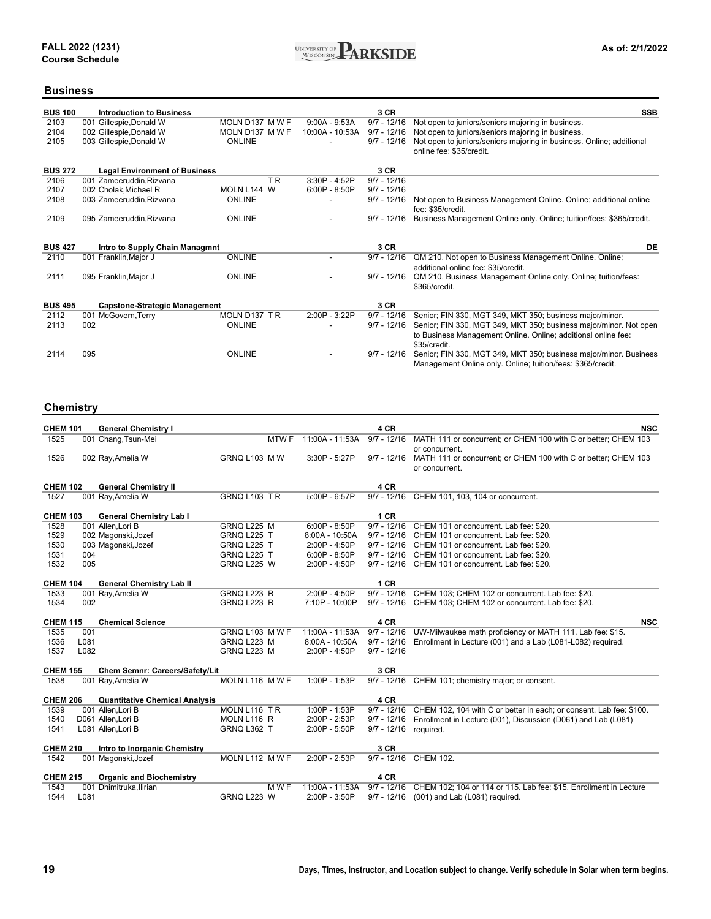FALL 2022 (1231)
**Course Schedule**

As of: 2/1/2022

## Business

| Class # | Section / Instructor | Location / Days | Time | Dates | Notes |
|---|---|---|---|---|---|
| **BUS 100** | **Introduction to Business** | | | **3 CR** | **SSB** |
| 2103 | 001 Gillespie,Donald W | MOLN D137 M W F | 9:00A - 9:53A | 9/7 - 12/16 | Not open to juniors/seniors majoring in business. |
| 2104 | 002 Gillespie,Donald W | MOLN D137 M W F | 10:00A - 10:53A | 9/7 - 12/16 | Not open to juniors/seniors majoring in business. |
| 2105 | 003 Gillespie,Donald W | ONLINE | - | 9/7 - 12/16 | Not open to juniors/seniors majoring in business. Online; additional online fee: $35/credit. |
| **BUS 272** | **Legal Environment of Business** | | | **3 CR** | |
| 2106 | 001 Zameeruddin,Rizvana | T R | 3:30P - 4:52P | 9/7 - 12/16 | |
| 2107 | 002 Cholak,Michael R | MOLN L144 W | 6:00P - 8:50P | 9/7 - 12/16 | |
| 2108 | 003 Zameeruddin,Rizvana | ONLINE | - | 9/7 - 12/16 | Not open to Business Management Online. Online; additional online fee: $35/credit. |
| 2109 | 095 Zameeruddin,Rizvana | ONLINE | - | 9/7 - 12/16 | Business Management Online only. Online; tuition/fees: $365/credit. |
| **BUS 427** | **Intro to Supply Chain Managmnt** | | | **3 CR** | **DE** |
| 2110 | 001 Franklin,Major J | ONLINE | - | 9/7 - 12/16 | QM 210. Not open to Business Management Online. Online; additional online fee: $35/credit. |
| 2111 | 095 Franklin,Major J | ONLINE | - | 9/7 - 12/16 | QM 210. Business Management Online only. Online; tuition/fees: $365/credit. |
| **BUS 495** | **Capstone-Strategic Management** | | | **3 CR** | |
| 2112 | 001 McGovern,Terry | MOLN D137 T R | 2:00P - 3:22P | 9/7 - 12/16 | Senior; FIN 330, MGT 349, MKT 350; business major/minor. |
| 2113 | 002 | ONLINE | - | 9/7 - 12/16 | Senior; FIN 330, MGT 349, MKT 350; business major/minor. Not open to Business Management Online. Online; additional online fee: $35/credit. |
| 2114 | 095 | ONLINE | - | 9/7 - 12/16 | Senior; FIN 330, MGT 349, MKT 350; business major/minor. Business Management Online only. Online; tuition/fees: $365/credit. |

## Chemistry

| Class # | Section / Instructor | Location / Days | Time | Dates | Notes |
|---|---|---|---|---|---|
| **CHEM 101** | **General Chemistry I** | | | **4 CR** | **NSC** |
| 1525 | 001 Chang,Tsun-Mei | MTW F | 11:00A - 11:53A | 9/7 - 12/16 | MATH 111 or concurrent; or CHEM 100 with C or better; CHEM 103 or concurrent. |
| 1526 | 002 Ray,Amelia W | GRNQ L103 M W | 3:30P - 5:27P | 9/7 - 12/16 | MATH 111 or concurrent; or CHEM 100 with C or better; CHEM 103 or concurrent. |
| **CHEM 102** | **General Chemistry II** | | | **4 CR** | |
| 1527 | 001 Ray,Amelia W | GRNQ L103 T R | 5:00P - 6:57P | 9/7 - 12/16 | CHEM 101, 103, 104 or concurrent. |
| **CHEM 103** | **General Chemistry Lab I** | | | **1 CR** | |
| 1528 | 001 Allen,Lori B | GRNQ L225 M | 6:00P - 8:50P | 9/7 - 12/16 | CHEM 101 or concurrent. Lab fee: $20. |
| 1529 | 002 Magonski,Jozef | GRNQ L225 T | 8:00A - 10:50A | 9/7 - 12/16 | CHEM 101 or concurrent. Lab fee: $20. |
| 1530 | 003 Magonski,Jozef | GRNQ L225 T | 2:00P - 4:50P | 9/7 - 12/16 | CHEM 101 or concurrent. Lab fee: $20. |
| 1531 | 004 | GRNQ L225 T | 6:00P - 8:50P | 9/7 - 12/16 | CHEM 101 or concurrent. Lab fee: $20. |
| 1532 | 005 | GRNQ L225 W | 2:00P - 4:50P | 9/7 - 12/16 | CHEM 101 or concurrent. Lab fee: $20. |
| **CHEM 104** | **General Chemistry Lab II** | | | **1 CR** | |
| 1533 | 001 Ray,Amelia W | GRNQ L223 R | 2:00P - 4:50P | 9/7 - 12/16 | CHEM 103; CHEM 102 or concurrent. Lab fee: $20. |
| 1534 | 002 | GRNQ L223 R | 7:10P - 10:00P | 9/7 - 12/16 | CHEM 103; CHEM 102 or concurrent. Lab fee: $20. |
| **CHEM 115** | **Chemical Science** | | | **4 CR** | **NSC** |
| 1535 | 001 | GRNQ L103 M W F | 11:00A - 11:53A | 9/7 - 12/16 | UW-Milwaukee math proficiency or MATH 111. Lab fee: $15. |
| 1536 | L081 | GRNQ L223 M | 8:00A - 10:50A | 9/7 - 12/16 | Enrollment in Lecture (001) and a Lab (L081-L082) required. |
| 1537 | L082 | GRNQ L223 M | 2:00P - 4:50P | 9/7 - 12/16 | |
| **CHEM 155** | **Chem Semnr: Careers/Safety/Lit** | | | **3 CR** | |
| 1538 | 001 Ray,Amelia W | MOLN L116 M W F | 1:00P - 1:53P | 9/7 - 12/16 | CHEM 101; chemistry major; or consent. |
| **CHEM 206** | **Quantitative Chemical Analysis** | | | **4 CR** | |
| 1539 | 001 Allen,Lori B | MOLN L116 T R | 1:00P - 1:53P | 9/7 - 12/16 | CHEM 102, 104 with C or better in each; or consent. Lab fee: $100. |
| 1540 | D061 Allen,Lori B | MOLN L116 R | 2:00P - 2:53P | 9/7 - 12/16 | Enrollment in Lecture (001), Discussion (D061) and Lab (L081) |
| 1541 | L081 Allen,Lori B | GRNQ L362 T | 2:00P - 5:50P | 9/7 - 12/16 | required. |
| **CHEM 210** | **Intro to Inorganic Chemistry** | | | **3 CR** | |
| 1542 | 001 Magonski,Jozef | MOLN L112 M W F | 2:00P - 2:53P | 9/7 - 12/16 | CHEM 102. |
| **CHEM 215** | **Organic and Biochemistry** | | | **4 CR** | |
| 1543 | 001 Dhimitruka,Ilirian | M W F | 11:00A - 11:53A | 9/7 - 12/16 | CHEM 102; 104 or 114 or 115. Lab fee: $15. Enrollment in Lecture |
| 1544 | L081 | GRNQ L223 W | 2:00P - 3:50P | 9/7 - 12/16 | (001) and Lab (L081) required. |

**Days, Times, Instructor, and Location subject to change. Verify schedule in Solar when term begins.**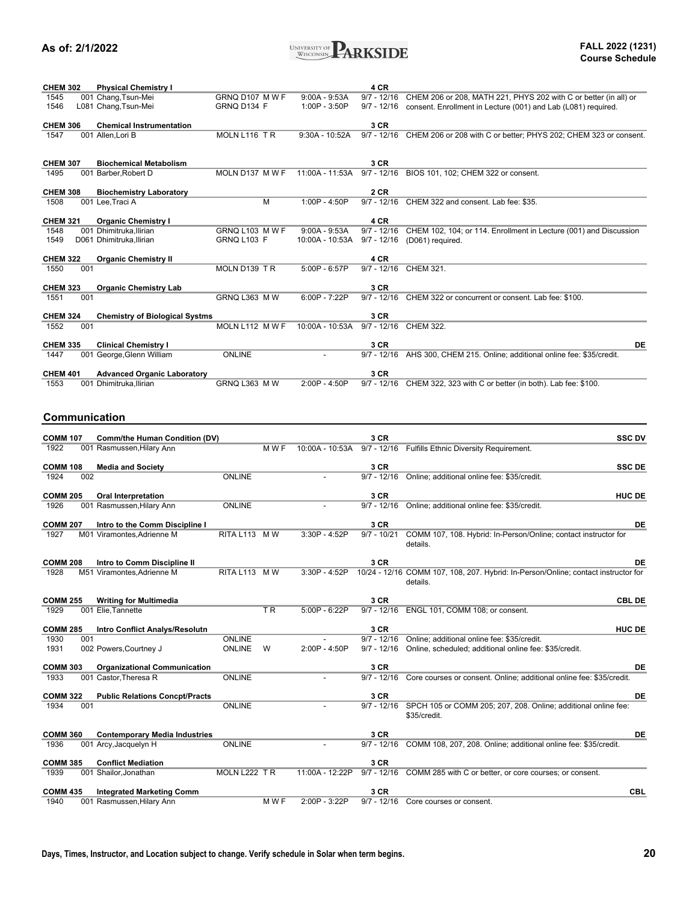| Class # | Section / Instructor | Location | Days | Time | Dates | Notes | Attributes |
|---|---|---|---|---|---|---|---|
| **CHEM 302** | **Physical Chemistry I** | | | | **4 CR** | | |
| 1545 | 001 Chang,Tsun-Mei | GRNQ D107 | M W F | 9:00A - 9:53A | 9/7 - 12/16 | CHEM 206 or 208, MATH 221, PHYS 202 with C or better (in all) or | |
| 1546 | L081 Chang,Tsun-Mei | GRNQ D134 | F | 1:00P - 3:50P | 9/7 - 12/16 | consent. Enrollment in Lecture (001) and Lab (L081) required. | |
| **CHEM 306** | **Chemical Instrumentation** | | | | **3 CR** | | |
| 1547 | 001 Allen,Lori B | MOLN L116 | T R | 9:30A - 10:52A | 9/7 - 12/16 | CHEM 206 or 208 with C or better; PHYS 202; CHEM 323 or consent. | |
| **CHEM 307** | **Biochemical Metabolism** | | | | **3 CR** | | |
| 1495 | 001 Barber,Robert D | MOLN D137 | M W F | 11:00A - 11:53A | 9/7 - 12/16 | BIOS 101, 102; CHEM 322 or consent. | |
| **CHEM 308** | **Biochemistry Laboratory** | | | | **2 CR** | | |
| 1508 | 001 Lee,Traci A | | M | 1:00P - 4:50P | 9/7 - 12/16 | CHEM 322 and consent. Lab fee: $35. | |
| **CHEM 321** | **Organic Chemistry I** | | | | **4 CR** | | |
| 1548 | 001 Dhimitruka,Ilirian | GRNQ L103 | M W F | 9:00A - 9:53A | 9/7 - 12/16 | CHEM 102, 104; or 114. Enrollment in Lecture (001) and Discussion | |
| 1549 | D061 Dhimitruka,Ilirian | GRNQ L103 | F | 10:00A - 10:53A | 9/7 - 12/16 | (D061) required. | |
| **CHEM 322** | **Organic Chemistry II** | | | | **4 CR** | | |
| 1550 | 001 | MOLN D139 | T R | 5:00P - 6:57P | 9/7 - 12/16 | CHEM 321. | |
| **CHEM 323** | **Organic Chemistry Lab** | | | | **3 CR** | | |
| 1551 | 001 | GRNQ L363 | M W | 6:00P - 7:22P | 9/7 - 12/16 | CHEM 322 or concurrent or consent. Lab fee: $100. | |
| **CHEM 324** | **Chemistry of Biological Systms** | | | | **3 CR** | | |
| 1552 | 001 | MOLN L112 | M W F | 10:00A - 10:53A | 9/7 - 12/16 | CHEM 322. | |
| **CHEM 335** | **Clinical Chemistry I** | | | | **3 CR** | | **DE** |
| 1447 | 001 George,Glenn William | ONLINE | | - | 9/7 - 12/16 | AHS 300, CHEM 215. Online; additional online fee: $35/credit. | |
| **CHEM 401** | **Advanced Organic Laboratory** | | | | **3 CR** | | |
| 1553 | 001 Dhimitruka,Ilirian | GRNQ L363 | M W | 2:00P - 4:50P | 9/7 - 12/16 | CHEM 322, 323 with C or better (in both). Lab fee: $100. | |

## Communication

| Class # | Section / Instructor | Location | Days | Time | Dates | Notes | Attributes |
|---|---|---|---|---|---|---|---|
| **COMM 107** | **Comm/the Human Condition (DV)** | | | | **3 CR** | | **SSC DV** |
| 1922 | 001 Rasmussen,Hilary Ann | | M W F | 10:00A - 10:53A | 9/7 - 12/16 | Fulfills Ethnic Diversity Requirement. | |
| **COMM 108** | **Media and Society** | | | | **3 CR** | | **SSC DE** |
| 1924 | 002 | ONLINE | | - | 9/7 - 12/16 | Online; additional online fee: $35/credit. | |
| **COMM 205** | **Oral Interpretation** | | | | **3 CR** | | **HUC DE** |
| 1926 | 001 Rasmussen,Hilary Ann | ONLINE | | - | 9/7 - 12/16 | Online; additional online fee: $35/credit. | |
| **COMM 207** | **Intro to the Comm Discipline I** | | | | **3 CR** | | **DE** |
| 1927 | M01 Viramontes,Adrienne M | RITA L113 | M W | 3:30P - 4:52P | 9/7 - 10/21 | COMM 107, 108. Hybrid: In-Person/Online; contact instructor for details. | |
| **COMM 208** | **Intro to Comm Discipline II** | | | | **3 CR** | | **DE** |
| 1928 | M51 Viramontes,Adrienne M | RITA L113 | M W | 3:30P - 4:52P | 10/24 - 12/16 | COMM 107, 108, 207. Hybrid: In-Person/Online; contact instructor for details. | |
| **COMM 255** | **Writing for Multimedia** | | | | **3 CR** | | **CBL DE** |
| 1929 | 001 Elie,Tannette | | T R | 5:00P - 6:22P | 9/7 - 12/16 | ENGL 101, COMM 108; or consent. | |
| **COMM 285** | **Intro Conflict Analys/Resolutn** | | | | **3 CR** | | **HUC DE** |
| 1930 | 001 | ONLINE | | - | 9/7 - 12/16 | Online; additional online fee: $35/credit. | |
| 1931 | 002 Powers,Courtney J | ONLINE | W | 2:00P - 4:50P | 9/7 - 12/16 | Online, scheduled; additional online fee: $35/credit. | |
| **COMM 303** | **Organizational Communication** | | | | **3 CR** | | **DE** |
| 1933 | 001 Castor,Theresa R | ONLINE | | - | 9/7 - 12/16 | Core courses or consent. Online; additional online fee: $35/credit. | |
| **COMM 322** | **Public Relations Concpt/Practs** | | | | **3 CR** | | **DE** |
| 1934 | 001 | ONLINE | | - | 9/7 - 12/16 | SPCH 105 or COMM 205; 207, 208. Online; additional online fee: $35/credit. | |
| **COMM 360** | **Contemporary Media Industries** | | | | **3 CR** | | **DE** |
| 1936 | 001 Arcy,Jacquelyn H | ONLINE | | - | 9/7 - 12/16 | COMM 108, 207, 208. Online; additional online fee: $35/credit. | |
| **COMM 385** | **Conflict Mediation** | | | | **3 CR** | | |
| 1939 | 001 Shailor,Jonathan | MOLN L222 | T R | 11:00A - 12:22P | 9/7 - 12/16 | COMM 285 with C or better, or core courses; or consent. | |
| **COMM 435** | **Integrated Marketing Comm** | | | | **3 CR** | | **CBL** |
| 1940 | 001 Rasmussen,Hilary Ann | | M W F | 2:00P - 3:22P | 9/7 - 12/16 | Core courses or consent. | |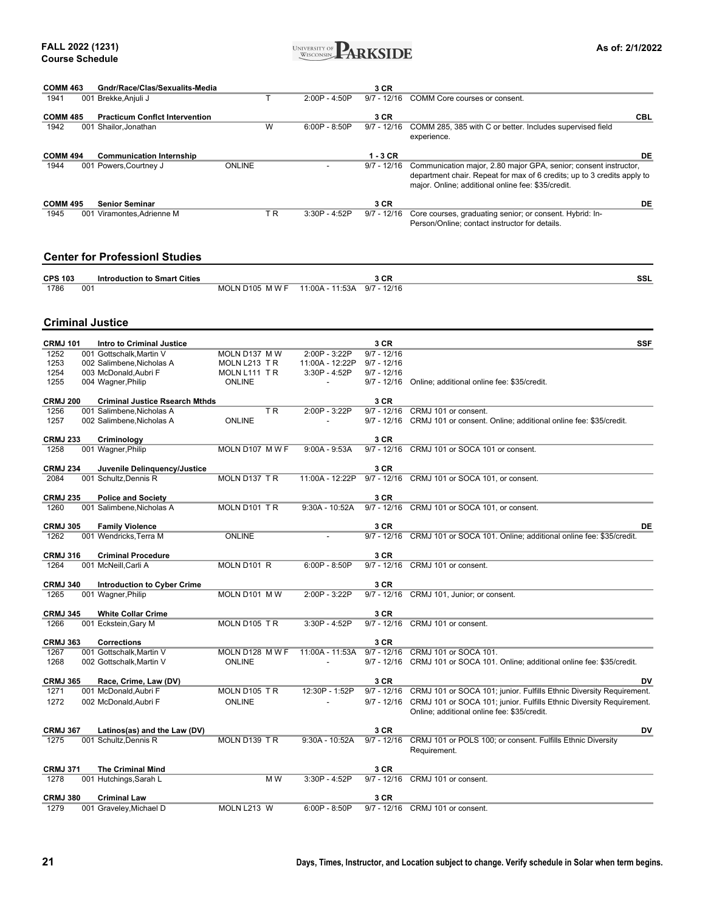| Class | Sec | Instructor | Location | Days | Time | Dates | Notes | Attr |
|---|---|---|---|---|---|---|---|---|
| **COMM 463** | | **Gndr/Race/Clas/Sexualits-Media** | | | | **3 CR** | | |
| 1941 | 001 | Brekke,Anjuli J | | T | 2:00P - 4:50P | 9/7 - 12/16 | COMM Core courses or consent. | |
| **COMM 485** | | **Practicum Conflct Intervention** | | | | **3 CR** | | **CBL** |
| 1942 | 001 | Shailor,Jonathan | | W | 6:00P - 8:50P | 9/7 - 12/16 | COMM 285, 385 with C or better. Includes supervised field experience. | |
| **COMM 494** | | **Communication Internship** | | | | **1 - 3 CR** | | **DE** |
| 1944 | 001 | Powers,Courtney J | ONLINE | | - | 9/7 - 12/16 | Communication major, 2.80 major GPA, senior; consent instructor, department chair. Repeat for max of 6 credits; up to 3 credits apply to major. Online; additional online fee: $35/credit. | |
| **COMM 495** | | **Senior Seminar** | | | | **3 CR** | | **DE** |
| 1945 | 001 | Viramontes,Adrienne M | | T R | 3:30P - 4:52P | 9/7 - 12/16 | Core courses, graduating senior; or consent. Hybrid: In-Person/Online; contact instructor for details. | |

## Center for Professionl Studies

| Class | Sec | Instructor | Location | Days | Time | Dates | Notes | Attr |
|---|---|---|---|---|---|---|---|---|
| **CPS 103** | | **Introduction to Smart Cities** | | | | **3 CR** | | **SSL** |
| 1786 | 001 | | MOLN D105 | M W F | 11:00A - 11:53A | 9/7 - 12/16 | | |

## Criminal Justice

| Class | Sec | Instructor | Location | Days | Time | Dates | Notes | Attr |
|---|---|---|---|---|---|---|---|---|
| **CRMJ 101** | | **Intro to Criminal Justice** | | | | **3 CR** | | **SSF** |
| 1252 | 001 | Gottschalk,Martin V | MOLN D137 | M W | 2:00P - 3:22P | 9/7 - 12/16 | | |
| 1253 | 002 | Salimbene,Nicholas A | MOLN L213 | T R | 11:00A - 12:22P | 9/7 - 12/16 | | |
| 1254 | 003 | McDonald,Aubri F | MOLN L111 | T R | 3:30P - 4:52P | 9/7 - 12/16 | | |
| 1255 | 004 | Wagner,Philip | ONLINE | | - | 9/7 - 12/16 | Online; additional online fee: $35/credit. | |
| **CRMJ 200** | | **Criminal Justice Rsearch Mthds** | | | | **3 CR** | | |
| 1256 | 001 | Salimbene,Nicholas A | | T R | 2:00P - 3:22P | 9/7 - 12/16 | CRMJ 101 or consent. | |
| 1257 | 002 | Salimbene,Nicholas A | ONLINE | | - | 9/7 - 12/16 | CRMJ 101 or consent. Online; additional online fee: $35/credit. | |
| **CRMJ 233** | | **Criminology** | | | | **3 CR** | | |
| 1258 | 001 | Wagner,Philip | MOLN D107 | M W F | 9:00A - 9:53A | 9/7 - 12/16 | CRMJ 101 or SOCA 101 or consent. | |
| **CRMJ 234** | | **Juvenile Delinquency/Justice** | | | | **3 CR** | | |
| 2084 | 001 | Schultz,Dennis R | MOLN D137 | T R | 11:00A - 12:22P | 9/7 - 12/16 | CRMJ 101 or SOCA 101, or consent. | |
| **CRMJ 235** | | **Police and Society** | | | | **3 CR** | | |
| 1260 | 001 | Salimbene,Nicholas A | MOLN D101 | T R | 9:30A - 10:52A | 9/7 - 12/16 | CRMJ 101 or SOCA 101, or consent. | |
| **CRMJ 305** | | **Family Violence** | | | | **3 CR** | | **DE** |
| 1262 | 001 | Wendricks,Terra M | ONLINE | | - | 9/7 - 12/16 | CRMJ 101 or SOCA 101. Online; additional online fee: $35/credit. | |
| **CRMJ 316** | | **Criminal Procedure** | | | | **3 CR** | | |
| 1264 | 001 | McNeill,Carli A | MOLN D101 | R | 6:00P - 8:50P | 9/7 - 12/16 | CRMJ 101 or consent. | |
| **CRMJ 340** | | **Introduction to Cyber Crime** | | | | **3 CR** | | |
| 1265 | 001 | Wagner,Philip | MOLN D101 | M W | 2:00P - 3:22P | 9/7 - 12/16 | CRMJ 101, Junior; or consent. | |
| **CRMJ 345** | | **White Collar Crime** | | | | **3 CR** | | |
| 1266 | 001 | Eckstein,Gary M | MOLN D105 | T R | 3:30P - 4:52P | 9/7 - 12/16 | CRMJ 101 or consent. | |
| **CRMJ 363** | | **Corrections** | | | | **3 CR** | | |
| 1267 | 001 | Gottschalk,Martin V | MOLN D128 | M W F | 11:00A - 11:53A | 9/7 - 12/16 | CRMJ 101 or SOCA 101. | |
| 1268 | 002 | Gottschalk,Martin V | ONLINE | | - | 9/7 - 12/16 | CRMJ 101 or SOCA 101. Online; additional online fee: $35/credit. | |
| **CRMJ 365** | | **Race, Crime, Law (DV)** | | | | **3 CR** | | **DV** |
| 1271 | 001 | McDonald,Aubri F | MOLN D105 | T R | 12:30P - 1:52P | 9/7 - 12/16 | CRMJ 101 or SOCA 101; junior. Fulfills Ethnic Diversity Requirement. | |
| 1272 | 002 | McDonald,Aubri F | ONLINE | | - | 9/7 - 12/16 | CRMJ 101 or SOCA 101; junior. Fulfills Ethnic Diversity Requirement. Online; additional online fee: $35/credit. | |
| **CRMJ 367** | | **Latinos(as) and the Law (DV)** | | | | **3 CR** | | **DV** |
| 1275 | 001 | Schultz,Dennis R | MOLN D139 | T R | 9:30A - 10:52A | 9/7 - 12/16 | CRMJ 101 or POLS 100; or consent. Fulfills Ethnic Diversity Requirement. | |
| **CRMJ 371** | | **The Criminal Mind** | | | | **3 CR** | | |
| 1278 | 001 | Hutchings,Sarah L | | M W | 3:30P - 4:52P | 9/7 - 12/16 | CRMJ 101 or consent. | |
| **CRMJ 380** | | **Criminal Law** | | | | **3 CR** | | |
| 1279 | 001 | Graveley,Michael D | MOLN L213 | W | 6:00P - 8:50P | 9/7 - 12/16 | CRMJ 101 or consent. | |

Days, Times, Instructor, and Location subject to change. Verify schedule in Solar when term begins.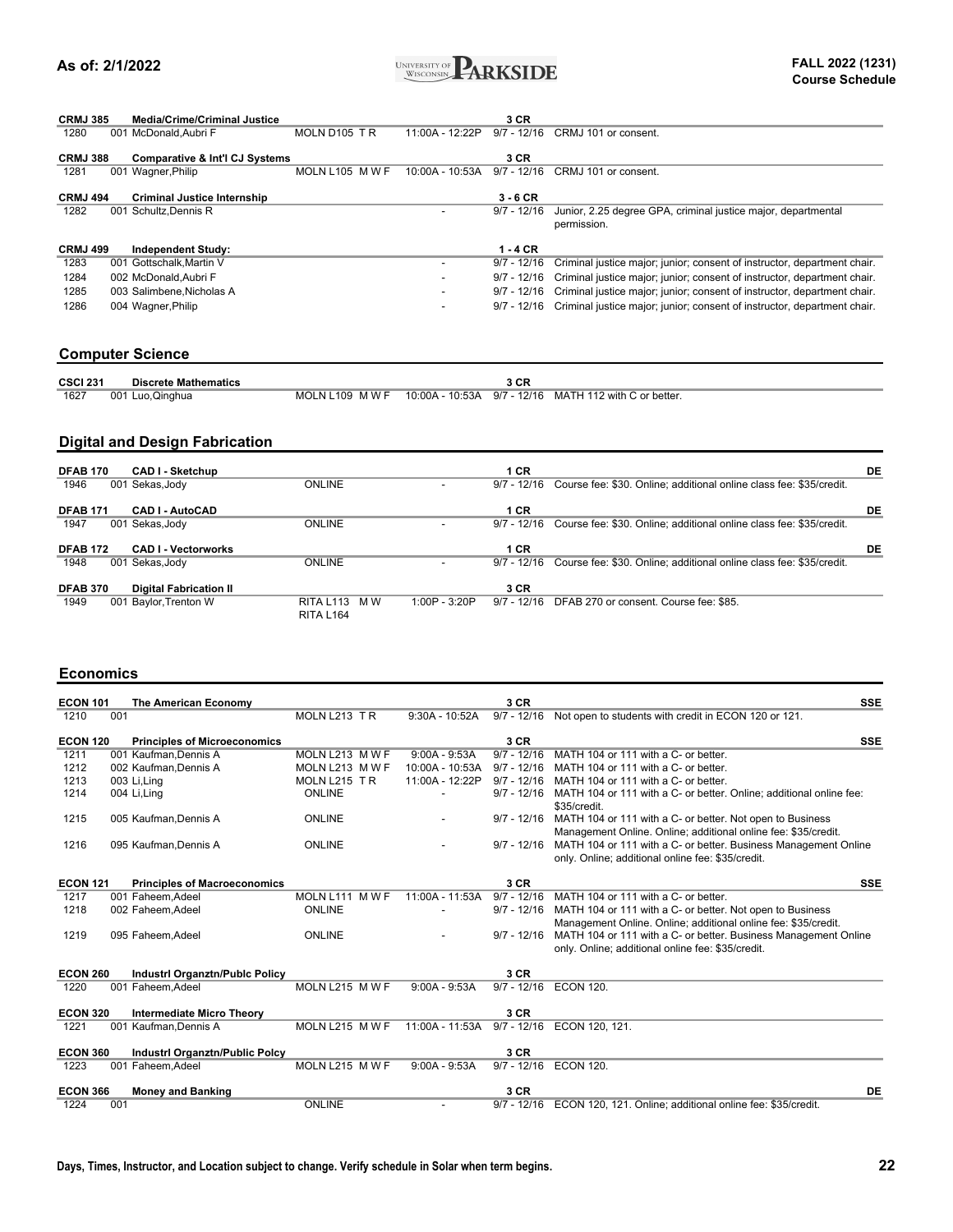| CRMJ 385 | Media/Crime/Criminal Justice | | | 3 CR | | |
|---|---|---|---|---|---|---|
| 1280 | 001 McDonald,Aubri F | MOLN D105 T R | 11:00A - 12:22P | 9/7 - 12/16 | CRMJ 101 or consent. | |

| CRMJ 388 | Comparative & Int'l CJ Systems | | | 3 CR | | |
|---|---|---|---|---|---|---|
| 1281 | 001 Wagner,Philip | MOLN L105 M W F | 10:00A - 10:53A | 9/7 - 12/16 | CRMJ 101 or consent. | |

| CRMJ 494 | Criminal Justice Internship | | | 3 - 6 CR | | |
|---|---|---|---|---|---|---|
| 1282 | 001 Schultz,Dennis R | | - | 9/7 - 12/16 | Junior, 2.25 degree GPA, criminal justice major, departmental permission. | |

| CRMJ 499 | Independent Study: | | | 1 - 4 CR | | |
|---|---|---|---|---|---|---|
| 1283 | 001 Gottschalk,Martin V | | - | 9/7 - 12/16 | Criminal justice major; junior; consent of instructor, department chair. | |
| 1284 | 002 McDonald,Aubri F | | - | 9/7 - 12/16 | Criminal justice major; junior; consent of instructor, department chair. | |
| 1285 | 003 Salimbene,Nicholas A | | - | 9/7 - 12/16 | Criminal justice major; junior; consent of instructor, department chair. | |
| 1286 | 004 Wagner,Philip | | - | 9/7 - 12/16 | Criminal justice major; junior; consent of instructor, department chair. | |

## Computer Science

| CSCI 231 | Discrete Mathematics | | | 3 CR | | |
|---|---|---|---|---|---|---|
| 1627 | 001 Luo,Qinghua | MOLN L109 M W F | 10:00A - 10:53A | 9/7 - 12/16 | MATH 112 with C or better. | |

## Digital and Design Fabrication

| DFAB 170 | CAD I - Sketchup | | | 1 CR | | DE |
|---|---|---|---|---|---|---|
| 1946 | 001 Sekas,Jody | ONLINE | - | 9/7 - 12/16 | Course fee: $30. Online; additional online class fee: $35/credit. | |

| DFAB 171 | CAD I - AutoCAD | | | 1 CR | | DE |
|---|---|---|---|---|---|---|
| 1947 | 001 Sekas,Jody | ONLINE | - | 9/7 - 12/16 | Course fee: $30. Online; additional online class fee: $35/credit. | |

| DFAB 172 | CAD I - Vectorworks | | | 1 CR | | DE |
|---|---|---|---|---|---|---|
| 1948 | 001 Sekas,Jody | ONLINE | - | 9/7 - 12/16 | Course fee: $30. Online; additional online class fee: $35/credit. | |

| DFAB 370 | Digital Fabrication II | | | 3 CR | | |
|---|---|---|---|---|---|---|
| 1949 | 001 Baylor,Trenton W | RITA L113 M W RITA L164 | 1:00P - 3:20P | 9/7 - 12/16 | DFAB 270 or consent. Course fee: $85. | |

## Economics

| ECON 101 | The American Economy | | | 3 CR | | SSE |
|---|---|---|---|---|---|---|
| 1210 | 001 | MOLN L213 T R | 9:30A - 10:52A | 9/7 - 12/16 | Not open to students with credit in ECON 120 or 121. | |

| ECON 120 | Principles of Microeconomics | | | 3 CR | | SSE |
|---|---|---|---|---|---|---|
| 1211 | 001 Kaufman,Dennis A | MOLN L213 M W F | 9:00A - 9:53A | 9/7 - 12/16 | MATH 104 or 111 with a C- or better. | |
| 1212 | 002 Kaufman,Dennis A | MOLN L213 M W F | 10:00A - 10:53A | 9/7 - 12/16 | MATH 104 or 111 with a C- or better. | |
| 1213 | 003 Li,Ling | MOLN L215 T R | 11:00A - 12:22P | 9/7 - 12/16 | MATH 104 or 111 with a C- or better. | |
| 1214 | 004 Li,Ling | ONLINE | - | 9/7 - 12/16 | MATH 104 or 111 with a C- or better. Online; additional online fee: $35/credit. | |
| 1215 | 005 Kaufman,Dennis A | ONLINE | - | 9/7 - 12/16 | MATH 104 or 111 with a C- or better. Not open to Business Management Online. Online; additional online fee: $35/credit. | |
| 1216 | 095 Kaufman,Dennis A | ONLINE | - | 9/7 - 12/16 | MATH 104 or 111 with a C- or better. Business Management Online only. Online; additional online fee: $35/credit. | |

| ECON 121 | Principles of Macroeconomics | | | 3 CR | | SSE |
|---|---|---|---|---|---|---|
| 1217 | 001 Faheem,Adeel | MOLN L111 M W F | 11:00A - 11:53A | 9/7 - 12/16 | MATH 104 or 111 with a C- or better. | |
| 1218 | 002 Faheem,Adeel | ONLINE | - | 9/7 - 12/16 | MATH 104 or 111 with a C- or better. Not open to Business Management Online. Online; additional online fee: $35/credit. | |
| 1219 | 095 Faheem,Adeel | ONLINE | - | 9/7 - 12/16 | MATH 104 or 111 with a C- or better. Business Management Online only. Online; additional online fee: $35/credit. | |

| ECON 260 | Industrl Organztn/Publc Policy | | | 3 CR | | |
|---|---|---|---|---|---|---|
| 1220 | 001 Faheem,Adeel | MOLN L215 M W F | 9:00A - 9:53A | 9/7 - 12/16 | ECON 120. | |

| ECON 320 | Intermediate Micro Theory | | | 3 CR | | |
|---|---|---|---|---|---|---|
| 1221 | 001 Kaufman,Dennis A | MOLN L215 M W F | 11:00A - 11:53A | 9/7 - 12/16 | ECON 120, 121. | |

| ECON 360 | Industrl Organztn/Public Polcy | | | 3 CR | | |
|---|---|---|---|---|---|---|
| 1223 | 001 Faheem,Adeel | MOLN L215 M W F | 9:00A - 9:53A | 9/7 - 12/16 | ECON 120. | |

| ECON 366 | Money and Banking | | | 3 CR | | DE |
|---|---|---|---|---|---|---|
| 1224 | 001 | ONLINE | - | 9/7 - 12/16 | ECON 120, 121. Online; additional online fee: $35/credit. | |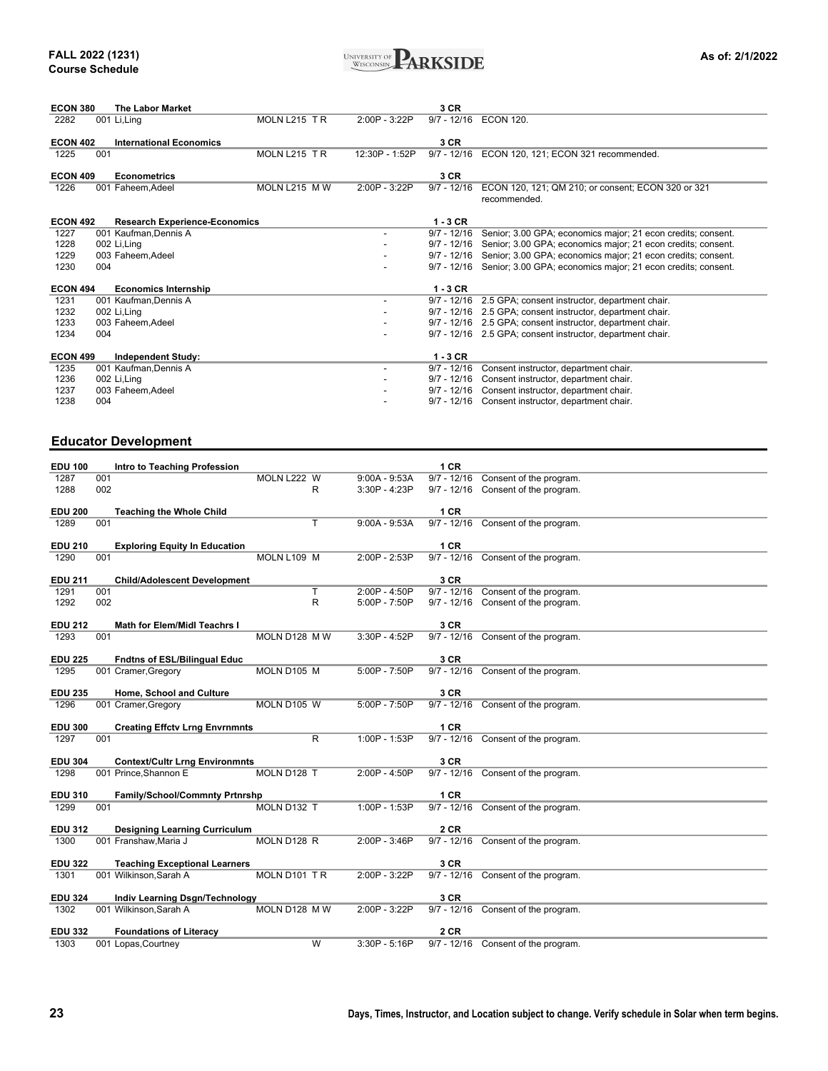| Class # | Sec | Instructor | Location | Days | Time | Dates | Notes |
|---|---|---|---|---|---|---|---|
| **ECON 380** | | **The Labor Market** | | | | **3 CR** | |
| 2282 | 001 | Li,Ling | MOLN L215 | T R | 2:00P - 3:22P | 9/7 - 12/16 | ECON 120. |
| **ECON 402** | | **International Economics** | | | | **3 CR** | |
| 1225 | 001 | | MOLN L215 | T R | 12:30P - 1:52P | 9/7 - 12/16 | ECON 120, 121; ECON 321 recommended. |
| **ECON 409** | | **Econometrics** | | | | **3 CR** | |
| 1226 | 001 | Faheem,Adeel | MOLN L215 | M W | 2:00P - 3:22P | 9/7 - 12/16 | ECON 120, 121; QM 210; or consent; ECON 320 or 321 recommended. |
| **ECON 492** | | **Research Experience-Economics** | | | | **1 - 3 CR** | |
| 1227 | 001 | Kaufman,Dennis A | | | - | 9/7 - 12/16 | Senior; 3.00 GPA; economics major; 21 econ credits; consent. |
| 1228 | 002 | Li,Ling | | | - | 9/7 - 12/16 | Senior; 3.00 GPA; economics major; 21 econ credits; consent. |
| 1229 | 003 | Faheem,Adeel | | | - | 9/7 - 12/16 | Senior; 3.00 GPA; economics major; 21 econ credits; consent. |
| 1230 | 004 | | | | - | 9/7 - 12/16 | Senior; 3.00 GPA; economics major; 21 econ credits; consent. |
| **ECON 494** | | **Economics Internship** | | | | **1 - 3 CR** | |
| 1231 | 001 | Kaufman,Dennis A | | | - | 9/7 - 12/16 | 2.5 GPA; consent instructor, department chair. |
| 1232 | 002 | Li,Ling | | | - | 9/7 - 12/16 | 2.5 GPA; consent instructor, department chair. |
| 1233 | 003 | Faheem,Adeel | | | - | 9/7 - 12/16 | 2.5 GPA; consent instructor, department chair. |
| 1234 | 004 | | | | - | 9/7 - 12/16 | 2.5 GPA; consent instructor, department chair. |
| **ECON 499** | | **Independent Study:** | | | | **1 - 3 CR** | |
| 1235 | 001 | Kaufman,Dennis A | | | - | 9/7 - 12/16 | Consent instructor, department chair. |
| 1236 | 002 | Li,Ling | | | - | 9/7 - 12/16 | Consent instructor, department chair. |
| 1237 | 003 | Faheem,Adeel | | | - | 9/7 - 12/16 | Consent instructor, department chair. |
| 1238 | 004 | | | | - | 9/7 - 12/16 | Consent instructor, department chair. |

## Educator Development

| Class # | Sec | Instructor | Location | Days | Time | Dates | Notes |
|---|---|---|---|---|---|---|---|
| **EDU 100** | | **Intro to Teaching Profession** | | | | **1 CR** | |
| 1287 | 001 | | MOLN L222 | W | 9:00A - 9:53A | 9/7 - 12/16 | Consent of the program. |
| 1288 | 002 | | | R | 3:30P - 4:23P | 9/7 - 12/16 | Consent of the program. |
| **EDU 200** | | **Teaching the Whole Child** | | | | **1 CR** | |
| 1289 | 001 | | | T | 9:00A - 9:53A | 9/7 - 12/16 | Consent of the program. |
| **EDU 210** | | **Exploring Equity In Education** | | | | **1 CR** | |
| 1290 | 001 | | MOLN L109 | M | 2:00P - 2:53P | 9/7 - 12/16 | Consent of the program. |
| **EDU 211** | | **Child/Adolescent Development** | | | | **3 CR** | |
| 1291 | 001 | | | T | 2:00P - 4:50P | 9/7 - 12/16 | Consent of the program. |
| 1292 | 002 | | | R | 5:00P - 7:50P | 9/7 - 12/16 | Consent of the program. |
| **EDU 212** | | **Math for Elem/Midl Teachrs I** | | | | **3 CR** | |
| 1293 | 001 | | MOLN D128 | M W | 3:30P - 4:52P | 9/7 - 12/16 | Consent of the program. |
| **EDU 225** | | **Fndtns of ESL/Bilingual Educ** | | | | **3 CR** | |
| 1295 | 001 | Cramer,Gregory | MOLN D105 | M | 5:00P - 7:50P | 9/7 - 12/16 | Consent of the program. |
| **EDU 235** | | **Home, School and Culture** | | | | **3 CR** | |
| 1296 | 001 | Cramer,Gregory | MOLN D105 | W | 5:00P - 7:50P | 9/7 - 12/16 | Consent of the program. |
| **EDU 300** | | **Creating Effctv Lrng Envrnmnts** | | | | **1 CR** | |
| 1297 | 001 | | | R | 1:00P - 1:53P | 9/7 - 12/16 | Consent of the program. |
| **EDU 304** | | **Context/Cultr Lrng Environmnts** | | | | **3 CR** | |
| 1298 | 001 | Prince,Shannon E | MOLN D128 | T | 2:00P - 4:50P | 9/7 - 12/16 | Consent of the program. |
| **EDU 310** | | **Family/School/Commnty Prtnrshp** | | | | **1 CR** | |
| 1299 | 001 | | MOLN D132 | T | 1:00P - 1:53P | 9/7 - 12/16 | Consent of the program. |
| **EDU 312** | | **Designing Learning Curriculum** | | | | **2 CR** | |
| 1300 | 001 | Franshaw,Maria J | MOLN D128 | R | 2:00P - 3:46P | 9/7 - 12/16 | Consent of the program. |
| **EDU 322** | | **Teaching Exceptional Learners** | | | | **3 CR** | |
| 1301 | 001 | Wilkinson,Sarah A | MOLN D101 | T R | 2:00P - 3:22P | 9/7 - 12/16 | Consent of the program. |
| **EDU 324** | | **Indiv Learning Dsgn/Technology** | | | | **3 CR** | |
| 1302 | 001 | Wilkinson,Sarah A | MOLN D128 | M W | 2:00P - 3:22P | 9/7 - 12/16 | Consent of the program. |
| **EDU 332** | | **Foundations of Literacy** | | | | **2 CR** | |
| 1303 | 001 | Lopas,Courtney | | W | 3:30P - 5:16P | 9/7 - 12/16 | Consent of the program. |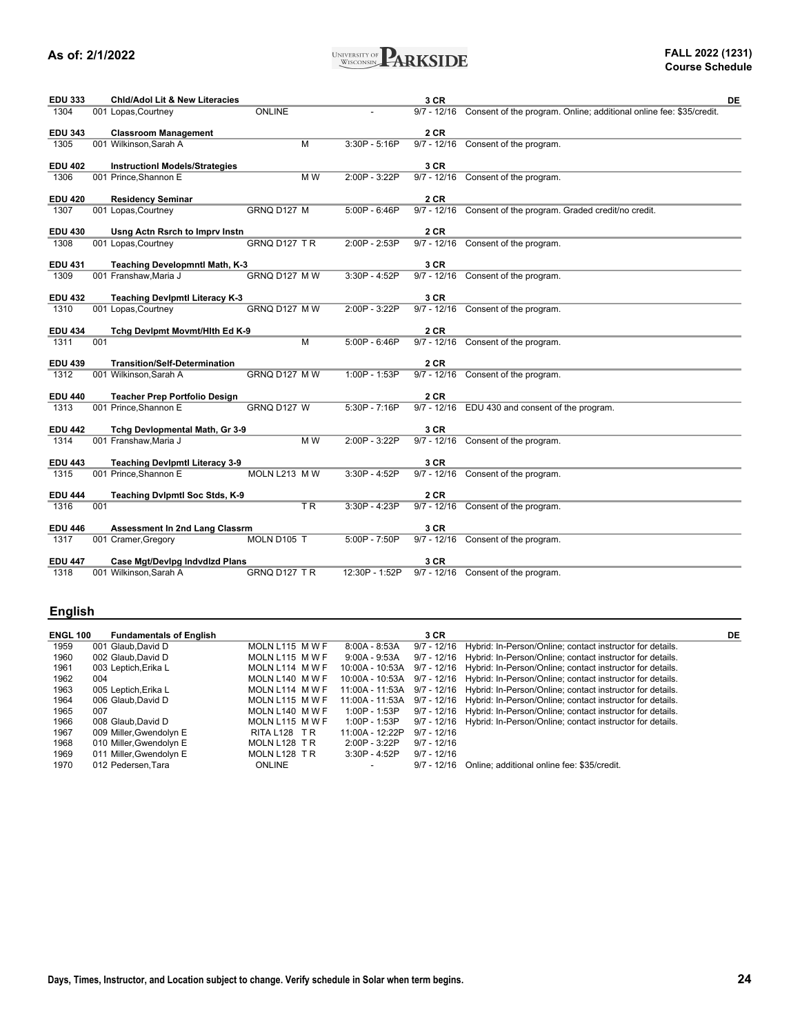| Course | Title / Section / Instructor | Location / Days | Time | Credits / Dates | Notes | |
|---|---|---|---|---|---|---|
| **EDU 333** | **Chld/Adol Lit & New Literacies** | | | **3 CR** | | **DE** |
| 1304 | 001 Lopas,Courtney | ONLINE | - | 9/7 - 12/16 | Consent of the program. Online; additional online fee: $35/credit. | |
| **EDU 343** | **Classroom Management** | | | **2 CR** | | |
| 1305 | 001 Wilkinson,Sarah A | M | 3:30P - 5:16P | 9/7 - 12/16 | Consent of the program. | |
| **EDU 402** | **Instructionl Models/Strategies** | | | **3 CR** | | |
| 1306 | 001 Prince,Shannon E | M W | 2:00P - 3:22P | 9/7 - 12/16 | Consent of the program. | |
| **EDU 420** | **Residency Seminar** | | | **2 CR** | | |
| 1307 | 001 Lopas,Courtney | GRNQ D127 M | 5:00P - 6:46P | 9/7 - 12/16 | Consent of the program. Graded credit/no credit. | |
| **EDU 430** | **Usng Actn Rsrch to Imprv Instn** | | | **2 CR** | | |
| 1308 | 001 Lopas,Courtney | GRNQ D127 T R | 2:00P - 2:53P | 9/7 - 12/16 | Consent of the program. | |
| **EDU 431** | **Teaching Developmntl Math, K-3** | | | **3 CR** | | |
| 1309 | 001 Franshaw,Maria J | GRNQ D127 M W | 3:30P - 4:52P | 9/7 - 12/16 | Consent of the program. | |
| **EDU 432** | **Teaching Devlpmtl Literacy K-3** | | | **3 CR** | | |
| 1310 | 001 Lopas,Courtney | GRNQ D127 M W | 2:00P - 3:22P | 9/7 - 12/16 | Consent of the program. | |
| **EDU 434** | **Tchg Devlpmt Movmt/Hlth Ed K-9** | | | **2 CR** | | |
| 1311 | 001 | M | 5:00P - 6:46P | 9/7 - 12/16 | Consent of the program. | |
| **EDU 439** | **Transition/Self-Determination** | | | **2 CR** | | |
| 1312 | 001 Wilkinson,Sarah A | GRNQ D127 M W | 1:00P - 1:53P | 9/7 - 12/16 | Consent of the program. | |
| **EDU 440** | **Teacher Prep Portfolio Design** | | | **2 CR** | | |
| 1313 | 001 Prince,Shannon E | GRNQ D127 W | 5:30P - 7:16P | 9/7 - 12/16 | EDU 430 and consent of the program. | |
| **EDU 442** | **Tchg Devlopmental Math, Gr 3-9** | | | **3 CR** | | |
| 1314 | 001 Franshaw,Maria J | M W | 2:00P - 3:22P | 9/7 - 12/16 | Consent of the program. | |
| **EDU 443** | **Teaching Devlpmtl Literacy 3-9** | | | **3 CR** | | |
| 1315 | 001 Prince,Shannon E | MOLN L213 M W | 3:30P - 4:52P | 9/7 - 12/16 | Consent of the program. | |
| **EDU 444** | **Teaching Dvlpmtl Soc Stds, K-9** | | | **2 CR** | | |
| 1316 | 001 | T R | 3:30P - 4:23P | 9/7 - 12/16 | Consent of the program. | |
| **EDU 446** | **Assessment In 2nd Lang Classrm** | | | **3 CR** | | |
| 1317 | 001 Cramer,Gregory | MOLN D105 T | 5:00P - 7:50P | 9/7 - 12/16 | Consent of the program. | |
| **EDU 447** | **Case Mgt/Devlpg Indvdlzd Plans** | | | **3 CR** | | |
| 1318 | 001 Wilkinson,Sarah A | GRNQ D127 T R | 12:30P - 1:52P | 9/7 - 12/16 | Consent of the program. | |

## English

| Course | Title / Section / Instructor | Location / Days | Time | Credits / Dates | Notes | |
|---|---|---|---|---|---|---|
| **ENGL 100** | **Fundamentals of English** | | | **3 CR** | | **DE** |
| 1959 | 001 Glaub,David D | MOLN L115 M W F | 8:00A - 8:53A | 9/7 - 12/16 | Hybrid: In-Person/Online; contact instructor for details. | |
| 1960 | 002 Glaub,David D | MOLN L115 M W F | 9:00A - 9:53A | 9/7 - 12/16 | Hybrid: In-Person/Online; contact instructor for details. | |
| 1961 | 003 Leptich,Erika L | MOLN L114 M W F | 10:00A - 10:53A | 9/7 - 12/16 | Hybrid: In-Person/Online; contact instructor for details. | |
| 1962 | 004 | MOLN L140 M W F | 10:00A - 10:53A | 9/7 - 12/16 | Hybrid: In-Person/Online; contact instructor for details. | |
| 1963 | 005 Leptich,Erika L | MOLN L114 M W F | 11:00A - 11:53A | 9/7 - 12/16 | Hybrid: In-Person/Online; contact instructor for details. | |
| 1964 | 006 Glaub,David D | MOLN L115 M W F | 11:00A - 11:53A | 9/7 - 12/16 | Hybrid: In-Person/Online; contact instructor for details. | |
| 1965 | 007 | MOLN L140 M W F | 1:00P - 1:53P | 9/7 - 12/16 | Hybrid: In-Person/Online; contact instructor for details. | |
| 1966 | 008 Glaub,David D | MOLN L115 M W F | 1:00P - 1:53P | 9/7 - 12/16 | Hybrid: In-Person/Online; contact instructor for details. | |
| 1967 | 009 Miller,Gwendolyn E | RITA L128 T R | 11:00A - 12:22P | 9/7 - 12/16 | | |
| 1968 | 010 Miller,Gwendolyn E | MOLN L128 T R | 2:00P - 3:22P | 9/7 - 12/16 | | |
| 1969 | 011 Miller,Gwendolyn E | MOLN L128 T R | 3:30P - 4:52P | 9/7 - 12/16 | | |
| 1970 | 012 Pedersen,Tara | ONLINE | - | 9/7 - 12/16 | Online; additional online fee: $35/credit. | |

Days, Times, Instructor, and Location subject to change. Verify schedule in Solar when term begins.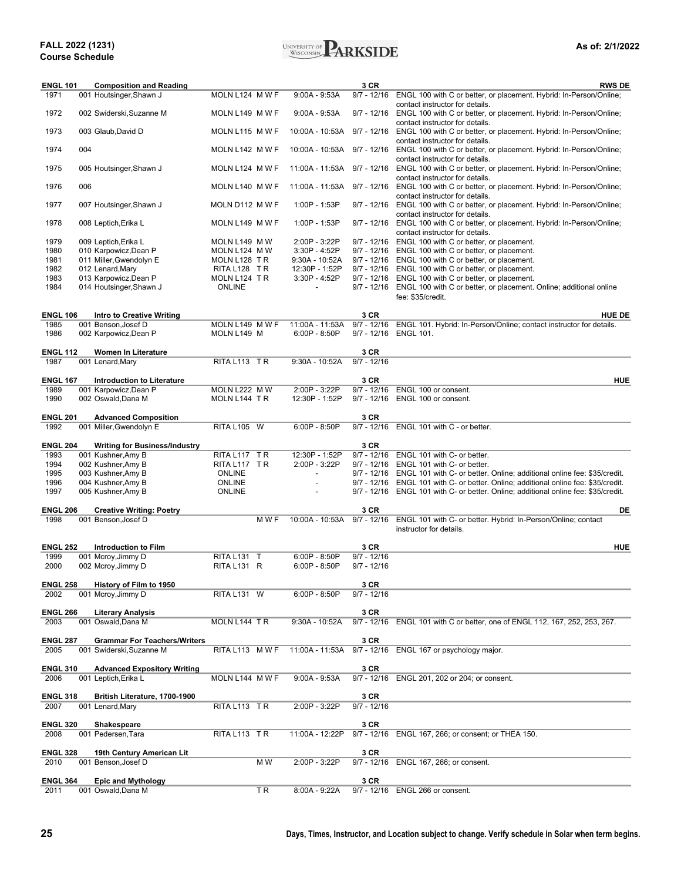**FALL 2022 (1231)**
**Course Schedule**

**As of: 2/1/2022**

### ENGL 101 Composition and Reading — 3 CR — RWS DE

| Class # | Section / Instructor | Location / Days | Time | Dates | Notes |
|---|---|---|---|---|---|
| 1971 | 001 Houtsinger,Shawn J | MOLN L124 M W F | 9:00A - 9:53A | 9/7 - 12/16 | ENGL 100 with C or better, or placement. Hybrid: In-Person/Online; contact instructor for details. |
| 1972 | 002 Swiderski,Suzanne M | MOLN L149 M W F | 9:00A - 9:53A | 9/7 - 12/16 | ENGL 100 with C or better, or placement. Hybrid: In-Person/Online; contact instructor for details. |
| 1973 | 003 Glaub,David D | MOLN L115 M W F | 10:00A - 10:53A | 9/7 - 12/16 | ENGL 100 with C or better, or placement. Hybrid: In-Person/Online; contact instructor for details. |
| 1974 | 004 | MOLN L142 M W F | 10:00A - 10:53A | 9/7 - 12/16 | ENGL 100 with C or better, or placement. Hybrid: In-Person/Online; contact instructor for details. |
| 1975 | 005 Houtsinger,Shawn J | MOLN L124 M W F | 11:00A - 11:53A | 9/7 - 12/16 | ENGL 100 with C or better, or placement. Hybrid: In-Person/Online; contact instructor for details. |
| 1976 | 006 | MOLN L140 M W F | 11:00A - 11:53A | 9/7 - 12/16 | ENGL 100 with C or better, or placement. Hybrid: In-Person/Online; contact instructor for details. |
| 1977 | 007 Houtsinger,Shawn J | MOLN D112 M W F | 1:00P - 1:53P | 9/7 - 12/16 | ENGL 100 with C or better, or placement. Hybrid: In-Person/Online; contact instructor for details. |
| 1978 | 008 Leptich,Erika L | MOLN L149 M W F | 1:00P - 1:53P | 9/7 - 12/16 | ENGL 100 with C or better, or placement. Hybrid: In-Person/Online; contact instructor for details. |
| 1979 | 009 Leptich,Erika L | MOLN L149 M W | 2:00P - 3:22P | 9/7 - 12/16 | ENGL 100 with C or better, or placement. |
| 1980 | 010 Karpowicz,Dean P | MOLN L124 M W | 3:30P - 4:52P | 9/7 - 12/16 | ENGL 100 with C or better, or placement. |
| 1981 | 011 Miller,Gwendolyn E | MOLN L128 T R | 9:30A - 10:52A | 9/7 - 12/16 | ENGL 100 with C or better, or placement. |
| 1982 | 012 Lenard,Mary | RITA L128 T R | 12:30P - 1:52P | 9/7 - 12/16 | ENGL 100 with C or better, or placement. |
| 1983 | 013 Karpowicz,Dean P | MOLN L124 T R | 3:30P - 4:52P | 9/7 - 12/16 | ENGL 100 with C or better, or placement. |
| 1984 | 014 Houtsinger,Shawn J | ONLINE | - | 9/7 - 12/16 | ENGL 100 with C or better, or placement. Online; additional online fee: $35/credit. |

### ENGL 106 Intro to Creative Writing — 3 CR — HUE DE

| Class # | Section / Instructor | Location / Days | Time | Dates | Notes |
|---|---|---|---|---|---|
| 1985 | 001 Benson,Josef D | MOLN L149 M W F | 11:00A - 11:53A | 9/7 - 12/16 | ENGL 101. Hybrid: In-Person/Online; contact instructor for details. |
| 1986 | 002 Karpowicz,Dean P | MOLN L149 M | 6:00P - 8:50P | 9/7 - 12/16 | ENGL 101. |

### ENGL 112 Women In Literature — 3 CR

| Class # | Section / Instructor | Location / Days | Time | Dates | Notes |
|---|---|---|---|---|---|
| 1987 | 001 Lenard,Mary | RITA L113 T R | 9:30A - 10:52A | 9/7 - 12/16 | |

### ENGL 167 Introduction to Literature — 3 CR — HUE

| Class # | Section / Instructor | Location / Days | Time | Dates | Notes |
|---|---|---|---|---|---|
| 1989 | 001 Karpowicz,Dean P | MOLN L222 M W | 2:00P - 3:22P | 9/7 - 12/16 | ENGL 100 or consent. |
| 1990 | 002 Oswald,Dana M | MOLN L144 T R | 12:30P - 1:52P | 9/7 - 12/16 | ENGL 100 or consent. |

### ENGL 201 Advanced Composition — 3 CR

| Class # | Section / Instructor | Location / Days | Time | Dates | Notes |
|---|---|---|---|---|---|
| 1992 | 001 Miller,Gwendolyn E | RITA L105 W | 6:00P - 8:50P | 9/7 - 12/16 | ENGL 101 with C - or better. |

### ENGL 204 Writing for Business/Industry — 3 CR

| Class # | Section / Instructor | Location / Days | Time | Dates | Notes |
|---|---|---|---|---|---|
| 1993 | 001 Kushner,Amy B | RITA L117 T R | 12:30P - 1:52P | 9/7 - 12/16 | ENGL 101 with C- or better. |
| 1994 | 002 Kushner,Amy B | RITA L117 T R | 2:00P - 3:22P | 9/7 - 12/16 | ENGL 101 with C- or better. |
| 1995 | 003 Kushner,Amy B | ONLINE | - | 9/7 - 12/16 | ENGL 101 with C- or better. Online; additional online fee: $35/credit. |
| 1996 | 004 Kushner,Amy B | ONLINE | - | 9/7 - 12/16 | ENGL 101 with C- or better. Online; additional online fee: $35/credit. |
| 1997 | 005 Kushner,Amy B | ONLINE | - | 9/7 - 12/16 | ENGL 101 with C- or better. Online; additional online fee: $35/credit. |

### ENGL 206 Creative Writing: Poetry — 3 CR — DE

| Class # | Section / Instructor | Location / Days | Time | Dates | Notes |
|---|---|---|---|---|---|
| 1998 | 001 Benson,Josef D | M W F | 10:00A - 10:53A | 9/7 - 12/16 | ENGL 101 with C- or better. Hybrid: In-Person/Online; contact instructor for details. |

### ENGL 252 Introduction to Film — 3 CR — HUE

| Class # | Section / Instructor | Location / Days | Time | Dates | Notes |
|---|---|---|---|---|---|
| 1999 | 001 Mcroy,Jimmy D | RITA L131 T | 6:00P - 8:50P | 9/7 - 12/16 | |
| 2000 | 002 Mcroy,Jimmy D | RITA L131 R | 6:00P - 8:50P | 9/7 - 12/16 | |

### ENGL 258 History of Film to 1950 — 3 CR

| Class # | Section / Instructor | Location / Days | Time | Dates | Notes |
|---|---|---|---|---|---|
| 2002 | 001 Mcroy,Jimmy D | RITA L131 W | 6:00P - 8:50P | 9/7 - 12/16 | |

### ENGL 266 Literary Analysis — 3 CR

| Class # | Section / Instructor | Location / Days | Time | Dates | Notes |
|---|---|---|---|---|---|
| 2003 | 001 Oswald,Dana M | MOLN L144 T R | 9:30A - 10:52A | 9/7 - 12/16 | ENGL 101 with C or better, one of ENGL 112, 167, 252, 253, 267. |

### ENGL 287 Grammar For Teachers/Writers — 3 CR

| Class # | Section / Instructor | Location / Days | Time | Dates | Notes |
|---|---|---|---|---|---|
| 2005 | 001 Swiderski,Suzanne M | RITA L113 M W F | 11:00A - 11:53A | 9/7 - 12/16 | ENGL 167 or psychology major. |

### ENGL 310 Advanced Expository Writing — 3 CR

| Class # | Section / Instructor | Location / Days | Time | Dates | Notes |
|---|---|---|---|---|---|
| 2006 | 001 Leptich,Erika L | MOLN L144 M W F | 9:00A - 9:53A | 9/7 - 12/16 | ENGL 201, 202 or 204; or consent. |

### ENGL 318 British Literature, 1700-1900 — 3 CR

| Class # | Section / Instructor | Location / Days | Time | Dates | Notes |
|---|---|---|---|---|---|
| 2007 | 001 Lenard,Mary | RITA L113 T R | 2:00P - 3:22P | 9/7 - 12/16 | |

### ENGL 320 Shakespeare — 3 CR

| Class # | Section / Instructor | Location / Days | Time | Dates | Notes |
|---|---|---|---|---|---|
| 2008 | 001 Pedersen,Tara | RITA L113 T R | 11:00A - 12:22P | 9/7 - 12/16 | ENGL 167, 266; or consent; or THEA 150. |

### ENGL 328 19th Century American Lit — 3 CR

| Class # | Section / Instructor | Location / Days | Time | Dates | Notes |
|---|---|---|---|---|---|
| 2010 | 001 Benson,Josef D | M W | 2:00P - 3:22P | 9/7 - 12/16 | ENGL 167, 266; or consent. |

### ENGL 364 Epic and Mythology — 3 CR

| Class # | Section / Instructor | Location / Days | Time | Dates | Notes |
|---|---|---|---|---|---|
| 2011 | 001 Oswald,Dana M | T R | 8:00A - 9:22A | 9/7 - 12/16 | ENGL 266 or consent. |

**Days, Times, Instructor, and Location subject to change. Verify schedule in Solar when term begins.**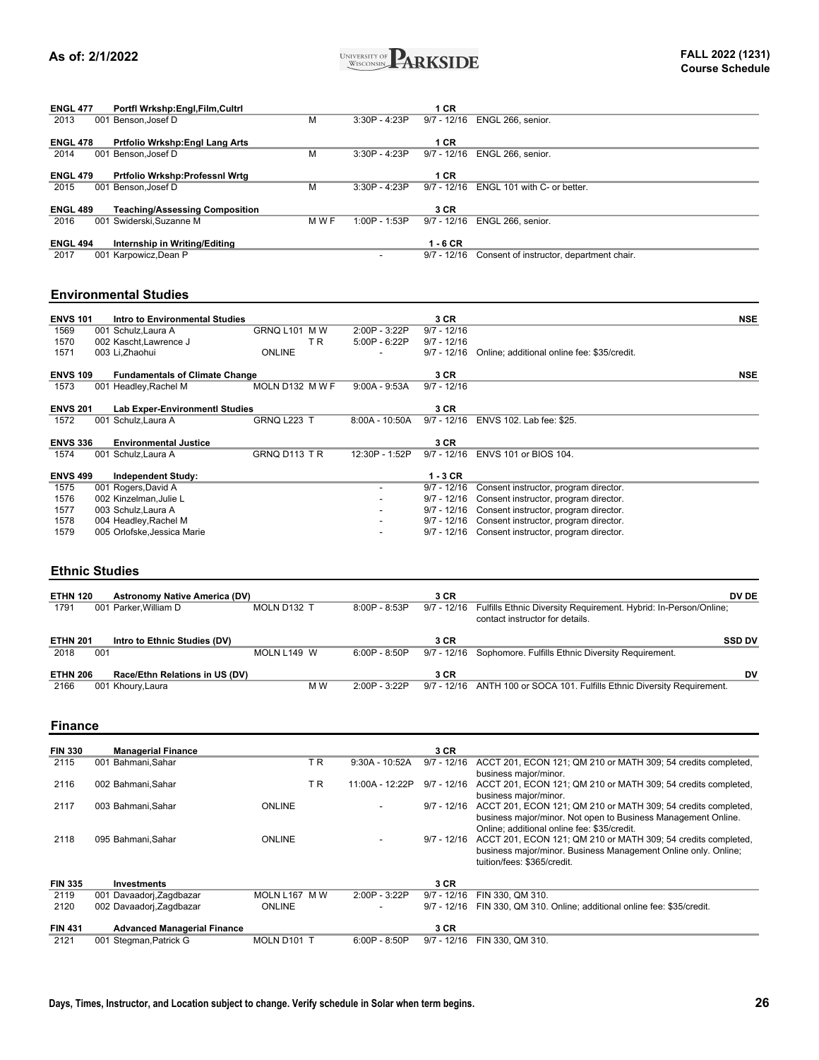| Class | Sec | Instructor | Location | Days | Time | Dates | Notes | |
|---|---|---|---|---|---|---|---|---|
| **ENGL 477** | | **Portfl Wrkshp:Engl,Film,Cultrl** | | | | **1 CR** | | |
| 2013 | 001 | Benson,Josef D | | M | 3:30P - 4:23P | 9/7 - 12/16 | ENGL 266, senior. | |
| **ENGL 478** | | **Prtfolio Wrkshp:Engl Lang Arts** | | | | **1 CR** | | |
| 2014 | 001 | Benson,Josef D | | M | 3:30P - 4:23P | 9/7 - 12/16 | ENGL 266, senior. | |
| **ENGL 479** | | **Prtfolio Wrkshp:Professnl Wrtg** | | | | **1 CR** | | |
| 2015 | 001 | Benson,Josef D | | M | 3:30P - 4:23P | 9/7 - 12/16 | ENGL 101 with C- or better. | |
| **ENGL 489** | | **Teaching/Assessing Composition** | | | | **3 CR** | | |
| 2016 | 001 | Swiderski,Suzanne M | | M W F | 1:00P - 1:53P | 9/7 - 12/16 | ENGL 266, senior. | |
| **ENGL 494** | | **Internship in Writing/Editing** | | | | **1 - 6 CR** | | |
| 2017 | 001 | Karpowicz,Dean P | | | - | 9/7 - 12/16 | Consent of instructor, department chair. | |

## Environmental Studies

| Class | Sec | Instructor | Location | Days | Time | Dates | Notes | |
|---|---|---|---|---|---|---|---|---|
| **ENVS 101** | | **Intro to Environmental Studies** | | | | **3 CR** | | **NSE** |
| 1569 | 001 | Schulz,Laura A | GRNQ L101 | M W | 2:00P - 3:22P | 9/7 - 12/16 | | |
| 1570 | 002 | Kascht,Lawrence J | | T R | 5:00P - 6:22P | 9/7 - 12/16 | | |
| 1571 | 003 | Li,Zhaohui | ONLINE | | - | 9/7 - 12/16 | Online; additional online fee: $35/credit. | |
| **ENVS 109** | | **Fundamentals of Climate Change** | | | | **3 CR** | | **NSE** |
| 1573 | 001 | Headley,Rachel M | MOLN D132 | M W F | 9:00A - 9:53A | 9/7 - 12/16 | | |
| **ENVS 201** | | **Lab Exper-Environmentl Studies** | | | | **3 CR** | | |
| 1572 | 001 | Schulz,Laura A | GRNQ L223 | T | 8:00A - 10:50A | 9/7 - 12/16 | ENVS 102. Lab fee: $25. | |
| **ENVS 336** | | **Environmental Justice** | | | | **3 CR** | | |
| 1574 | 001 | Schulz,Laura A | GRNQ D113 | T R | 12:30P - 1:52P | 9/7 - 12/16 | ENVS 101 or BIOS 104. | |
| **ENVS 499** | | **Independent Study:** | | | | **1 - 3 CR** | | |
| 1575 | 001 | Rogers,David A | | | - | 9/7 - 12/16 | Consent instructor, program director. | |
| 1576 | 002 | Kinzelman,Julie L | | | - | 9/7 - 12/16 | Consent instructor, program director. | |
| 1577 | 003 | Schulz,Laura A | | | - | 9/7 - 12/16 | Consent instructor, program director. | |
| 1578 | 004 | Headley,Rachel M | | | - | 9/7 - 12/16 | Consent instructor, program director. | |
| 1579 | 005 | Orlofske,Jessica Marie | | | - | 9/7 - 12/16 | Consent instructor, program director. | |

## Ethnic Studies

| Class | Sec | Instructor | Location | Days | Time | Dates | Notes | |
|---|---|---|---|---|---|---|---|---|
| **ETHN 120** | | **Astronomy Native America (DV)** | | | | **3 CR** | | **DV DE** |
| 1791 | 001 | Parker,William D | MOLN D132 | T | 8:00P - 8:53P | 9/7 - 12/16 | Fulfills Ethnic Diversity Requirement. Hybrid: In-Person/Online; contact instructor for details. | |
| **ETHN 201** | | **Intro to Ethnic Studies (DV)** | | | | **3 CR** | | **SSD DV** |
| 2018 | 001 | | MOLN L149 | W | 6:00P - 8:50P | 9/7 - 12/16 | Sophomore. Fulfills Ethnic Diversity Requirement. | |
| **ETHN 206** | | **Race/Ethn Relations in US (DV)** | | | | **3 CR** | | **DV** |
| 2166 | 001 | Khoury,Laura | | M W | 2:00P - 3:22P | 9/7 - 12/16 | ANTH 100 or SOCA 101. Fulfills Ethnic Diversity Requirement. | |

## Finance

| Class | Sec | Instructor | Location | Days | Time | Dates | Notes |
|---|---|---|---|---|---|---|---|
| **FIN 330** | | **Managerial Finance** | | | | **3 CR** | |
| 2115 | 001 | Bahmani,Sahar | | T R | 9:30A - 10:52A | 9/7 - 12/16 | ACCT 201, ECON 121; QM 210 or MATH 309; 54 credits completed, business major/minor. |
| 2116 | 002 | Bahmani,Sahar | | T R | 11:00A - 12:22P | 9/7 - 12/16 | ACCT 201, ECON 121; QM 210 or MATH 309; 54 credits completed, business major/minor. |
| 2117 | 003 | Bahmani,Sahar | ONLINE | | - | 9/7 - 12/16 | ACCT 201, ECON 121; QM 210 or MATH 309; 54 credits completed, business major/minor. Not open to Business Management Online. Online; additional online fee: $35/credit. |
| 2118 | 095 | Bahmani,Sahar | ONLINE | | - | 9/7 - 12/16 | ACCT 201, ECON 121; QM 210 or MATH 309; 54 credits completed, business major/minor. Business Management Online only. Online; tuition/fees: $365/credit. |
| **FIN 335** | | **Investments** | | | | **3 CR** | |
| 2119 | 001 | Davaadorj,Zagdbazar | MOLN L167 | M W | 2:00P - 3:22P | 9/7 - 12/16 | FIN 330, QM 310. |
| 2120 | 002 | Davaadorj,Zagdbazar | ONLINE | | - | 9/7 - 12/16 | FIN 330, QM 310. Online; additional online fee: $35/credit. |
| **FIN 431** | | **Advanced Managerial Finance** | | | | **3 CR** | |
| 2121 | 001 | Stegman,Patrick G | MOLN D101 | T | 6:00P - 8:50P | 9/7 - 12/16 | FIN 330, QM 310. |

Days, Times, Instructor, and Location subject to change. Verify schedule in Solar when term begins.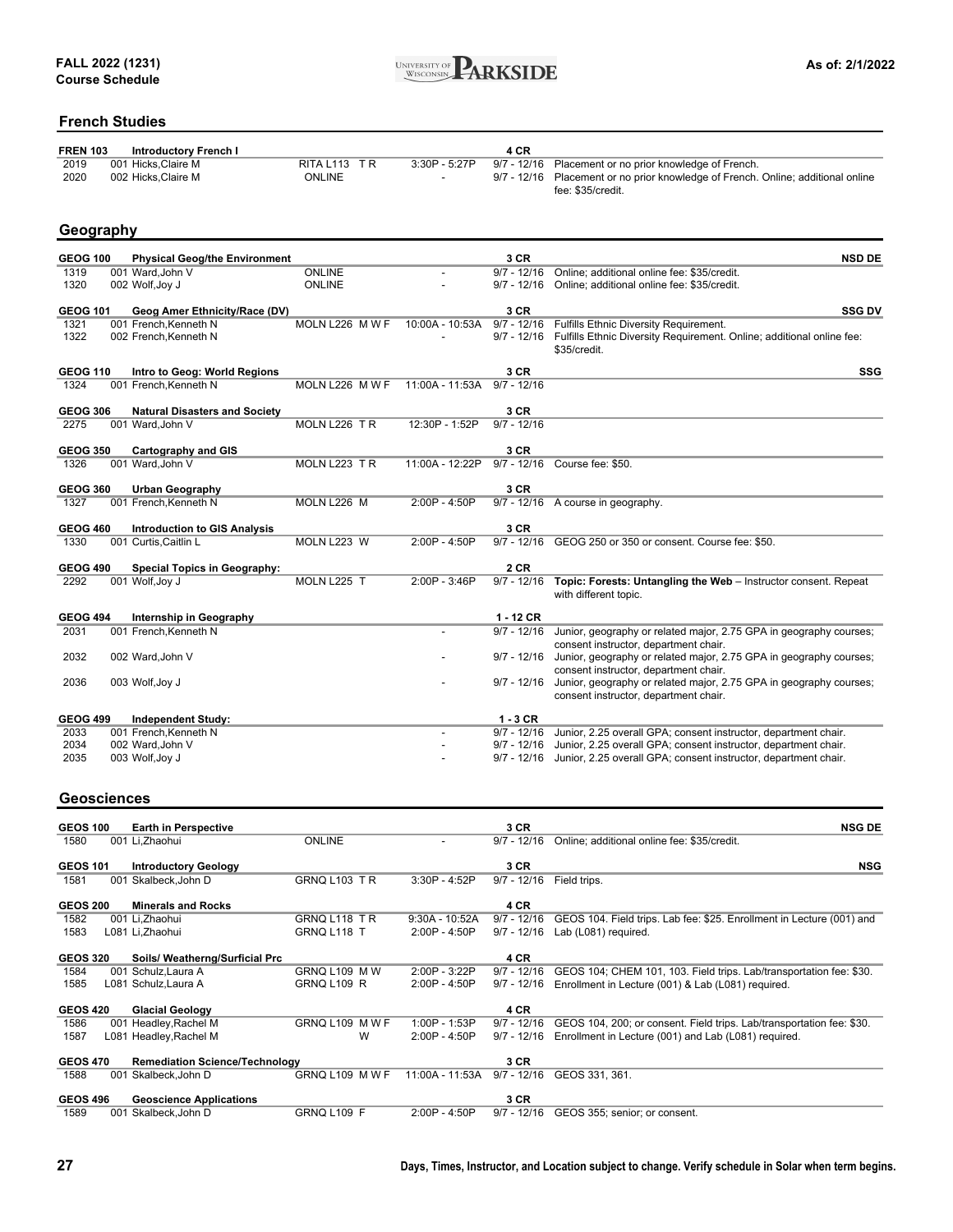## French Studies

| Class # | Course / Section / Instructor | Location / Days | Time | Credits / Dates | Notes | Gen Ed |
|---|---|---|---|---|---|---|
| **FREN 103** | **Introductory French I** | | | **4 CR** | | |
| 2019 | 001 Hicks,Claire M | RITA L113 T R | 3:30P - 5:27P | 9/7 - 12/16 | Placement or no prior knowledge of French. | |
| 2020 | 002 Hicks,Claire M | ONLINE | - | 9/7 - 12/16 | Placement or no prior knowledge of French. Online; additional online fee: $35/credit. | |

## Geography

| Class # | Course / Section / Instructor | Location / Days | Time | Credits / Dates | Notes | Gen Ed |
|---|---|---|---|---|---|---|
| **GEOG 100** | **Physical Geog/the Environment** | | | **3 CR** | | **NSD DE** |
| 1319 | 001 Ward,John V | ONLINE | - | 9/7 - 12/16 | Online; additional online fee: $35/credit. | |
| 1320 | 002 Wolf,Joy J | ONLINE | - | 9/7 - 12/16 | Online; additional online fee: $35/credit. | |
| **GEOG 101** | **Geog Amer Ethnicity/Race (DV)** | | | **3 CR** | | **SSG DV** |
| 1321 | 001 French,Kenneth N | MOLN L226 M W F | 10:00A - 10:53A | 9/7 - 12/16 | Fulfills Ethnic Diversity Requirement. | |
| 1322 | 002 French,Kenneth N | | - | 9/7 - 12/16 | Fulfills Ethnic Diversity Requirement. Online; additional online fee: $35/credit. | |
| **GEOG 110** | **Intro to Geog: World Regions** | | | **3 CR** | | **SSG** |
| 1324 | 001 French,Kenneth N | MOLN L226 M W F | 11:00A - 11:53A | 9/7 - 12/16 | | |
| **GEOG 306** | **Natural Disasters and Society** | | | **3 CR** | | |
| 2275 | 001 Ward,John V | MOLN L226 T R | 12:30P - 1:52P | 9/7 - 12/16 | | |
| **GEOG 350** | **Cartography and GIS** | | | **3 CR** | | |
| 1326 | 001 Ward,John V | MOLN L223 T R | 11:00A - 12:22P | 9/7 - 12/16 | Course fee: $50. | |
| **GEOG 360** | **Urban Geography** | | | **3 CR** | | |
| 1327 | 001 French,Kenneth N | MOLN L226 M | 2:00P - 4:50P | 9/7 - 12/16 | A course in geography. | |
| **GEOG 460** | **Introduction to GIS Analysis** | | | **3 CR** | | |
| 1330 | 001 Curtis,Caitlin L | MOLN L223 W | 2:00P - 4:50P | 9/7 - 12/16 | GEOG 250 or 350 or consent. Course fee: $50. | |
| **GEOG 490** | **Special Topics in Geography:** | | | **2 CR** | | |
| 2292 | 001 Wolf,Joy J | MOLN L225 T | 2:00P - 3:46P | 9/7 - 12/16 | **Topic: Forests: Untangling the Web** – Instructor consent. Repeat with different topic. | |
| **GEOG 494** | **Internship in Geography** | | | **1 - 12 CR** | | |
| 2031 | 001 French,Kenneth N | | - | 9/7 - 12/16 | Junior, geography or related major, 2.75 GPA in geography courses; consent instructor, department chair. | |
| 2032 | 002 Ward,John V | | - | 9/7 - 12/16 | Junior, geography or related major, 2.75 GPA in geography courses; consent instructor, department chair. | |
| 2036 | 003 Wolf,Joy J | | - | 9/7 - 12/16 | Junior, geography or related major, 2.75 GPA in geography courses; consent instructor, department chair. | |
| **GEOG 499** | **Independent Study:** | | | **1 - 3 CR** | | |
| 2033 | 001 French,Kenneth N | | - | 9/7 - 12/16 | Junior, 2.25 overall GPA; consent instructor, department chair. | |
| 2034 | 002 Ward,John V | | - | 9/7 - 12/16 | Junior, 2.25 overall GPA; consent instructor, department chair. | |
| 2035 | 003 Wolf,Joy J | | - | 9/7 - 12/16 | Junior, 2.25 overall GPA; consent instructor, department chair. | |

## Geosciences

| Class # | Course / Section / Instructor | Location / Days | Time | Credits / Dates | Notes | Gen Ed |
|---|---|---|---|---|---|---|
| **GEOS 100** | **Earth in Perspective** | | | **3 CR** | | **NSG DE** |
| 1580 | 001 Li,Zhaohui | ONLINE | - | 9/7 - 12/16 | Online; additional online fee: $35/credit. | |
| **GEOS 101** | **Introductory Geology** | | | **3 CR** | | **NSG** |
| 1581 | 001 Skalbeck,John D | GRNQ L103 T R | 3:30P - 4:52P | 9/7 - 12/16 | Field trips. | |
| **GEOS 200** | **Minerals and Rocks** | | | **4 CR** | | |
| 1582 | 001 Li,Zhaohui | GRNQ L118 T R | 9:30A - 10:52A | 9/7 - 12/16 | GEOS 104. Field trips. Lab fee: $25. Enrollment in Lecture (001) and | |
| 1583 | L081 Li,Zhaohui | GRNQ L118 T | 2:00P - 4:50P | 9/7 - 12/16 | Lab (L081) required. | |
| **GEOS 320** | **Soils/ Weatherng/Surficial Prc** | | | **4 CR** | | |
| 1584 | 001 Schulz,Laura A | GRNQ L109 M W | 2:00P - 3:22P | 9/7 - 12/16 | GEOS 104; CHEM 101, 103. Field trips. Lab/transportation fee: $30. | |
| 1585 | L081 Schulz,Laura A | GRNQ L109 R | 2:00P - 4:50P | 9/7 - 12/16 | Enrollment in Lecture (001) & Lab (L081) required. | |
| **GEOS 420** | **Glacial Geology** | | | **4 CR** | | |
| 1586 | 001 Headley,Rachel M | GRNQ L109 M W F | 1:00P - 1:53P | 9/7 - 12/16 | GEOS 104, 200; or consent. Field trips. Lab/transportation fee: $30. | |
| 1587 | L081 Headley,Rachel M | W | 2:00P - 4:50P | 9/7 - 12/16 | Enrollment in Lecture (001) and Lab (L081) required. | |
| **GEOS 470** | **Remediation Science/Technology** | | | **3 CR** | | |
| 1588 | 001 Skalbeck,John D | GRNQ L109 M W F | 11:00A - 11:53A | 9/7 - 12/16 | GEOS 331, 361. | |
| **GEOS 496** | **Geoscience Applications** | | | **3 CR** | | |
| 1589 | 001 Skalbeck,John D | GRNQ L109 F | 2:00P - 4:50P | 9/7 - 12/16 | GEOS 355; senior; or consent. | |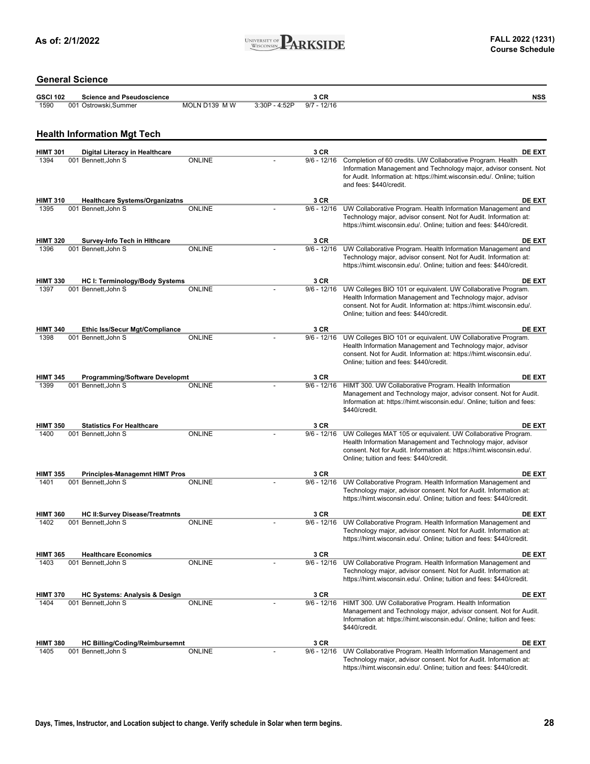## General Science

| Course | Title / Section / Instructor | Location / Days | Time | Credits / Dates | Notes |
|---|---|---|---|---|---|
| **GSCI 102** | **Science and Pseudoscience** | | | **3 CR** | **NSS** |
| 1590 | 001 Ostrowski,Summer | MOLN D139 M W | 3:30P - 4:52P | 9/7 - 12/16 | |

## Health Information Mgt Tech

| Course | Title / Section / Instructor | Location | Time | Credits / Dates | Notes |
|---|---|---|---|---|---|
| **HIMT 301** | **Digital Literacy in Healthcare** | | | **3 CR** | **DE EXT** |
| 1394 | 001 Bennett,John S | ONLINE | - | 9/6 - 12/16 | Completion of 60 credits. UW Collaborative Program. Health Information Management and Technology major, advisor consent. Not for Audit. Information at: https://himt.wisconsin.edu/. Online; tuition and fees: $440/credit. |
| **HIMT 310** | **Healthcare Systems/Organizatns** | | | **3 CR** | **DE EXT** |
| 1395 | 001 Bennett,John S | ONLINE | - | 9/6 - 12/16 | UW Collaborative Program. Health Information Management and Technology major, advisor consent. Not for Audit. Information at: https://himt.wisconsin.edu/. Online; tuition and fees: $440/credit. |
| **HIMT 320** | **Survey-Info Tech in Hlthcare** | | | **3 CR** | **DE EXT** |
| 1396 | 001 Bennett,John S | ONLINE | - | 9/6 - 12/16 | UW Collaborative Program. Health Information Management and Technology major, advisor consent. Not for Audit. Information at: https://himt.wisconsin.edu/. Online; tuition and fees: $440/credit. |
| **HIMT 330** | **HC I: Terminology/Body Systems** | | | **3 CR** | **DE EXT** |
| 1397 | 001 Bennett,John S | ONLINE | - | 9/6 - 12/16 | UW Colleges BIO 101 or equivalent. UW Collaborative Program. Health Information Management and Technology major, advisor consent. Not for Audit. Information at: https://himt.wisconsin.edu/. Online; tuition and fees: $440/credit. |
| **HIMT 340** | **Ethic Iss/Secur Mgt/Compliance** | | | **3 CR** | **DE EXT** |
| 1398 | 001 Bennett,John S | ONLINE | - | 9/6 - 12/16 | UW Colleges BIO 101 or equivalent. UW Collaborative Program. Health Information Management and Technology major, advisor consent. Not for Audit. Information at: https://himt.wisconsin.edu/. Online; tuition and fees: $440/credit. |
| **HIMT 345** | **Programming/Software Developmt** | | | **3 CR** | **DE EXT** |
| 1399 | 001 Bennett,John S | ONLINE | - | 9/6 - 12/16 | HIMT 300. UW Collaborative Program. Health Information Management and Technology major, advisor consent. Not for Audit. Information at: https://himt.wisconsin.edu/. Online; tuition and fees: $440/credit. |
| **HIMT 350** | **Statistics For Healthcare** | | | **3 CR** | **DE EXT** |
| 1400 | 001 Bennett,John S | ONLINE | - | 9/6 - 12/16 | UW Colleges MAT 105 or equivalent. UW Collaborative Program. Health Information Management and Technology major, advisor consent. Not for Audit. Information at: https://himt.wisconsin.edu/. Online; tuition and fees: $440/credit. |
| **HIMT 355** | **Principles-Managemnt HIMT Pros** | | | **3 CR** | **DE EXT** |
| 1401 | 001 Bennett,John S | ONLINE | - | 9/6 - 12/16 | UW Collaborative Program. Health Information Management and Technology major, advisor consent. Not for Audit. Information at: https://himt.wisconsin.edu/. Online; tuition and fees: $440/credit. |
| **HIMT 360** | **HC II:Survey Disease/Treatmnts** | | | **3 CR** | **DE EXT** |
| 1402 | 001 Bennett,John S | ONLINE | - | 9/6 - 12/16 | UW Collaborative Program. Health Information Management and Technology major, advisor consent. Not for Audit. Information at: https://himt.wisconsin.edu/. Online; tuition and fees: $440/credit. |
| **HIMT 365** | **Healthcare Economics** | | | **3 CR** | **DE EXT** |
| 1403 | 001 Bennett,John S | ONLINE | - | 9/6 - 12/16 | UW Collaborative Program. Health Information Management and Technology major, advisor consent. Not for Audit. Information at: https://himt.wisconsin.edu/. Online; tuition and fees: $440/credit. |
| **HIMT 370** | **HC Systems: Analysis & Design** | | | **3 CR** | **DE EXT** |
| 1404 | 001 Bennett,John S | ONLINE | - | 9/6 - 12/16 | HIMT 300. UW Collaborative Program. Health Information Management and Technology major, advisor consent. Not for Audit. Information at: https://himt.wisconsin.edu/. Online; tuition and fees: $440/credit. |
| **HIMT 380** | **HC Billing/Coding/Reimbursemnt** | | | **3 CR** | **DE EXT** |
| 1405 | 001 Bennett,John S | ONLINE | - | 9/6 - 12/16 | UW Collaborative Program. Health Information Management and Technology major, advisor consent. Not for Audit. Information at: https://himt.wisconsin.edu/. Online; tuition and fees: $440/credit. |

Days, Times, Instructor, and Location subject to change. Verify schedule in Solar when term begins.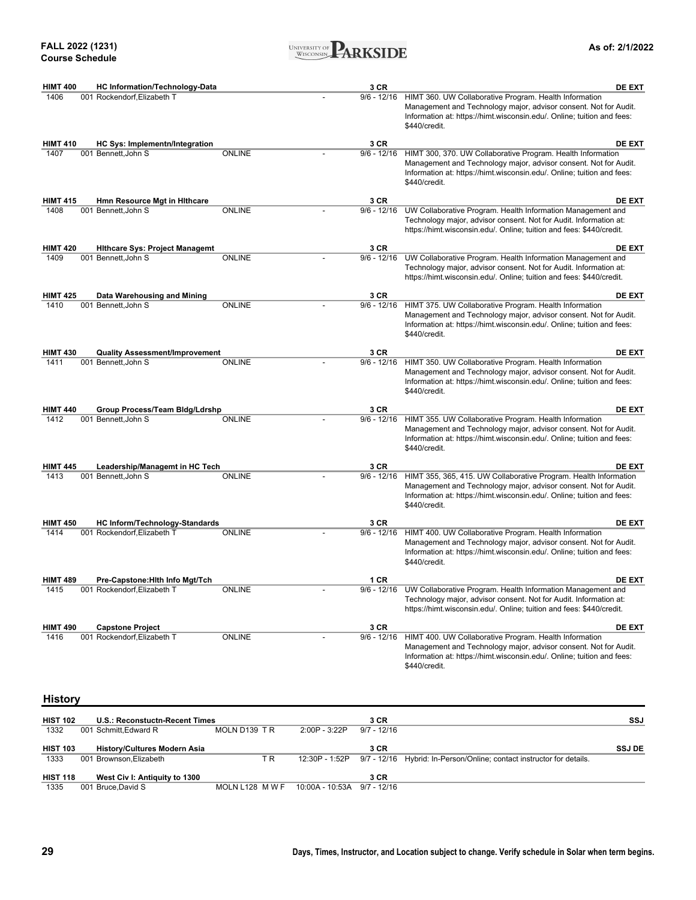| Course / Class # | Title / Section & Instructor | Location | Days | Time | Credits / Dates | Notes | Attributes |
|---|---|---|---|---|---|---|---|
| **HIMT 400** | **HC Information/Technology-Data** | | | | **3 CR** | | **DE EXT** |
| 1406 | 001 Rockendorf,Elizabeth T | | | - | 9/6 - 12/16 | HIMT 360. UW Collaborative Program. Health Information Management and Technology major, advisor consent. Not for Audit. Information at: https://himt.wisconsin.edu/. Online; tuition and fees: $440/credit. | |
| **HIMT 410** | **HC Sys: Implementn/Integration** | | | | **3 CR** | | **DE EXT** |
| 1407 | 001 Bennett,John S | ONLINE | | - | 9/6 - 12/16 | HIMT 300, 370. UW Collaborative Program. Health Information Management and Technology major, advisor consent. Not for Audit. Information at: https://himt.wisconsin.edu/. Online; tuition and fees: $440/credit. | |
| **HIMT 415** | **Hmn Resource Mgt in Hlthcare** | | | | **3 CR** | | **DE EXT** |
| 1408 | 001 Bennett,John S | ONLINE | | - | 9/6 - 12/16 | UW Collaborative Program. Health Information Management and Technology major, advisor consent. Not for Audit. Information at: https://himt.wisconsin.edu/. Online; tuition and fees: $440/credit. | |
| **HIMT 420** | **Hlthcare Sys: Project Managemt** | | | | **3 CR** | | **DE EXT** |
| 1409 | 001 Bennett,John S | ONLINE | | - | 9/6 - 12/16 | UW Collaborative Program. Health Information Management and Technology major, advisor consent. Not for Audit. Information at: https://himt.wisconsin.edu/. Online; tuition and fees: $440/credit. | |
| **HIMT 425** | **Data Warehousing and Mining** | | | | **3 CR** | | **DE EXT** |
| 1410 | 001 Bennett,John S | ONLINE | | - | 9/6 - 12/16 | HIMT 375. UW Collaborative Program. Health Information Management and Technology major, advisor consent. Not for Audit. Information at: https://himt.wisconsin.edu/. Online; tuition and fees: $440/credit. | |
| **HIMT 430** | **Quality Assessment/Improvement** | | | | **3 CR** | | **DE EXT** |
| 1411 | 001 Bennett,John S | ONLINE | | - | 9/6 - 12/16 | HIMT 350. UW Collaborative Program. Health Information Management and Technology major, advisor consent. Not for Audit. Information at: https://himt.wisconsin.edu/. Online; tuition and fees: $440/credit. | |
| **HIMT 440** | **Group Process/Team Bldg/Ldrshp** | | | | **3 CR** | | **DE EXT** |
| 1412 | 001 Bennett,John S | ONLINE | | - | 9/6 - 12/16 | HIMT 355. UW Collaborative Program. Health Information Management and Technology major, advisor consent. Not for Audit. Information at: https://himt.wisconsin.edu/. Online; tuition and fees: $440/credit. | |
| **HIMT 445** | **Leadership/Managemt in HC Tech** | | | | **3 CR** | | **DE EXT** |
| 1413 | 001 Bennett,John S | ONLINE | | - | 9/6 - 12/16 | HIMT 355, 365, 415. UW Collaborative Program. Health Information Management and Technology major, advisor consent. Not for Audit. Information at: https://himt.wisconsin.edu/. Online; tuition and fees: $440/credit. | |
| **HIMT 450** | **HC Inform/Technology-Standards** | | | | **3 CR** | | **DE EXT** |
| 1414 | 001 Rockendorf,Elizabeth T | ONLINE | | - | 9/6 - 12/16 | HIMT 400. UW Collaborative Program. Health Information Management and Technology major, advisor consent. Not for Audit. Information at: https://himt.wisconsin.edu/. Online; tuition and fees: $440/credit. | |
| **HIMT 489** | **Pre-Capstone:Hlth Info Mgt/Tch** | | | | **1 CR** | | **DE EXT** |
| 1415 | 001 Rockendorf,Elizabeth T | ONLINE | | - | 9/6 - 12/16 | UW Collaborative Program. Health Information Management and Technology major, advisor consent. Not for Audit. Information at: https://himt.wisconsin.edu/. Online; tuition and fees: $440/credit. | |
| **HIMT 490** | **Capstone Project** | | | | **3 CR** | | **DE EXT** |
| 1416 | 001 Rockendorf,Elizabeth T | ONLINE | | - | 9/6 - 12/16 | HIMT 400. UW Collaborative Program. Health Information Management and Technology major, advisor consent. Not for Audit. Information at: https://himt.wisconsin.edu/. Online; tuition and fees: $440/credit. | |

## History

| Course / Class # | Title / Section & Instructor | Location | Days | Time | Credits / Dates | Notes | Attributes |
|---|---|---|---|---|---|---|---|
| **HIST 102** | **U.S.: Reconstuctn-Recent Times** | | | | **3 CR** | | **SSJ** |
| 1332 | 001 Schmitt,Edward R | MOLN D139 | T R | 2:00P - 3:22P | 9/7 - 12/16 | | |
| **HIST 103** | **History/Cultures Modern Asia** | | | | **3 CR** | | **SSJ DE** |
| 1333 | 001 Brownson,Elizabeth | | T R | 12:30P - 1:52P | 9/7 - 12/16 | Hybrid: In-Person/Online; contact instructor for details. | |
| **HIST 118** | **West Civ I: Antiquity to 1300** | | | | **3 CR** | | |
| 1335 | 001 Bruce,David S | MOLN L128 | M W F | 10:00A - 10:53A | 9/7 - 12/16 | | |

Days, Times, Instructor, and Location subject to change. Verify schedule in Solar when term begins.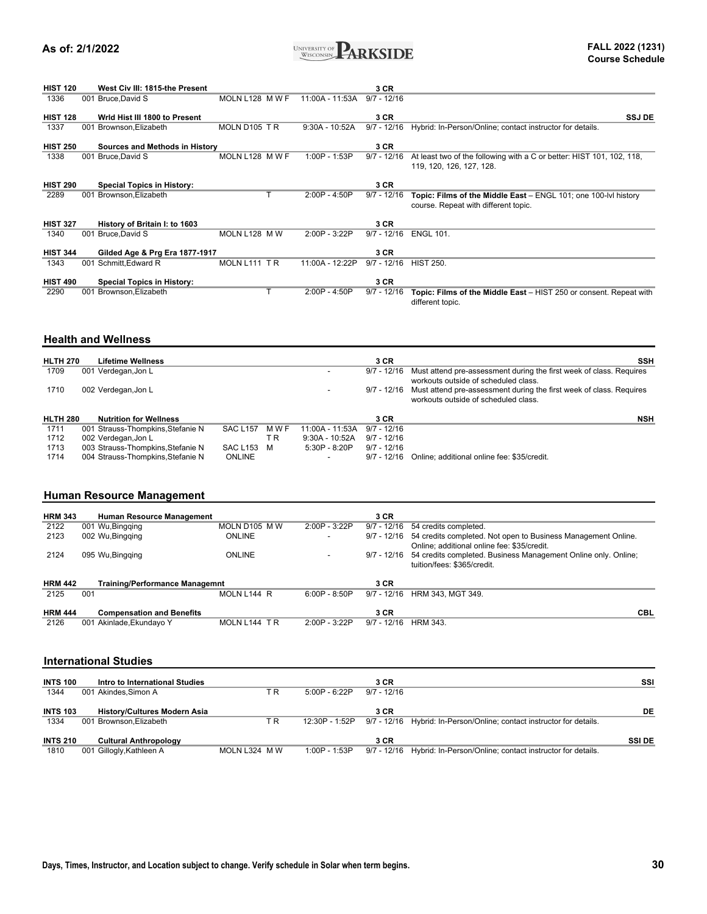| Course | Title / Section / Instructor | Location | Days | Time | Dates / Credits | Notes |
|---|---|---|---|---|---|---|
| **HIST 120** | **West Civ III: 1815-the Present** | | | | **3 CR** | |
| 1336 | 001 Bruce,David S | MOLN L128 | M W F | 11:00A - 11:53A | 9/7 - 12/16 | |
| **HIST 128** | **Wrld Hist III 1800 to Present** | | | | **3 CR** | **SSJ DE** |
| 1337 | 001 Brownson,Elizabeth | MOLN D105 | T R | 9:30A - 10:52A | 9/7 - 12/16 | Hybrid: In-Person/Online; contact instructor for details. |
| **HIST 250** | **Sources and Methods in History** | | | | **3 CR** | |
| 1338 | 001 Bruce,David S | MOLN L128 | M W F | 1:00P - 1:53P | 9/7 - 12/16 | At least two of the following with a C or better: HIST 101, 102, 118, 119, 120, 126, 127, 128. |
| **HIST 290** | **Special Topics in History:** | | | | **3 CR** | |
| 2289 | 001 Brownson,Elizabeth | | T | 2:00P - 4:50P | 9/7 - 12/16 | **Topic: Films of the Middle East** – ENGL 101; one 100-lvl history course. Repeat with different topic. |
| **HIST 327** | **History of Britain I: to 1603** | | | | **3 CR** | |
| 1340 | 001 Bruce,David S | MOLN L128 | M W | 2:00P - 3:22P | 9/7 - 12/16 | ENGL 101. |
| **HIST 344** | **Gilded Age & Prg Era 1877-1917** | | | | **3 CR** | |
| 1343 | 001 Schmitt,Edward R | MOLN L111 | T R | 11:00A - 12:22P | 9/7 - 12/16 | HIST 250. |
| **HIST 490** | **Special Topics in History:** | | | | **3 CR** | |
| 2290 | 001 Brownson,Elizabeth | | T | 2:00P - 4:50P | 9/7 - 12/16 | **Topic: Films of the Middle East** – HIST 250 or consent. Repeat with different topic. |

## Health and Wellness

| Course | Title / Section / Instructor | Location | Days | Time | Dates / Credits | Notes |
|---|---|---|---|---|---|---|
| **HLTH 270** | **Lifetime Wellness** | | | | **3 CR** | **SSH** |
| 1709 | 001 Verdegan,Jon L | | | - | 9/7 - 12/16 | Must attend pre-assessment during the first week of class. Requires workouts outside of scheduled class. |
| 1710 | 002 Verdegan,Jon L | | | - | 9/7 - 12/16 | Must attend pre-assessment during the first week of class. Requires workouts outside of scheduled class. |
| **HLTH 280** | **Nutrition for Wellness** | | | | **3 CR** | **NSH** |
| 1711 | 001 Strauss-Thompkins,Stefanie N | SAC L157 | M W F | 11:00A - 11:53A | 9/7 - 12/16 | |
| 1712 | 002 Verdegan,Jon L | | T R | 9:30A - 10:52A | 9/7 - 12/16 | |
| 1713 | 003 Strauss-Thompkins,Stefanie N | SAC L153 | M | 5:30P - 8:20P | 9/7 - 12/16 | |
| 1714 | 004 Strauss-Thompkins,Stefanie N | ONLINE | | - | 9/7 - 12/16 | Online; additional online fee: $35/credit. |

## Human Resource Management

| Course | Title / Section / Instructor | Location | Days | Time | Dates / Credits | Notes |
|---|---|---|---|---|---|---|
| **HRM 343** | **Human Resource Management** | | | | **3 CR** | |
| 2122 | 001 Wu,Bingqing | MOLN D105 | M W | 2:00P - 3:22P | 9/7 - 12/16 | 54 credits completed. |
| 2123 | 002 Wu,Bingqing | ONLINE | | - | 9/7 - 12/16 | 54 credits completed. Not open to Business Management Online. Online; additional online fee: $35/credit. |
| 2124 | 095 Wu,Bingqing | ONLINE | | - | 9/7 - 12/16 | 54 credits completed. Business Management Online only. Online; tuition/fees: $365/credit. |
| **HRM 442** | **Training/Performance Managemnt** | | | | **3 CR** | |
| 2125 | 001 | MOLN L144 | R | 6:00P - 8:50P | 9/7 - 12/16 | HRM 343, MGT 349. |
| **HRM 444** | **Compensation and Benefits** | | | | **3 CR** | **CBL** |
| 2126 | 001 Akinlade,Ekundayo Y | MOLN L144 | T R | 2:00P - 3:22P | 9/7 - 12/16 | HRM 343. |

## International Studies

| Course | Title / Section / Instructor | Location | Days | Time | Dates / Credits | Notes |
|---|---|---|---|---|---|---|
| **INTS 100** | **Intro to International Studies** | | | | **3 CR** | **SSI** |
| 1344 | 001 Akindes,Simon A | | T R | 5:00P - 6:22P | 9/7 - 12/16 | |
| **INTS 103** | **History/Cultures Modern Asia** | | | | **3 CR** | **DE** |
| 1334 | 001 Brownson,Elizabeth | | T R | 12:30P - 1:52P | 9/7 - 12/16 | Hybrid: In-Person/Online; contact instructor for details. |
| **INTS 210** | **Cultural Anthropology** | | | | **3 CR** | **SSI DE** |
| 1810 | 001 Gillogly,Kathleen A | MOLN L324 | M W | 1:00P - 1:53P | 9/7 - 12/16 | Hybrid: In-Person/Online; contact instructor for details. |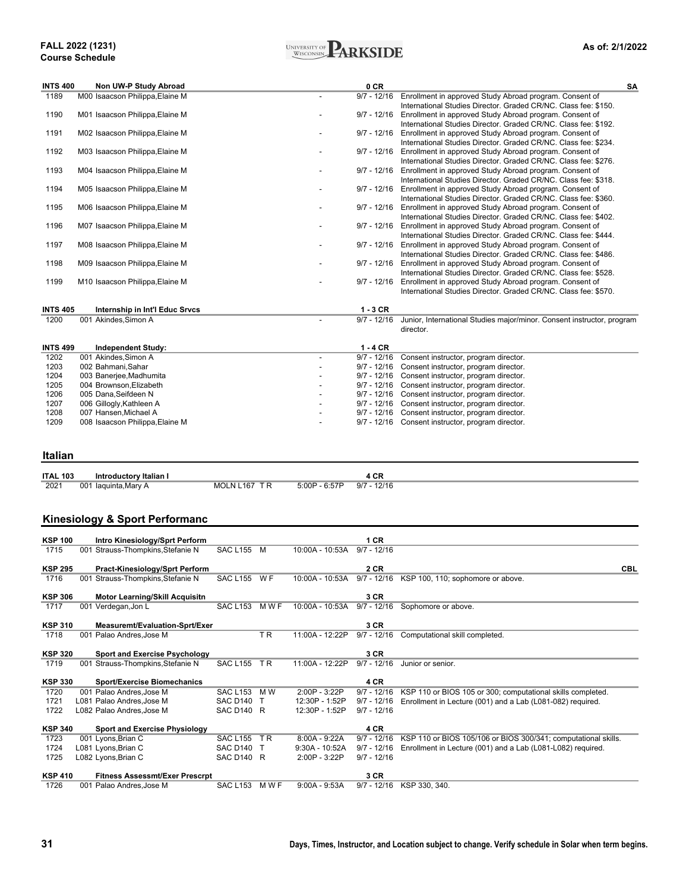| | | | | | | | |
|---|---|---|---|---|---|---|---|
| **INTS 400** | **Non UW-P Study Abroad** | | | | **0 CR** | | **SA** |
| 1189 | M00 Isaacson Philippa,Elaine M | | | - | 9/7 - 12/16 | Enrollment in approved Study Abroad program. Consent of International Studies Director. Graded CR/NC. Class fee: $150. | |
| 1190 | M01 Isaacson Philippa,Elaine M | | | - | 9/7 - 12/16 | Enrollment in approved Study Abroad program. Consent of International Studies Director. Graded CR/NC. Class fee: $192. | |
| 1191 | M02 Isaacson Philippa,Elaine M | | | - | 9/7 - 12/16 | Enrollment in approved Study Abroad program. Consent of International Studies Director. Graded CR/NC. Class fee: $234. | |
| 1192 | M03 Isaacson Philippa,Elaine M | | | - | 9/7 - 12/16 | Enrollment in approved Study Abroad program. Consent of International Studies Director. Graded CR/NC. Class fee: $276. | |
| 1193 | M04 Isaacson Philippa,Elaine M | | | - | 9/7 - 12/16 | Enrollment in approved Study Abroad program. Consent of International Studies Director. Graded CR/NC. Class fee: $318. | |
| 1194 | M05 Isaacson Philippa,Elaine M | | | - | 9/7 - 12/16 | Enrollment in approved Study Abroad program. Consent of International Studies Director. Graded CR/NC. Class fee: $360. | |
| 1195 | M06 Isaacson Philippa,Elaine M | | | - | 9/7 - 12/16 | Enrollment in approved Study Abroad program. Consent of International Studies Director. Graded CR/NC. Class fee: $402. | |
| 1196 | M07 Isaacson Philippa,Elaine M | | | - | 9/7 - 12/16 | Enrollment in approved Study Abroad program. Consent of International Studies Director. Graded CR/NC. Class fee: $444. | |
| 1197 | M08 Isaacson Philippa,Elaine M | | | - | 9/7 - 12/16 | Enrollment in approved Study Abroad program. Consent of International Studies Director. Graded CR/NC. Class fee: $486. | |
| 1198 | M09 Isaacson Philippa,Elaine M | | | - | 9/7 - 12/16 | Enrollment in approved Study Abroad program. Consent of International Studies Director. Graded CR/NC. Class fee: $528. | |
| 1199 | M10 Isaacson Philippa,Elaine M | | | - | 9/7 - 12/16 | Enrollment in approved Study Abroad program. Consent of International Studies Director. Graded CR/NC. Class fee: $570. | |
| **INTS 405** | **Internship in Int'l Educ Srvcs** | | | | **1 - 3 CR** | | |
| 1200 | 001 Akindes,Simon A | | | - | 9/7 - 12/16 | Junior, International Studies major/minor. Consent instructor, program director. | |
| **INTS 499** | **Independent Study:** | | | | **1 - 4 CR** | | |
| 1202 | 001 Akindes,Simon A | | | - | 9/7 - 12/16 | Consent instructor, program director. | |
| 1203 | 002 Bahmani,Sahar | | | - | 9/7 - 12/16 | Consent instructor, program director. | |
| 1204 | 003 Banerjee,Madhumita | | | - | 9/7 - 12/16 | Consent instructor, program director. | |
| 1205 | 004 Brownson,Elizabeth | | | - | 9/7 - 12/16 | Consent instructor, program director. | |
| 1206 | 005 Dana,Seifdeen N | | | - | 9/7 - 12/16 | Consent instructor, program director. | |
| 1207 | 006 Gillogly,Kathleen A | | | - | 9/7 - 12/16 | Consent instructor, program director. | |
| 1208 | 007 Hansen,Michael A | | | - | 9/7 - 12/16 | Consent instructor, program director. | |
| 1209 | 008 Isaacson Philippa,Elaine M | | | - | 9/7 - 12/16 | Consent instructor, program director. | |

## Italian

| | | | | | | |
|---|---|---|---|---|---|---|
| **ITAL 103** | **Introductory Italian I** | | | | **4 CR** | |
| 2021 | 001 Iaquinta,Mary A | MOLN L167 | T R | 5:00P - 6:57P | 9/7 - 12/16 | |

## Kinesiology & Sport Performanc

| | | | | | | | |
|---|---|---|---|---|---|---|---|
| **KSP 100** | **Intro Kinesiology/Sprt Perform** | | | | **1 CR** | | |
| 1715 | 001 Strauss-Thompkins,Stefanie N | SAC L155 | M | 10:00A - 10:53A | 9/7 - 12/16 | | |
| **KSP 295** | **Pract-Kinesiology/Sprt Perform** | | | | **2 CR** | | **CBL** |
| 1716 | 001 Strauss-Thompkins,Stefanie N | SAC L155 | W F | 10:00A - 10:53A | 9/7 - 12/16 | KSP 100, 110; sophomore or above. | |
| **KSP 306** | **Motor Learning/Skill Acquisitn** | | | | **3 CR** | | |
| 1717 | 001 Verdegan,Jon L | SAC L153 | M W F | 10:00A - 10:53A | 9/7 - 12/16 | Sophomore or above. | |
| **KSP 310** | **Measuremt/Evaluation-Sprt/Exer** | | | | **3 CR** | | |
| 1718 | 001 Palao Andres,Jose M | | T R | 11:00A - 12:22P | 9/7 - 12/16 | Computational skill completed. | |
| **KSP 320** | **Sport and Exercise Psychology** | | | | **3 CR** | | |
| 1719 | 001 Strauss-Thompkins,Stefanie N | SAC L155 | T R | 11:00A - 12:22P | 9/7 - 12/16 | Junior or senior. | |
| **KSP 330** | **Sport/Exercise Biomechanics** | | | | **4 CR** | | |
| 1720 | 001 Palao Andres,Jose M | SAC L153 | M W | 2:00P - 3:22P | 9/7 - 12/16 | KSP 110 or BIOS 105 or 300; computational skills completed. | |
| 1721 | L081 Palao Andres,Jose M | SAC D140 | T | 12:30P - 1:52P | 9/7 - 12/16 | Enrollment in Lecture (001) and a Lab (L081-082) required. | |
| 1722 | L082 Palao Andres,Jose M | SAC D140 | R | 12:30P - 1:52P | 9/7 - 12/16 | | |
| **KSP 340** | **Sport and Exercise Physiology** | | | | **4 CR** | | |
| 1723 | 001 Lyons,Brian C | SAC L155 | T R | 8:00A - 9:22A | 9/7 - 12/16 | KSP 110 or BIOS 105/106 or BIOS 300/341; computational skills. | |
| 1724 | L081 Lyons,Brian C | SAC D140 | T | 9:30A - 10:52A | 9/7 - 12/16 | Enrollment in Lecture (001) and a Lab (L081-L082) required. | |
| 1725 | L082 Lyons,Brian C | SAC D140 | R | 2:00P - 3:22P | 9/7 - 12/16 | | |
| **KSP 410** | **Fitness Assessmt/Exer Prescrpt** | | | | **3 CR** | | |
| 1726 | 001 Palao Andres,Jose M | SAC L153 | M W F | 9:00A - 9:53A | 9/7 - 12/16 | KSP 330, 340. | |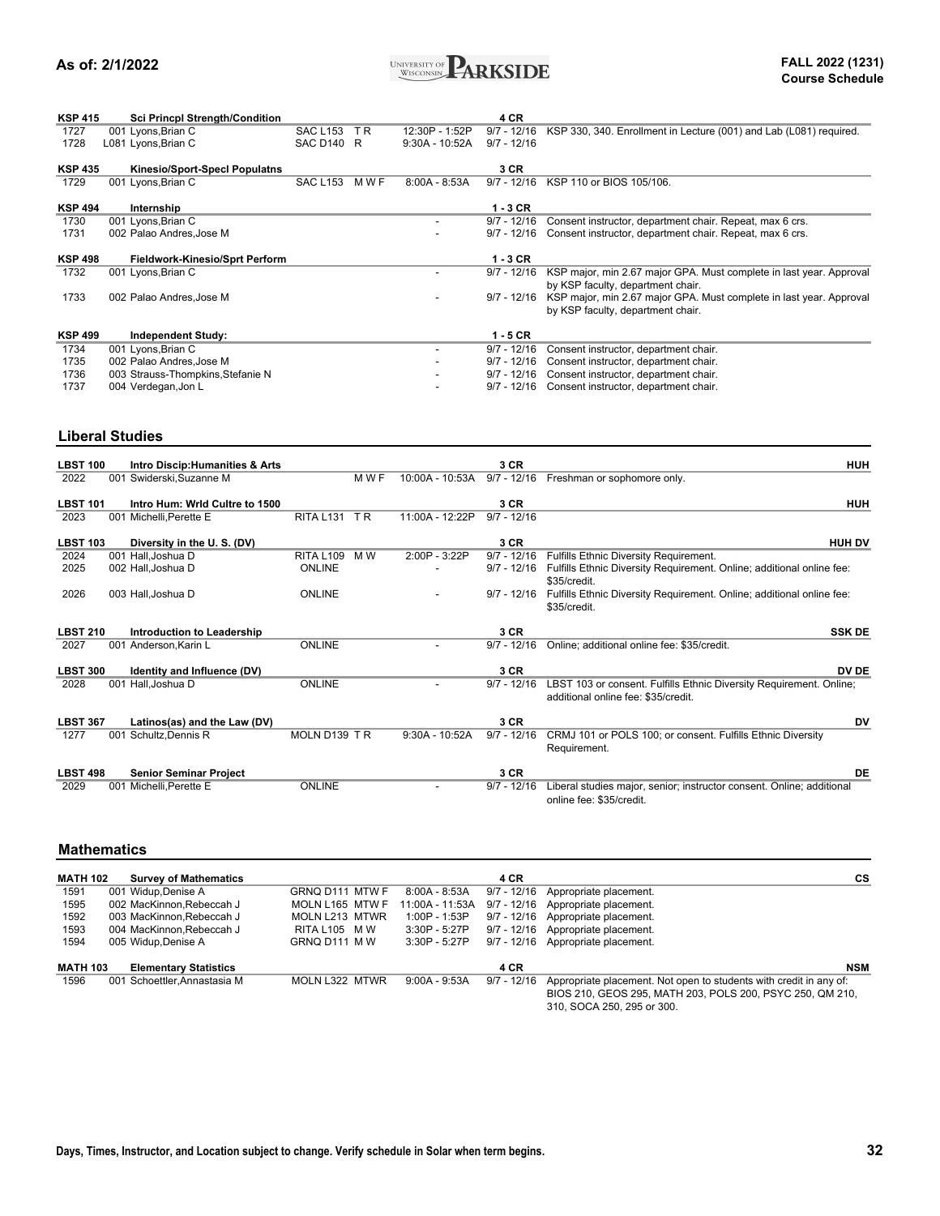| | | | | | | | |
|---|---|---|---|---|---|---|---|
| **KSP 415** | **Sci Princpl Strength/Condition** | | | | **4 CR** | | |
| 1727 | 001 Lyons,Brian C | SAC L153 | T R | 12:30P - 1:52P | 9/7 - 12/16 | KSP 330, 340. Enrollment in Lecture (001) and Lab (L081) required. | |
| 1728 | L081 Lyons,Brian C | SAC D140 | R | 9:30A - 10:52A | 9/7 - 12/16 | | |
| **KSP 435** | **Kinesio/Sport-Specl Populatns** | | | | **3 CR** | | |
| 1729 | 001 Lyons,Brian C | SAC L153 | M W F | 8:00A - 8:53A | 9/7 - 12/16 | KSP 110 or BIOS 105/106. | |
| **KSP 494** | **Internship** | | | | **1 - 3 CR** | | |
| 1730 | 001 Lyons,Brian C | | | - | 9/7 - 12/16 | Consent instructor, department chair. Repeat, max 6 crs. | |
| 1731 | 002 Palao Andres,Jose M | | | - | 9/7 - 12/16 | Consent instructor, department chair. Repeat, max 6 crs. | |
| **KSP 498** | **Fieldwork-Kinesio/Sprt Perform** | | | | **1 - 3 CR** | | |
| 1732 | 001 Lyons,Brian C | | | - | 9/7 - 12/16 | KSP major, min 2.67 major GPA. Must complete in last year. Approval by KSP faculty, department chair. | |
| 1733 | 002 Palao Andres,Jose M | | | - | 9/7 - 12/16 | KSP major, min 2.67 major GPA. Must complete in last year. Approval by KSP faculty, department chair. | |
| **KSP 499** | **Independent Study:** | | | | **1 - 5 CR** | | |
| 1734 | 001 Lyons,Brian C | | | - | 9/7 - 12/16 | Consent instructor, department chair. | |
| 1735 | 002 Palao Andres,Jose M | | | - | 9/7 - 12/16 | Consent instructor, department chair. | |
| 1736 | 003 Strauss-Thompkins,Stefanie N | | | - | 9/7 - 12/16 | Consent instructor, department chair. | |
| 1737 | 004 Verdegan,Jon L | | | - | 9/7 - 12/16 | Consent instructor, department chair. | |

## Liberal Studies

| | | | | | | | |
|---|---|---|---|---|---|---|---|
| **LBST 100** | **Intro Discip:Humanities & Arts** | | | | **3 CR** | | **HUH** |
| 2022 | 001 Swiderski,Suzanne M | | M W F | 10:00A - 10:53A | 9/7 - 12/16 | Freshman or sophomore only. | |
| **LBST 101** | **Intro Hum: Wrld Cultre to 1500** | | | | **3 CR** | | **HUH** |
| 2023 | 001 Michelli,Perette E | RITA L131 | T R | 11:00A - 12:22P | 9/7 - 12/16 | | |
| **LBST 103** | **Diversity in the U. S. (DV)** | | | | **3 CR** | | **HUH DV** |
| 2024 | 001 Hall,Joshua D | RITA L109 | M W | 2:00P - 3:22P | 9/7 - 12/16 | Fulfills Ethnic Diversity Requirement. | |
| 2025 | 002 Hall,Joshua D | ONLINE | | - | 9/7 - 12/16 | Fulfills Ethnic Diversity Requirement. Online; additional online fee: $35/credit. | |
| 2026 | 003 Hall,Joshua D | ONLINE | | - | 9/7 - 12/16 | Fulfills Ethnic Diversity Requirement. Online; additional online fee: $35/credit. | |
| **LBST 210** | **Introduction to Leadership** | | | | **3 CR** | | **SSK DE** |
| 2027 | 001 Anderson,Karin L | ONLINE | | - | 9/7 - 12/16 | Online; additional online fee: $35/credit. | |
| **LBST 300** | **Identity and Influence (DV)** | | | | **3 CR** | | **DV DE** |
| 2028 | 001 Hall,Joshua D | ONLINE | | - | 9/7 - 12/16 | LBST 103 or consent. Fulfills Ethnic Diversity Requirement. Online; additional online fee: $35/credit. | |
| **LBST 367** | **Latinos(as) and the Law (DV)** | | | | **3 CR** | | **DV** |
| 1277 | 001 Schultz,Dennis R | MOLN D139 | T R | 9:30A - 10:52A | 9/7 - 12/16 | CRMJ 101 or POLS 100; or consent. Fulfills Ethnic Diversity Requirement. | |
| **LBST 498** | **Senior Seminar Project** | | | | **3 CR** | | **DE** |
| 2029 | 001 Michelli,Perette E | ONLINE | | - | 9/7 - 12/16 | Liberal studies major, senior; instructor consent. Online; additional online fee: $35/credit. | |

## Mathematics

| | | | | | | | |
|---|---|---|---|---|---|---|---|
| **MATH 102** | **Survey of Mathematics** | | | | **4 CR** | | **CS** |
| 1591 | 001 Widup,Denise A | GRNQ D111 | MTW F | 8:00A - 8:53A | 9/7 - 12/16 | Appropriate placement. | |
| 1595 | 002 MacKinnon,Rebeccah J | MOLN L165 | MTW F | 11:00A - 11:53A | 9/7 - 12/16 | Appropriate placement. | |
| 1592 | 003 MacKinnon,Rebeccah J | MOLN L213 | MTWR | 1:00P - 1:53P | 9/7 - 12/16 | Appropriate placement. | |
| 1593 | 004 MacKinnon,Rebeccah J | RITA L105 | M W | 3:30P - 5:27P | 9/7 - 12/16 | Appropriate placement. | |
| 1594 | 005 Widup,Denise A | GRNQ D111 | M W | 3:30P - 5:27P | 9/7 - 12/16 | Appropriate placement. | |
| **MATH 103** | **Elementary Statistics** | | | | **4 CR** | | **NSM** |
| 1596 | 001 Schoettler,Anastasia M | MOLN L322 | MTWR | 9:00A - 9:53A | 9/7 - 12/16 | Appropriate placement. Not open to students with credit in any of: BIOS 210, GEOS 295, MATH 203, POLS 200, PSYC 250, QM 210, 310, SOCA 250, 295 or 300. | |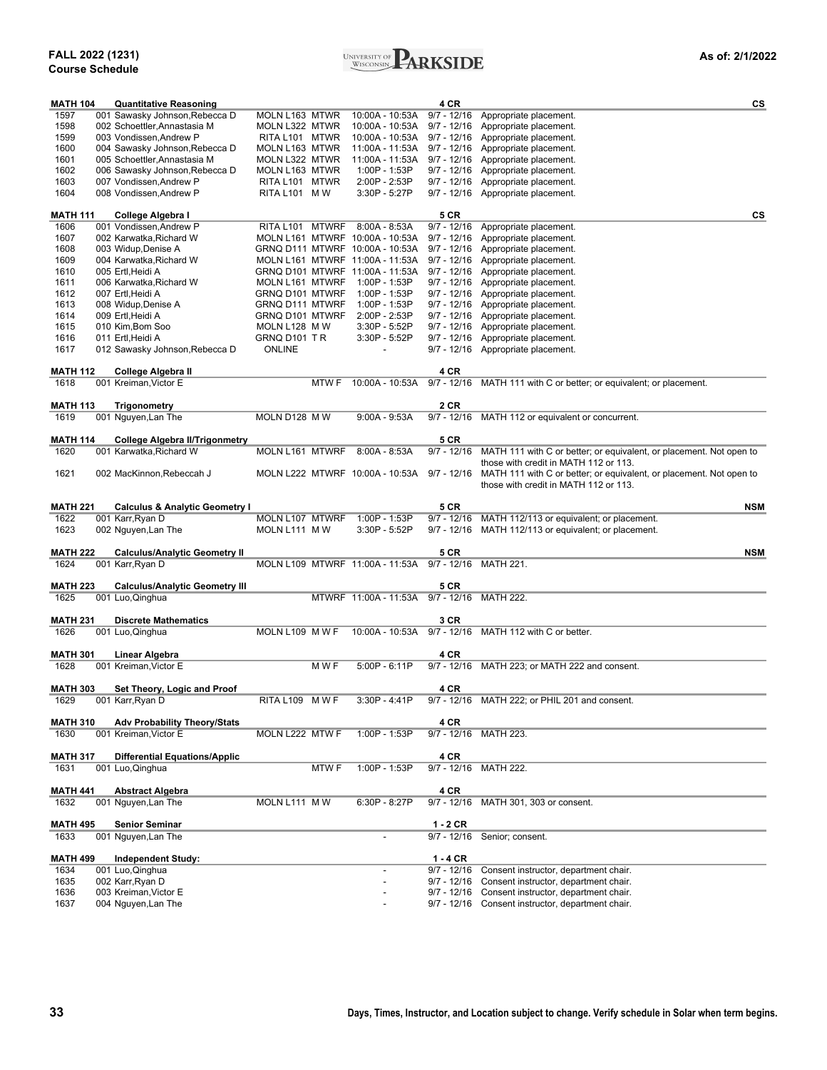**FALL 2022 (1231)**
**Course Schedule**

As of: 2/1/2022

### MATH 104 — Quantitative Reasoning — 4 CR — CS

| Class # | Sec / Instructor | Location | Days | Time | Dates | Notes |
|---|---|---|---|---|---|---|
| 1597 | 001 Sawasky Johnson,Rebecca D | MOLN L163 | MTWR | 10:00A - 10:53A | 9/7 - 12/16 | Appropriate placement. |
| 1598 | 002 Schoettler,Annastasia M | MOLN L322 | MTWR | 10:00A - 10:53A | 9/7 - 12/16 | Appropriate placement. |
| 1599 | 003 Vondissen,Andrew P | RITA L101 | MTWR | 10:00A - 10:53A | 9/7 - 12/16 | Appropriate placement. |
| 1600 | 004 Sawasky Johnson,Rebecca D | MOLN L163 | MTWR | 11:00A - 11:53A | 9/7 - 12/16 | Appropriate placement. |
| 1601 | 005 Schoettler,Annastasia M | MOLN L322 | MTWR | 11:00A - 11:53A | 9/7 - 12/16 | Appropriate placement. |
| 1602 | 006 Sawasky Johnson,Rebecca D | MOLN L163 | MTWR | 1:00P - 1:53P | 9/7 - 12/16 | Appropriate placement. |
| 1603 | 007 Vondissen,Andrew P | RITA L101 | MTWR | 2:00P - 2:53P | 9/7 - 12/16 | Appropriate placement. |
| 1604 | 008 Vondissen,Andrew P | RITA L101 | M W | 3:30P - 5:27P | 9/7 - 12/16 | Appropriate placement. |

### MATH 111 — College Algebra I — 5 CR — CS

| Class # | Sec / Instructor | Location | Days | Time | Dates | Notes |
|---|---|---|---|---|---|---|
| 1606 | 001 Vondissen,Andrew P | RITA L101 | MTWRF | 8:00A - 8:53A | 9/7 - 12/16 | Appropriate placement. |
| 1607 | 002 Karwatka,Richard W | MOLN L161 | MTWRF | 10:00A - 10:53A | 9/7 - 12/16 | Appropriate placement. |
| 1608 | 003 Widup,Denise A | GRNQ D111 | MTWRF | 10:00A - 10:53A | 9/7 - 12/16 | Appropriate placement. |
| 1609 | 004 Karwatka,Richard W | MOLN L161 | MTWRF | 11:00A - 11:53A | 9/7 - 12/16 | Appropriate placement. |
| 1610 | 005 Ertl,Heidi A | GRNQ D101 | MTWRF | 11:00A - 11:53A | 9/7 - 12/16 | Appropriate placement. |
| 1611 | 006 Karwatka,Richard W | MOLN L161 | MTWRF | 1:00P - 1:53P | 9/7 - 12/16 | Appropriate placement. |
| 1612 | 007 Ertl,Heidi A | GRNQ D101 | MTWRF | 1:00P - 1:53P | 9/7 - 12/16 | Appropriate placement. |
| 1613 | 008 Widup,Denise A | GRNQ D111 | MTWRF | 1:00P - 1:53P | 9/7 - 12/16 | Appropriate placement. |
| 1614 | 009 Ertl,Heidi A | GRNQ D101 | MTWRF | 2:00P - 2:53P | 9/7 - 12/16 | Appropriate placement. |
| 1615 | 010 Kim,Bom Soo | MOLN L128 | M W | 3:30P - 5:52P | 9/7 - 12/16 | Appropriate placement. |
| 1616 | 011 Ertl,Heidi A | GRNQ D101 | T R | 3:30P - 5:52P | 9/7 - 12/16 | Appropriate placement. |
| 1617 | 012 Sawasky Johnson,Rebecca D | ONLINE | | - | 9/7 - 12/16 | Appropriate placement. |

### MATH 112 — College Algebra II — 4 CR

| Class # | Sec / Instructor | Location | Days | Time | Dates | Notes |
|---|---|---|---|---|---|---|
| 1618 | 001 Kreiman,Victor E | | MTW F | 10:00A - 10:53A | 9/7 - 12/16 | MATH 111 with C or better; or equivalent; or placement. |

### MATH 113 — Trigonometry — 2 CR

| Class # | Sec / Instructor | Location | Days | Time | Dates | Notes |
|---|---|---|---|---|---|---|
| 1619 | 001 Nguyen,Lan The | MOLN D128 | M W | 9:00A - 9:53A | 9/7 - 12/16 | MATH 112 or equivalent or concurrent. |

### MATH 114 — College Algebra II/Trigonometry — 5 CR

| Class # | Sec / Instructor | Location | Days | Time | Dates | Notes |
|---|---|---|---|---|---|---|
| 1620 | 001 Karwatka,Richard W | MOLN L161 | MTWRF | 8:00A - 8:53A | 9/7 - 12/16 | MATH 111 with C or better; or equivalent, or placement. Not open to those with credit in MATH 112 or 113. |
| 1621 | 002 MacKinnon,Rebeccah J | MOLN L222 | MTWRF | 10:00A - 10:53A | 9/7 - 12/16 | MATH 111 with C or better; or equivalent, or placement. Not open to those with credit in MATH 112 or 113. |

### MATH 221 — Calculus & Analytic Geometry I — 5 CR — NSM

| Class # | Sec / Instructor | Location | Days | Time | Dates | Notes |
|---|---|---|---|---|---|---|
| 1622 | 001 Karr,Ryan D | MOLN L107 | MTWRF | 1:00P - 1:53P | 9/7 - 12/16 | MATH 112/113 or equivalent; or placement. |
| 1623 | 002 Nguyen,Lan The | MOLN L111 | M W | 3:30P - 5:52P | 9/7 - 12/16 | MATH 112/113 or equivalent; or placement. |

### MATH 222 — Calculus/Analytic Geometry II — 5 CR — NSM

| Class # | Sec / Instructor | Location | Days | Time | Dates | Notes |
|---|---|---|---|---|---|---|
| 1624 | 001 Karr,Ryan D | MOLN L109 | MTWRF | 11:00A - 11:53A | 9/7 - 12/16 | MATH 221. |

### MATH 223 — Calculus/Analytic Geometry III — 5 CR

| Class # | Sec / Instructor | Location | Days | Time | Dates | Notes |
|---|---|---|---|---|---|---|
| 1625 | 001 Luo,Qinghua | | MTWRF | 11:00A - 11:53A | 9/7 - 12/16 | MATH 222. |

### MATH 231 — Discrete Mathematics — 3 CR

| Class # | Sec / Instructor | Location | Days | Time | Dates | Notes |
|---|---|---|---|---|---|---|
| 1626 | 001 Luo,Qinghua | MOLN L109 | M W F | 10:00A - 10:53A | 9/7 - 12/16 | MATH 112 with C or better. |

### MATH 301 — Linear Algebra — 4 CR

| Class # | Sec / Instructor | Location | Days | Time | Dates | Notes |
|---|---|---|---|---|---|---|
| 1628 | 001 Kreiman,Victor E | | M W F | 5:00P - 6:11P | 9/7 - 12/16 | MATH 223; or MATH 222 and consent. |

### MATH 303 — Set Theory, Logic and Proof — 4 CR

| Class # | Sec / Instructor | Location | Days | Time | Dates | Notes |
|---|---|---|---|---|---|---|
| 1629 | 001 Karr,Ryan D | RITA L109 | M W F | 3:30P - 4:41P | 9/7 - 12/16 | MATH 222; or PHIL 201 and consent. |

### MATH 310 — Adv Probability Theory/Stats — 4 CR

| Class # | Sec / Instructor | Location | Days | Time | Dates | Notes |
|---|---|---|---|---|---|---|
| 1630 | 001 Kreiman,Victor E | MOLN L222 | MTW F | 1:00P - 1:53P | 9/7 - 12/16 | MATH 223. |

### MATH 317 — Differential Equations/Applic — 4 CR

| Class # | Sec / Instructor | Location | Days | Time | Dates | Notes |
|---|---|---|---|---|---|---|
| 1631 | 001 Luo,Qinghua | | MTW F | 1:00P - 1:53P | 9/7 - 12/16 | MATH 222. |

### MATH 441 — Abstract Algebra — 4 CR

| Class # | Sec / Instructor | Location | Days | Time | Dates | Notes |
|---|---|---|---|---|---|---|
| 1632 | 001 Nguyen,Lan The | MOLN L111 | M W | 6:30P - 8:27P | 9/7 - 12/16 | MATH 301, 303 or consent. |

### MATH 495 — Senior Seminar — 1 - 2 CR

| Class # | Sec / Instructor | Location | Days | Time | Dates | Notes |
|---|---|---|---|---|---|---|
| 1633 | 001 Nguyen,Lan The | | | - | 9/7 - 12/16 | Senior; consent. |

### MATH 499 — Independent Study: — 1 - 4 CR

| Class # | Sec / Instructor | Location | Days | Time | Dates | Notes |
|---|---|---|---|---|---|---|
| 1634 | 001 Luo,Qinghua | | | - | 9/7 - 12/16 | Consent instructor, department chair. |
| 1635 | 002 Karr,Ryan D | | | - | 9/7 - 12/16 | Consent instructor, department chair. |
| 1636 | 003 Kreiman,Victor E | | | - | 9/7 - 12/16 | Consent instructor, department chair. |
| 1637 | 004 Nguyen,Lan The | | | - | 9/7 - 12/16 | Consent instructor, department chair. |

Days, Times, Instructor, and Location subject to change. Verify schedule in Solar when term begins.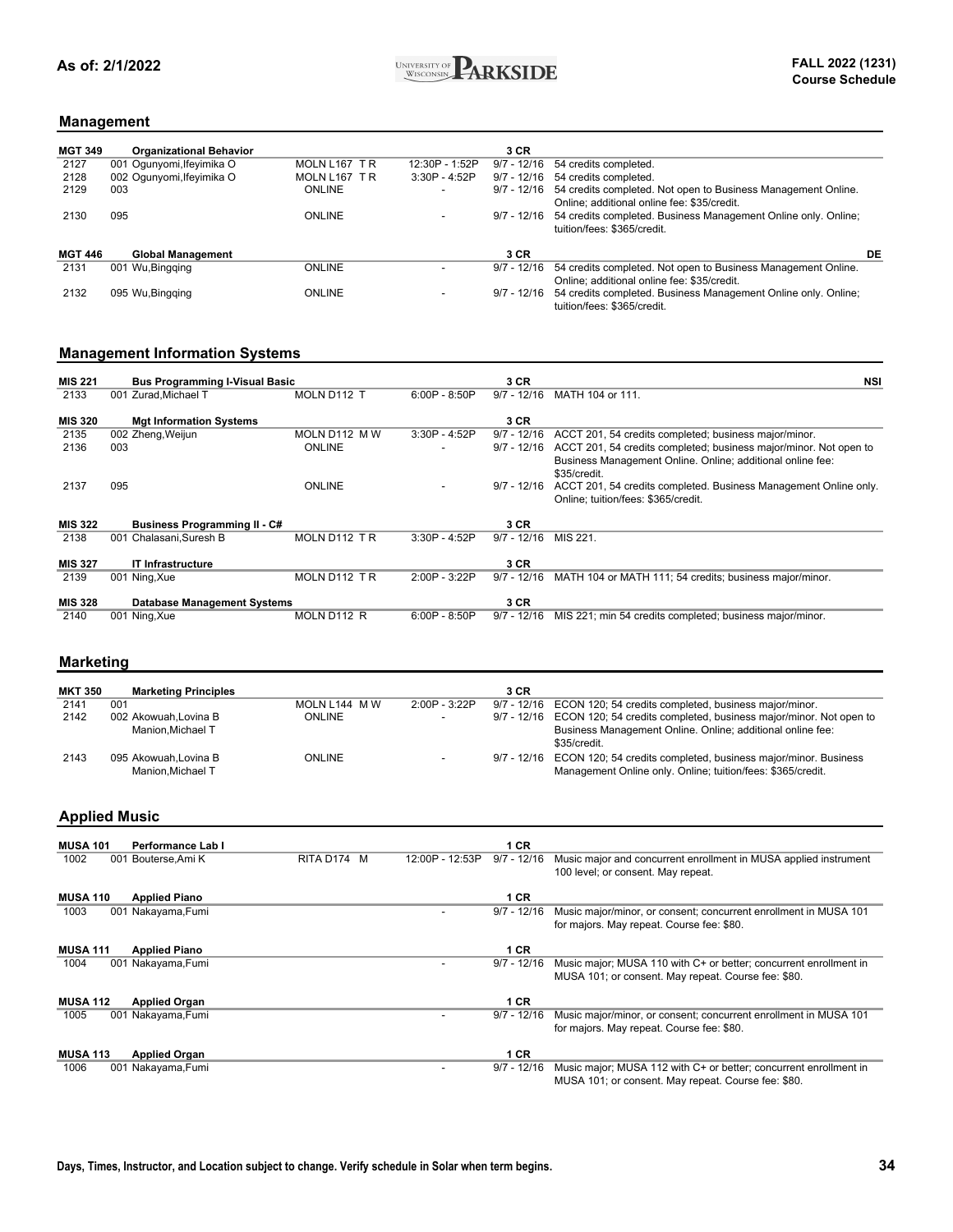## Management

| Course | Title / Section / Instructor | Location | Time | Dates | Notes |
|---|---|---|---|---|---|
| **MGT 349** | **Organizational Behavior** | | | **3 CR** | |
| 2127 | 001 Ogunyomi,Ifeyimika O | MOLN L167 T R | 12:30P - 1:52P | 9/7 - 12/16 | 54 credits completed. |
| 2128 | 002 Ogunyomi,Ifeyimika O | MOLN L167 T R | 3:30P - 4:52P | 9/7 - 12/16 | 54 credits completed. |
| 2129 | 003 | ONLINE | - | 9/7 - 12/16 | 54 credits completed. Not open to Business Management Online. Online; additional online fee: $35/credit. |
| 2130 | 095 | ONLINE | - | 9/7 - 12/16 | 54 credits completed. Business Management Online only. Online; tuition/fees: $365/credit. |
| **MGT 446** | **Global Management** | | | **3 CR** | **DE** |
| 2131 | 001 Wu,Bingqing | ONLINE | - | 9/7 - 12/16 | 54 credits completed. Not open to Business Management Online. Online; additional online fee: $35/credit. |
| 2132 | 095 Wu,Bingqing | ONLINE | - | 9/7 - 12/16 | 54 credits completed. Business Management Online only. Online; tuition/fees: $365/credit. |

## Management Information Systems

| Course | Title / Section / Instructor | Location | Time | Dates | Notes |
|---|---|---|---|---|---|
| **MIS 221** | **Bus Programming I-Visual Basic** | | | **3 CR** | **NSI** |
| 2133 | 001 Zurad,Michael T | MOLN D112 T | 6:00P - 8:50P | 9/7 - 12/16 | MATH 104 or 111. |
| **MIS 320** | **Mgt Information Systems** | | | **3 CR** | |
| 2135 | 002 Zheng,Weijun | MOLN D112 M W | 3:30P - 4:52P | 9/7 - 12/16 | ACCT 201, 54 credits completed; business major/minor. |
| 2136 | 003 | ONLINE | - | 9/7 - 12/16 | ACCT 201, 54 credits completed; business major/minor. Not open to Business Management Online. Online; additional online fee: $35/credit. |
| 2137 | 095 | ONLINE | - | 9/7 - 12/16 | ACCT 201, 54 credits completed. Business Management Online only. Online; tuition/fees: $365/credit. |
| **MIS 322** | **Business Programming II - C#** | | | **3 CR** | |
| 2138 | 001 Chalasani,Suresh B | MOLN D112 T R | 3:30P - 4:52P | 9/7 - 12/16 | MIS 221. |
| **MIS 327** | **IT Infrastructure** | | | **3 CR** | |
| 2139 | 001 Ning,Xue | MOLN D112 T R | 2:00P - 3:22P | 9/7 - 12/16 | MATH 104 or MATH 111; 54 credits; business major/minor. |
| **MIS 328** | **Database Management Systems** | | | **3 CR** | |
| 2140 | 001 Ning,Xue | MOLN D112 R | 6:00P - 8:50P | 9/7 - 12/16 | MIS 221; min 54 credits completed; business major/minor. |

## Marketing

| Course | Title / Section / Instructor | Location | Time | Dates | Notes |
|---|---|---|---|---|---|
| **MKT 350** | **Marketing Principles** | | | **3 CR** | |
| 2141 | 001 | MOLN L144 M W | 2:00P - 3:22P | 9/7 - 12/16 | ECON 120; 54 credits completed, business major/minor. |
| 2142 | 002 Akowuah,Lovina B<br>Manion,Michael T | ONLINE | - | 9/7 - 12/16 | ECON 120; 54 credits completed, business major/minor. Not open to Business Management Online. Online; additional online fee: $35/credit. |
| 2143 | 095 Akowuah,Lovina B<br>Manion,Michael T | ONLINE | - | 9/7 - 12/16 | ECON 120; 54 credits completed, business major/minor. Business Management Online only. Online; tuition/fees: $365/credit. |

## Applied Music

| Course | Title / Section / Instructor | Location | Time | Dates | Notes |
|---|---|---|---|---|---|
| **MUSA 101** | **Performance Lab I** | | | **1 CR** | |
| 1002 | 001 Bouterse,Ami K | RITA D174 M | 12:00P - 12:53P | 9/7 - 12/16 | Music major and concurrent enrollment in MUSA applied instrument 100 level; or consent. May repeat. |
| **MUSA 110** | **Applied Piano** | | | **1 CR** | |
| 1003 | 001 Nakayama,Fumi | | - | 9/7 - 12/16 | Music major/minor, or consent; concurrent enrollment in MUSA 101 for majors. May repeat. Course fee: $80. |
| **MUSA 111** | **Applied Piano** | | | **1 CR** | |
| 1004 | 001 Nakayama,Fumi | | - | 9/7 - 12/16 | Music major; MUSA 110 with C+ or better; concurrent enrollment in MUSA 101; or consent. May repeat. Course fee: $80. |
| **MUSA 112** | **Applied Organ** | | | **1 CR** | |
| 1005 | 001 Nakayama,Fumi | | - | 9/7 - 12/16 | Music major/minor, or consent; concurrent enrollment in MUSA 101 for majors. May repeat. Course fee: $80. |
| **MUSA 113** | **Applied Organ** | | | **1 CR** | |
| 1006 | 001 Nakayama,Fumi | | - | 9/7 - 12/16 | Music major; MUSA 112 with C+ or better; concurrent enrollment in MUSA 101; or consent. May repeat. Course fee: $80. |

Days, Times, Instructor, and Location subject to change. Verify schedule in Solar when term begins.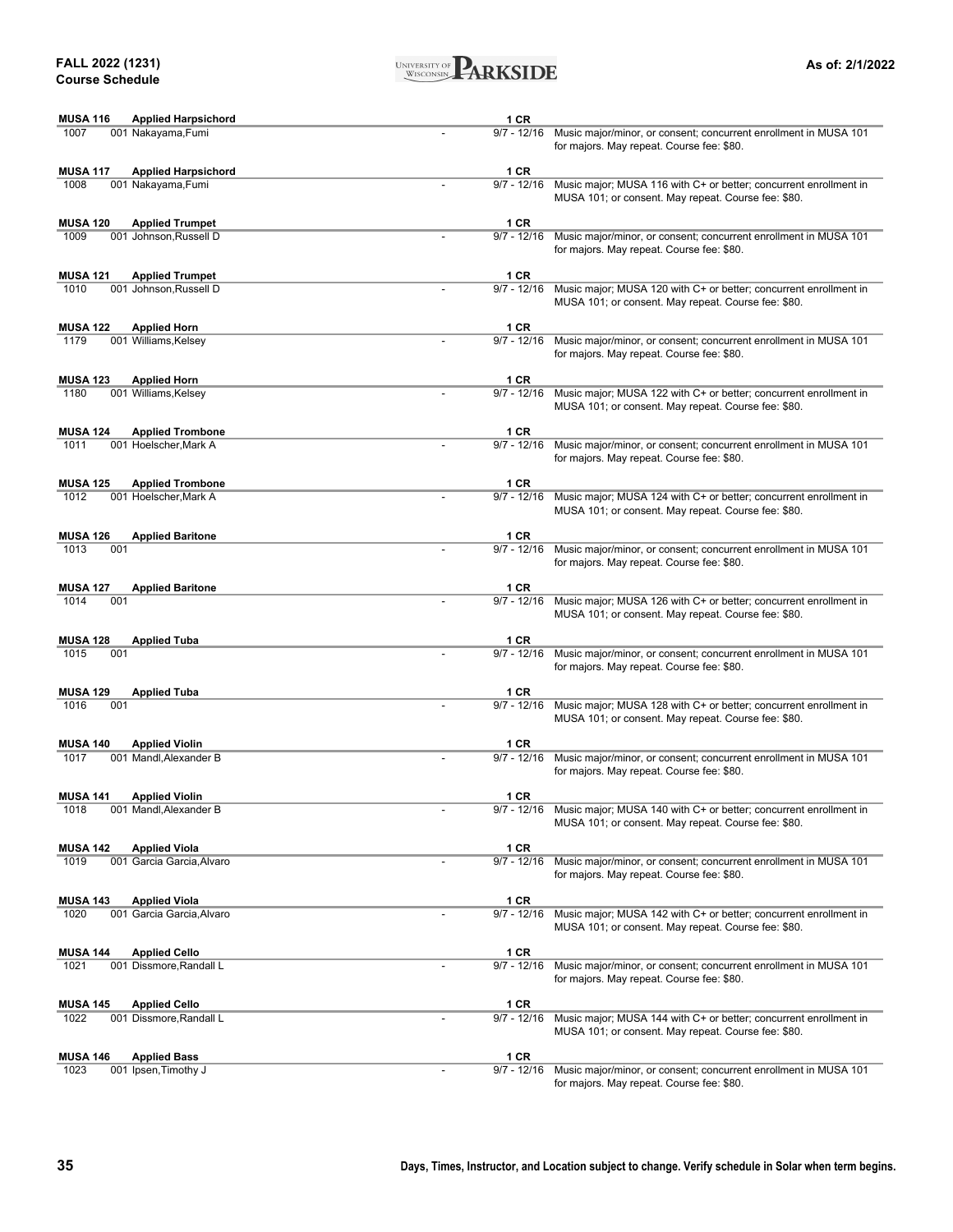| Course | | Title | | Dates | Notes |
|---|---|---|---|---|---|
| **MUSA 116** | | **Applied Harpsichord** | | **1 CR** | |
| 1007 | 001 | Nakayama,Fumi | - | 9/7 - 12/16 | Music major/minor, or consent; concurrent enrollment in MUSA 101 for majors. May repeat. Course fee: $80. |
| **MUSA 117** | | **Applied Harpsichord** | | **1 CR** | |
| 1008 | 001 | Nakayama,Fumi | - | 9/7 - 12/16 | Music major; MUSA 116 with C+ or better; concurrent enrollment in MUSA 101; or consent. May repeat. Course fee: $80. |
| **MUSA 120** | | **Applied Trumpet** | | **1 CR** | |
| 1009 | 001 | Johnson,Russell D | - | 9/7 - 12/16 | Music major/minor, or consent; concurrent enrollment in MUSA 101 for majors. May repeat. Course fee: $80. |
| **MUSA 121** | | **Applied Trumpet** | | **1 CR** | |
| 1010 | 001 | Johnson,Russell D | - | 9/7 - 12/16 | Music major; MUSA 120 with C+ or better; concurrent enrollment in MUSA 101; or consent. May repeat. Course fee: $80. |
| **MUSA 122** | | **Applied Horn** | | **1 CR** | |
| 1179 | 001 | Williams,Kelsey | - | 9/7 - 12/16 | Music major/minor, or consent; concurrent enrollment in MUSA 101 for majors. May repeat. Course fee: $80. |
| **MUSA 123** | | **Applied Horn** | | **1 CR** | |
| 1180 | 001 | Williams,Kelsey | - | 9/7 - 12/16 | Music major; MUSA 122 with C+ or better; concurrent enrollment in MUSA 101; or consent. May repeat. Course fee: $80. |
| **MUSA 124** | | **Applied Trombone** | | **1 CR** | |
| 1011 | 001 | Hoelscher,Mark A | - | 9/7 - 12/16 | Music major/minor, or consent; concurrent enrollment in MUSA 101 for majors. May repeat. Course fee: $80. |
| **MUSA 125** | | **Applied Trombone** | | **1 CR** | |
| 1012 | 001 | Hoelscher,Mark A | - | 9/7 - 12/16 | Music major; MUSA 124 with C+ or better; concurrent enrollment in MUSA 101; or consent. May repeat. Course fee: $80. |
| **MUSA 126** | | **Applied Baritone** | | **1 CR** | |
| 1013 | 001 | | - | 9/7 - 12/16 | Music major/minor, or consent; concurrent enrollment in MUSA 101 for majors. May repeat. Course fee: $80. |
| **MUSA 127** | | **Applied Baritone** | | **1 CR** | |
| 1014 | 001 | | - | 9/7 - 12/16 | Music major; MUSA 126 with C+ or better; concurrent enrollment in MUSA 101; or consent. May repeat. Course fee: $80. |
| **MUSA 128** | | **Applied Tuba** | | **1 CR** | |
| 1015 | 001 | | - | 9/7 - 12/16 | Music major/minor, or consent; concurrent enrollment in MUSA 101 for majors. May repeat. Course fee: $80. |
| **MUSA 129** | | **Applied Tuba** | | **1 CR** | |
| 1016 | 001 | | - | 9/7 - 12/16 | Music major; MUSA 128 with C+ or better; concurrent enrollment in MUSA 101; or consent. May repeat. Course fee: $80. |
| **MUSA 140** | | **Applied Violin** | | **1 CR** | |
| 1017 | 001 | Mandl,Alexander B | - | 9/7 - 12/16 | Music major/minor, or consent; concurrent enrollment in MUSA 101 for majors. May repeat. Course fee: $80. |
| **MUSA 141** | | **Applied Violin** | | **1 CR** | |
| 1018 | 001 | Mandl,Alexander B | - | 9/7 - 12/16 | Music major; MUSA 140 with C+ or better; concurrent enrollment in MUSA 101; or consent. May repeat. Course fee: $80. |
| **MUSA 142** | | **Applied Viola** | | **1 CR** | |
| 1019 | 001 | Garcia Garcia,Alvaro | - | 9/7 - 12/16 | Music major/minor, or consent; concurrent enrollment in MUSA 101 for majors. May repeat. Course fee: $80. |
| **MUSA 143** | | **Applied Viola** | | **1 CR** | |
| 1020 | 001 | Garcia Garcia,Alvaro | - | 9/7 - 12/16 | Music major; MUSA 142 with C+ or better; concurrent enrollment in MUSA 101; or consent. May repeat. Course fee: $80. |
| **MUSA 144** | | **Applied Cello** | | **1 CR** | |
| 1021 | 001 | Dissmore,Randall L | - | 9/7 - 12/16 | Music major/minor, or consent; concurrent enrollment in MUSA 101 for majors. May repeat. Course fee: $80. |
| **MUSA 145** | | **Applied Cello** | | **1 CR** | |
| 1022 | 001 | Dissmore,Randall L | - | 9/7 - 12/16 | Music major; MUSA 144 with C+ or better; concurrent enrollment in MUSA 101; or consent. May repeat. Course fee: $80. |
| **MUSA 146** | | **Applied Bass** | | **1 CR** | |
| 1023 | 001 | Ipsen,Timothy J | - | 9/7 - 12/16 | Music major/minor, or consent; concurrent enrollment in MUSA 101 for majors. May repeat. Course fee: $80. |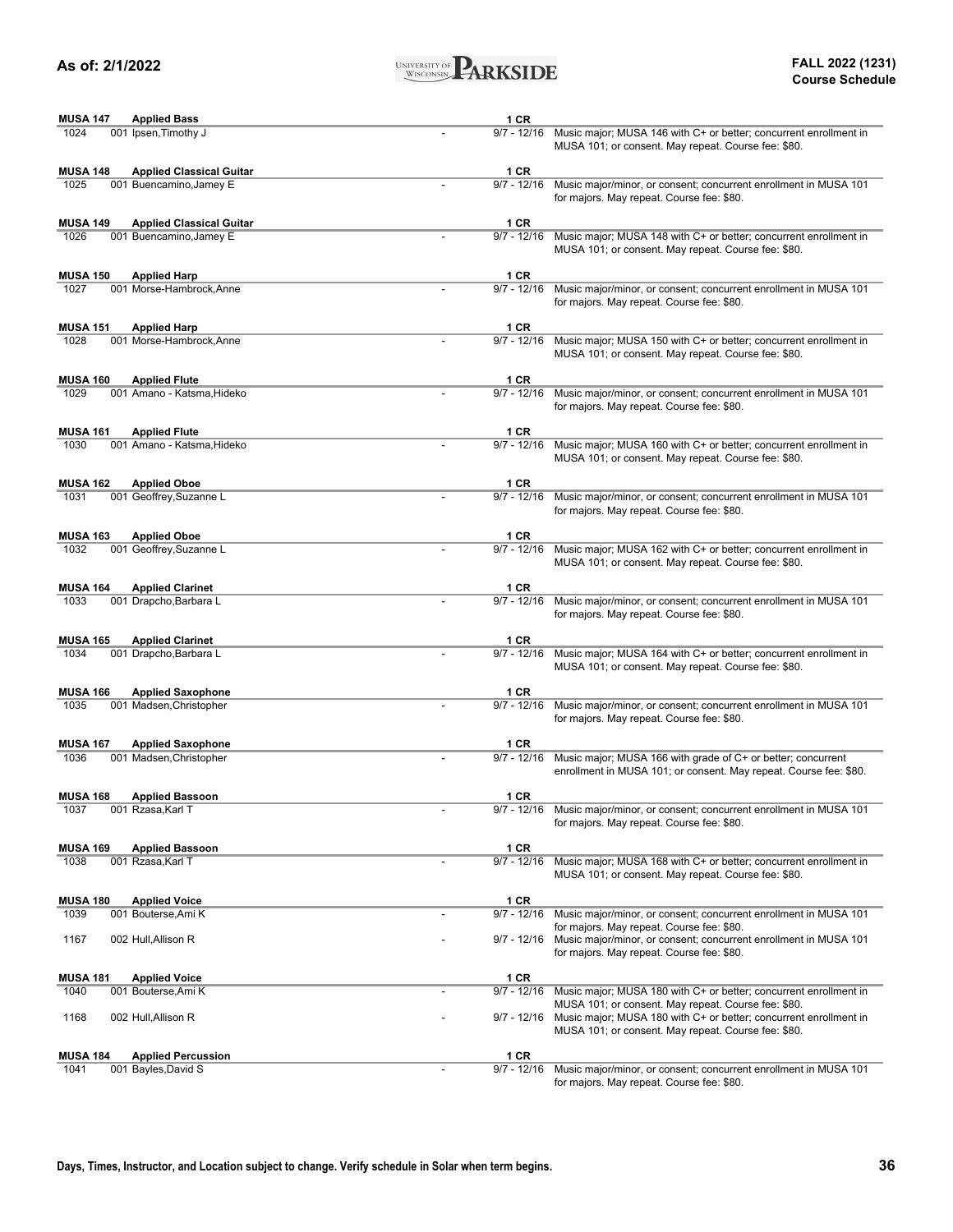**MUSA 147 Applied Bass** — 1 CR

| Class | Sec | Instructor | | Dates | Notes |
|---|---|---|---|---|---|
| 1024 | 001 | Ipsen,Timothy J | - | 9/7 - 12/16 | Music major; MUSA 146 with C+ or better; concurrent enrollment in MUSA 101; or consent. May repeat. Course fee: $80. |

**MUSA 148 Applied Classical Guitar** — 1 CR

| Class | Sec | Instructor | | Dates | Notes |
|---|---|---|---|---|---|
| 1025 | 001 | Buencamino,Jamey E | - | 9/7 - 12/16 | Music major/minor, or consent; concurrent enrollment in MUSA 101 for majors. May repeat. Course fee: $80. |

**MUSA 149 Applied Classical Guitar** — 1 CR

| Class | Sec | Instructor | | Dates | Notes |
|---|---|---|---|---|---|
| 1026 | 001 | Buencamino,Jamey E | - | 9/7 - 12/16 | Music major; MUSA 148 with C+ or better; concurrent enrollment in MUSA 101; or consent. May repeat. Course fee: $80. |

**MUSA 150 Applied Harp** — 1 CR

| Class | Sec | Instructor | | Dates | Notes |
|---|---|---|---|---|---|
| 1027 | 001 | Morse-Hambrock,Anne | - | 9/7 - 12/16 | Music major/minor, or consent; concurrent enrollment in MUSA 101 for majors. May repeat. Course fee: $80. |

**MUSA 151 Applied Harp** — 1 CR

| Class | Sec | Instructor | | Dates | Notes |
|---|---|---|---|---|---|
| 1028 | 001 | Morse-Hambrock,Anne | - | 9/7 - 12/16 | Music major; MUSA 150 with C+ or better; concurrent enrollment in MUSA 101; or consent. May repeat. Course fee: $80. |

**MUSA 160 Applied Flute** — 1 CR

| Class | Sec | Instructor | | Dates | Notes |
|---|---|---|---|---|---|
| 1029 | 001 | Amano - Katsma,Hideko | - | 9/7 - 12/16 | Music major/minor, or consent; concurrent enrollment in MUSA 101 for majors. May repeat. Course fee: $80. |

**MUSA 161 Applied Flute** — 1 CR

| Class | Sec | Instructor | | Dates | Notes |
|---|---|---|---|---|---|
| 1030 | 001 | Amano - Katsma,Hideko | - | 9/7 - 12/16 | Music major; MUSA 160 with C+ or better; concurrent enrollment in MUSA 101; or consent. May repeat. Course fee: $80. |

**MUSA 162 Applied Oboe** — 1 CR

| Class | Sec | Instructor | | Dates | Notes |
|---|---|---|---|---|---|
| 1031 | 001 | Geoffrey,Suzanne L | - | 9/7 - 12/16 | Music major/minor, or consent; concurrent enrollment in MUSA 101 for majors. May repeat. Course fee: $80. |

**MUSA 163 Applied Oboe** — 1 CR

| Class | Sec | Instructor | | Dates | Notes |
|---|---|---|---|---|---|
| 1032 | 001 | Geoffrey,Suzanne L | - | 9/7 - 12/16 | Music major; MUSA 162 with C+ or better; concurrent enrollment in MUSA 101; or consent. May repeat. Course fee: $80. |

**MUSA 164 Applied Clarinet** — 1 CR

| Class | Sec | Instructor | | Dates | Notes |
|---|---|---|---|---|---|
| 1033 | 001 | Drapcho,Barbara L | - | 9/7 - 12/16 | Music major/minor, or consent; concurrent enrollment in MUSA 101 for majors. May repeat. Course fee: $80. |

**MUSA 165 Applied Clarinet** — 1 CR

| Class | Sec | Instructor | | Dates | Notes |
|---|---|---|---|---|---|
| 1034 | 001 | Drapcho,Barbara L | - | 9/7 - 12/16 | Music major; MUSA 164 with C+ or better; concurrent enrollment in MUSA 101; or consent. May repeat. Course fee: $80. |

**MUSA 166 Applied Saxophone** — 1 CR

| Class | Sec | Instructor | | Dates | Notes |
|---|---|---|---|---|---|
| 1035 | 001 | Madsen,Christopher | - | 9/7 - 12/16 | Music major/minor, or consent; concurrent enrollment in MUSA 101 for majors. May repeat. Course fee: $80. |

**MUSA 167 Applied Saxophone** — 1 CR

| Class | Sec | Instructor | | Dates | Notes |
|---|---|---|---|---|---|
| 1036 | 001 | Madsen,Christopher | - | 9/7 - 12/16 | Music major; MUSA 166 with grade of C+ or better; concurrent enrollment in MUSA 101; or consent. May repeat. Course fee: $80. |

**MUSA 168 Applied Bassoon** — 1 CR

| Class | Sec | Instructor | | Dates | Notes |
|---|---|---|---|---|---|
| 1037 | 001 | Rzasa,Karl T | - | 9/7 - 12/16 | Music major/minor, or consent; concurrent enrollment in MUSA 101 for majors. May repeat. Course fee: $80. |

**MUSA 169 Applied Bassoon** — 1 CR

| Class | Sec | Instructor | | Dates | Notes |
|---|---|---|---|---|---|
| 1038 | 001 | Rzasa,Karl T | - | 9/7 - 12/16 | Music major; MUSA 168 with C+ or better; concurrent enrollment in MUSA 101; or consent. May repeat. Course fee: $80. |

**MUSA 180 Applied Voice** — 1 CR

| Class | Sec | Instructor | | Dates | Notes |
|---|---|---|---|---|---|
| 1039 | 001 | Bouterse,Ami K | - | 9/7 - 12/16 | Music major/minor, or consent; concurrent enrollment in MUSA 101 for majors. May repeat. Course fee: $80. |
| 1167 | 002 | Hull,Allison R | - | 9/7 - 12/16 | Music major/minor, or consent; concurrent enrollment in MUSA 101 for majors. May repeat. Course fee: $80. |

**MUSA 181 Applied Voice** — 1 CR

| Class | Sec | Instructor | | Dates | Notes |
|---|---|---|---|---|---|
| 1040 | 001 | Bouterse,Ami K | - | 9/7 - 12/16 | Music major; MUSA 180 with C+ or better; concurrent enrollment in MUSA 101; or consent. May repeat. Course fee: $80. |
| 1168 | 002 | Hull,Allison R | - | 9/7 - 12/16 | Music major; MUSA 180 with C+ or better; concurrent enrollment in MUSA 101; or consent. May repeat. Course fee: $80. |

**MUSA 184 Applied Percussion** — 1 CR

| Class | Sec | Instructor | | Dates | Notes |
|---|---|---|---|---|---|
| 1041 | 001 | Bayles,David S | - | 9/7 - 12/16 | Music major/minor, or consent; concurrent enrollment in MUSA 101 for majors. May repeat. Course fee: $80. |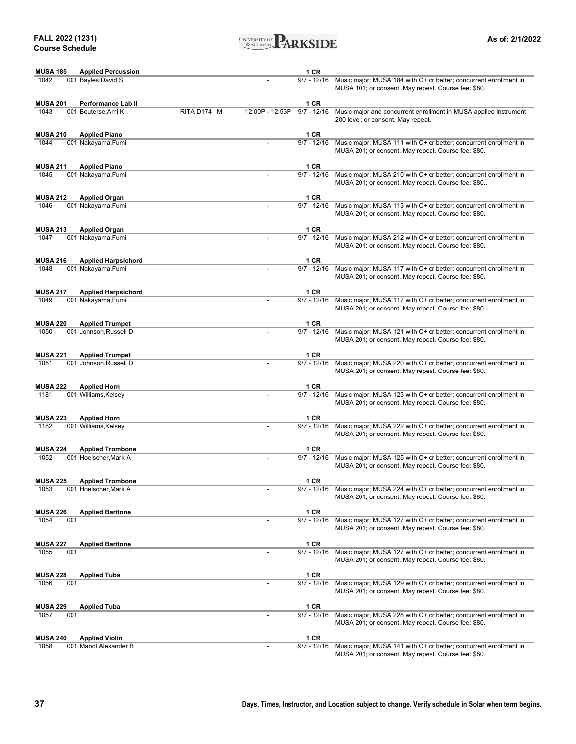| Course | Title | | | | | Credits/Dates | Notes |
|---|---|---|---|---|---|---|---|
| **MUSA 185** | **Applied Percussion** | | | | | **1 CR** | |
| 1042 | 001 | Bayles,David S | | | - | 9/7 - 12/16 | Music major; MUSA 184 with C+ or better; concurrent enrollment in MUSA 101; or consent. May repeat. Course fee: $80. |
| **MUSA 201** | **Performance Lab II** | | | | | **1 CR** | |
| 1043 | 001 | Bouterse,Ami K | RITA D174 | M | 12:00P - 12:53P | 9/7 - 12/16 | Music major and concurrent enrollment in MUSA applied instrument 200 level; or consent. May repeat. |
| **MUSA 210** | **Applied Piano** | | | | | **1 CR** | |
| 1044 | 001 | Nakayama,Fumi | | | - | 9/7 - 12/16 | Music major; MUSA 111 with C+ or better; concurrent enrollment in MUSA 201; or consent. May repeat. Course fee: $80. |
| **MUSA 211** | **Applied Piano** | | | | | **1 CR** | |
| 1045 | 001 | Nakayama,Fumi | | | - | 9/7 - 12/16 | Music major; MUSA 210 with C+ or better; concurrent enrollment in MUSA 201; or consent. May repeat. Course fee: $80.. |
| **MUSA 212** | **Applied Organ** | | | | | **1 CR** | |
| 1046 | 001 | Nakayama,Fumi | | | - | 9/7 - 12/16 | Music major; MUSA 113 with C+ or better; concurrent enrollment in MUSA 201; or consent. May repeat. Course fee: $80. |
| **MUSA 213** | **Applied Organ** | | | | | **1 CR** | |
| 1047 | 001 | Nakayama,Fumi | | | - | 9/7 - 12/16 | Music major; MUSA 212 with C+ or better; concurrent enrollment in MUSA 201; or consent. May repeat. Course fee: $80. |
| **MUSA 216** | **Applied Harpsichord** | | | | | **1 CR** | |
| 1048 | 001 | Nakayama,Fumi | | | - | 9/7 - 12/16 | Music major; MUSA 117 with C+ or better; concurrent enrollment in MUSA 201; or consent. May repeat. Course fee: $80. |
| **MUSA 217** | **Applied Harpsichord** | | | | | **1 CR** | |
| 1049 | 001 | Nakayama,Fumi | | | - | 9/7 - 12/16 | Music major; MUSA 117 with C+ or better; concurrent enrollment in MUSA 201; or consent. May repeat. Course fee: $80. |
| **MUSA 220** | **Applied Trumpet** | | | | | **1 CR** | |
| 1050 | 001 | Johnson,Russell D | | | - | 9/7 - 12/16 | Music major; MUSA 121 with C+ or better; concurrent enrollment in MUSA 201; or consent. May repeat. Course fee: $80. |
| **MUSA 221** | **Applied Trumpet** | | | | | **1 CR** | |
| 1051 | 001 | Johnson,Russell D | | | - | 9/7 - 12/16 | Music major; MUSA 220 with C+ or better; concurrent enrollment in MUSA 201; or consent. May repeat. Course fee: $80. |
| **MUSA 222** | **Applied Horn** | | | | | **1 CR** | |
| 1181 | 001 | Williams,Kelsey | | | - | 9/7 - 12/16 | Music major; MUSA 123 with C+ or better; concurrent enrollment in MUSA 201; or consent. May repeat. Course fee: $80. |
| **MUSA 223** | **Applied Horn** | | | | | **1 CR** | |
| 1182 | 001 | Williams,Kelsey | | | - | 9/7 - 12/16 | Music major; MUSA 222 with C+ or better; concurrent enrollment in MUSA 201; or consent. May repeat. Course fee: $80. |
| **MUSA 224** | **Applied Trombone** | | | | | **1 CR** | |
| 1052 | 001 | Hoelscher,Mark A | | | - | 9/7 - 12/16 | Music major; MUSA 125 with C+ or better; concurrent enrollment in MUSA 201; or consent. May repeat. Course fee: $80. |
| **MUSA 225** | **Applied Trombone** | | | | | **1 CR** | |
| 1053 | 001 | Hoelscher,Mark A | | | - | 9/7 - 12/16 | Music major; MUSA 224 with C+ or better; concurrent enrollment in MUSA 201; or consent. May repeat. Course fee: $80. |
| **MUSA 226** | **Applied Baritone** | | | | | **1 CR** | |
| 1054 | 001 | | | | - | 9/7 - 12/16 | Music major; MUSA 127 with C+ or better; concurrent enrollment in MUSA 201; or consent. May repeat. Course fee: $80. |
| **MUSA 227** | **Applied Baritone** | | | | | **1 CR** | |
| 1055 | 001 | | | | - | 9/7 - 12/16 | Music major; MUSA 127 with C+ or better; concurrent enrollment in MUSA 201; or consent. May repeat. Course fee: $80. |
| **MUSA 228** | **Applied Tuba** | | | | | **1 CR** | |
| 1056 | 001 | | | | - | 9/7 - 12/16 | Music major; MUSA 129 with C+ or better; concurrent enrollment in MUSA 201; or consent. May repeat. Course fee: $80. |
| **MUSA 229** | **Applied Tuba** | | | | | **1 CR** | |
| 1057 | 001 | | | | - | 9/7 - 12/16 | Music major; MUSA 228 with C+ or better; concurrent enrollment in MUSA 201; or consent. May repeat. Course fee: $80. |
| **MUSA 240** | **Applied Violin** | | | | | **1 CR** | |
| 1058 | 001 | Mandl,Alexander B | | | - | 9/7 - 12/16 | Music major; MUSA 141 with C+ or better; concurrent enrollment in MUSA 201; or consent. May repeat. Course fee: $80. |

**Days, Times, Instructor, and Location subject to change. Verify schedule in Solar when term begins.**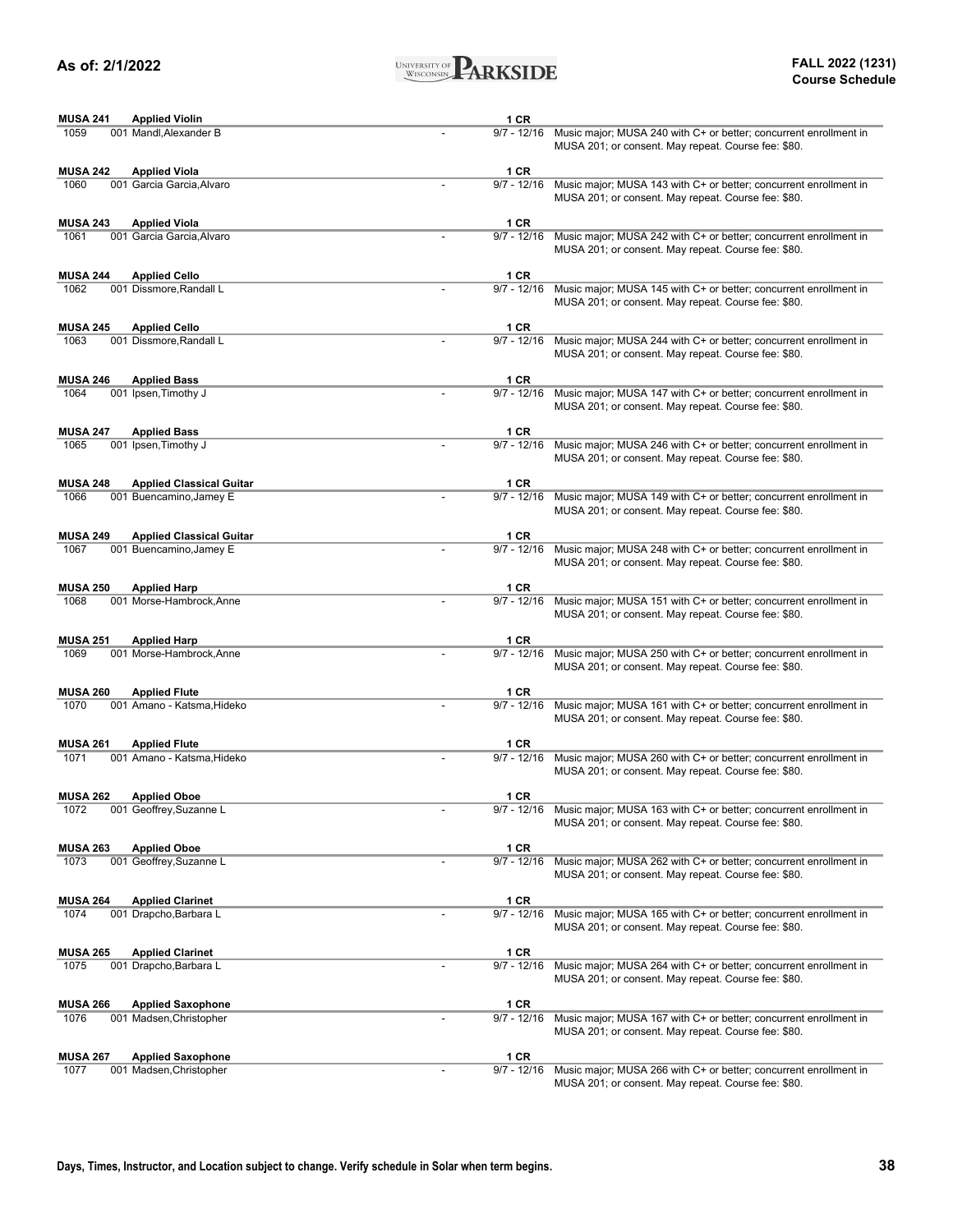**MUSA 241** **Applied Violin** **1 CR**

| 1059 | 001 Mandl,Alexander B | - | 9/7 - 12/16 | Music major; MUSA 240 with C+ or better; concurrent enrollment in MUSA 201; or consent. May repeat. Course fee: $80. |
|---|---|---|---|---|

**MUSA 242** **Applied Viola** **1 CR**

| 1060 | 001 Garcia Garcia,Alvaro | - | 9/7 - 12/16 | Music major; MUSA 143 with C+ or better; concurrent enrollment in MUSA 201; or consent. May repeat. Course fee: $80. |
|---|---|---|---|---|

**MUSA 243** **Applied Viola** **1 CR**

| 1061 | 001 Garcia Garcia,Alvaro | - | 9/7 - 12/16 | Music major; MUSA 242 with C+ or better; concurrent enrollment in MUSA 201; or consent. May repeat. Course fee: $80. |
|---|---|---|---|---|

**MUSA 244** **Applied Cello** **1 CR**

| 1062 | 001 Dissmore,Randall L | - | 9/7 - 12/16 | Music major; MUSA 145 with C+ or better; concurrent enrollment in MUSA 201; or consent. May repeat. Course fee: $80. |
|---|---|---|---|---|

**MUSA 245** **Applied Cello** **1 CR**

| 1063 | 001 Dissmore,Randall L | - | 9/7 - 12/16 | Music major; MUSA 244 with C+ or better; concurrent enrollment in MUSA 201; or consent. May repeat. Course fee: $80. |
|---|---|---|---|---|

**MUSA 246** **Applied Bass** **1 CR**

| 1064 | 001 Ipsen,Timothy J | - | 9/7 - 12/16 | Music major; MUSA 147 with C+ or better; concurrent enrollment in MUSA 201; or consent. May repeat. Course fee: $80. |
|---|---|---|---|---|

**MUSA 247** **Applied Bass** **1 CR**

| 1065 | 001 Ipsen,Timothy J | - | 9/7 - 12/16 | Music major; MUSA 246 with C+ or better; concurrent enrollment in MUSA 201; or consent. May repeat. Course fee: $80. |
|---|---|---|---|---|

**MUSA 248** **Applied Classical Guitar** **1 CR**

| 1066 | 001 Buencamino,Jamey E | - | 9/7 - 12/16 | Music major; MUSA 149 with C+ or better; concurrent enrollment in MUSA 201; or consent. May repeat. Course fee: $80. |
|---|---|---|---|---|

**MUSA 249** **Applied Classical Guitar** **1 CR**

| 1067 | 001 Buencamino,Jamey E | - | 9/7 - 12/16 | Music major; MUSA 248 with C+ or better; concurrent enrollment in MUSA 201; or consent. May repeat. Course fee: $80. |
|---|---|---|---|---|

**MUSA 250** **Applied Harp** **1 CR**

| 1068 | 001 Morse-Hambrock,Anne | - | 9/7 - 12/16 | Music major; MUSA 151 with C+ or better; concurrent enrollment in MUSA 201; or consent. May repeat. Course fee: $80. |
|---|---|---|---|---|

**MUSA 251** **Applied Harp** **1 CR**

| 1069 | 001 Morse-Hambrock,Anne | - | 9/7 - 12/16 | Music major; MUSA 250 with C+ or better; concurrent enrollment in MUSA 201; or consent. May repeat. Course fee: $80. |
|---|---|---|---|---|

**MUSA 260** **Applied Flute** **1 CR**

| 1070 | 001 Amano - Katsma,Hideko | - | 9/7 - 12/16 | Music major; MUSA 161 with C+ or better; concurrent enrollment in MUSA 201; or consent. May repeat. Course fee: $80. |
|---|---|---|---|---|

**MUSA 261** **Applied Flute** **1 CR**

| 1071 | 001 Amano - Katsma,Hideko | - | 9/7 - 12/16 | Music major; MUSA 260 with C+ or better; concurrent enrollment in MUSA 201; or consent. May repeat. Course fee: $80. |
|---|---|---|---|---|

**MUSA 262** **Applied Oboe** **1 CR**

| 1072 | 001 Geoffrey,Suzanne L | - | 9/7 - 12/16 | Music major; MUSA 163 with C+ or better; concurrent enrollment in MUSA 201; or consent. May repeat. Course fee: $80. |
|---|---|---|---|---|

**MUSA 263** **Applied Oboe** **1 CR**

| 1073 | 001 Geoffrey,Suzanne L | - | 9/7 - 12/16 | Music major; MUSA 262 with C+ or better; concurrent enrollment in MUSA 201; or consent. May repeat. Course fee: $80. |
|---|---|---|---|---|

**MUSA 264** **Applied Clarinet** **1 CR**

| 1074 | 001 Drapcho,Barbara L | - | 9/7 - 12/16 | Music major; MUSA 165 with C+ or better; concurrent enrollment in MUSA 201; or consent. May repeat. Course fee: $80. |
|---|---|---|---|---|

**MUSA 265** **Applied Clarinet** **1 CR**

| 1075 | 001 Drapcho,Barbara L | - | 9/7 - 12/16 | Music major; MUSA 264 with C+ or better; concurrent enrollment in MUSA 201; or consent. May repeat. Course fee: $80. |
|---|---|---|---|---|

**MUSA 266** **Applied Saxophone** **1 CR**

| 1076 | 001 Madsen,Christopher | - | 9/7 - 12/16 | Music major; MUSA 167 with C+ or better; concurrent enrollment in MUSA 201; or consent. May repeat. Course fee: $80. |
|---|---|---|---|---|

**MUSA 267** **Applied Saxophone** **1 CR**

| 1077 | 001 Madsen,Christopher | - | 9/7 - 12/16 | Music major; MUSA 266 with C+ or better; concurrent enrollment in MUSA 201; or consent. May repeat. Course fee: $80. |
|---|---|---|---|---|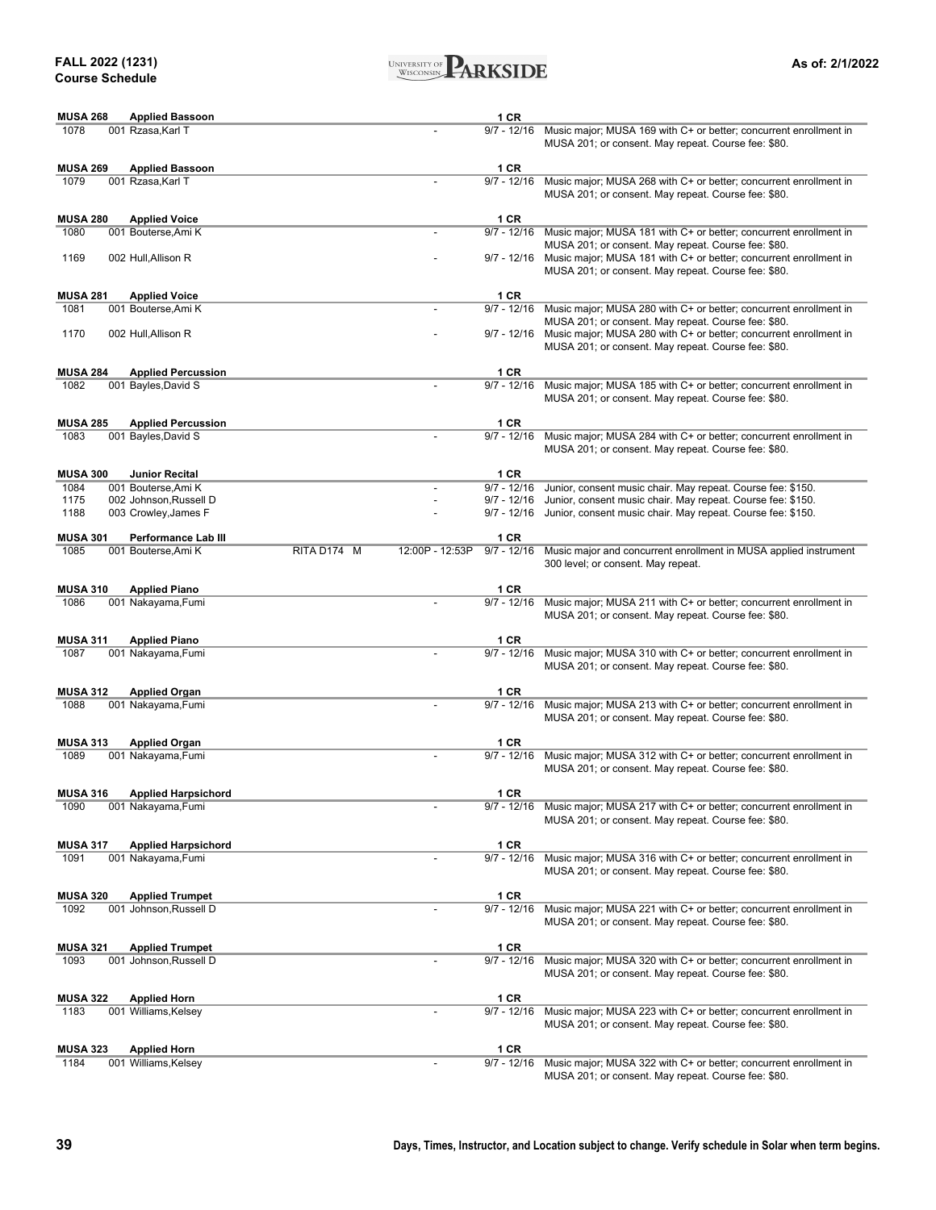| Class # | Section / Instructor | Location / Days | Time | Dates | Notes |
|---|---|---|---|---|---|
| **MUSA 268** | **Applied Bassoon** | | | **1 CR** | |
| 1078 | 001 Rzasa,Karl T | | - | 9/7 - 12/16 | Music major; MUSA 169 with C+ or better; concurrent enrollment in MUSA 201; or consent. May repeat. Course fee: $80. |
| **MUSA 269** | **Applied Bassoon** | | | **1 CR** | |
| 1079 | 001 Rzasa,Karl T | | - | 9/7 - 12/16 | Music major; MUSA 268 with C+ or better; concurrent enrollment in MUSA 201; or consent. May repeat. Course fee: $80. |
| **MUSA 280** | **Applied Voice** | | | **1 CR** | |
| 1080 | 001 Bouterse,Ami K | | - | 9/7 - 12/16 | Music major; MUSA 181 with C+ or better; concurrent enrollment in MUSA 201; or consent. May repeat. Course fee: $80. |
| 1169 | 002 Hull,Allison R | | - | 9/7 - 12/16 | Music major; MUSA 181 with C+ or better; concurrent enrollment in MUSA 201; or consent. May repeat. Course fee: $80. |
| **MUSA 281** | **Applied Voice** | | | **1 CR** | |
| 1081 | 001 Bouterse,Ami K | | - | 9/7 - 12/16 | Music major; MUSA 280 with C+ or better; concurrent enrollment in MUSA 201; or consent. May repeat. Course fee: $80. |
| 1170 | 002 Hull,Allison R | | - | 9/7 - 12/16 | Music major; MUSA 280 with C+ or better; concurrent enrollment in MUSA 201; or consent. May repeat. Course fee: $80. |
| **MUSA 284** | **Applied Percussion** | | | **1 CR** | |
| 1082 | 001 Bayles,David S | | - | 9/7 - 12/16 | Music major; MUSA 185 with C+ or better; concurrent enrollment in MUSA 201; or consent. May repeat. Course fee: $80. |
| **MUSA 285** | **Applied Percussion** | | | **1 CR** | |
| 1083 | 001 Bayles,David S | | - | 9/7 - 12/16 | Music major; MUSA 284 with C+ or better; concurrent enrollment in MUSA 201; or consent. May repeat. Course fee: $80. |
| **MUSA 300** | **Junior Recital** | | | **1 CR** | |
| 1084 | 001 Bouterse,Ami K | | - | 9/7 - 12/16 | Junior, consent music chair. May repeat. Course fee: $150. |
| 1175 | 002 Johnson,Russell D | | - | 9/7 - 12/16 | Junior, consent music chair. May repeat. Course fee: $150. |
| 1188 | 003 Crowley,James F | | - | 9/7 - 12/16 | Junior, consent music chair. May repeat. Course fee: $150. |
| **MUSA 301** | **Performance Lab III** | | | **1 CR** | |
| 1085 | 001 Bouterse,Ami K | RITA D174 M | 12:00P - 12:53P | 9/7 - 12/16 | Music major and concurrent enrollment in MUSA applied instrument 300 level; or consent. May repeat. |
| **MUSA 310** | **Applied Piano** | | | **1 CR** | |
| 1086 | 001 Nakayama,Fumi | | - | 9/7 - 12/16 | Music major; MUSA 211 with C+ or better; concurrent enrollment in MUSA 201; or consent. May repeat. Course fee: $80. |
| **MUSA 311** | **Applied Piano** | | | **1 CR** | |
| 1087 | 001 Nakayama,Fumi | | - | 9/7 - 12/16 | Music major; MUSA 310 with C+ or better; concurrent enrollment in MUSA 201; or consent. May repeat. Course fee: $80. |
| **MUSA 312** | **Applied Organ** | | | **1 CR** | |
| 1088 | 001 Nakayama,Fumi | | - | 9/7 - 12/16 | Music major; MUSA 213 with C+ or better; concurrent enrollment in MUSA 201; or consent. May repeat. Course fee: $80. |
| **MUSA 313** | **Applied Organ** | | | **1 CR** | |
| 1089 | 001 Nakayama,Fumi | | - | 9/7 - 12/16 | Music major; MUSA 312 with C+ or better; concurrent enrollment in MUSA 201; or consent. May repeat. Course fee: $80. |
| **MUSA 316** | **Applied Harpsichord** | | | **1 CR** | |
| 1090 | 001 Nakayama,Fumi | | - | 9/7 - 12/16 | Music major; MUSA 217 with C+ or better; concurrent enrollment in MUSA 201; or consent. May repeat. Course fee: $80. |
| **MUSA 317** | **Applied Harpsichord** | | | **1 CR** | |
| 1091 | 001 Nakayama,Fumi | | - | 9/7 - 12/16 | Music major; MUSA 316 with C+ or better; concurrent enrollment in MUSA 201; or consent. May repeat. Course fee: $80. |
| **MUSA 320** | **Applied Trumpet** | | | **1 CR** | |
| 1092 | 001 Johnson,Russell D | | - | 9/7 - 12/16 | Music major; MUSA 221 with C+ or better; concurrent enrollment in MUSA 201; or consent. May repeat. Course fee: $80. |
| **MUSA 321** | **Applied Trumpet** | | | **1 CR** | |
| 1093 | 001 Johnson,Russell D | | - | 9/7 - 12/16 | Music major; MUSA 320 with C+ or better; concurrent enrollment in MUSA 201; or consent. May repeat. Course fee: $80. |
| **MUSA 322** | **Applied Horn** | | | **1 CR** | |
| 1183 | 001 Williams,Kelsey | | - | 9/7 - 12/16 | Music major; MUSA 223 with C+ or better; concurrent enrollment in MUSA 201; or consent. May repeat. Course fee: $80. |
| **MUSA 323** | **Applied Horn** | | | **1 CR** | |
| 1184 | 001 Williams,Kelsey | | - | 9/7 - 12/16 | Music major; MUSA 322 with C+ or better; concurrent enrollment in MUSA 201; or consent. May repeat. Course fee: $80. |

Days, Times, Instructor, and Location subject to change. Verify schedule in Solar when term begins.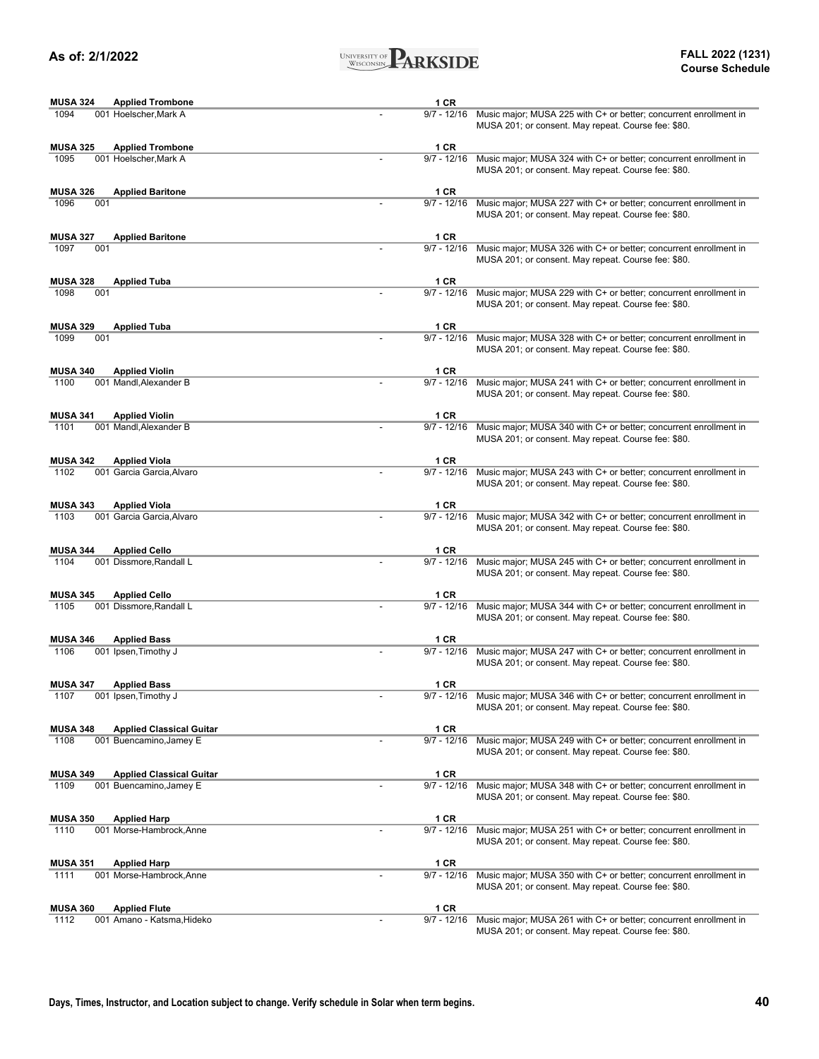**MUSA 324 Applied Trombone** 1 CR

1094 001 Hoelscher,Mark A - 9/7 - 12/16 Music major; MUSA 225 with C+ or better; concurrent enrollment in MUSA 201; or consent. May repeat. Course fee: $80.

**MUSA 325 Applied Trombone** 1 CR

1095 001 Hoelscher,Mark A - 9/7 - 12/16 Music major; MUSA 324 with C+ or better; concurrent enrollment in MUSA 201; or consent. May repeat. Course fee: $80.

**MUSA 326 Applied Baritone** 1 CR

1096 001 - 9/7 - 12/16 Music major; MUSA 227 with C+ or better; concurrent enrollment in MUSA 201; or consent. May repeat. Course fee: $80.

**MUSA 327 Applied Baritone** 1 CR

1097 001 - 9/7 - 12/16 Music major; MUSA 326 with C+ or better; concurrent enrollment in MUSA 201; or consent. May repeat. Course fee: $80.

**MUSA 328 Applied Tuba** 1 CR

1098 001 - 9/7 - 12/16 Music major; MUSA 229 with C+ or better; concurrent enrollment in MUSA 201; or consent. May repeat. Course fee: $80.

**MUSA 329 Applied Tuba** 1 CR

1099 001 - 9/7 - 12/16 Music major; MUSA 328 with C+ or better; concurrent enrollment in MUSA 201; or consent. May repeat. Course fee: $80.

**MUSA 340 Applied Violin** 1 CR

1100 001 Mandl,Alexander B - 9/7 - 12/16 Music major; MUSA 241 with C+ or better; concurrent enrollment in MUSA 201; or consent. May repeat. Course fee: $80.

**MUSA 341 Applied Violin** 1 CR

1101 001 Mandl,Alexander B - 9/7 - 12/16 Music major; MUSA 340 with C+ or better; concurrent enrollment in MUSA 201; or consent. May repeat. Course fee: $80.

**MUSA 342 Applied Viola** 1 CR

1102 001 Garcia Garcia,Alvaro - 9/7 - 12/16 Music major; MUSA 243 with C+ or better; concurrent enrollment in MUSA 201; or consent. May repeat. Course fee: $80.

**MUSA 343 Applied Viola** 1 CR

1103 001 Garcia Garcia,Alvaro - 9/7 - 12/16 Music major; MUSA 342 with C+ or better; concurrent enrollment in MUSA 201; or consent. May repeat. Course fee: $80.

**MUSA 344 Applied Cello** 1 CR

1104 001 Dissmore,Randall L - 9/7 - 12/16 Music major; MUSA 245 with C+ or better; concurrent enrollment in MUSA 201; or consent. May repeat. Course fee: $80.

**MUSA 345 Applied Cello** 1 CR

1105 001 Dissmore,Randall L - 9/7 - 12/16 Music major; MUSA 344 with C+ or better; concurrent enrollment in MUSA 201; or consent. May repeat. Course fee: $80.

**MUSA 346 Applied Bass** 1 CR

1106 001 Ipsen,Timothy J - 9/7 - 12/16 Music major; MUSA 247 with C+ or better; concurrent enrollment in MUSA 201; or consent. May repeat. Course fee: $80.

**MUSA 347 Applied Bass** 1 CR

1107 001 Ipsen,Timothy J - 9/7 - 12/16 Music major; MUSA 346 with C+ or better; concurrent enrollment in MUSA 201; or consent. May repeat. Course fee: $80.

**MUSA 348 Applied Classical Guitar** 1 CR

1108 001 Buencamino,Jamey E - 9/7 - 12/16 Music major; MUSA 249 with C+ or better; concurrent enrollment in MUSA 201; or consent. May repeat. Course fee: $80.

**MUSA 349 Applied Classical Guitar** 1 CR

1109 001 Buencamino,Jamey E - 9/7 - 12/16 Music major; MUSA 348 with C+ or better; concurrent enrollment in MUSA 201; or consent. May repeat. Course fee: $80.

**MUSA 350 Applied Harp** 1 CR

1110 001 Morse-Hambrock,Anne - 9/7 - 12/16 Music major; MUSA 251 with C+ or better; concurrent enrollment in MUSA 201; or consent. May repeat. Course fee: $80.

**MUSA 351 Applied Harp** 1 CR

1111 001 Morse-Hambrock,Anne - 9/7 - 12/16 Music major; MUSA 350 with C+ or better; concurrent enrollment in MUSA 201; or consent. May repeat. Course fee: $80.

**MUSA 360 Applied Flute** 1 CR

1112 001 Amano - Katsma,Hideko - 9/7 - 12/16 Music major; MUSA 261 with C+ or better; concurrent enrollment in MUSA 201; or consent. May repeat. Course fee: $80.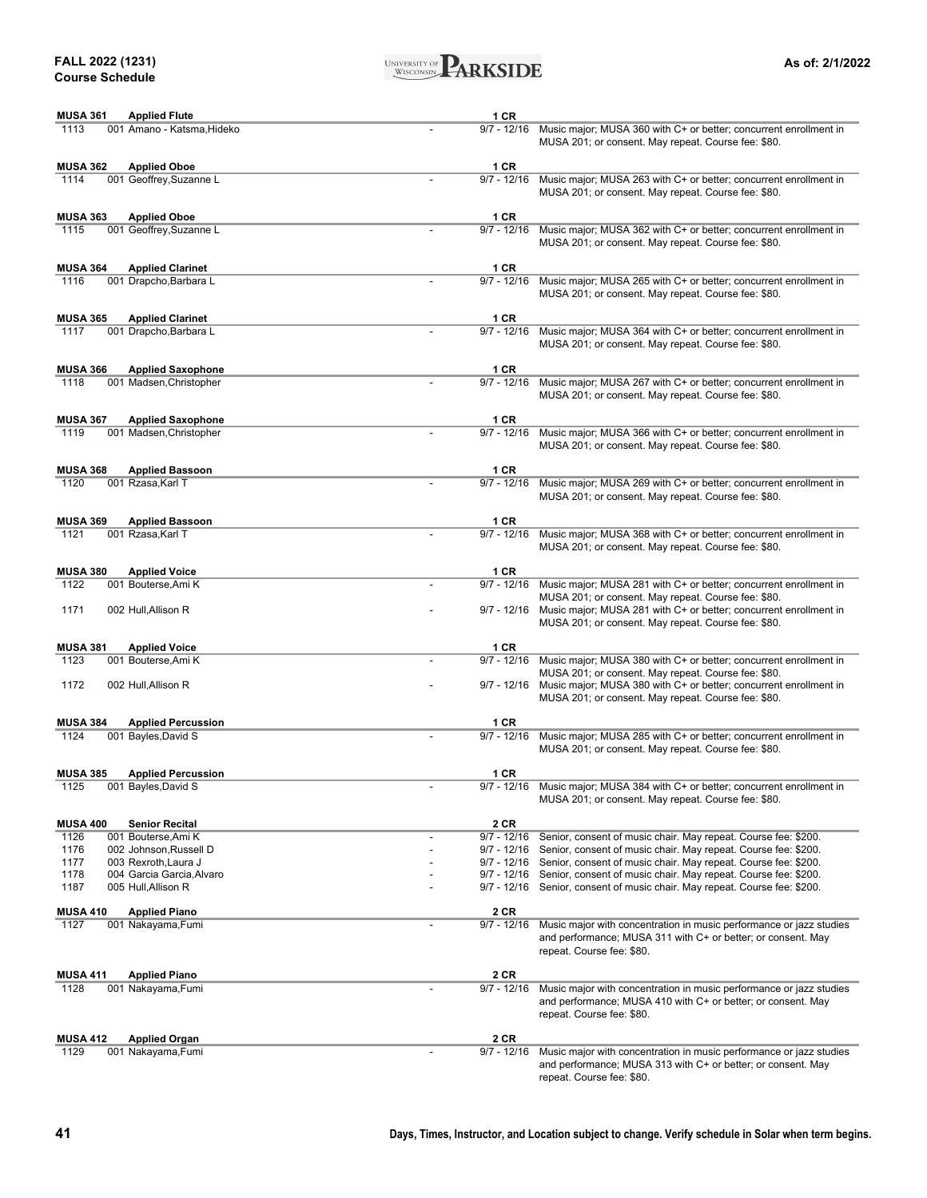**MUSA 361 Applied Flute** 1 CR

| Class | Sec | Instructor | Days/Times | Dates | Notes |
|---|---|---|---|---|---|
| 1113 | 001 | Amano - Katsma,Hideko | - | 9/7 - 12/16 | Music major; MUSA 360 with C+ or better; concurrent enrollment in MUSA 201; or consent. May repeat. Course fee: $80. |

**MUSA 362 Applied Oboe** 1 CR

| Class | Sec | Instructor | Days/Times | Dates | Notes |
|---|---|---|---|---|---|
| 1114 | 001 | Geoffrey,Suzanne L | - | 9/7 - 12/16 | Music major; MUSA 263 with C+ or better; concurrent enrollment in MUSA 201; or consent. May repeat. Course fee: $80. |

**MUSA 363 Applied Oboe** 1 CR

| Class | Sec | Instructor | Days/Times | Dates | Notes |
|---|---|---|---|---|---|
| 1115 | 001 | Geoffrey,Suzanne L | - | 9/7 - 12/16 | Music major; MUSA 362 with C+ or better; concurrent enrollment in MUSA 201; or consent. May repeat. Course fee: $80. |

**MUSA 364 Applied Clarinet** 1 CR

| Class | Sec | Instructor | Days/Times | Dates | Notes |
|---|---|---|---|---|---|
| 1116 | 001 | Drapcho,Barbara L | - | 9/7 - 12/16 | Music major; MUSA 265 with C+ or better; concurrent enrollment in MUSA 201; or consent. May repeat. Course fee: $80. |

**MUSA 365 Applied Clarinet** 1 CR

| Class | Sec | Instructor | Days/Times | Dates | Notes |
|---|---|---|---|---|---|
| 1117 | 001 | Drapcho,Barbara L | - | 9/7 - 12/16 | Music major; MUSA 364 with C+ or better; concurrent enrollment in MUSA 201; or consent. May repeat. Course fee: $80. |

**MUSA 366 Applied Saxophone** 1 CR

| Class | Sec | Instructor | Days/Times | Dates | Notes |
|---|---|---|---|---|---|
| 1118 | 001 | Madsen,Christopher | - | 9/7 - 12/16 | Music major; MUSA 267 with C+ or better; concurrent enrollment in MUSA 201; or consent. May repeat. Course fee: $80. |

**MUSA 367 Applied Saxophone** 1 CR

| Class | Sec | Instructor | Days/Times | Dates | Notes |
|---|---|---|---|---|---|
| 1119 | 001 | Madsen,Christopher | - | 9/7 - 12/16 | Music major; MUSA 366 with C+ or better; concurrent enrollment in MUSA 201; or consent. May repeat. Course fee: $80. |

**MUSA 368 Applied Bassoon** 1 CR

| Class | Sec | Instructor | Days/Times | Dates | Notes |
|---|---|---|---|---|---|
| 1120 | 001 | Rzasa,Karl T | - | 9/7 - 12/16 | Music major; MUSA 269 with C+ or better; concurrent enrollment in MUSA 201; or consent. May repeat. Course fee: $80. |

**MUSA 369 Applied Bassoon** 1 CR

| Class | Sec | Instructor | Days/Times | Dates | Notes |
|---|---|---|---|---|---|
| 1121 | 001 | Rzasa,Karl T | - | 9/7 - 12/16 | Music major; MUSA 368 with C+ or better; concurrent enrollment in MUSA 201; or consent. May repeat. Course fee: $80. |

**MUSA 380 Applied Voice** 1 CR

| Class | Sec | Instructor | Days/Times | Dates | Notes |
|---|---|---|---|---|---|
| 1122 | 001 | Bouterse,Ami K | - | 9/7 - 12/16 | Music major; MUSA 281 with C+ or better; concurrent enrollment in MUSA 201; or consent. May repeat. Course fee: $80. |
| 1171 | 002 | Hull,Allison R | - | 9/7 - 12/16 | Music major; MUSA 281 with C+ or better; concurrent enrollment in MUSA 201; or consent. May repeat. Course fee: $80. |

**MUSA 381 Applied Voice** 1 CR

| Class | Sec | Instructor | Days/Times | Dates | Notes |
|---|---|---|---|---|---|
| 1123 | 001 | Bouterse,Ami K | - | 9/7 - 12/16 | Music major; MUSA 380 with C+ or better; concurrent enrollment in MUSA 201; or consent. May repeat. Course fee: $80. |
| 1172 | 002 | Hull,Allison R | - | 9/7 - 12/16 | Music major; MUSA 380 with C+ or better; concurrent enrollment in MUSA 201; or consent. May repeat. Course fee: $80. |

**MUSA 384 Applied Percussion** 1 CR

| Class | Sec | Instructor | Days/Times | Dates | Notes |
|---|---|---|---|---|---|
| 1124 | 001 | Bayles,David S | - | 9/7 - 12/16 | Music major; MUSA 285 with C+ or better; concurrent enrollment in MUSA 201; or consent. May repeat. Course fee: $80. |

**MUSA 385 Applied Percussion** 1 CR

| Class | Sec | Instructor | Days/Times | Dates | Notes |
|---|---|---|---|---|---|
| 1125 | 001 | Bayles,David S | - | 9/7 - 12/16 | Music major; MUSA 384 with C+ or better; concurrent enrollment in MUSA 201; or consent. May repeat. Course fee: $80. |

**MUSA 400 Senior Recital** 2 CR

| Class | Sec | Instructor | Days/Times | Dates | Notes |
|---|---|---|---|---|---|
| 1126 | 001 | Bouterse,Ami K | - | 9/7 - 12/16 | Senior, consent of music chair. May repeat. Course fee: $200. |
| 1176 | 002 | Johnson,Russell D | - | 9/7 - 12/16 | Senior, consent of music chair. May repeat. Course fee: $200. |
| 1177 | 003 | Rexroth,Laura J | - | 9/7 - 12/16 | Senior, consent of music chair. May repeat. Course fee: $200. |
| 1178 | 004 | Garcia Garcia,Alvaro | - | 9/7 - 12/16 | Senior, consent of music chair. May repeat. Course fee: $200. |
| 1187 | 005 | Hull,Allison R | - | 9/7 - 12/16 | Senior, consent of music chair. May repeat. Course fee: $200. |

**MUSA 410 Applied Piano** 2 CR

| Class | Sec | Instructor | Days/Times | Dates | Notes |
|---|---|---|---|---|---|
| 1127 | 001 | Nakayama,Fumi | - | 9/7 - 12/16 | Music major with concentration in music performance or jazz studies and performance; MUSA 311 with C+ or better; or consent. May repeat. Course fee: $80. |

**MUSA 411 Applied Piano** 2 CR

| Class | Sec | Instructor | Days/Times | Dates | Notes |
|---|---|---|---|---|---|
| 1128 | 001 | Nakayama,Fumi | - | 9/7 - 12/16 | Music major with concentration in music performance or jazz studies and performance; MUSA 410 with C+ or better; or consent. May repeat. Course fee: $80. |

**MUSA 412 Applied Organ** 2 CR

| Class | Sec | Instructor | Days/Times | Dates | Notes |
|---|---|---|---|---|---|
| 1129 | 001 | Nakayama,Fumi | - | 9/7 - 12/16 | Music major with concentration in music performance or jazz studies and performance; MUSA 313 with C+ or better; or consent. May repeat. Course fee: $80. |

Days, Times, Instructor, and Location subject to change. Verify schedule in Solar when term begins.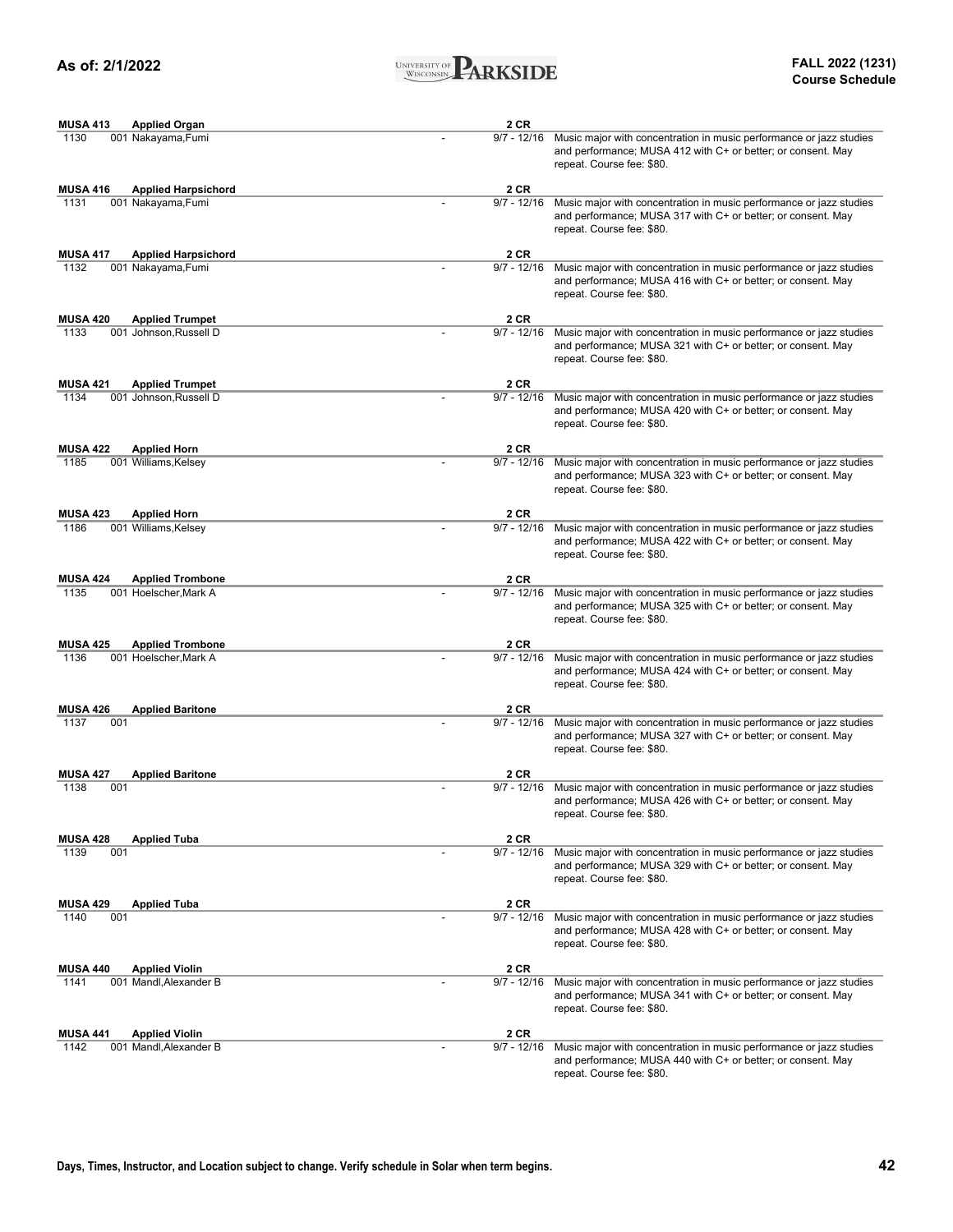| Course | Section | Instructor | Days/Time | Dates | Notes |
|---|---|---|---|---|---|
| **MUSA 413 Applied Organ** | | | | **2 CR** | |
| 1130 | 001 | Nakayama,Fumi | - | 9/7 - 12/16 | Music major with concentration in music performance or jazz studies and performance; MUSA 412 with C+ or better; or consent. May repeat. Course fee: $80. |
| **MUSA 416 Applied Harpsichord** | | | | **2 CR** | |
| 1131 | 001 | Nakayama,Fumi | - | 9/7 - 12/16 | Music major with concentration in music performance or jazz studies and performance; MUSA 317 with C+ or better; or consent. May repeat. Course fee: $80. |
| **MUSA 417 Applied Harpsichord** | | | | **2 CR** | |
| 1132 | 001 | Nakayama,Fumi | - | 9/7 - 12/16 | Music major with concentration in music performance or jazz studies and performance; MUSA 416 with C+ or better; or consent. May repeat. Course fee: $80. |
| **MUSA 420 Applied Trumpet** | | | | **2 CR** | |
| 1133 | 001 | Johnson,Russell D | - | 9/7 - 12/16 | Music major with concentration in music performance or jazz studies and performance; MUSA 321 with C+ or better; or consent. May repeat. Course fee: $80. |
| **MUSA 421 Applied Trumpet** | | | | **2 CR** | |
| 1134 | 001 | Johnson,Russell D | - | 9/7 - 12/16 | Music major with concentration in music performance or jazz studies and performance; MUSA 420 with C+ or better; or consent. May repeat. Course fee: $80. |
| **MUSA 422 Applied Horn** | | | | **2 CR** | |
| 1185 | 001 | Williams,Kelsey | - | 9/7 - 12/16 | Music major with concentration in music performance or jazz studies and performance; MUSA 323 with C+ or better; or consent. May repeat. Course fee: $80. |
| **MUSA 423 Applied Horn** | | | | **2 CR** | |
| 1186 | 001 | Williams,Kelsey | - | 9/7 - 12/16 | Music major with concentration in music performance or jazz studies and performance; MUSA 422 with C+ or better; or consent. May repeat. Course fee: $80. |
| **MUSA 424 Applied Trombone** | | | | **2 CR** | |
| 1135 | 001 | Hoelscher,Mark A | - | 9/7 - 12/16 | Music major with concentration in music performance or jazz studies and performance; MUSA 325 with C+ or better; or consent. May repeat. Course fee: $80. |
| **MUSA 425 Applied Trombone** | | | | **2 CR** | |
| 1136 | 001 | Hoelscher,Mark A | - | 9/7 - 12/16 | Music major with concentration in music performance or jazz studies and performance; MUSA 424 with C+ or better; or consent. May repeat. Course fee: $80. |
| **MUSA 426 Applied Baritone** | | | | **2 CR** | |
| 1137 | 001 | | - | 9/7 - 12/16 | Music major with concentration in music performance or jazz studies and performance; MUSA 327 with C+ or better; or consent. May repeat. Course fee: $80. |
| **MUSA 427 Applied Baritone** | | | | **2 CR** | |
| 1138 | 001 | | - | 9/7 - 12/16 | Music major with concentration in music performance or jazz studies and performance; MUSA 426 with C+ or better; or consent. May repeat. Course fee: $80. |
| **MUSA 428 Applied Tuba** | | | | **2 CR** | |
| 1139 | 001 | | - | 9/7 - 12/16 | Music major with concentration in music performance or jazz studies and performance; MUSA 329 with C+ or better; or consent. May repeat. Course fee: $80. |
| **MUSA 429 Applied Tuba** | | | | **2 CR** | |
| 1140 | 001 | | - | 9/7 - 12/16 | Music major with concentration in music performance or jazz studies and performance; MUSA 428 with C+ or better; or consent. May repeat. Course fee: $80. |
| **MUSA 440 Applied Violin** | | | | **2 CR** | |
| 1141 | 001 | Mandl,Alexander B | - | 9/7 - 12/16 | Music major with concentration in music performance or jazz studies and performance; MUSA 341 with C+ or better; or consent. May repeat. Course fee: $80. |
| **MUSA 441 Applied Violin** | | | | **2 CR** | |
| 1142 | 001 | Mandl,Alexander B | - | 9/7 - 12/16 | Music major with concentration in music performance or jazz studies and performance; MUSA 440 with C+ or better; or consent. May repeat. Course fee: $80. |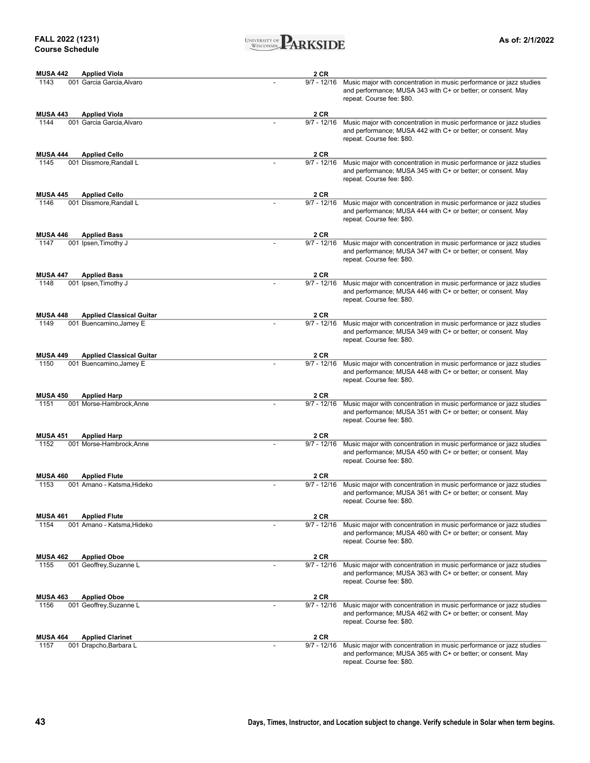**MUSA 442 Applied Viola** 2 CR

| Class | Section | Instructor | | Dates | Notes |
|---|---|---|---|---|---|
| 1143 | 001 | Garcia Garcia,Alvaro | - | 9/7 - 12/16 | Music major with concentration in music performance or jazz studies and performance; MUSA 343 with C+ or better; or consent. May repeat. Course fee: $80. |

**MUSA 443 Applied Viola** 2 CR

| Class | Section | Instructor | | Dates | Notes |
|---|---|---|---|---|---|
| 1144 | 001 | Garcia Garcia,Alvaro | - | 9/7 - 12/16 | Music major with concentration in music performance or jazz studies and performance; MUSA 442 with C+ or better; or consent. May repeat. Course fee: $80. |

**MUSA 444 Applied Cello** 2 CR

| Class | Section | Instructor | | Dates | Notes |
|---|---|---|---|---|---|
| 1145 | 001 | Dissmore,Randall L | - | 9/7 - 12/16 | Music major with concentration in music performance or jazz studies and performance; MUSA 345 with C+ or better; or consent. May repeat. Course fee: $80. |

**MUSA 445 Applied Cello** 2 CR

| Class | Section | Instructor | | Dates | Notes |
|---|---|---|---|---|---|
| 1146 | 001 | Dissmore,Randall L | - | 9/7 - 12/16 | Music major with concentration in music performance or jazz studies and performance; MUSA 444 with C+ or better; or consent. May repeat. Course fee: $80. |

**MUSA 446 Applied Bass** 2 CR

| Class | Section | Instructor | | Dates | Notes |
|---|---|---|---|---|---|
| 1147 | 001 | Ipsen,Timothy J | - | 9/7 - 12/16 | Music major with concentration in music performance or jazz studies and performance; MUSA 347 with C+ or better; or consent. May repeat. Course fee: $80. |

**MUSA 447 Applied Bass** 2 CR

| Class | Section | Instructor | | Dates | Notes |
|---|---|---|---|---|---|
| 1148 | 001 | Ipsen,Timothy J | - | 9/7 - 12/16 | Music major with concentration in music performance or jazz studies and performance; MUSA 446 with C+ or better; or consent. May repeat. Course fee: $80. |

**MUSA 448 Applied Classical Guitar** 2 CR

| Class | Section | Instructor | | Dates | Notes |
|---|---|---|---|---|---|
| 1149 | 001 | Buencamino,Jamey E | - | 9/7 - 12/16 | Music major with concentration in music performance or jazz studies and performance; MUSA 349 with C+ or better; or consent. May repeat. Course fee: $80. |

**MUSA 449 Applied Classical Guitar** 2 CR

| Class | Section | Instructor | | Dates | Notes |
|---|---|---|---|---|---|
| 1150 | 001 | Buencamino,Jamey E | - | 9/7 - 12/16 | Music major with concentration in music performance or jazz studies and performance; MUSA 448 with C+ or better; or consent. May repeat. Course fee: $80. |

**MUSA 450 Applied Harp** 2 CR

| Class | Section | Instructor | | Dates | Notes |
|---|---|---|---|---|---|
| 1151 | 001 | Morse-Hambrock,Anne | - | 9/7 - 12/16 | Music major with concentration in music performance or jazz studies and performance; MUSA 351 with C+ or better; or consent. May repeat. Course fee: $80. |

**MUSA 451 Applied Harp** 2 CR

| Class | Section | Instructor | | Dates | Notes |
|---|---|---|---|---|---|
| 1152 | 001 | Morse-Hambrock,Anne | - | 9/7 - 12/16 | Music major with concentration in music performance or jazz studies and performance; MUSA 450 with C+ or better; or consent. May repeat. Course fee: $80. |

**MUSA 460 Applied Flute** 2 CR

| Class | Section | Instructor | | Dates | Notes |
|---|---|---|---|---|---|
| 1153 | 001 | Amano - Katsma,Hideko | - | 9/7 - 12/16 | Music major with concentration in music performance or jazz studies and performance; MUSA 361 with C+ or better; or consent. May repeat. Course fee: $80. |

**MUSA 461 Applied Flute** 2 CR

| Class | Section | Instructor | | Dates | Notes |
|---|---|---|---|---|---|
| 1154 | 001 | Amano - Katsma,Hideko | - | 9/7 - 12/16 | Music major with concentration in music performance or jazz studies and performance; MUSA 460 with C+ or better; or consent. May repeat. Course fee: $80. |

**MUSA 462 Applied Oboe** 2 CR

| Class | Section | Instructor | | Dates | Notes |
|---|---|---|---|---|---|
| 1155 | 001 | Geoffrey,Suzanne L | - | 9/7 - 12/16 | Music major with concentration in music performance or jazz studies and performance; MUSA 363 with C+ or better; or consent. May repeat. Course fee: $80. |

**MUSA 463 Applied Oboe** 2 CR

| Class | Section | Instructor | | Dates | Notes |
|---|---|---|---|---|---|
| 1156 | 001 | Geoffrey,Suzanne L | - | 9/7 - 12/16 | Music major with concentration in music performance or jazz studies and performance; MUSA 462 with C+ or better; or consent. May repeat. Course fee: $80. |

**MUSA 464 Applied Clarinet** 2 CR

| Class | Section | Instructor | | Dates | Notes |
|---|---|---|---|---|---|
| 1157 | 001 | Drapcho,Barbara L | - | 9/7 - 12/16 | Music major with concentration in music performance or jazz studies and performance; MUSA 365 with C+ or better; or consent. May repeat. Course fee: $80. |

Days, Times, Instructor, and Location subject to change. Verify schedule in Solar when term begins.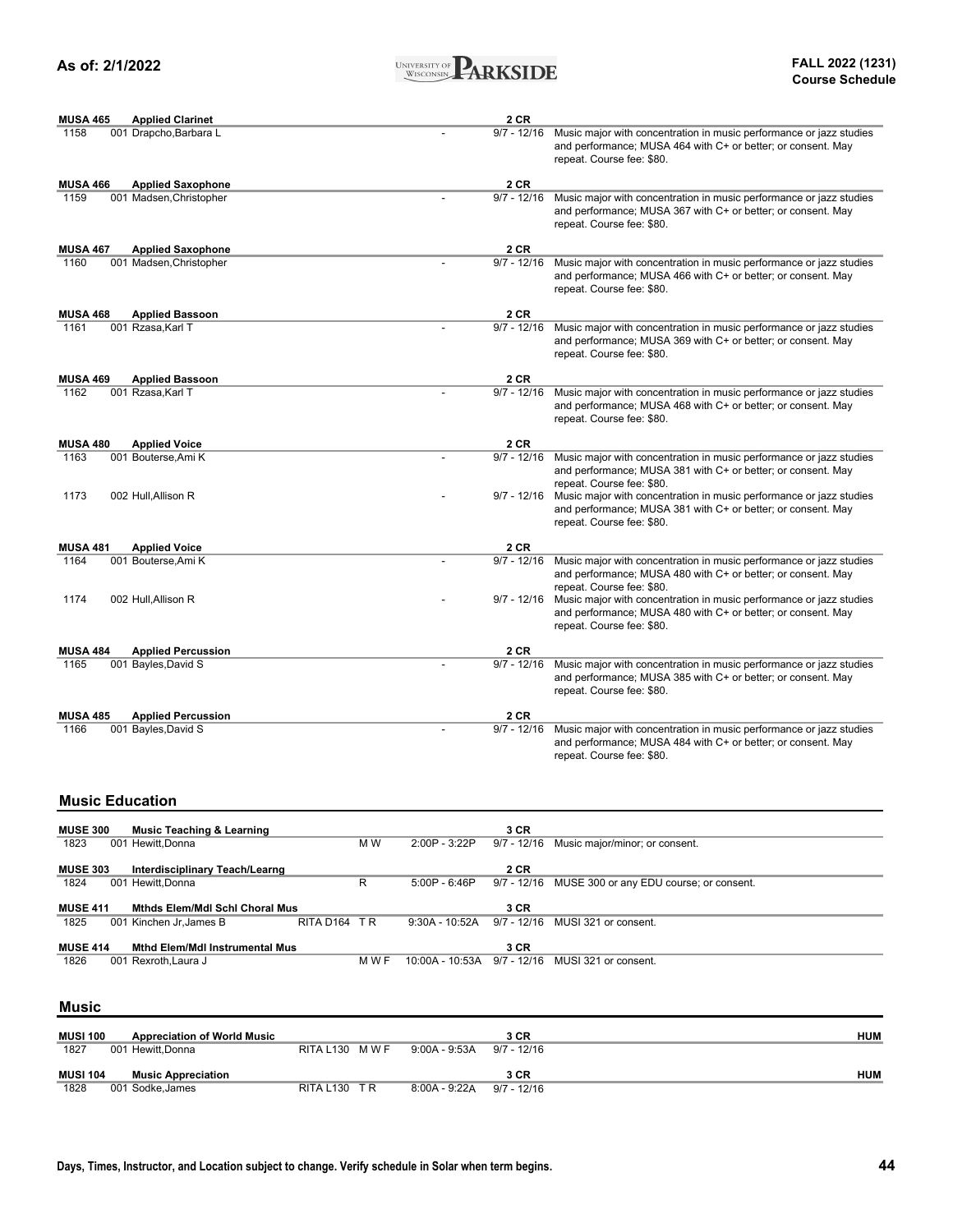| Course | Title | | | | | Credits | |
|---|---|---|---|---|---|---|---|
| **MUSA 465** | **Applied Clarinet** | | | | | **2 CR** | |
| 1158 | 001 Drapcho,Barbara L | | | - | | 9/7 - 12/16 | Music major with concentration in music performance or jazz studies and performance; MUSA 464 with C+ or better; or consent. May repeat. Course fee: $80. |
| **MUSA 466** | **Applied Saxophone** | | | | | **2 CR** | |
| 1159 | 001 Madsen,Christopher | | | - | | 9/7 - 12/16 | Music major with concentration in music performance or jazz studies and performance; MUSA 367 with C+ or better; or consent. May repeat. Course fee: $80. |
| **MUSA 467** | **Applied Saxophone** | | | | | **2 CR** | |
| 1160 | 001 Madsen,Christopher | | | - | | 9/7 - 12/16 | Music major with concentration in music performance or jazz studies and performance; MUSA 466 with C+ or better; or consent. May repeat. Course fee: $80. |
| **MUSA 468** | **Applied Bassoon** | | | | | **2 CR** | |
| 1161 | 001 Rzasa,Karl T | | | - | | 9/7 - 12/16 | Music major with concentration in music performance or jazz studies and performance; MUSA 369 with C+ or better; or consent. May repeat. Course fee: $80. |
| **MUSA 469** | **Applied Bassoon** | | | | | **2 CR** | |
| 1162 | 001 Rzasa,Karl T | | | - | | 9/7 - 12/16 | Music major with concentration in music performance or jazz studies and performance; MUSA 468 with C+ or better; or consent. May repeat. Course fee: $80. |
| **MUSA 480** | **Applied Voice** | | | | | **2 CR** | |
| 1163 | 001 Bouterse,Ami K | | | - | | 9/7 - 12/16 | Music major with concentration in music performance or jazz studies and performance; MUSA 381 with C+ or better; or consent. May repeat. Course fee: $80. |
| 1173 | 002 Hull,Allison R | | | - | | 9/7 - 12/16 | Music major with concentration in music performance or jazz studies and performance; MUSA 381 with C+ or better; or consent. May repeat. Course fee: $80. |
| **MUSA 481** | **Applied Voice** | | | | | **2 CR** | |
| 1164 | 001 Bouterse,Ami K | | | - | | 9/7 - 12/16 | Music major with concentration in music performance or jazz studies and performance; MUSA 480 with C+ or better; or consent. May repeat. Course fee: $80. |
| 1174 | 002 Hull,Allison R | | | - | | 9/7 - 12/16 | Music major with concentration in music performance or jazz studies and performance; MUSA 480 with C+ or better; or consent. May repeat. Course fee: $80. |
| **MUSA 484** | **Applied Percussion** | | | | | **2 CR** | |
| 1165 | 001 Bayles,David S | | | - | | 9/7 - 12/16 | Music major with concentration in music performance or jazz studies and performance; MUSA 385 with C+ or better; or consent. May repeat. Course fee: $80. |
| **MUSA 485** | **Applied Percussion** | | | | | **2 CR** | |
| 1166 | 001 Bayles,David S | | | - | | 9/7 - 12/16 | Music major with concentration in music performance or jazz studies and performance; MUSA 484 with C+ or better; or consent. May repeat. Course fee: $80. |

## Music Education

| Course | Title | Location | Days | Time | Dates | Notes |
|---|---|---|---|---|---|---|
| **MUSE 300** | **Music Teaching & Learning** | | | | **3 CR** | |
| 1823 | 001 Hewitt,Donna | | M W | 2:00P - 3:22P | 9/7 - 12/16 | Music major/minor; or consent. |
| **MUSE 303** | **Interdisciplinary Teach/Learng** | | | | **2 CR** | |
| 1824 | 001 Hewitt,Donna | | R | 5:00P - 6:46P | 9/7 - 12/16 | MUSE 300 or any EDU course; or consent. |
| **MUSE 411** | **Mthds Elem/Mdl Schl Choral Mus** | | | | **3 CR** | |
| 1825 | 001 Kinchen Jr,James B | RITA D164 | T R | 9:30A - 10:52A | 9/7 - 12/16 | MUSI 321 or consent. |
| **MUSE 414** | **Mthd Elem/Mdl Instrumental Mus** | | | | **3 CR** | |
| 1826 | 001 Rexroth,Laura J | | M W F | 10:00A - 10:53A | 9/7 - 12/16 | MUSI 321 or consent. |

## Music

| Course | Title | Location | Days | Time | Dates | Gen Ed |
|---|---|---|---|---|---|---|
| **MUSI 100** | **Appreciation of World Music** | | | | **3 CR** | **HUM** |
| 1827 | 001 Hewitt,Donna | RITA L130 | M W F | 9:00A - 9:53A | 9/7 - 12/16 | |
| **MUSI 104** | **Music Appreciation** | | | | **3 CR** | **HUM** |
| 1828 | 001 Sodke,James | RITA L130 | T R | 8:00A - 9:22A | 9/7 - 12/16 | |

Days, Times, Instructor, and Location subject to change. Verify schedule in Solar when term begins.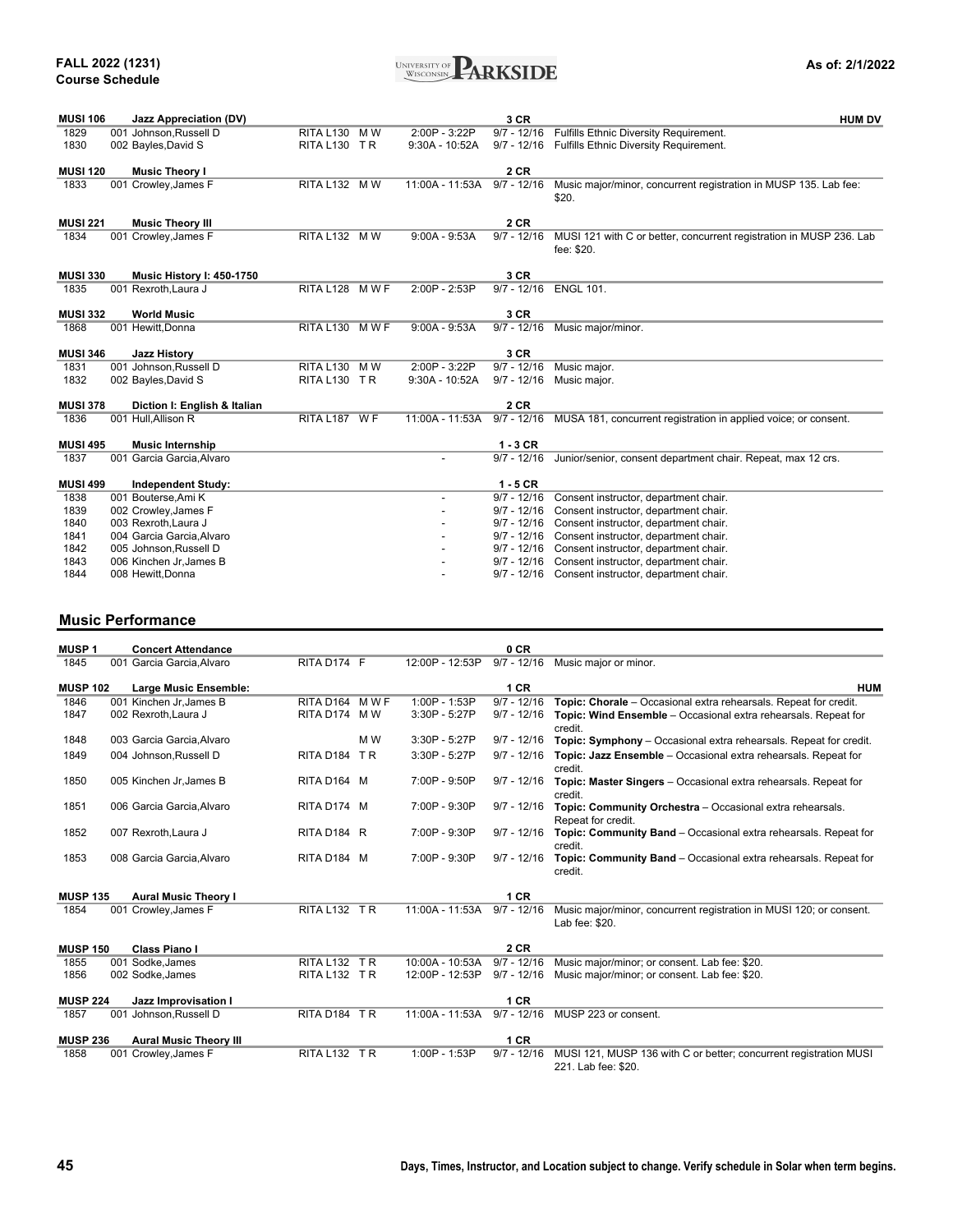| Class | Sec / Instructor | Location | Days | Time | Dates | Notes |
|---|---|---|---|---|---|---|
| **MUSI 106** | **Jazz Appreciation (DV)** | | | | **3 CR** | **HUM DV** |
| 1829 | 001 Johnson,Russell D | RITA L130 | M W | 2:00P - 3:22P | 9/7 - 12/16 | Fulfills Ethnic Diversity Requirement. |
| 1830 | 002 Bayles,David S | RITA L130 | T R | 9:30A - 10:52A | 9/7 - 12/16 | Fulfills Ethnic Diversity Requirement. |
| **MUSI 120** | **Music Theory I** | | | | **2 CR** | |
| 1833 | 001 Crowley,James F | RITA L132 | M W | 11:00A - 11:53A | 9/7 - 12/16 | Music major/minor, concurrent registration in MUSP 135. Lab fee: $20. |
| **MUSI 221** | **Music Theory III** | | | | **2 CR** | |
| 1834 | 001 Crowley,James F | RITA L132 | M W | 9:00A - 9:53A | 9/7 - 12/16 | MUSI 121 with C or better, concurrent registration in MUSP 236. Lab fee: $20. |
| **MUSI 330** | **Music History I: 450-1750** | | | | **3 CR** | |
| 1835 | 001 Rexroth,Laura J | RITA L128 | M W F | 2:00P - 2:53P | 9/7 - 12/16 | ENGL 101. |
| **MUSI 332** | **World Music** | | | | **3 CR** | |
| 1868 | 001 Hewitt,Donna | RITA L130 | M W F | 9:00A - 9:53A | 9/7 - 12/16 | Music major/minor. |
| **MUSI 346** | **Jazz History** | | | | **3 CR** | |
| 1831 | 001 Johnson,Russell D | RITA L130 | M W | 2:00P - 3:22P | 9/7 - 12/16 | Music major. |
| 1832 | 002 Bayles,David S | RITA L130 | T R | 9:30A - 10:52A | 9/7 - 12/16 | Music major. |
| **MUSI 378** | **Diction I: English & Italian** | | | | **2 CR** | |
| 1836 | 001 Hull,Allison R | RITA L187 | W F | 11:00A - 11:53A | 9/7 - 12/16 | MUSA 181, concurrent registration in applied voice; or consent. |
| **MUSI 495** | **Music Internship** | | | | **1 - 3 CR** | |
| 1837 | 001 Garcia Garcia,Alvaro | | | - | 9/7 - 12/16 | Junior/senior, consent department chair. Repeat, max 12 crs. |
| **MUSI 499** | **Independent Study:** | | | | **1 - 5 CR** | |
| 1838 | 001 Bouterse,Ami K | | | - | 9/7 - 12/16 | Consent instructor, department chair. |
| 1839 | 002 Crowley,James F | | | - | 9/7 - 12/16 | Consent instructor, department chair. |
| 1840 | 003 Rexroth,Laura J | | | - | 9/7 - 12/16 | Consent instructor, department chair. |
| 1841 | 004 Garcia Garcia,Alvaro | | | - | 9/7 - 12/16 | Consent instructor, department chair. |
| 1842 | 005 Johnson,Russell D | | | - | 9/7 - 12/16 | Consent instructor, department chair. |
| 1843 | 006 Kinchen Jr,James B | | | - | 9/7 - 12/16 | Consent instructor, department chair. |
| 1844 | 008 Hewitt,Donna | | | - | 9/7 - 12/16 | Consent instructor, department chair. |

## Music Performance

| Class | Sec / Instructor | Location | Days | Time | Dates | Notes |
|---|---|---|---|---|---|---|
| **MUSP 1** | **Concert Attendance** | | | | **0 CR** | |
| 1845 | 001 Garcia Garcia,Alvaro | RITA D174 | F | 12:00P - 12:53P | 9/7 - 12/16 | Music major or minor. |
| **MUSP 102** | **Large Music Ensemble:** | | | | **1 CR** | **HUM** |
| 1846 | 001 Kinchen Jr,James B | RITA D164 | M W F | 1:00P - 1:53P | 9/7 - 12/16 | **Topic: Chorale** – Occasional extra rehearsals. Repeat for credit. |
| 1847 | 002 Rexroth,Laura J | RITA D174 | M W | 3:30P - 5:27P | 9/7 - 12/16 | **Topic: Wind Ensemble** – Occasional extra rehearsals. Repeat for credit. |
| 1848 | 003 Garcia Garcia,Alvaro | | M W | 3:30P - 5:27P | 9/7 - 12/16 | **Topic: Symphony** – Occasional extra rehearsals. Repeat for credit. |
| 1849 | 004 Johnson,Russell D | RITA D184 | T R | 3:30P - 5:27P | 9/7 - 12/16 | **Topic: Jazz Ensemble** – Occasional extra rehearsals. Repeat for credit. |
| 1850 | 005 Kinchen Jr,James B | RITA D164 | M | 7:00P - 9:50P | 9/7 - 12/16 | **Topic: Master Singers** – Occasional extra rehearsals. Repeat for credit. |
| 1851 | 006 Garcia Garcia,Alvaro | RITA D174 | M | 7:00P - 9:30P | 9/7 - 12/16 | **Topic: Community Orchestra** – Occasional extra rehearsals. Repeat for credit. |
| 1852 | 007 Rexroth,Laura J | RITA D184 | R | 7:00P - 9:30P | 9/7 - 12/16 | **Topic: Community Band** – Occasional extra rehearsals. Repeat for credit. |
| 1853 | 008 Garcia Garcia,Alvaro | RITA D184 | M | 7:00P - 9:30P | 9/7 - 12/16 | **Topic: Community Band** – Occasional extra rehearsals. Repeat for credit. |
| **MUSP 135** | **Aural Music Theory I** | | | | **1 CR** | |
| 1854 | 001 Crowley,James F | RITA L132 | T R | 11:00A - 11:53A | 9/7 - 12/16 | Music major/minor, concurrent registration in MUSI 120; or consent. Lab fee: $20. |
| **MUSP 150** | **Class Piano I** | | | | **2 CR** | |
| 1855 | 001 Sodke,James | RITA L132 | T R | 10:00A - 10:53A | 9/7 - 12/16 | Music major/minor; or consent. Lab fee: $20. |
| 1856 | 002 Sodke,James | RITA L132 | T R | 12:00P - 12:53P | 9/7 - 12/16 | Music major/minor; or consent. Lab fee: $20. |
| **MUSP 224** | **Jazz Improvisation I** | | | | **1 CR** | |
| 1857 | 001 Johnson,Russell D | RITA D184 | T R | 11:00A - 11:53A | 9/7 - 12/16 | MUSP 223 or consent. |
| **MUSP 236** | **Aural Music Theory III** | | | | **1 CR** | |
| 1858 | 001 Crowley,James F | RITA L132 | T R | 1:00P - 1:53P | 9/7 - 12/16 | MUSI 121, MUSP 136 with C or better; concurrent registration MUSI 221. Lab fee: $20. |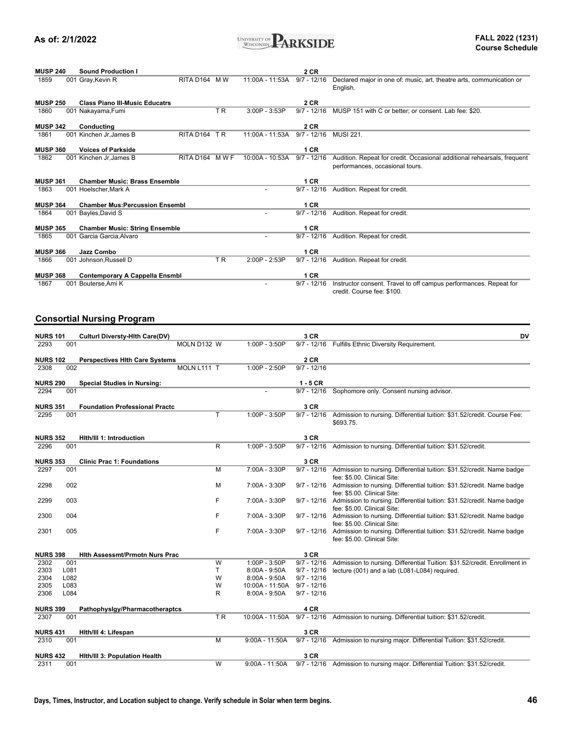**MUSP 240** **Sound Production I** **2 CR**

| Class # | Sec | Instructor | Location | Days | Time | Dates | Notes |
|---|---|---|---|---|---|---|---|
| 1859 | 001 | Gray,Kevin R | RITA D164 | M W | 11:00A - 11:53A | 9/7 - 12/16 | Declared major in one of: music, art, theatre arts, communication or English. |

**MUSP 250** **Class Piano III-Music Educatrs** **2 CR**

| Class # | Sec | Instructor | Location | Days | Time | Dates | Notes |
|---|---|---|---|---|---|---|---|
| 1860 | 001 | Nakayama,Fumi | | T R | 3:00P - 3:53P | 9/7 - 12/16 | MUSP 151 with C or better; or consent. Lab fee: $20. |

**MUSP 342** **Conducting** **2 CR**

| Class # | Sec | Instructor | Location | Days | Time | Dates | Notes |
|---|---|---|---|---|---|---|---|
| 1861 | 001 | Kinchen Jr,James B | RITA D164 | T R | 11:00A - 11:53A | 9/7 - 12/16 | MUSI 221. |

**MUSP 360** **Voices of Parkside** **1 CR**

| Class # | Sec | Instructor | Location | Days | Time | Dates | Notes |
|---|---|---|---|---|---|---|---|
| 1862 | 001 | Kinchen Jr,James B | RITA D164 | M W F | 10:00A - 10:53A | 9/7 - 12/16 | Audition. Repeat for credit. Occasional additional rehearsals, frequent performances, occasional tours. |

**MUSP 361** **Chamber Music: Brass Ensemble** **1 CR**

| Class # | Sec | Instructor | Location | Days | Time | Dates | Notes |
|---|---|---|---|---|---|---|---|
| 1863 | 001 | Hoelscher,Mark A | | | - | 9/7 - 12/16 | Audition. Repeat for credit. |

**MUSP 364** **Chamber Mus:Percussion Ensembl** **1 CR**

| Class # | Sec | Instructor | Location | Days | Time | Dates | Notes |
|---|---|---|---|---|---|---|---|
| 1864 | 001 | Bayles,David S | | | - | 9/7 - 12/16 | Audition. Repeat for credit. |

**MUSP 365** **Chamber Music: String Ensemble** **1 CR**

| Class # | Sec | Instructor | Location | Days | Time | Dates | Notes |
|---|---|---|---|---|---|---|---|
| 1865 | 001 | Garcia Garcia,Alvaro | | | - | 9/7 - 12/16 | Audition. Repeat for credit. |

**MUSP 366** **Jazz Combo** **1 CR**

| Class # | Sec | Instructor | Location | Days | Time | Dates | Notes |
|---|---|---|---|---|---|---|---|
| 1866 | 001 | Johnson,Russell D | | T R | 2:00P - 2:53P | 9/7 - 12/16 | Audition. Repeat for credit. |

**MUSP 368** **Contemporary A Cappella Ensmbl** **1 CR**

| Class # | Sec | Instructor | Location | Days | Time | Dates | Notes |
|---|---|---|---|---|---|---|---|
| 1867 | 001 | Bouterse,Ami K | | | - | 9/7 - 12/16 | Instructor consent. Travel to off campus performances. Repeat for credit. Course fee: $100. |

## Consortial Nursing Program

**NURS 101** **Culturl Diversty-Hlth Care(DV)** **3 CR** **DV**

| Class # | Sec | Instructor | Location | Days | Time | Dates | Notes |
|---|---|---|---|---|---|---|---|
| 2293 | 001 | | MOLN D132 | W | 1:00P - 3:50P | 9/7 - 12/16 | Fulfills Ethnic Diversity Requirement. |

**NURS 102** **Perspectives Hlth Care Systems** **2 CR**

| Class # | Sec | Instructor | Location | Days | Time | Dates | Notes |
|---|---|---|---|---|---|---|---|
| 2308 | 002 | | MOLN L111 | T | 1:00P - 2:50P | 9/7 - 12/16 | |

**NURS 290** **Special Studies in Nursing:** **1 - 5 CR**

| Class # | Sec | Instructor | Location | Days | Time | Dates | Notes |
|---|---|---|---|---|---|---|---|
| 2294 | 001 | | | | - | 9/7 - 12/16 | Sophomore only. Consent nursing advisor. |

**NURS 351** **Foundation Professional Practc** **3 CR**

| Class # | Sec | Instructor | Location | Days | Time | Dates | Notes |
|---|---|---|---|---|---|---|---|
| 2295 | 001 | | | T | 1:00P - 3:50P | 9/7 - 12/16 | Admission to nursing. Differential tuition: $31.52/credit. Course Fee: $693.75. |

**NURS 352** **Hlth/Ill 1: Introduction** **3 CR**

| Class # | Sec | Instructor | Location | Days | Time | Dates | Notes |
|---|---|---|---|---|---|---|---|
| 2296 | 001 | | | R | 1:00P - 3:50P | 9/7 - 12/16 | Admission to nursing. Differential tuition: $31.52/credit. |

**NURS 353** **Clinic Prac 1: Foundations** **3 CR**

| Class # | Sec | Instructor | Location | Days | Time | Dates | Notes |
|---|---|---|---|---|---|---|---|
| 2297 | 001 | | | M | 7:00A - 3:30P | 9/7 - 12/16 | Admission to nursing. Differential tuition: $31.52/credit. Name badge fee: $5.00. Clinical Site: |
| 2298 | 002 | | | M | 7:00A - 3:30P | 9/7 - 12/16 | Admission to nursing. Differential tuition: $31.52/credit. Name badge fee: $5.00. Clinical Site: |
| 2299 | 003 | | | F | 7:00A - 3:30P | 9/7 - 12/16 | Admission to nursing. Differential tuition: $31.52/credit. Name badge fee: $5.00. Clinical Site: |
| 2300 | 004 | | | F | 7:00A - 3:30P | 9/7 - 12/16 | Admission to nursing. Differential tuition: $31.52/credit. Name badge fee: $5.00. Clinical Site: |
| 2301 | 005 | | | F | 7:00A - 3:30P | 9/7 - 12/16 | Admission to nursing. Differential tuition: $31.52/credit. Name badge fee: $5.00. Clinical Site: |

**NURS 398** **Hlth Assessmt/Prmotn Nurs Prac** **3 CR**

| Class # | Sec | Instructor | Location | Days | Time | Dates | Notes |
|---|---|---|---|---|---|---|---|
| 2302 | 001 | | | W | 1:00P - 3:50P | 9/7 - 12/16 | Admission to nursing. Differential Tuition: $31.52/credit. Enrollment in lecture (001) and a lab (L081-L084) required. |
| 2303 | L081 | | | T | 8:00A - 9:50A | 9/7 - 12/16 | |
| 2304 | L082 | | | W | 8:00A - 9:50A | 9/7 - 12/16 | |
| 2305 | L083 | | | W | 10:00A - 11:50A | 9/7 - 12/16 | |
| 2306 | L084 | | | R | 8:00A - 9:50A | 9/7 - 12/16 | |

**NURS 399** **Pathophyslgy/Pharmacotheraptcs** **4 CR**

| Class # | Sec | Instructor | Location | Days | Time | Dates | Notes |
|---|---|---|---|---|---|---|---|
| 2307 | 001 | | | T R | 10:00A - 11:50A | 9/7 - 12/16 | Admission to nursing. Differential tuition: $31.52/credit. |

**NURS 431** **Hlth/Ill 4: Lifespan** **3 CR**

| Class # | Sec | Instructor | Location | Days | Time | Dates | Notes |
|---|---|---|---|---|---|---|---|
| 2310 | 001 | | | M | 9:00A - 11:50A | 9/7 - 12/16 | Admission to nursing major. Differential Tuition: $31.52/credit. |

**NURS 432** **Hlth/Ill 3: Population Health** **3 CR**

| Class # | Sec | Instructor | Location | Days | Time | Dates | Notes |
|---|---|---|---|---|---|---|---|
| 2311 | 001 | | | W | 9:00A - 11:50A | 9/7 - 12/16 | Admission to nursing major. Differential Tuition: $31.52/credit. |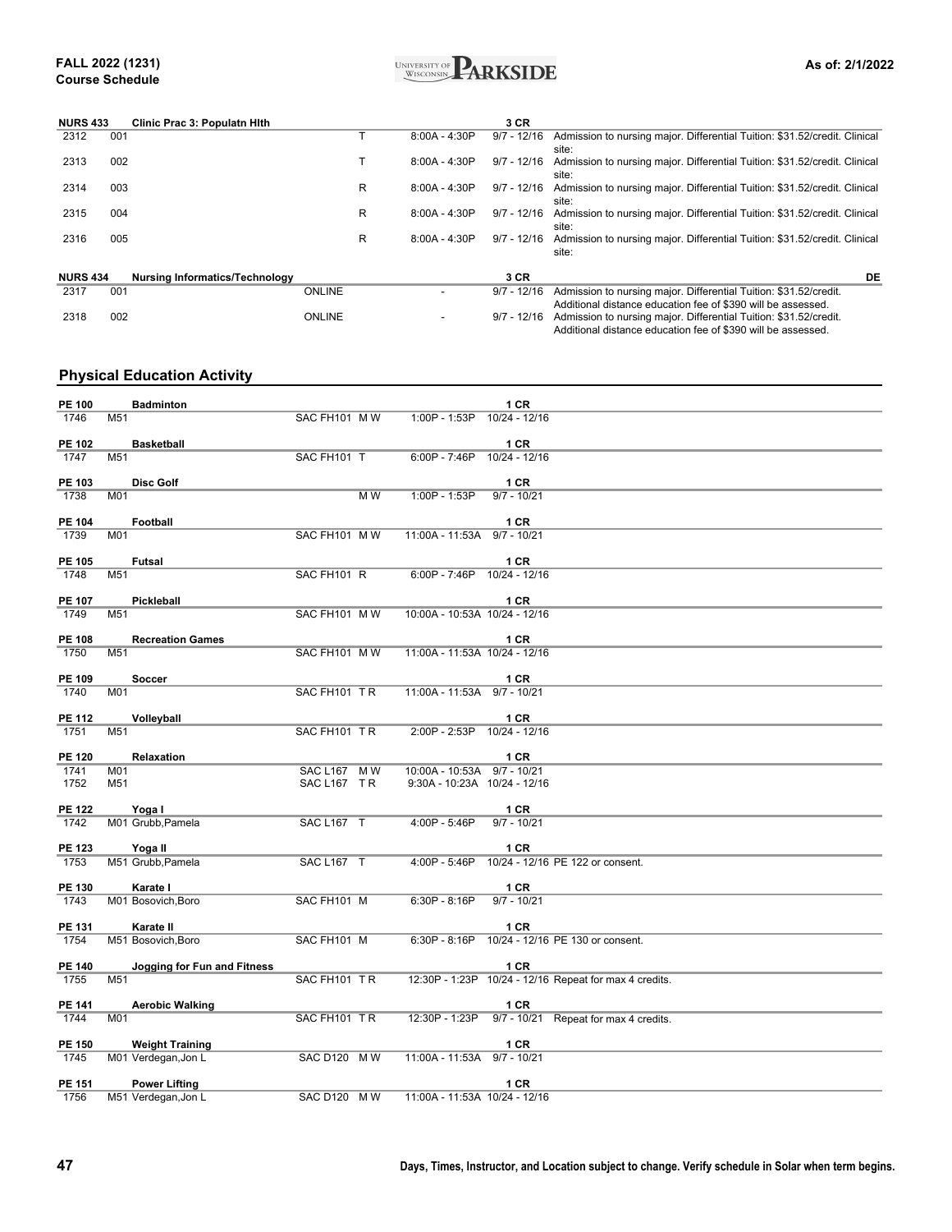**NURS 433** Clinic Prac 3: Populatn Hlth — 3 CR

| Class | Section | Instructor | Location | Days | Time | Dates | Notes |
|---|---|---|---|---|---|---|---|
| 2312 | 001 | | | T | 8:00A - 4:30P | 9/7 - 12/16 | Admission to nursing major. Differential Tuition: $31.52/credit. Clinical site: |
| 2313 | 002 | | | T | 8:00A - 4:30P | 9/7 - 12/16 | Admission to nursing major. Differential Tuition: $31.52/credit. Clinical site: |
| 2314 | 003 | | | R | 8:00A - 4:30P | 9/7 - 12/16 | Admission to nursing major. Differential Tuition: $31.52/credit. Clinical site: |
| 2315 | 004 | | | R | 8:00A - 4:30P | 9/7 - 12/16 | Admission to nursing major. Differential Tuition: $31.52/credit. Clinical site: |
| 2316 | 005 | | | R | 8:00A - 4:30P | 9/7 - 12/16 | Admission to nursing major. Differential Tuition: $31.52/credit. Clinical site: |

**NURS 434** Nursing Informatics/Technology — 3 CR — DE

| Class | Section | Instructor | Location | Days | Time | Dates | Notes |
|---|---|---|---|---|---|---|---|
| 2317 | 001 | | ONLINE | | - | 9/7 - 12/16 | Admission to nursing major. Differential Tuition: $31.52/credit. Additional distance education fee of $390 will be assessed. |
| 2318 | 002 | | ONLINE | | - | 9/7 - 12/16 | Admission to nursing major. Differential Tuition: $31.52/credit. Additional distance education fee of $390 will be assessed. |

## Physical Education Activity

| Course | Title | Class | Section | Instructor | Location | Days | Time | Dates | CR | Notes |
|---|---|---|---|---|---|---|---|---|---|---|
| PE 100 | Badminton | 1746 | M51 | | SAC FH101 | M W | 1:00P - 1:53P | 10/24 - 12/16 | 1 CR | |
| PE 102 | Basketball | 1747 | M51 | | SAC FH101 | T | 6:00P - 7:46P | 10/24 - 12/16 | 1 CR | |
| PE 103 | Disc Golf | 1738 | M01 | | | M W | 1:00P - 1:53P | 9/7 - 10/21 | 1 CR | |
| PE 104 | Football | 1739 | M01 | | SAC FH101 | M W | 11:00A - 11:53A | 9/7 - 10/21 | 1 CR | |
| PE 105 | Futsal | 1748 | M51 | | SAC FH101 | R | 6:00P - 7:46P | 10/24 - 12/16 | 1 CR | |
| PE 107 | Pickleball | 1749 | M51 | | SAC FH101 | M W | 10:00A - 10:53A | 10/24 - 12/16 | 1 CR | |
| PE 108 | Recreation Games | 1750 | M51 | | SAC FH101 | M W | 11:00A - 11:53A | 10/24 - 12/16 | 1 CR | |
| PE 109 | Soccer | 1740 | M01 | | SAC FH101 | T R | 11:00A - 11:53A | 9/7 - 10/21 | 1 CR | |
| PE 112 | Volleyball | 1751 | M51 | | SAC FH101 | T R | 2:00P - 2:53P | 10/24 - 12/16 | 1 CR | |
| PE 120 | Relaxation | 1741 | M01 | | SAC L167 | M W | 10:00A - 10:53A | 9/7 - 10/21 | 1 CR | |
| | | 1752 | M51 | | SAC L167 | T R | 9:30A - 10:23A | 10/24 - 12/16 | | |
| PE 122 | Yoga I | 1742 | M01 | Grubb,Pamela | SAC L167 | T | 4:00P - 5:46P | 9/7 - 10/21 | 1 CR | |
| PE 123 | Yoga II | 1753 | M51 | Grubb,Pamela | SAC L167 | T | 4:00P - 5:46P | 10/24 - 12/16 | 1 CR | PE 122 or consent. |
| PE 130 | Karate I | 1743 | M01 | Bosovich,Boro | SAC FH101 | M | 6:30P - 8:16P | 9/7 - 10/21 | 1 CR | |
| PE 131 | Karate II | 1754 | M51 | Bosovich,Boro | SAC FH101 | M | 6:30P - 8:16P | 10/24 - 12/16 | 1 CR | PE 130 or consent. |
| PE 140 | Jogging for Fun and Fitness | 1755 | M51 | | SAC FH101 | T R | 12:30P - 1:23P | 10/24 - 12/16 | 1 CR | Repeat for max 4 credits. |
| PE 141 | Aerobic Walking | 1744 | M01 | | SAC FH101 | T R | 12:30P - 1:23P | 9/7 - 10/21 | 1 CR | Repeat for max 4 credits. |
| PE 150 | Weight Training | 1745 | M01 | Verdegan,Jon L | SAC D120 | M W | 11:00A - 11:53A | 9/7 - 10/21 | 1 CR | |
| PE 151 | Power Lifting | 1756 | M51 | Verdegan,Jon L | SAC D120 | M W | 11:00A - 11:53A | 10/24 - 12/16 | 1 CR | |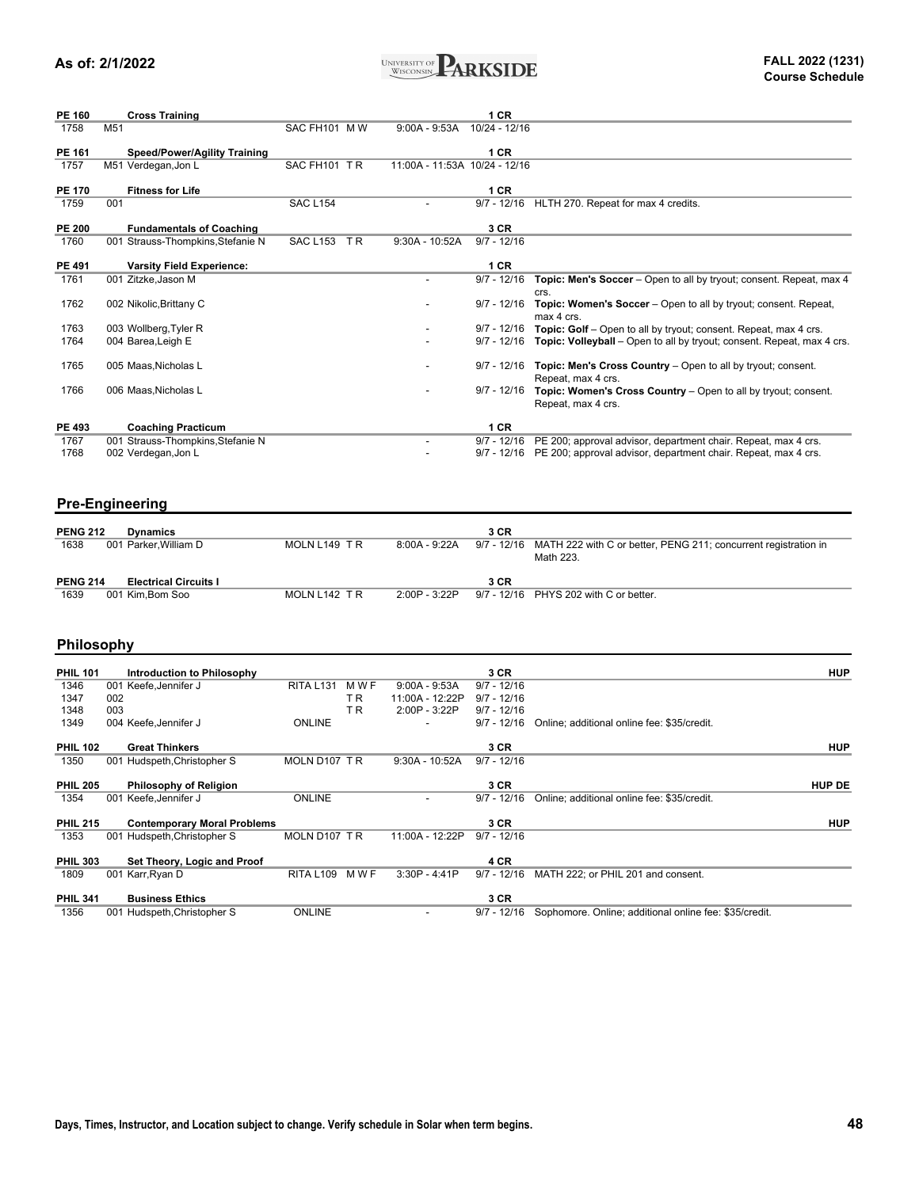| Course | Section / Instructor | Location | Days | Time | Dates | Notes | Attr |
|---|---|---|---|---|---|---|---|
| **PE 160** | **Cross Training** | | | | **1 CR** | | |
| 1758 | M51 | SAC FH101 | M W | 9:00A - 9:53A | 10/24 - 12/16 | | |
| **PE 161** | **Speed/Power/Agility Training** | | | | **1 CR** | | |
| 1757 | M51 Verdegan,Jon L | SAC FH101 | T R | 11:00A - 11:53A | 10/24 - 12/16 | | |
| **PE 170** | **Fitness for Life** | | | | **1 CR** | | |
| 1759 | 001 | SAC L154 | | - | 9/7 - 12/16 | HLTH 270. Repeat for max 4 credits. | |
| **PE 200** | **Fundamentals of Coaching** | | | | **3 CR** | | |
| 1760 | 001 Strauss-Thompkins,Stefanie N | SAC L153 | T R | 9:30A - 10:52A | 9/7 - 12/16 | | |
| **PE 491** | **Varsity Field Experience:** | | | | **1 CR** | | |
| 1761 | 001 Zitzke,Jason M | | | - | 9/7 - 12/16 | **Topic: Men's Soccer** – Open to all by tryout; consent. Repeat, max 4 crs. | |
| 1762 | 002 Nikolic,Brittany C | | | - | 9/7 - 12/16 | **Topic: Women's Soccer** – Open to all by tryout; consent. Repeat, max 4 crs. | |
| 1763 | 003 Wollberg,Tyler R | | | - | 9/7 - 12/16 | **Topic: Golf** – Open to all by tryout; consent. Repeat, max 4 crs. | |
| 1764 | 004 Barea,Leigh E | | | - | 9/7 - 12/16 | **Topic: Volleyball** – Open to all by tryout; consent. Repeat, max 4 crs. | |
| 1765 | 005 Maas,Nicholas L | | | - | 9/7 - 12/16 | **Topic: Men's Cross Country** – Open to all by tryout; consent. Repeat, max 4 crs. | |
| 1766 | 006 Maas,Nicholas L | | | - | 9/7 - 12/16 | **Topic: Women's Cross Country** – Open to all by tryout; consent. Repeat, max 4 crs. | |
| **PE 493** | **Coaching Practicum** | | | | **1 CR** | | |
| 1767 | 001 Strauss-Thompkins,Stefanie N | | | - | 9/7 - 12/16 | PE 200; approval advisor, department chair. Repeat, max 4 crs. | |
| 1768 | 002 Verdegan,Jon L | | | - | 9/7 - 12/16 | PE 200; approval advisor, department chair. Repeat, max 4 crs. | |

## Pre-Engineering

| Course | Section / Instructor | Location | Days | Time | Dates | Notes |
|---|---|---|---|---|---|---|
| **PENG 212** | **Dynamics** | | | | **3 CR** | |
| 1638 | 001 Parker,William D | MOLN L149 | T R | 8:00A - 9:22A | 9/7 - 12/16 | MATH 222 with C or better, PENG 211; concurrent registration in Math 223. |
| **PENG 214** | **Electrical Circuits I** | | | | **3 CR** | |
| 1639 | 001 Kim,Bom Soo | MOLN L142 | T R | 2:00P - 3:22P | 9/7 - 12/16 | PHYS 202 with C or better. |

## Philosophy

| Course | Section / Instructor | Location | Days | Time | Dates | Notes | Attr |
|---|---|---|---|---|---|---|---|
| **PHIL 101** | **Introduction to Philosophy** | | | | **3 CR** | | **HUP** |
| 1346 | 001 Keefe,Jennifer J | RITA L131 | M W F | 9:00A - 9:53A | 9/7 - 12/16 | | |
| 1347 | 002 | | T R | 11:00A - 12:22P | 9/7 - 12/16 | | |
| 1348 | 003 | | T R | 2:00P - 3:22P | 9/7 - 12/16 | | |
| 1349 | 004 Keefe,Jennifer J | ONLINE | | - | 9/7 - 12/16 | Online; additional online fee: $35/credit. | |
| **PHIL 102** | **Great Thinkers** | | | | **3 CR** | | **HUP** |
| 1350 | 001 Hudspeth,Christopher S | MOLN D107 | T R | 9:30A - 10:52A | 9/7 - 12/16 | | |
| **PHIL 205** | **Philosophy of Religion** | | | | **3 CR** | | **HUP DE** |
| 1354 | 001 Keefe,Jennifer J | ONLINE | | - | 9/7 - 12/16 | Online; additional online fee: $35/credit. | |
| **PHIL 215** | **Contemporary Moral Problems** | | | | **3 CR** | | **HUP** |
| 1353 | 001 Hudspeth,Christopher S | MOLN D107 | T R | 11:00A - 12:22P | 9/7 - 12/16 | | |
| **PHIL 303** | **Set Theory, Logic and Proof** | | | | **4 CR** | | |
| 1809 | 001 Karr,Ryan D | RITA L109 | M W F | 3:30P - 4:41P | 9/7 - 12/16 | MATH 222; or PHIL 201 and consent. | |
| **PHIL 341** | **Business Ethics** | | | | **3 CR** | | |
| 1356 | 001 Hudspeth,Christopher S | ONLINE | | - | 9/7 - 12/16 | Sophomore. Online; additional online fee: $35/credit. | |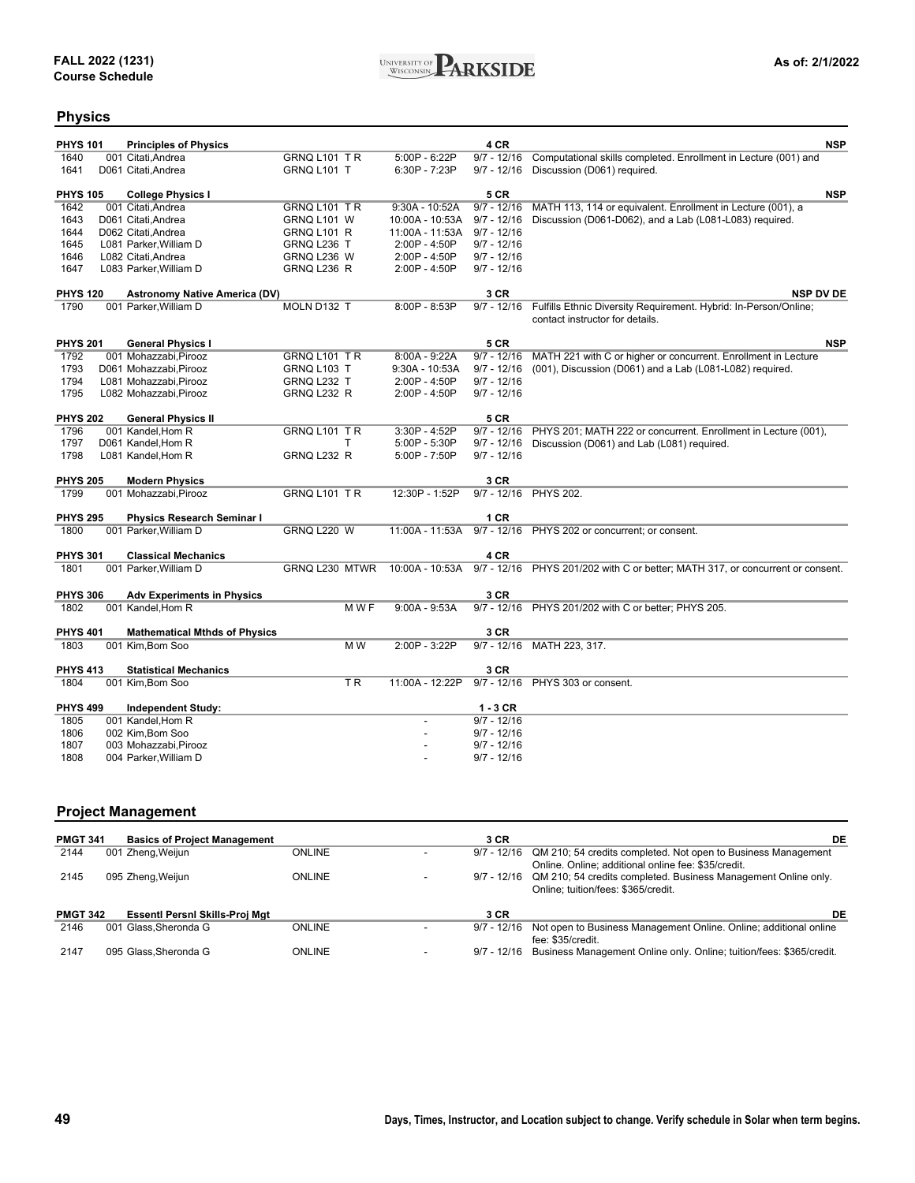FALL 2022 (1231)
Course Schedule

As of: 2/1/2022

## Physics

| Class # | Section / Instructor | Location | Days | Time | Dates | Notes |
|---|---|---|---|---|---|---|
| **PHYS 101** | **Principles of Physics** | | | | **4 CR** | **NSP** |
| 1640 | 001 Citati,Andrea | GRNQ L101 | T R | 5:00P - 6:22P | 9/7 - 12/16 | Computational skills completed. Enrollment in Lecture (001) and |
| 1641 | D061 Citati,Andrea | GRNQ L101 | T | 6:30P - 7:23P | 9/7 - 12/16 | Discussion (D061) required. |
| **PHYS 105** | **College Physics I** | | | | **5 CR** | **NSP** |
| 1642 | 001 Citati,Andrea | GRNQ L101 | T R | 9:30A - 10:52A | 9/7 - 12/16 | MATH 113, 114 or equivalent. Enrollment in Lecture (001), a |
| 1643 | D061 Citati,Andrea | GRNQ L101 | W | 10:00A - 10:53A | 9/7 - 12/16 | Discussion (D061-D062), and a Lab (L081-L083) required. |
| 1644 | D062 Citati,Andrea | GRNQ L101 | R | 11:00A - 11:53A | 9/7 - 12/16 | |
| 1645 | L081 Parker,William D | GRNQ L236 | T | 2:00P - 4:50P | 9/7 - 12/16 | |
| 1646 | L082 Citati,Andrea | GRNQ L236 | W | 2:00P - 4:50P | 9/7 - 12/16 | |
| 1647 | L083 Parker,William D | GRNQ L236 | R | 2:00P - 4:50P | 9/7 - 12/16 | |
| **PHYS 120** | **Astronomy Native America (DV)** | | | | **3 CR** | **NSP DV DE** |
| 1790 | 001 Parker,William D | MOLN D132 | T | 8:00P - 8:53P | 9/7 - 12/16 | Fulfills Ethnic Diversity Requirement. Hybrid: In-Person/Online; contact instructor for details. |
| **PHYS 201** | **General Physics I** | | | | **5 CR** | **NSP** |
| 1792 | 001 Mohazzabi,Pirooz | GRNQ L101 | T R | 8:00A - 9:22A | 9/7 - 12/16 | MATH 221 with C or higher or concurrent. Enrollment in Lecture |
| 1793 | D061 Mohazzabi,Pirooz | GRNQ L103 | T | 9:30A - 10:53A | 9/7 - 12/16 | (001), Discussion (D061) and a Lab (L081-L082) required. |
| 1794 | L081 Mohazzabi,Pirooz | GRNQ L232 | T | 2:00P - 4:50P | 9/7 - 12/16 | |
| 1795 | L082 Mohazzabi,Pirooz | GRNQ L232 | R | 2:00P - 4:50P | 9/7 - 12/16 | |
| **PHYS 202** | **General Physics II** | | | | **5 CR** | |
| 1796 | 001 Kandel,Hom R | GRNQ L101 | T R | 3:30P - 4:52P | 9/7 - 12/16 | PHYS 201; MATH 222 or concurrent. Enrollment in Lecture (001), |
| 1797 | D061 Kandel,Hom R | | T | 5:00P - 5:30P | 9/7 - 12/16 | Discussion (D061) and Lab (L081) required. |
| 1798 | L081 Kandel,Hom R | GRNQ L232 | R | 5:00P - 7:50P | 9/7 - 12/16 | |
| **PHYS 205** | **Modern Physics** | | | | **3 CR** | |
| 1799 | 001 Mohazzabi,Pirooz | GRNQ L101 | T R | 12:30P - 1:52P | 9/7 - 12/16 | PHYS 202. |
| **PHYS 295** | **Physics Research Seminar I** | | | | **1 CR** | |
| 1800 | 001 Parker,William D | GRNQ L220 | W | 11:00A - 11:53A | 9/7 - 12/16 | PHYS 202 or concurrent; or consent. |
| **PHYS 301** | **Classical Mechanics** | | | | **4 CR** | |
| 1801 | 001 Parker,William D | GRNQ L230 | MTWR | 10:00A - 10:53A | 9/7 - 12/16 | PHYS 201/202 with C or better; MATH 317, or concurrent or consent. |
| **PHYS 306** | **Adv Experiments in Physics** | | | | **3 CR** | |
| 1802 | 001 Kandel,Hom R | | M W F | 9:00A - 9:53A | 9/7 - 12/16 | PHYS 201/202 with C or better; PHYS 205. |
| **PHYS 401** | **Mathematical Mthds of Physics** | | | | **3 CR** | |
| 1803 | 001 Kim,Bom Soo | | M W | 2:00P - 3:22P | 9/7 - 12/16 | MATH 223, 317. |
| **PHYS 413** | **Statistical Mechanics** | | | | **3 CR** | |
| 1804 | 001 Kim,Bom Soo | | T R | 11:00A - 12:22P | 9/7 - 12/16 | PHYS 303 or consent. |
| **PHYS 499** | **Independent Study:** | | | | **1 - 3 CR** | |
| 1805 | 001 Kandel,Hom R | | | - | 9/7 - 12/16 | |
| 1806 | 002 Kim,Bom Soo | | | - | 9/7 - 12/16 | |
| 1807 | 003 Mohazzabi,Pirooz | | | - | 9/7 - 12/16 | |
| 1808 | 004 Parker,William D | | | - | 9/7 - 12/16 | |

## Project Management

| Class # | Section / Instructor | Location | Days | Time | Dates | Notes |
|---|---|---|---|---|---|---|
| **PMGT 341** | **Basics of Project Management** | | | | **3 CR** | **DE** |
| 2144 | 001 Zheng,Weijun | ONLINE | | - | 9/7 - 12/16 | QM 210; 54 credits completed. Not open to Business Management Online. Online; additional online fee: $35/credit. |
| 2145 | 095 Zheng,Weijun | ONLINE | | - | 9/7 - 12/16 | QM 210; 54 credits completed. Business Management Online only. Online; tuition/fees: $365/credit. |
| **PMGT 342** | **Essentl Persnl Skills-Proj Mgt** | | | | **3 CR** | **DE** |
| 2146 | 001 Glass,Sheronda G | ONLINE | | - | 9/7 - 12/16 | Not open to Business Management Online. Online; additional online fee: $35/credit. |
| 2147 | 095 Glass,Sheronda G | ONLINE | | - | 9/7 - 12/16 | Business Management Online only. Online; tuition/fees: $365/credit. |

Days, Times, Instructor, and Location subject to change. Verify schedule in Solar when term begins.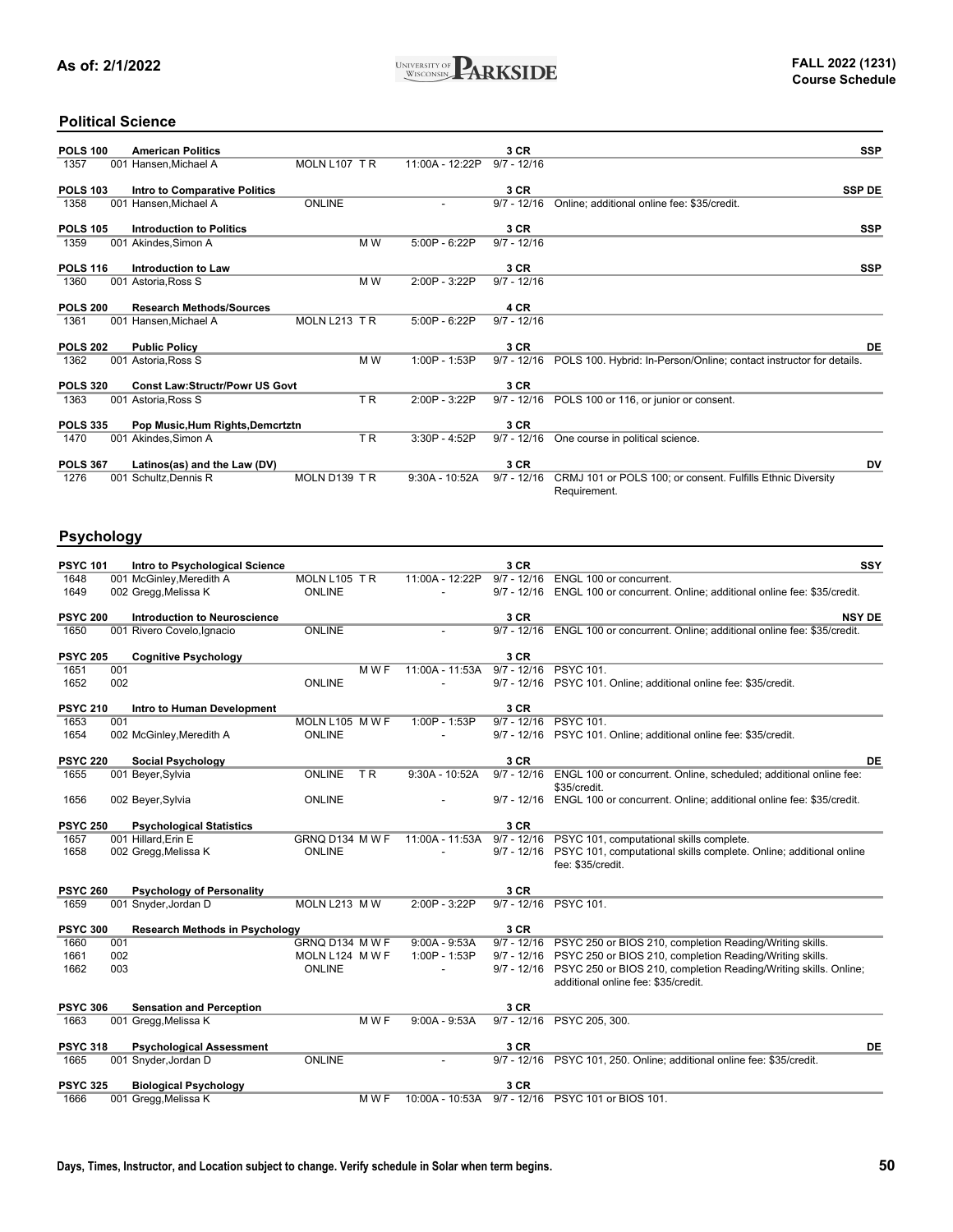## Political Science

| Course | Section | Title / Instructor | Location | Days | Time | Dates | Credits / Notes | Attributes |
|---|---|---|---|---|---|---|---|---|
| POLS 100 | | American Politics | | | | | 3 CR | SSP |
| 1357 | 001 | Hansen,Michael A | MOLN L107 | T R | 11:00A - 12:22P | 9/7 - 12/16 | | |
| POLS 103 | | Intro to Comparative Politics | | | | | 3 CR | SSP DE |
| 1358 | 001 | Hansen,Michael A | ONLINE | | - | 9/7 - 12/16 | Online; additional online fee: $35/credit. | |
| POLS 105 | | Introduction to Politics | | | | | 3 CR | SSP |
| 1359 | 001 | Akindes,Simon A | | M W | 5:00P - 6:22P | 9/7 - 12/16 | | |
| POLS 116 | | Introduction to Law | | | | | 3 CR | SSP |
| 1360 | 001 | Astoria,Ross S | | M W | 2:00P - 3:22P | 9/7 - 12/16 | | |
| POLS 200 | | Research Methods/Sources | | | | | 4 CR | |
| 1361 | 001 | Hansen,Michael A | MOLN L213 | T R | 5:00P - 6:22P | 9/7 - 12/16 | | |
| POLS 202 | | Public Policy | | | | | 3 CR | DE |
| 1362 | 001 | Astoria,Ross S | | M W | 1:00P - 1:53P | 9/7 - 12/16 | POLS 100. Hybrid: In-Person/Online; contact instructor for details. | |
| POLS 320 | | Const Law:Structr/Powr US Govt | | | | | 3 CR | |
| 1363 | 001 | Astoria,Ross S | | T R | 2:00P - 3:22P | 9/7 - 12/16 | POLS 100 or 116, or junior or consent. | |
| POLS 335 | | Pop Music,Hum Rights,Demcrtztn | | | | | 3 CR | |
| 1470 | 001 | Akindes,Simon A | | T R | 3:30P - 4:52P | 9/7 - 12/16 | One course in political science. | |
| POLS 367 | | Latinos(as) and the Law (DV) | | | | | 3 CR | DV |
| 1276 | 001 | Schultz,Dennis R | MOLN D139 | T R | 9:30A - 10:52A | 9/7 - 12/16 | CRMJ 101 or POLS 100; or consent. Fulfills Ethnic Diversity Requirement. | |

## Psychology

| Course | Section | Title / Instructor | Location | Days | Time | Dates | Credits / Notes | Attributes |
|---|---|---|---|---|---|---|---|---|
| PSYC 101 | | Intro to Psychological Science | | | | | 3 CR | SSY |
| 1648 | 001 | McGinley,Meredith A | MOLN L105 | T R | 11:00A - 12:22P | 9/7 - 12/16 | ENGL 100 or concurrent. | |
| 1649 | 002 | Gregg,Melissa K | ONLINE | | - | 9/7 - 12/16 | ENGL 100 or concurrent. Online; additional online fee: $35/credit. | |
| PSYC 200 | | Introduction to Neuroscience | | | | | 3 CR | NSY DE |
| 1650 | 001 | Rivero Covelo,Ignacio | ONLINE | | - | 9/7 - 12/16 | ENGL 100 or concurrent. Online; additional online fee: $35/credit. | |
| PSYC 205 | | Cognitive Psychology | | | | | 3 CR | |
| 1651 | 001 | | | M W F | 11:00A - 11:53A | 9/7 - 12/16 | PSYC 101. | |
| 1652 | 002 | | ONLINE | | - | 9/7 - 12/16 | PSYC 101. Online; additional online fee: $35/credit. | |
| PSYC 210 | | Intro to Human Development | | | | | 3 CR | |
| 1653 | 001 | | MOLN L105 | M W F | 1:00P - 1:53P | 9/7 - 12/16 | PSYC 101. | |
| 1654 | 002 | McGinley,Meredith A | ONLINE | | - | 9/7 - 12/16 | PSYC 101. Online; additional online fee: $35/credit. | |
| PSYC 220 | | Social Psychology | | | | | 3 CR | DE |
| 1655 | 001 | Beyer,Sylvia | ONLINE | T R | 9:30A - 10:52A | 9/7 - 12/16 | ENGL 100 or concurrent. Online, scheduled; additional online fee: $35/credit. | |
| 1656 | 002 | Beyer,Sylvia | ONLINE | | - | 9/7 - 12/16 | ENGL 100 or concurrent. Online; additional online fee: $35/credit. | |
| PSYC 250 | | Psychological Statistics | | | | | 3 CR | |
| 1657 | 001 | Hillard,Erin E | GRNQ D134 | M W F | 11:00A - 11:53A | 9/7 - 12/16 | PSYC 101, computational skills complete. | |
| 1658 | 002 | Gregg,Melissa K | ONLINE | | - | 9/7 - 12/16 | PSYC 101, computational skills complete. Online; additional online fee: $35/credit. | |
| PSYC 260 | | Psychology of Personality | | | | | 3 CR | |
| 1659 | 001 | Snyder,Jordan D | MOLN L213 | M W | 2:00P - 3:22P | 9/7 - 12/16 | PSYC 101. | |
| PSYC 300 | | Research Methods in Psychology | | | | | 3 CR | |
| 1660 | 001 | | GRNQ D134 | M W F | 9:00A - 9:53A | 9/7 - 12/16 | PSYC 250 or BIOS 210, completion Reading/Writing skills. | |
| 1661 | 002 | | MOLN L124 | M W F | 1:00P - 1:53P | 9/7 - 12/16 | PSYC 250 or BIOS 210, completion Reading/Writing skills. | |
| 1662 | 003 | | ONLINE | | - | 9/7 - 12/16 | PSYC 250 or BIOS 210, completion Reading/Writing skills. Online; additional online fee: $35/credit. | |
| PSYC 306 | | Sensation and Perception | | | | | 3 CR | |
| 1663 | 001 | Gregg,Melissa K | | M W F | 9:00A - 9:53A | 9/7 - 12/16 | PSYC 205, 300. | |
| PSYC 318 | | Psychological Assessment | | | | | 3 CR | DE |
| 1665 | 001 | Snyder,Jordan D | ONLINE | | - | 9/7 - 12/16 | PSYC 101, 250. Online; additional online fee: $35/credit. | |
| PSYC 325 | | Biological Psychology | | | | | 3 CR | |
| 1666 | 001 | Gregg,Melissa K | | M W F | 10:00A - 10:53A | 9/7 - 12/16 | PSYC 101 or BIOS 101. | |

Days, Times, Instructor, and Location subject to change. Verify schedule in Solar when term begins.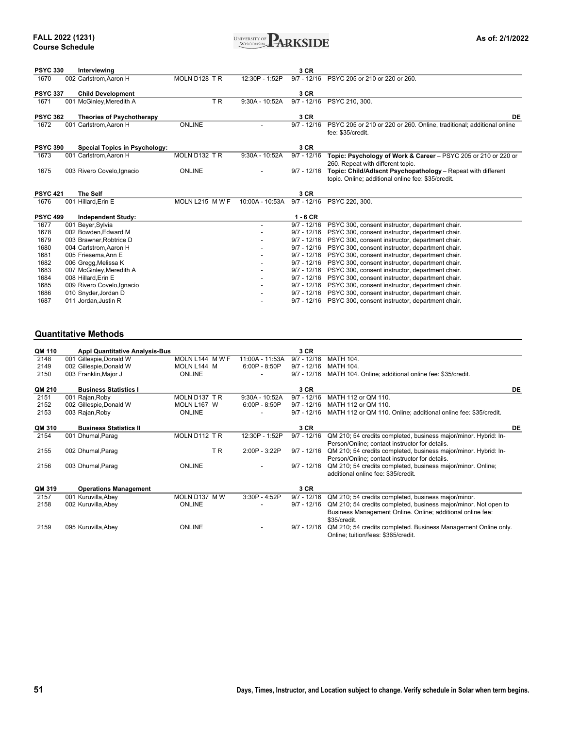| Class # | Section / Instructor | Location / Days | Time | Dates | Notes |
|---|---|---|---|---|---|
| **PSYC 330** | **Interviewing** | | | **3 CR** | |
| 1670 | 002 Carlstrom,Aaron H | MOLN D128 T R | 12:30P - 1:52P | 9/7 - 12/16 | PSYC 205 or 210 or 220 or 260. |
| **PSYC 337** | **Child Development** | | | **3 CR** | |
| 1671 | 001 McGinley,Meredith A | T R | 9:30A - 10:52A | 9/7 - 12/16 | PSYC 210, 300. |
| **PSYC 362** | **Theories of Psychotherapy** | | | **3 CR** | **DE** |
| 1672 | 001 Carlstrom,Aaron H | ONLINE | - | 9/7 - 12/16 | PSYC 205 or 210 or 220 or 260. Online, traditional; additional online fee: $35/credit. |
| **PSYC 390** | **Special Topics in Psychology:** | | | **3 CR** | |
| 1673 | 001 Carlstrom,Aaron H | MOLN D132 T R | 9:30A - 10:52A | 9/7 - 12/16 | **Topic: Psychology of Work & Career** – PSYC 205 or 210 or 220 or 260. Repeat with different topic. |
| 1675 | 003 Rivero Covelo,Ignacio | ONLINE | - | 9/7 - 12/16 | **Topic: Child/Adlscnt Psychopathology** – Repeat with different topic. Online; additional online fee: $35/credit. |
| **PSYC 421** | **The Self** | | | **3 CR** | |
| 1676 | 001 Hillard,Erin E | MOLN L215 M W F | 10:00A - 10:53A | 9/7 - 12/16 | PSYC 220, 300. |
| **PSYC 499** | **Independent Study:** | | | **1 - 6 CR** | |
| 1677 | 001 Beyer,Sylvia | | - | 9/7 - 12/16 | PSYC 300, consent instructor, department chair. |
| 1678 | 002 Bowden,Edward M | | - | 9/7 - 12/16 | PSYC 300, consent instructor, department chair. |
| 1679 | 003 Brawner,Robtrice D | | - | 9/7 - 12/16 | PSYC 300, consent instructor, department chair. |
| 1680 | 004 Carlstrom,Aaron H | | - | 9/7 - 12/16 | PSYC 300, consent instructor, department chair. |
| 1681 | 005 Friesema,Ann E | | - | 9/7 - 12/16 | PSYC 300, consent instructor, department chair. |
| 1682 | 006 Gregg,Melissa K | | - | 9/7 - 12/16 | PSYC 300, consent instructor, department chair. |
| 1683 | 007 McGinley,Meredith A | | - | 9/7 - 12/16 | PSYC 300, consent instructor, department chair. |
| 1684 | 008 Hillard,Erin E | | - | 9/7 - 12/16 | PSYC 300, consent instructor, department chair. |
| 1685 | 009 Rivero Covelo,Ignacio | | - | 9/7 - 12/16 | PSYC 300, consent instructor, department chair. |
| 1686 | 010 Snyder,Jordan D | | - | 9/7 - 12/16 | PSYC 300, consent instructor, department chair. |
| 1687 | 011 Jordan,Justin R | | - | 9/7 - 12/16 | PSYC 300, consent instructor, department chair. |

## Quantitative Methods

| Class # | Section / Instructor | Location / Days | Time | Dates | Notes |
|---|---|---|---|---|---|
| **QM 110** | **Appl Quantitative Analysis-Bus** | | | **3 CR** | |
| 2148 | 001 Gillespie,Donald W | MOLN L144 M W F | 11:00A - 11:53A | 9/7 - 12/16 | MATH 104. |
| 2149 | 002 Gillespie,Donald W | MOLN L144 M | 6:00P - 8:50P | 9/7 - 12/16 | MATH 104. |
| 2150 | 003 Franklin,Major J | ONLINE | - | 9/7 - 12/16 | MATH 104. Online; additional online fee: $35/credit. |
| **QM 210** | **Business Statistics I** | | | **3 CR** | **DE** |
| 2151 | 001 Rajan,Roby | MOLN D137 T R | 9:30A - 10:52A | 9/7 - 12/16 | MATH 112 or QM 110. |
| 2152 | 002 Gillespie,Donald W | MOLN L167 W | 6:00P - 8:50P | 9/7 - 12/16 | MATH 112 or QM 110. |
| 2153 | 003 Rajan,Roby | ONLINE | - | 9/7 - 12/16 | MATH 112 or QM 110. Online; additional online fee: $35/credit. |
| **QM 310** | **Business Statistics II** | | | **3 CR** | **DE** |
| 2154 | 001 Dhumal,Parag | MOLN D112 T R | 12:30P - 1:52P | 9/7 - 12/16 | QM 210; 54 credits completed, business major/minor. Hybrid: In-Person/Online; contact instructor for details. |
| 2155 | 002 Dhumal,Parag | T R | 2:00P - 3:22P | 9/7 - 12/16 | QM 210; 54 credits completed, business major/minor. Hybrid: In-Person/Online; contact instructor for details. |
| 2156 | 003 Dhumal,Parag | ONLINE | - | 9/7 - 12/16 | QM 210; 54 credits completed, business major/minor. Online; additional online fee: $35/credit. |
| **QM 319** | **Operations Management** | | | **3 CR** | |
| 2157 | 001 Kuruvilla,Abey | MOLN D137 M W | 3:30P - 4:52P | 9/7 - 12/16 | QM 210; 54 credits completed, business major/minor. |
| 2158 | 002 Kuruvilla,Abey | ONLINE | - | 9/7 - 12/16 | QM 210; 54 credits completed, business major/minor. Not open to Business Management Online. Online; additional online fee: $35/credit. |
| 2159 | 095 Kuruvilla,Abey | ONLINE | - | 9/7 - 12/16 | QM 210; 54 credits completed. Business Management Online only. Online; tuition/fees: $365/credit. |

Days, Times, Instructor, and Location subject to change. Verify schedule in Solar when term begins.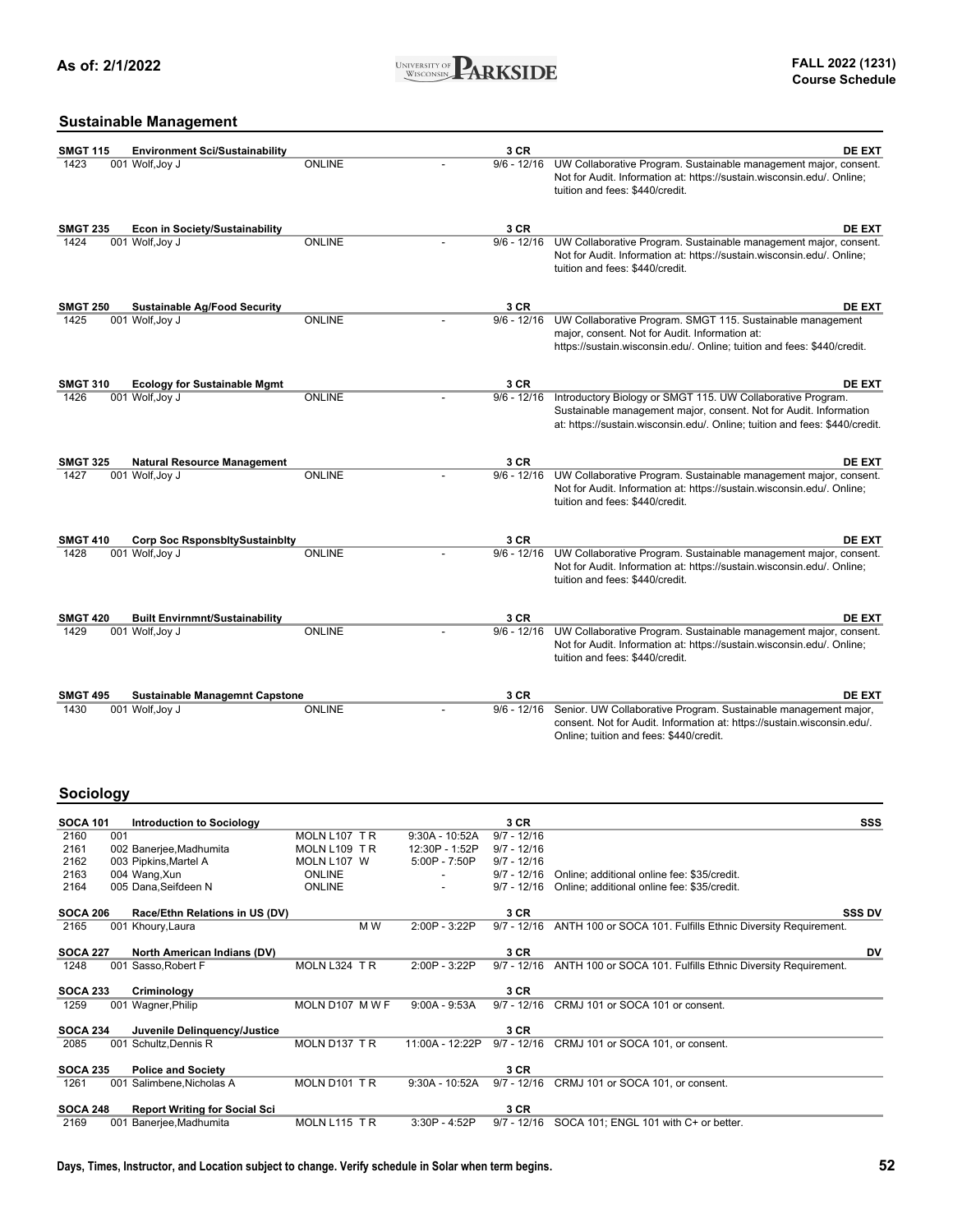## Sustainable Management

| Course | Title | Location | Days/Time | Dates | Notes | Attributes |
|---|---|---|---|---|---|---|
| **SMGT 115** | **Environment Sci/Sustainability** | | | **3 CR** | | **DE EXT** |
| 1423 | 001 Wolf,Joy J | ONLINE | - | 9/6 - 12/16 | UW Collaborative Program. Sustainable management major, consent. Not for Audit. Information at: https://sustain.wisconsin.edu/. Online; tuition and fees: $440/credit. | |
| **SMGT 235** | **Econ in Society/Sustainability** | | | **3 CR** | | **DE EXT** |
| 1424 | 001 Wolf,Joy J | ONLINE | - | 9/6 - 12/16 | UW Collaborative Program. Sustainable management major, consent. Not for Audit. Information at: https://sustain.wisconsin.edu/. Online; tuition and fees: $440/credit. | |
| **SMGT 250** | **Sustainable Ag/Food Security** | | | **3 CR** | | **DE EXT** |
| 1425 | 001 Wolf,Joy J | ONLINE | - | 9/6 - 12/16 | UW Collaborative Program. SMGT 115. Sustainable management major, consent. Not for Audit. Information at: https://sustain.wisconsin.edu/. Online; tuition and fees: $440/credit. | |
| **SMGT 310** | **Ecology for Sustainable Mgmt** | | | **3 CR** | | **DE EXT** |
| 1426 | 001 Wolf,Joy J | ONLINE | - | 9/6 - 12/16 | Introductory Biology or SMGT 115. UW Collaborative Program. Sustainable management major, consent. Not for Audit. Information at: https://sustain.wisconsin.edu/. Online; tuition and fees: $440/credit. | |
| **SMGT 325** | **Natural Resource Management** | | | **3 CR** | | **DE EXT** |
| 1427 | 001 Wolf,Joy J | ONLINE | - | 9/6 - 12/16 | UW Collaborative Program. Sustainable management major, consent. Not for Audit. Information at: https://sustain.wisconsin.edu/. Online; tuition and fees: $440/credit. | |
| **SMGT 410** | **Corp Soc RsponsbltySustainblty** | | | **3 CR** | | **DE EXT** |
| 1428 | 001 Wolf,Joy J | ONLINE | - | 9/6 - 12/16 | UW Collaborative Program. Sustainable management major, consent. Not for Audit. Information at: https://sustain.wisconsin.edu/. Online; tuition and fees: $440/credit. | |
| **SMGT 420** | **Built Envirnmnt/Sustainability** | | | **3 CR** | | **DE EXT** |
| 1429 | 001 Wolf,Joy J | ONLINE | - | 9/6 - 12/16 | UW Collaborative Program. Sustainable management major, consent. Not for Audit. Information at: https://sustain.wisconsin.edu/. Online; tuition and fees: $440/credit. | |
| **SMGT 495** | **Sustainable Managemnt Capstone** | | | **3 CR** | | **DE EXT** |
| 1430 | 001 Wolf,Joy J | ONLINE | - | 9/6 - 12/16 | Senior. UW Collaborative Program. Sustainable management major, consent. Not for Audit. Information at: https://sustain.wisconsin.edu/. Online; tuition and fees: $440/credit. | |

## Sociology

| Course | Title | Location | Days | Time | Dates | Notes | Attributes |
|---|---|---|---|---|---|---|---|
| **SOCA 101** | **Introduction to Sociology** | | | | **3 CR** | | **SSS** |
| 2160 | 001 | MOLN L107 | T R | 9:30A - 10:52A | 9/7 - 12/16 | | |
| 2161 | 002 Banerjee,Madhumita | MOLN L109 | T R | 12:30P - 1:52P | 9/7 - 12/16 | | |
| 2162 | 003 Pipkins,Martel A | MOLN L107 | W | 5:00P - 7:50P | 9/7 - 12/16 | | |
| 2163 | 004 Wang,Xun | ONLINE | | - | 9/7 - 12/16 | Online; additional online fee: $35/credit. | |
| 2164 | 005 Dana,Seifdeen N | ONLINE | | - | 9/7 - 12/16 | Online; additional online fee: $35/credit. | |
| **SOCA 206** | **Race/Ethn Relations in US (DV)** | | | | **3 CR** | | **SSS DV** |
| 2165 | 001 Khoury,Laura | | M W | 2:00P - 3:22P | 9/7 - 12/16 | ANTH 100 or SOCA 101. Fulfills Ethnic Diversity Requirement. | |
| **SOCA 227** | **North American Indians (DV)** | | | | **3 CR** | | **DV** |
| 1248 | 001 Sasso,Robert F | MOLN L324 | T R | 2:00P - 3:22P | 9/7 - 12/16 | ANTH 100 or SOCA 101. Fulfills Ethnic Diversity Requirement. | |
| **SOCA 233** | **Criminology** | | | | **3 CR** | | |
| 1259 | 001 Wagner,Philip | MOLN D107 | M W F | 9:00A - 9:53A | 9/7 - 12/16 | CRMJ 101 or SOCA 101 or consent. | |
| **SOCA 234** | **Juvenile Delinquency/Justice** | | | | **3 CR** | | |
| 2085 | 001 Schultz,Dennis R | MOLN D137 | T R | 11:00A - 12:22P | 9/7 - 12/16 | CRMJ 101 or SOCA 101, or consent. | |
| **SOCA 235** | **Police and Society** | | | | **3 CR** | | |
| 1261 | 001 Salimbene,Nicholas A | MOLN D101 | T R | 9:30A - 10:52A | 9/7 - 12/16 | CRMJ 101 or SOCA 101, or consent. | |
| **SOCA 248** | **Report Writing for Social Sci** | | | | **3 CR** | | |
| 2169 | 001 Banerjee,Madhumita | MOLN L115 | T R | 3:30P - 4:52P | 9/7 - 12/16 | SOCA 101; ENGL 101 with C+ or better. | |

Days, Times, Instructor, and Location subject to change. Verify schedule in Solar when term begins.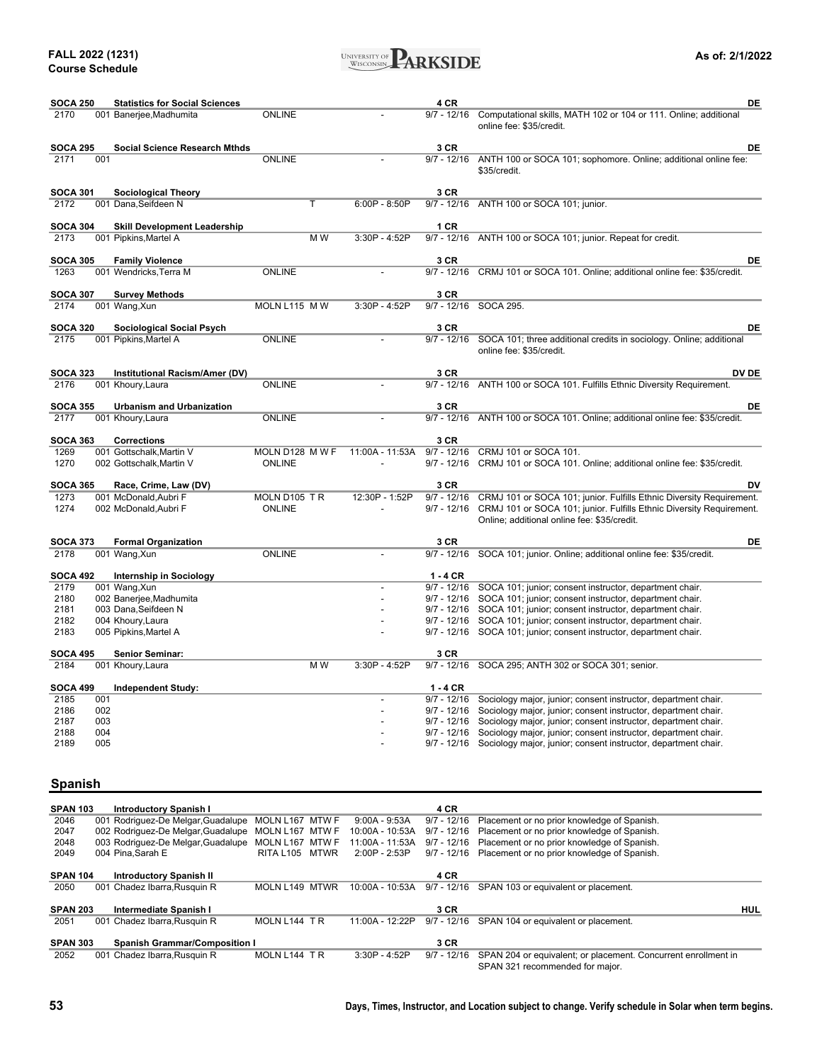| Class # | Sec | Instructor | Location | Days | Time | Dates | Notes |
|---|---|---|---|---|---|---|---|
| **SOCA 250** | | **Statistics for Social Sciences** | | | | **4 CR** | **DE** |
| 2170 | 001 | Banerjee,Madhumita | ONLINE | | - | 9/7 - 12/16 | Computational skills, MATH 102 or 104 or 111. Online; additional online fee: $35/credit. |
| **SOCA 295** | | **Social Science Research Mthds** | | | | **3 CR** | **DE** |
| 2171 | 001 | | ONLINE | | - | 9/7 - 12/16 | ANTH 100 or SOCA 101; sophomore. Online; additional online fee: $35/credit. |
| **SOCA 301** | | **Sociological Theory** | | | | **3 CR** | |
| 2172 | 001 | Dana,Seifdeen N | | T | 6:00P - 8:50P | 9/7 - 12/16 | ANTH 100 or SOCA 101; junior. |
| **SOCA 304** | | **Skill Development Leadership** | | | | **1 CR** | |
| 2173 | 001 | Pipkins,Martel A | | M W | 3:30P - 4:52P | 9/7 - 12/16 | ANTH 100 or SOCA 101; junior. Repeat for credit. |
| **SOCA 305** | | **Family Violence** | | | | **3 CR** | **DE** |
| 1263 | 001 | Wendricks,Terra M | ONLINE | | - | 9/7 - 12/16 | CRMJ 101 or SOCA 101. Online; additional online fee: $35/credit. |
| **SOCA 307** | | **Survey Methods** | | | | **3 CR** | |
| 2174 | 001 | Wang,Xun | MOLN L115 | M W | 3:30P - 4:52P | 9/7 - 12/16 | SOCA 295. |
| **SOCA 320** | | **Sociological Social Psych** | | | | **3 CR** | **DE** |
| 2175 | 001 | Pipkins,Martel A | ONLINE | | - | 9/7 - 12/16 | SOCA 101; three additional credits in sociology. Online; additional online fee: $35/credit. |
| **SOCA 323** | | **Institutional Racism/Amer (DV)** | | | | **3 CR** | **DV DE** |
| 2176 | 001 | Khoury,Laura | ONLINE | | - | 9/7 - 12/16 | ANTH 100 or SOCA 101. Fulfills Ethnic Diversity Requirement. |
| **SOCA 355** | | **Urbanism and Urbanization** | | | | **3 CR** | **DE** |
| 2177 | 001 | Khoury,Laura | ONLINE | | - | 9/7 - 12/16 | ANTH 100 or SOCA 101. Online; additional online fee: $35/credit. |
| **SOCA 363** | | **Corrections** | | | | **3 CR** | |
| 1269 | 001 | Gottschalk,Martin V | MOLN D128 | M W F | 11:00A - 11:53A | 9/7 - 12/16 | CRMJ 101 or SOCA 101. |
| 1270 | 002 | Gottschalk,Martin V | ONLINE | | - | 9/7 - 12/16 | CRMJ 101 or SOCA 101. Online; additional online fee: $35/credit. |
| **SOCA 365** | | **Race, Crime, Law (DV)** | | | | **3 CR** | **DV** |
| 1273 | 001 | McDonald,Aubri F | MOLN D105 | T R | 12:30P - 1:52P | 9/7 - 12/16 | CRMJ 101 or SOCA 101; junior. Fulfills Ethnic Diversity Requirement. |
| 1274 | 002 | McDonald,Aubri F | ONLINE | | - | 9/7 - 12/16 | CRMJ 101 or SOCA 101; junior. Fulfills Ethnic Diversity Requirement. Online; additional online fee: $35/credit. |
| **SOCA 373** | | **Formal Organization** | | | | **3 CR** | **DE** |
| 2178 | 001 | Wang,Xun | ONLINE | | - | 9/7 - 12/16 | SOCA 101; junior. Online; additional online fee: $35/credit. |
| **SOCA 492** | | **Internship in Sociology** | | | | **1 - 4 CR** | |
| 2179 | 001 | Wang,Xun | | | - | 9/7 - 12/16 | SOCA 101; junior; consent instructor, department chair. |
| 2180 | 002 | Banerjee,Madhumita | | | - | 9/7 - 12/16 | SOCA 101; junior; consent instructor, department chair. |
| 2181 | 003 | Dana,Seifdeen N | | | - | 9/7 - 12/16 | SOCA 101; junior; consent instructor, department chair. |
| 2182 | 004 | Khoury,Laura | | | - | 9/7 - 12/16 | SOCA 101; junior; consent instructor, department chair. |
| 2183 | 005 | Pipkins,Martel A | | | - | 9/7 - 12/16 | SOCA 101; junior; consent instructor, department chair. |
| **SOCA 495** | | **Senior Seminar:** | | | | **3 CR** | |
| 2184 | 001 | Khoury,Laura | | M W | 3:30P - 4:52P | 9/7 - 12/16 | SOCA 295; ANTH 302 or SOCA 301; senior. |
| **SOCA 499** | | **Independent Study:** | | | | **1 - 4 CR** | |
| 2185 | 001 | | | | - | 9/7 - 12/16 | Sociology major, junior; consent instructor, department chair. |
| 2186 | 002 | | | | - | 9/7 - 12/16 | Sociology major, junior; consent instructor, department chair. |
| 2187 | 003 | | | | - | 9/7 - 12/16 | Sociology major, junior; consent instructor, department chair. |
| 2188 | 004 | | | | - | 9/7 - 12/16 | Sociology major, junior; consent instructor, department chair. |
| 2189 | 005 | | | | - | 9/7 - 12/16 | Sociology major, junior; consent instructor, department chair. |

## Spanish

| Class # | Sec | Instructor | Location | Days | Time | Dates | Notes |
|---|---|---|---|---|---|---|---|
| **SPAN 103** | | **Introductory Spanish I** | | | | **4 CR** | |
| 2046 | 001 | Rodriguez-De Melgar,Guadalupe | MOLN L167 | MTW F | 9:00A - 9:53A | 9/7 - 12/16 | Placement or no prior knowledge of Spanish. |
| 2047 | 002 | Rodriguez-De Melgar,Guadalupe | MOLN L167 | MTW F | 10:00A - 10:53A | 9/7 - 12/16 | Placement or no prior knowledge of Spanish. |
| 2048 | 003 | Rodriguez-De Melgar,Guadalupe | MOLN L167 | MTW F | 11:00A - 11:53A | 9/7 - 12/16 | Placement or no prior knowledge of Spanish. |
| 2049 | 004 | Pina,Sarah E | RITA L105 | MTWR | 2:00P - 2:53P | 9/7 - 12/16 | Placement or no prior knowledge of Spanish. |
| **SPAN 104** | | **Introductory Spanish II** | | | | **4 CR** | |
| 2050 | 001 | Chadez Ibarra,Rusquin R | MOLN L149 | MTWR | 10:00A - 10:53A | 9/7 - 12/16 | SPAN 103 or equivalent or placement. |
| **SPAN 203** | | **Intermediate Spanish I** | | | | **3 CR** | **HUL** |
| 2051 | 001 | Chadez Ibarra,Rusquin R | MOLN L144 | T R | 11:00A - 12:22P | 9/7 - 12/16 | SPAN 104 or equivalent or placement. |
| **SPAN 303** | | **Spanish Grammar/Composition I** | | | | **3 CR** | |
| 2052 | 001 | Chadez Ibarra,Rusquin R | MOLN L144 | T R | 3:30P - 4:52P | 9/7 - 12/16 | SPAN 204 or equivalent; or placement. Concurrent enrollment in SPAN 321 recommended for major. |

Days, Times, Instructor, and Location subject to change. Verify schedule in Solar when term begins.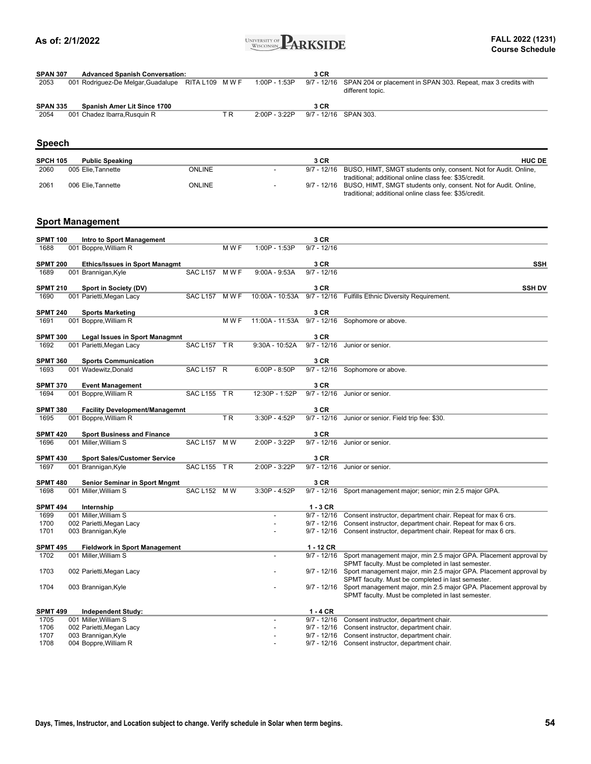**SPAN 307 Advanced Spanish Conversation:** 3 CR

| Class # | Sec | Instructor | Location | Days | Time | Dates | Notes |
|---|---|---|---|---|---|---|---|
| 2053 | 001 | Rodriguez-De Melgar,Guadalupe | RITA L109 | M W F | 1:00P - 1:53P | 9/7 - 12/16 | SPAN 204 or placement in SPAN 303. Repeat, max 3 credits with different topic. |

**SPAN 335 Spanish Amer Lit Since 1700** 3 CR

| Class # | Sec | Instructor | Location | Days | Time | Dates | Notes |
|---|---|---|---|---|---|---|---|
| 2054 | 001 | Chadez Ibarra,Rusquin R | | T R | 2:00P - 3:22P | 9/7 - 12/16 | SPAN 303. |

## Speech

**SPCH 105 Public Speaking** 3 CR HUC DE

| Class # | Sec | Instructor | Location | Days | Time | Dates | Notes |
|---|---|---|---|---|---|---|---|
| 2060 | 005 | Elie,Tannette | ONLINE | | - | 9/7 - 12/16 | BUSO, HIMT, SMGT students only, consent. Not for Audit. Online, traditional; additional online class fee: $35/credit. |
| 2061 | 006 | Elie,Tannette | ONLINE | | - | 9/7 - 12/16 | BUSO, HIMT, SMGT students only, consent. Not for Audit. Online, traditional; additional online class fee: $35/credit. |

## Sport Management

**SPMT 100 Intro to Sport Management** 3 CR

| Class # | Sec | Instructor | Location | Days | Time | Dates | Notes |
|---|---|---|---|---|---|---|---|
| 1688 | 001 | Boppre,William R | | M W F | 1:00P - 1:53P | 9/7 - 12/16 | |

**SPMT 200 Ethics/Issues in Sport Managmt** 3 CR SSH

| Class # | Sec | Instructor | Location | Days | Time | Dates | Notes |
|---|---|---|---|---|---|---|---|
| 1689 | 001 | Brannigan,Kyle | SAC L157 | M W F | 9:00A - 9:53A | 9/7 - 12/16 | |

**SPMT 210 Sport in Society (DV)** 3 CR SSH DV

| Class # | Sec | Instructor | Location | Days | Time | Dates | Notes |
|---|---|---|---|---|---|---|---|
| 1690 | 001 | Parietti,Megan Lacy | SAC L157 | M W F | 10:00A - 10:53A | 9/7 - 12/16 | Fulfills Ethnic Diversity Requirement. |

**SPMT 240 Sports Marketing** 3 CR

| Class # | Sec | Instructor | Location | Days | Time | Dates | Notes |
|---|---|---|---|---|---|---|---|
| 1691 | 001 | Boppre,William R | | M W F | 11:00A - 11:53A | 9/7 - 12/16 | Sophomore or above. |

**SPMT 300 Legal Issues in Sport Managmnt** 3 CR

| Class # | Sec | Instructor | Location | Days | Time | Dates | Notes |
|---|---|---|---|---|---|---|---|
| 1692 | 001 | Parietti,Megan Lacy | SAC L157 | T R | 9:30A - 10:52A | 9/7 - 12/16 | Junior or senior. |

**SPMT 360 Sports Communication** 3 CR

| Class # | Sec | Instructor | Location | Days | Time | Dates | Notes |
|---|---|---|---|---|---|---|---|
| 1693 | 001 | Wadewitz,Donald | SAC L157 | R | 6:00P - 8:50P | 9/7 - 12/16 | Sophomore or above. |

**SPMT 370 Event Management** 3 CR

| Class # | Sec | Instructor | Location | Days | Time | Dates | Notes |
|---|---|---|---|---|---|---|---|
| 1694 | 001 | Boppre,William R | SAC L155 | T R | 12:30P - 1:52P | 9/7 - 12/16 | Junior or senior. |

**SPMT 380 Facility Development/Managemnt** 3 CR

| Class # | Sec | Instructor | Location | Days | Time | Dates | Notes |
|---|---|---|---|---|---|---|---|
| 1695 | 001 | Boppre,William R | | T R | 3:30P - 4:52P | 9/7 - 12/16 | Junior or senior. Field trip fee: $30. |

**SPMT 420 Sport Business and Finance** 3 CR

| Class # | Sec | Instructor | Location | Days | Time | Dates | Notes |
|---|---|---|---|---|---|---|---|
| 1696 | 001 | Miller,William S | SAC L157 | M W | 2:00P - 3:22P | 9/7 - 12/16 | Junior or senior. |

**SPMT 430 Sport Sales/Customer Service** 3 CR

| Class # | Sec | Instructor | Location | Days | Time | Dates | Notes |
|---|---|---|---|---|---|---|---|
| 1697 | 001 | Brannigan,Kyle | SAC L155 | T R | 2:00P - 3:22P | 9/7 - 12/16 | Junior or senior. |

**SPMT 480 Senior Seminar in Sport Mngmt** 3 CR

| Class # | Sec | Instructor | Location | Days | Time | Dates | Notes |
|---|---|---|---|---|---|---|---|
| 1698 | 001 | Miller,William S | SAC L152 | M W | 3:30P - 4:52P | 9/7 - 12/16 | Sport management major; senior; min 2.5 major GPA. |

**SPMT 494 Internship** 1 - 3 CR

| Class # | Sec | Instructor | Location | Days | Time | Dates | Notes |
|---|---|---|---|---|---|---|---|
| 1699 | 001 | Miller,William S | | | - | 9/7 - 12/16 | Consent instructor, department chair. Repeat for max 6 crs. |
| 1700 | 002 | Parietti,Megan Lacy | | | - | 9/7 - 12/16 | Consent instructor, department chair. Repeat for max 6 crs. |
| 1701 | 003 | Brannigan,Kyle | | | - | 9/7 - 12/16 | Consent instructor, department chair. Repeat for max 6 crs. |

**SPMT 495 Fieldwork in Sport Management** 1 - 12 CR

| Class # | Sec | Instructor | Location | Days | Time | Dates | Notes |
|---|---|---|---|---|---|---|---|
| 1702 | 001 | Miller,William S | | | - | 9/7 - 12/16 | Sport management major, min 2.5 major GPA. Placement approval by SPMT faculty. Must be completed in last semester. |
| 1703 | 002 | Parietti,Megan Lacy | | | - | 9/7 - 12/16 | Sport management major, min 2.5 major GPA. Placement approval by SPMT faculty. Must be completed in last semester. |
| 1704 | 003 | Brannigan,Kyle | | | - | 9/7 - 12/16 | Sport management major, min 2.5 major GPA. Placement approval by SPMT faculty. Must be completed in last semester. |

**SPMT 499 Independent Study:** 1 - 4 CR

| Class # | Sec | Instructor | Location | Days | Time | Dates | Notes |
|---|---|---|---|---|---|---|---|
| 1705 | 001 | Miller,William S | | | - | 9/7 - 12/16 | Consent instructor, department chair. |
| 1706 | 002 | Parietti,Megan Lacy | | | - | 9/7 - 12/16 | Consent instructor, department chair. |
| 1707 | 003 | Brannigan,Kyle | | | - | 9/7 - 12/16 | Consent instructor, department chair. |
| 1708 | 004 | Boppre,William R | | | - | 9/7 - 12/16 | Consent instructor, department chair. |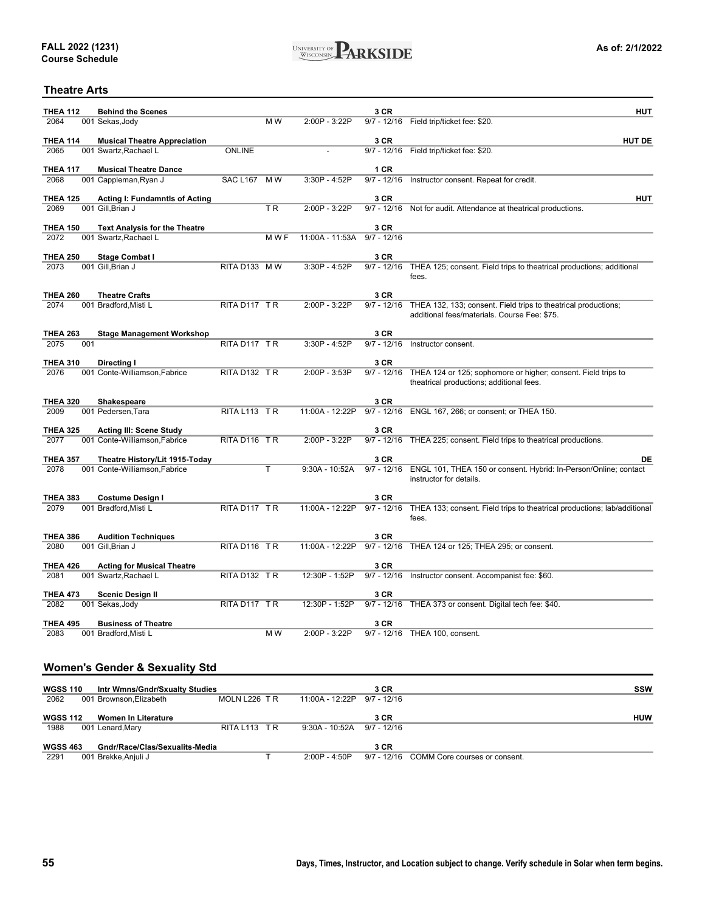**FALL 2022 (1231)**
**Course Schedule**

**As of: 2/1/2022**

## Theatre Arts

| Course | Title | Location | Days | Time | Dates / Credits | Notes | Attr |
|---|---|---|---|---|---|---|---|
| **THEA 112** | **Behind the Scenes** | | | | **3 CR** | | **HUT** |
| 2064 | 001 Sekas,Jody | | M W | 2:00P - 3:22P | 9/7 - 12/16 | Field trip/ticket fee: $20. | |
| **THEA 114** | **Musical Theatre Appreciation** | | | | **3 CR** | | **HUT DE** |
| 2065 | 001 Swartz,Rachael L | ONLINE | | - | 9/7 - 12/16 | Field trip/ticket fee: $20. | |
| **THEA 117** | **Musical Theatre Dance** | | | | **1 CR** | | |
| 2068 | 001 Cappleman,Ryan J | SAC L167 | M W | 3:30P - 4:52P | 9/7 - 12/16 | Instructor consent. Repeat for credit. | |
| **THEA 125** | **Acting I: Fundamntls of Acting** | | | | **3 CR** | | **HUT** |
| 2069 | 001 Gill,Brian J | | T R | 2:00P - 3:22P | 9/7 - 12/16 | Not for audit. Attendance at theatrical productions. | |
| **THEA 150** | **Text Analysis for the Theatre** | | | | **3 CR** | | |
| 2072 | 001 Swartz,Rachael L | | M W F | 11:00A - 11:53A | 9/7 - 12/16 | | |
| **THEA 250** | **Stage Combat I** | | | | **3 CR** | | |
| 2073 | 001 Gill,Brian J | RITA D133 | M W | 3:30P - 4:52P | 9/7 - 12/16 | THEA 125; consent. Field trips to theatrical productions; additional fees. | |
| **THEA 260** | **Theatre Crafts** | | | | **3 CR** | | |
| 2074 | 001 Bradford,Misti L | RITA D117 | T R | 2:00P - 3:22P | 9/7 - 12/16 | THEA 132, 133; consent. Field trips to theatrical productions; additional fees/materials. Course Fee: $75. | |
| **THEA 263** | **Stage Management Workshop** | | | | **3 CR** | | |
| 2075 | 001 | RITA D117 | T R | 3:30P - 4:52P | 9/7 - 12/16 | Instructor consent. | |
| **THEA 310** | **Directing I** | | | | **3 CR** | | |
| 2076 | 001 Conte-Williamson,Fabrice | RITA D132 | T R | 2:00P - 3:53P | 9/7 - 12/16 | THEA 124 or 125; sophomore or higher; consent. Field trips to theatrical productions; additional fees. | |
| **THEA 320** | **Shakespeare** | | | | **3 CR** | | |
| 2009 | 001 Pedersen,Tara | RITA L113 | T R | 11:00A - 12:22P | 9/7 - 12/16 | ENGL 167, 266; or consent; or THEA 150. | |
| **THEA 325** | **Acting III: Scene Study** | | | | **3 CR** | | |
| 2077 | 001 Conte-Williamson,Fabrice | RITA D116 | T R | 2:00P - 3:22P | 9/7 - 12/16 | THEA 225; consent. Field trips to theatrical productions. | |
| **THEA 357** | **Theatre History/Lit 1915-Today** | | | | **3 CR** | | **DE** |
| 2078 | 001 Conte-Williamson,Fabrice | | T | 9:30A - 10:52A | 9/7 - 12/16 | ENGL 101, THEA 150 or consent. Hybrid: In-Person/Online; contact instructor for details. | |
| **THEA 383** | **Costume Design I** | | | | **3 CR** | | |
| 2079 | 001 Bradford,Misti L | RITA D117 | T R | 11:00A - 12:22P | 9/7 - 12/16 | THEA 133; consent. Field trips to theatrical productions; lab/additional fees. | |
| **THEA 386** | **Audition Techniques** | | | | **3 CR** | | |
| 2080 | 001 Gill,Brian J | RITA D116 | T R | 11:00A - 12:22P | 9/7 - 12/16 | THEA 124 or 125; THEA 295; or consent. | |
| **THEA 426** | **Acting for Musical Theatre** | | | | **3 CR** | | |
| 2081 | 001 Swartz,Rachael L | RITA D132 | T R | 12:30P - 1:52P | 9/7 - 12/16 | Instructor consent. Accompanist fee: $60. | |
| **THEA 473** | **Scenic Design II** | | | | **3 CR** | | |
| 2082 | 001 Sekas,Jody | RITA D117 | T R | 12:30P - 1:52P | 9/7 - 12/16 | THEA 373 or consent. Digital tech fee: $40. | |
| **THEA 495** | **Business of Theatre** | | | | **3 CR** | | |
| 2083 | 001 Bradford,Misti L | | M W | 2:00P - 3:22P | 9/7 - 12/16 | THEA 100, consent. | |

## Women's Gender & Sexuality Std

| Course | Title | Location | Days | Time | Dates / Credits | Notes | Attr |
|---|---|---|---|---|---|---|---|
| **WGSS 110** | **Intr Wmns/Gndr/Sxualty Studies** | | | | **3 CR** | | **SSW** |
| 2062 | 001 Brownson,Elizabeth | MOLN L226 | T R | 11:00A - 12:22P | 9/7 - 12/16 | | |
| **WGSS 112** | **Women In Literature** | | | | **3 CR** | | **HUW** |
| 1988 | 001 Lenard,Mary | RITA L113 | T R | 9:30A - 10:52A | 9/7 - 12/16 | | |
| **WGSS 463** | **Gndr/Race/Clas/Sexualits-Media** | | | | **3 CR** | | |
| 2291 | 001 Brekke,Anjuli J | | T | 2:00P - 4:50P | 9/7 - 12/16 | COMM Core courses or consent. | |

**Days, Times, Instructor, and Location subject to change. Verify schedule in Solar when term begins.**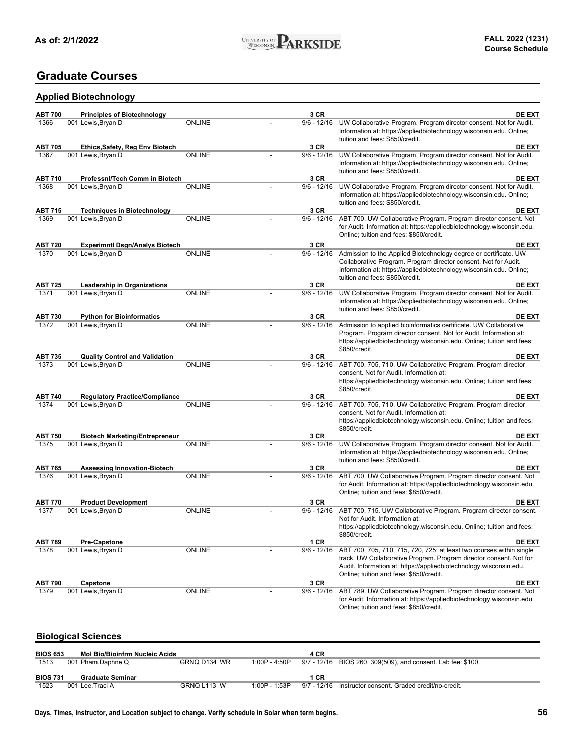## Graduate Courses

### Applied Biotechnology

| Course | Title / Section | Location | Time | Credits / Dates | Notes |
|---|---|---|---|---|---|
| **ABT 700** | **Principles of Biotechnology** | | | **3 CR** | **DE EXT** |
| 1366 | 001 Lewis,Bryan D | ONLINE | - | 9/6 - 12/16 | UW Collaborative Program. Program director consent. Not for Audit. Information at: https://appliedbiotechnology.wisconsin.edu. Online; tuition and fees: $850/credit. |
| **ABT 705** | **Ethics,Safety, Reg Env Biotech** | | | **3 CR** | **DE EXT** |
| 1367 | 001 Lewis,Bryan D | ONLINE | - | 9/6 - 12/16 | UW Collaborative Program. Program director consent. Not for Audit. Information at: https://appliedbiotechnology.wisconsin.edu. Online; tuition and fees: $850/credit. |
| **ABT 710** | **Professnl/Tech Comm in Biotech** | | | **3 CR** | **DE EXT** |
| 1368 | 001 Lewis,Bryan D | ONLINE | - | 9/6 - 12/16 | UW Collaborative Program. Program director consent. Not for Audit. Information at: https://appliedbiotechnology.wisconsin.edu. Online; tuition and fees: $850/credit. |
| **ABT 715** | **Techniques in Biotechnology** | | | **3 CR** | **DE EXT** |
| 1369 | 001 Lewis,Bryan D | ONLINE | - | 9/6 - 12/16 | ABT 700. UW Collaborative Program. Program director consent. Not for Audit. Information at: https://appliedbiotechnology.wisconsin.edu. Online; tuition and fees: $850/credit. |
| **ABT 720** | **Experimntl Dsgn/Analys Biotech** | | | **3 CR** | **DE EXT** |
| 1370 | 001 Lewis,Bryan D | ONLINE | - | 9/6 - 12/16 | Admission to the Applied Biotechnology degree or certificate. UW Collaborative Program. Program director consent. Not for Audit. Information at: https://appliedbiotechnology.wisconsin.edu. Online; tuition and fees: $850/credit. |
| **ABT 725** | **Leadership in Organizations** | | | **3 CR** | **DE EXT** |
| 1371 | 001 Lewis,Bryan D | ONLINE | - | 9/6 - 12/16 | UW Collaborative Program. Program director consent. Not for Audit. Information at: https://appliedbiotechnology.wisconsin.edu. Online; tuition and fees: $850/credit. |
| **ABT 730** | **Python for Bioinformatics** | | | **3 CR** | **DE EXT** |
| 1372 | 001 Lewis,Bryan D | ONLINE | - | 9/6 - 12/16 | Admission to applied bioinformatics certificate. UW Collaborative Program. Program director consent. Not for Audit. Information at: https://appliedbiotechnology.wisconsin.edu. Online; tuition and fees: $850/credit. |
| **ABT 735** | **Quality Control and Validation** | | | **3 CR** | **DE EXT** |
| 1373 | 001 Lewis,Bryan D | ONLINE | - | 9/6 - 12/16 | ABT 700, 705, 710. UW Collaborative Program. Program director consent. Not for Audit. Information at: https://appliedbiotechnology.wisconsin.edu. Online; tuition and fees: $850/credit. |
| **ABT 740** | **Regulatory Practice/Compliance** | | | **3 CR** | **DE EXT** |
| 1374 | 001 Lewis,Bryan D | ONLINE | - | 9/6 - 12/16 | ABT 700, 705, 710. UW Collaborative Program. Program director consent. Not for Audit. Information at: https://appliedbiotechnology.wisconsin.edu. Online; tuition and fees: $850/credit. |
| **ABT 750** | **Biotech Marketing/Entrepreneur** | | | **3 CR** | **DE EXT** |
| 1375 | 001 Lewis,Bryan D | ONLINE | - | 9/6 - 12/16 | UW Collaborative Program. Program director consent. Not for Audit. Information at: https://appliedbiotechnology.wisconsin.edu. Online; tuition and fees: $850/credit. |
| **ABT 765** | **Assessing Innovation-Biotech** | | | **3 CR** | **DE EXT** |
| 1376 | 001 Lewis,Bryan D | ONLINE | - | 9/6 - 12/16 | ABT 700. UW Collaborative Program. Program director consent. Not for Audit. Information at: https://appliedbiotechnology.wisconsin.edu. Online; tuition and fees: $850/credit. |
| **ABT 770** | **Product Development** | | | **3 CR** | **DE EXT** |
| 1377 | 001 Lewis,Bryan D | ONLINE | - | 9/6 - 12/16 | ABT 700, 715. UW Collaborative Program. Program director consent. Not for Audit. Information at: https://appliedbiotechnology.wisconsin.edu. Online; tuition and fees: $850/credit. |
| **ABT 789** | **Pre-Capstone** | | | **1 CR** | **DE EXT** |
| 1378 | 001 Lewis,Bryan D | ONLINE | - | 9/6 - 12/16 | ABT 700, 705, 710, 715, 720, 725; at least two courses within single track. UW Collaborative Program. Program director consent. Not for Audit. Information at: https://appliedbiotechnology.wisconsin.edu. Online; tuition and fees: $850/credit. |
| **ABT 790** | **Capstone** | | | **3 CR** | **DE EXT** |
| 1379 | 001 Lewis,Bryan D | ONLINE | - | 9/6 - 12/16 | ABT 789. UW Collaborative Program. Program director consent. Not for Audit. Information at: https://appliedbiotechnology.wisconsin.edu. Online; tuition and fees: $850/credit. |

### Biological Sciences

| Course | Title / Section | Location | Time | Credits / Dates | Notes |
|---|---|---|---|---|---|
| **BIOS 653** | **Mol Bio/Bioinfrm Nucleic Acids** | | | **4 CR** | |
| 1513 | 001 Pham,Daphne Q | GRNQ D134 WR | 1:00P - 4:50P | 9/7 - 12/16 | BIOS 260, 309(509), and consent. Lab fee: $100. |
| **BIOS 731** | **Graduate Seminar** | | | **1 CR** | |
| 1523 | 001 Lee,Traci A | GRNQ L113 W | 1:00P - 1:53P | 9/7 - 12/16 | Instructor consent. Graded credit/no-credit. |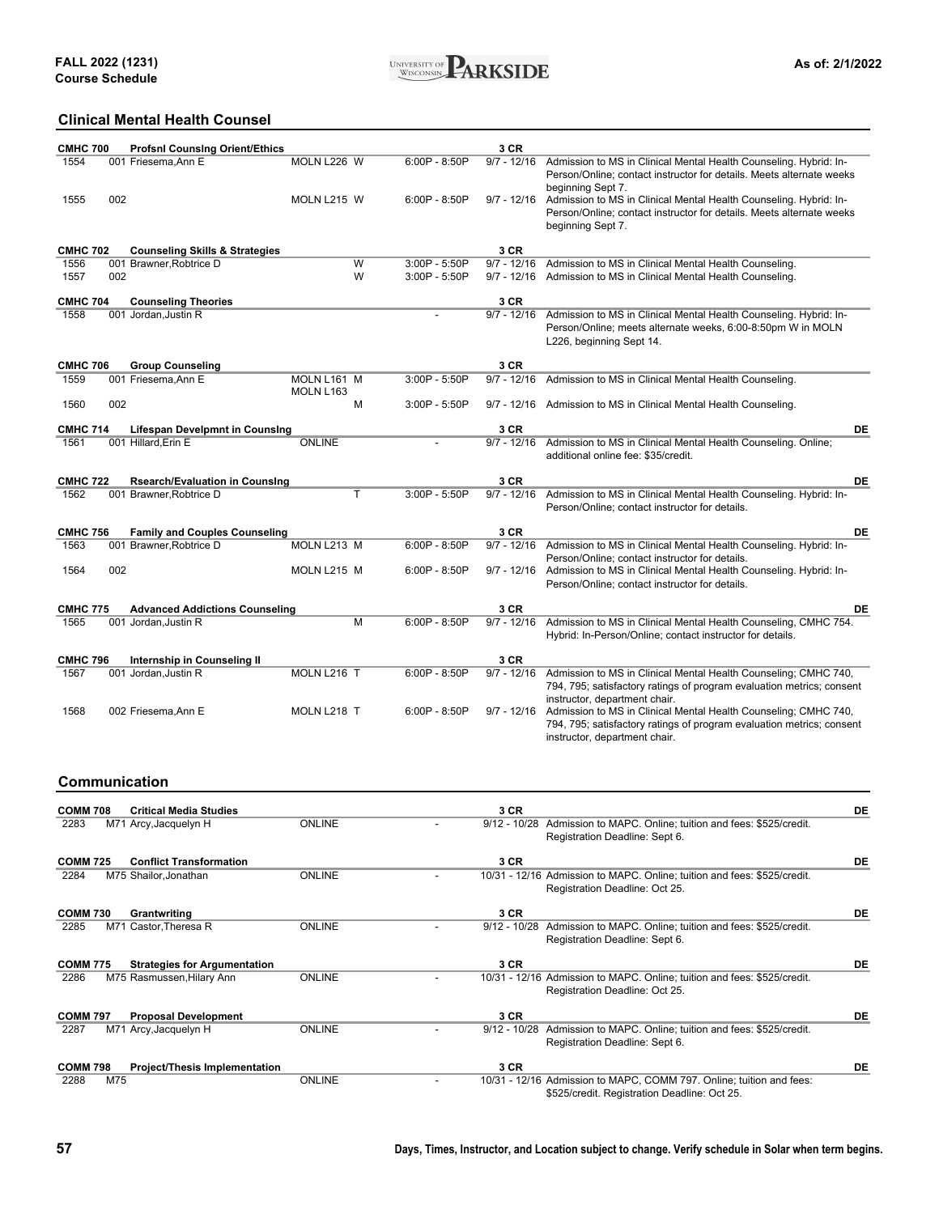## Clinical Mental Health Counsel

**CMHC 700 Profsnl Counslng Orient/Ethics — 3 CR**

| Class | Section | Instructor | Location | Days | Time | Dates | Notes |
|---|---|---|---|---|---|---|---|
| 1554 | 001 | Friesema,Ann E | MOLN L226 | W | 6:00P - 8:50P | 9/7 - 12/16 | Admission to MS in Clinical Mental Health Counseling. Hybrid: In-Person/Online; contact instructor for details. Meets alternate weeks beginning Sept 7. |
| 1555 | 002 | | MOLN L215 | W | 6:00P - 8:50P | 9/7 - 12/16 | Admission to MS in Clinical Mental Health Counseling. Hybrid: In-Person/Online; contact instructor for details. Meets alternate weeks beginning Sept 7. |

**CMHC 702 Counseling Skills & Strategies — 3 CR**

| Class | Section | Instructor | Location | Days | Time | Dates | Notes |
|---|---|---|---|---|---|---|---|
| 1556 | 001 | Brawner,Robtrice D | | W | 3:00P - 5:50P | 9/7 - 12/16 | Admission to MS in Clinical Mental Health Counseling. |
| 1557 | 002 | | | W | 3:00P - 5:50P | 9/7 - 12/16 | Admission to MS in Clinical Mental Health Counseling. |

**CMHC 704 Counseling Theories — 3 CR**

| Class | Section | Instructor | Location | Days | Time | Dates | Notes |
|---|---|---|---|---|---|---|---|
| 1558 | 001 | Jordan,Justin R | | | - | 9/7 - 12/16 | Admission to MS in Clinical Mental Health Counseling. Hybrid: In-Person/Online; meets alternate weeks, 6:00-8:50pm W in MOLN L226, beginning Sept 14. |

**CMHC 706 Group Counseling — 3 CR**

| Class | Section | Instructor | Location | Days | Time | Dates | Notes |
|---|---|---|---|---|---|---|---|
| 1559 | 001 | Friesema,Ann E | MOLN L161 MOLN L163 | M | 3:00P - 5:50P | 9/7 - 12/16 | Admission to MS in Clinical Mental Health Counseling. |
| 1560 | 002 | | | M | 3:00P - 5:50P | 9/7 - 12/16 | Admission to MS in Clinical Mental Health Counseling. |

**CMHC 714 Lifespan Develpmnt in Counslng — 3 CR — DE**

| Class | Section | Instructor | Location | Days | Time | Dates | Notes |
|---|---|---|---|---|---|---|---|
| 1561 | 001 | Hillard,Erin E | ONLINE | | - | 9/7 - 12/16 | Admission to MS in Clinical Mental Health Counseling. Online; additional online fee: $35/credit. |

**CMHC 722 Rsearch/Evaluation in Counslng — 3 CR — DE**

| Class | Section | Instructor | Location | Days | Time | Dates | Notes |
|---|---|---|---|---|---|---|---|
| 1562 | 001 | Brawner,Robtrice D | | T | 3:00P - 5:50P | 9/7 - 12/16 | Admission to MS in Clinical Mental Health Counseling. Hybrid: In-Person/Online; contact instructor for details. |

**CMHC 756 Family and Couples Counseling — 3 CR — DE**

| Class | Section | Instructor | Location | Days | Time | Dates | Notes |
|---|---|---|---|---|---|---|---|
| 1563 | 001 | Brawner,Robtrice D | MOLN L213 | M | 6:00P - 8:50P | 9/7 - 12/16 | Admission to MS in Clinical Mental Health Counseling. Hybrid: In-Person/Online; contact instructor for details. |
| 1564 | 002 | | MOLN L215 | M | 6:00P - 8:50P | 9/7 - 12/16 | Admission to MS in Clinical Mental Health Counseling. Hybrid: In-Person/Online; contact instructor for details. |

**CMHC 775 Advanced Addictions Counseling — 3 CR — DE**

| Class | Section | Instructor | Location | Days | Time | Dates | Notes |
|---|---|---|---|---|---|---|---|
| 1565 | 001 | Jordan,Justin R | | M | 6:00P - 8:50P | 9/7 - 12/16 | Admission to MS in Clinical Mental Health Counseling, CMHC 754. Hybrid: In-Person/Online; contact instructor for details. |

**CMHC 796 Internship in Counseling II — 3 CR**

| Class | Section | Instructor | Location | Days | Time | Dates | Notes |
|---|---|---|---|---|---|---|---|
| 1567 | 001 | Jordan,Justin R | MOLN L216 | T | 6:00P - 8:50P | 9/7 - 12/16 | Admission to MS in Clinical Mental Health Counseling; CMHC 740, 794, 795; satisfactory ratings of program evaluation metrics; consent instructor, department chair. |
| 1568 | 002 | Friesema,Ann E | MOLN L218 | T | 6:00P - 8:50P | 9/7 - 12/16 | Admission to MS in Clinical Mental Health Counseling; CMHC 740, 794, 795; satisfactory ratings of program evaluation metrics; consent instructor, department chair. |

## Communication

**COMM 708 Critical Media Studies — 3 CR — DE**

| Class | Section | Instructor | Location | Days | Time | Dates | Notes |
|---|---|---|---|---|---|---|---|
| 2283 | M71 | Arcy,Jacquelyn H | ONLINE | | - | 9/12 - 10/28 | Admission to MAPC. Online; tuition and fees: $525/credit. Registration Deadline: Sept 6. |

**COMM 725 Conflict Transformation — 3 CR — DE**

| Class | Section | Instructor | Location | Days | Time | Dates | Notes |
|---|---|---|---|---|---|---|---|
| 2284 | M75 | Shailor,Jonathan | ONLINE | | - | 10/31 - 12/16 | Admission to MAPC. Online; tuition and fees: $525/credit. Registration Deadline: Oct 25. |

**COMM 730 Grantwriting — 3 CR — DE**

| Class | Section | Instructor | Location | Days | Time | Dates | Notes |
|---|---|---|---|---|---|---|---|
| 2285 | M71 | Castor,Theresa R | ONLINE | | - | 9/12 - 10/28 | Admission to MAPC. Online; tuition and fees: $525/credit. Registration Deadline: Sept 6. |

**COMM 775 Strategies for Argumentation — 3 CR — DE**

| Class | Section | Instructor | Location | Days | Time | Dates | Notes |
|---|---|---|---|---|---|---|---|
| 2286 | M75 | Rasmussen,Hilary Ann | ONLINE | | - | 10/31 - 12/16 | Admission to MAPC. Online; tuition and fees: $525/credit. Registration Deadline: Oct 25. |

**COMM 797 Proposal Development — 3 CR — DE**

| Class | Section | Instructor | Location | Days | Time | Dates | Notes |
|---|---|---|---|---|---|---|---|
| 2287 | M71 | Arcy,Jacquelyn H | ONLINE | | - | 9/12 - 10/28 | Admission to MAPC. Online; tuition and fees: $525/credit. Registration Deadline: Sept 6. |

**COMM 798 Project/Thesis Implementation — 3 CR — DE**

| Class | Section | Instructor | Location | Days | Time | Dates | Notes |
|---|---|---|---|---|---|---|---|
| 2288 | M75 | | ONLINE | | - | 10/31 - 12/16 | Admission to MAPC, COMM 797. Online; tuition and fees: $525/credit. Registration Deadline: Oct 25. |

Days, Times, Instructor, and Location subject to change. Verify schedule in Solar when term begins.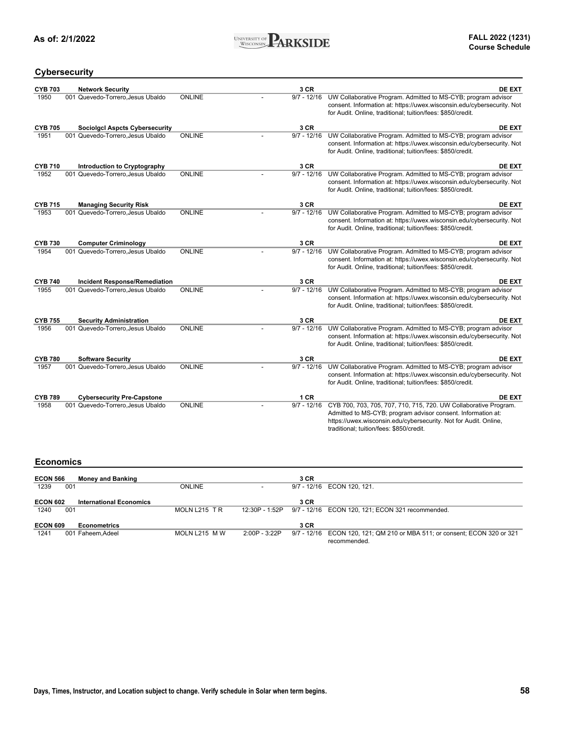## Cybersecurity

| Course | Title / Section / Instructor | Location / Days | Time | Credits / Dates | Notes |
|---|---|---|---|---|---|
| **CYB 703** | **Network Security** | | | **3 CR** | **DE EXT** |
| 1950 | 001 Quevedo-Torrero,Jesus Ubaldo | ONLINE | - | 9/7 - 12/16 | UW Collaborative Program. Admitted to MS-CYB; program advisor consent. Information at: https://uwex.wisconsin.edu/cybersecurity. Not for Audit. Online, traditional; tuition/fees: $850/credit. |
| **CYB 705** | **Sociolgcl Aspcts Cybersecurity** | | | **3 CR** | **DE EXT** |
| 1951 | 001 Quevedo-Torrero,Jesus Ubaldo | ONLINE | - | 9/7 - 12/16 | UW Collaborative Program. Admitted to MS-CYB; program advisor consent. Information at: https://uwex.wisconsin.edu/cybersecurity. Not for Audit. Online, traditional; tuition/fees: $850/credit. |
| **CYB 710** | **Introduction to Cryptography** | | | **3 CR** | **DE EXT** |
| 1952 | 001 Quevedo-Torrero,Jesus Ubaldo | ONLINE | - | 9/7 - 12/16 | UW Collaborative Program. Admitted to MS-CYB; program advisor consent. Information at: https://uwex.wisconsin.edu/cybersecurity. Not for Audit. Online, traditional; tuition/fees: $850/credit. |
| **CYB 715** | **Managing Security Risk** | | | **3 CR** | **DE EXT** |
| 1953 | 001 Quevedo-Torrero,Jesus Ubaldo | ONLINE | - | 9/7 - 12/16 | UW Collaborative Program. Admitted to MS-CYB; program advisor consent. Information at: https://uwex.wisconsin.edu/cybersecurity. Not for Audit. Online, traditional; tuition/fees: $850/credit. |
| **CYB 730** | **Computer Criminology** | | | **3 CR** | **DE EXT** |
| 1954 | 001 Quevedo-Torrero,Jesus Ubaldo | ONLINE | - | 9/7 - 12/16 | UW Collaborative Program. Admitted to MS-CYB; program advisor consent. Information at: https://uwex.wisconsin.edu/cybersecurity. Not for Audit. Online, traditional; tuition/fees: $850/credit. |
| **CYB 740** | **Incident Response/Remediation** | | | **3 CR** | **DE EXT** |
| 1955 | 001 Quevedo-Torrero,Jesus Ubaldo | ONLINE | - | 9/7 - 12/16 | UW Collaborative Program. Admitted to MS-CYB; program advisor consent. Information at: https://uwex.wisconsin.edu/cybersecurity. Not for Audit. Online, traditional; tuition/fees: $850/credit. |
| **CYB 755** | **Security Administration** | | | **3 CR** | **DE EXT** |
| 1956 | 001 Quevedo-Torrero,Jesus Ubaldo | ONLINE | - | 9/7 - 12/16 | UW Collaborative Program. Admitted to MS-CYB; program advisor consent. Information at: https://uwex.wisconsin.edu/cybersecurity. Not for Audit. Online, traditional; tuition/fees: $850/credit. |
| **CYB 780** | **Software Security** | | | **3 CR** | **DE EXT** |
| 1957 | 001 Quevedo-Torrero,Jesus Ubaldo | ONLINE | - | 9/7 - 12/16 | UW Collaborative Program. Admitted to MS-CYB; program advisor consent. Information at: https://uwex.wisconsin.edu/cybersecurity. Not for Audit. Online, traditional; tuition/fees: $850/credit. |
| **CYB 789** | **Cybersecurity Pre-Capstone** | | | **1 CR** | **DE EXT** |
| 1958 | 001 Quevedo-Torrero,Jesus Ubaldo | ONLINE | - | 9/7 - 12/16 | CYB 700, 703, 705, 707, 710, 715, 720. UW Collaborative Program. Admitted to MS-CYB; program advisor consent. Information at: https://uwex.wisconsin.edu/cybersecurity. Not for Audit. Online, traditional; tuition/fees: $850/credit. |

## Economics

| Course | Title / Section / Instructor | Location / Days | Time | Credits / Dates | Notes |
|---|---|---|---|---|---|
| **ECON 566** | **Money and Banking** | | | **3 CR** | |
| 1239 | 001 | ONLINE | - | 9/7 - 12/16 | ECON 120, 121. |
| **ECON 602** | **International Economics** | | | **3 CR** | |
| 1240 | 001 | MOLN L215 T R | 12:30P - 1:52P | 9/7 - 12/16 | ECON 120, 121; ECON 321 recommended. |
| **ECON 609** | **Econometrics** | | | **3 CR** | |
| 1241 | 001 Faheem,Adeel | MOLN L215 M W | 2:00P - 3:22P | 9/7 - 12/16 | ECON 120, 121; QM 210 or MBA 511; or consent; ECON 320 or 321 recommended. |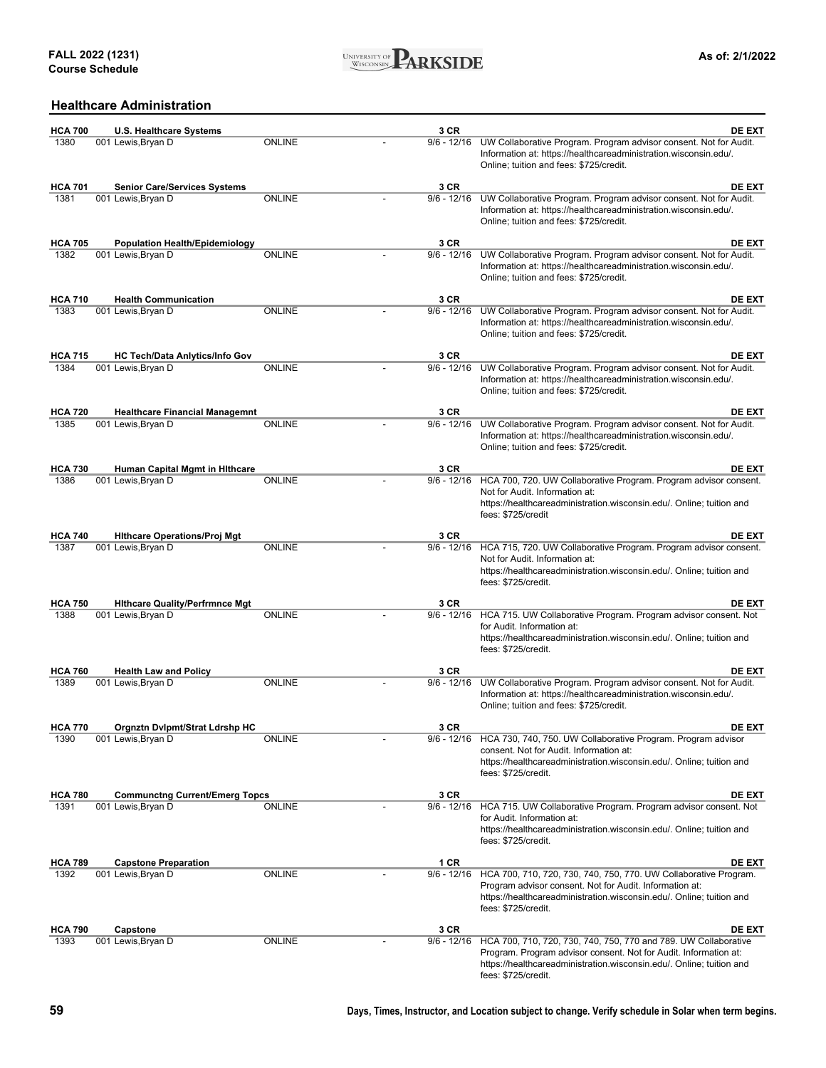## Healthcare Administration

**HCA 700 U.S. Healthcare Systems** — 3 CR — DE EXT

1380 | 001 Lewis,Bryan D | ONLINE | - | 9/6 - 12/16 | UW Collaborative Program. Program advisor consent. Not for Audit. Information at: https://healthcareadministration.wisconsin.edu/. Online; tuition and fees: $725/credit.

**HCA 701 Senior Care/Services Systems** — 3 CR — DE EXT

1381 | 001 Lewis,Bryan D | ONLINE | - | 9/6 - 12/16 | UW Collaborative Program. Program advisor consent. Not for Audit. Information at: https://healthcareadministration.wisconsin.edu/. Online; tuition and fees: $725/credit.

**HCA 705 Population Health/Epidemiology** — 3 CR — DE EXT

1382 | 001 Lewis,Bryan D | ONLINE | - | 9/6 - 12/16 | UW Collaborative Program. Program advisor consent. Not for Audit. Information at: https://healthcareadministration.wisconsin.edu/. Online; tuition and fees: $725/credit.

**HCA 710 Health Communication** — 3 CR — DE EXT

1383 | 001 Lewis,Bryan D | ONLINE | - | 9/6 - 12/16 | UW Collaborative Program. Program advisor consent. Not for Audit. Information at: https://healthcareadministration.wisconsin.edu/. Online; tuition and fees: $725/credit.

**HCA 715 HC Tech/Data Anlytics/Info Gov** — 3 CR — DE EXT

1384 | 001 Lewis,Bryan D | ONLINE | - | 9/6 - 12/16 | UW Collaborative Program. Program advisor consent. Not for Audit. Information at: https://healthcareadministration.wisconsin.edu/. Online; tuition and fees: $725/credit.

**HCA 720 Healthcare Financial Managemnt** — 3 CR — DE EXT

1385 | 001 Lewis,Bryan D | ONLINE | - | 9/6 - 12/16 | UW Collaborative Program. Program advisor consent. Not for Audit. Information at: https://healthcareadministration.wisconsin.edu/. Online; tuition and fees: $725/credit.

**HCA 730 Human Capital Mgmt in Hlthcare** — 3 CR — DE EXT

1386 | 001 Lewis,Bryan D | ONLINE | - | 9/6 - 12/16 | HCA 700, 720. UW Collaborative Program. Program advisor consent. Not for Audit. Information at: https://healthcareadministration.wisconsin.edu/. Online; tuition and fees: $725/credit

**HCA 740 Hlthcare Operations/Proj Mgt** — 3 CR — DE EXT

1387 | 001 Lewis,Bryan D | ONLINE | - | 9/6 - 12/16 | HCA 715, 720. UW Collaborative Program. Program advisor consent. Not for Audit. Information at: https://healthcareadministration.wisconsin.edu/. Online; tuition and fees: $725/credit.

**HCA 750 Hlthcare Quality/Perfrmnce Mgt** — 3 CR — DE EXT

1388 | 001 Lewis,Bryan D | ONLINE | - | 9/6 - 12/16 | HCA 715. UW Collaborative Program. Program advisor consent. Not for Audit. Information at: https://healthcareadministration.wisconsin.edu/. Online; tuition and fees: $725/credit.

**HCA 760 Health Law and Policy** — 3 CR — DE EXT

1389 | 001 Lewis,Bryan D | ONLINE | - | 9/6 - 12/16 | UW Collaborative Program. Program advisor consent. Not for Audit. Information at: https://healthcareadministration.wisconsin.edu/. Online; tuition and fees: $725/credit.

**HCA 770 Orgnztn Dvlpmt/Strat Ldrshp HC** — 3 CR — DE EXT

1390 | 001 Lewis,Bryan D | ONLINE | - | 9/6 - 12/16 | HCA 730, 740, 750. UW Collaborative Program. Program advisor consent. Not for Audit. Information at: https://healthcareadministration.wisconsin.edu/. Online; tuition and fees: $725/credit.

**HCA 780 Communctng Current/Emerg Topcs** — 3 CR — DE EXT

1391 | 001 Lewis,Bryan D | ONLINE | - | 9/6 - 12/16 | HCA 715. UW Collaborative Program. Program advisor consent. Not for Audit. Information at: https://healthcareadministration.wisconsin.edu/. Online; tuition and fees: $725/credit.

**HCA 789 Capstone Preparation** — 1 CR — DE EXT

1392 | 001 Lewis,Bryan D | ONLINE | - | 9/6 - 12/16 | HCA 700, 710, 720, 730, 740, 750, 770. UW Collaborative Program. Program advisor consent. Not for Audit. Information at: https://healthcareadministration.wisconsin.edu/. Online; tuition and fees: $725/credit.

**HCA 790 Capstone** — 3 CR — DE EXT

1393 | 001 Lewis,Bryan D | ONLINE | - | 9/6 - 12/16 | HCA 700, 710, 720, 730, 740, 750, 770 and 789. UW Collaborative Program. Program advisor consent. Not for Audit. Information at: https://healthcareadministration.wisconsin.edu/. Online; tuition and fees: $725/credit.

Days, Times, Instructor, and Location subject to change. Verify schedule in Solar when term begins.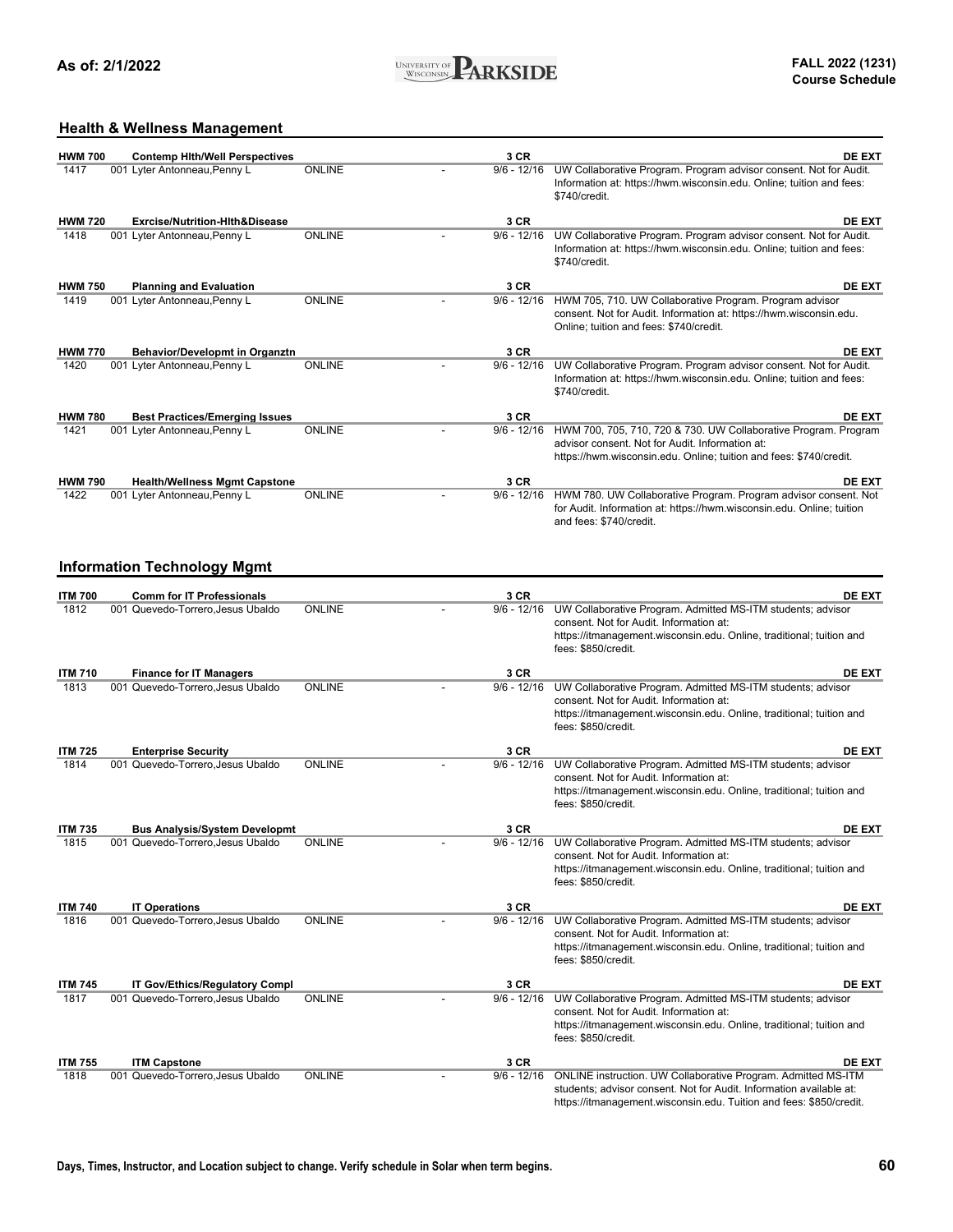## Health & Wellness Management

| Course | Title | | | CR | | |
|---|---|---|---|---|---|---|
| **HWM 700** | **Contemp Hlth/Well Perspectives** | | | **3 CR** | | **DE EXT** |
| 1417 | 001 Lyter Antonneau,Penny L | ONLINE | - | 9/6 - 12/16 | UW Collaborative Program. Program advisor consent. Not for Audit. Information at: https://hwm.wisconsin.edu. Online; tuition and fees: $740/credit. | |
| **HWM 720** | **Exrcise/Nutrition-Hlth&Disease** | | | **3 CR** | | **DE EXT** |
| 1418 | 001 Lyter Antonneau,Penny L | ONLINE | - | 9/6 - 12/16 | UW Collaborative Program. Program advisor consent. Not for Audit. Information at: https://hwm.wisconsin.edu. Online; tuition and fees: $740/credit. | |
| **HWM 750** | **Planning and Evaluation** | | | **3 CR** | | **DE EXT** |
| 1419 | 001 Lyter Antonneau,Penny L | ONLINE | - | 9/6 - 12/16 | HWM 705, 710. UW Collaborative Program. Program advisor consent. Not for Audit. Information at: https://hwm.wisconsin.edu. Online; tuition and fees: $740/credit. | |
| **HWM 770** | **Behavior/Developmt in Organztn** | | | **3 CR** | | **DE EXT** |
| 1420 | 001 Lyter Antonneau,Penny L | ONLINE | - | 9/6 - 12/16 | UW Collaborative Program. Program advisor consent. Not for Audit. Information at: https://hwm.wisconsin.edu. Online; tuition and fees: $740/credit. | |
| **HWM 780** | **Best Practices/Emerging Issues** | | | **3 CR** | | **DE EXT** |
| 1421 | 001 Lyter Antonneau,Penny L | ONLINE | - | 9/6 - 12/16 | HWM 700, 705, 710, 720 & 730. UW Collaborative Program. Program advisor consent. Not for Audit. Information at: https://hwm.wisconsin.edu. Online; tuition and fees: $740/credit. | |
| **HWM 790** | **Health/Wellness Mgmt Capstone** | | | **3 CR** | | **DE EXT** |
| 1422 | 001 Lyter Antonneau,Penny L | ONLINE | - | 9/6 - 12/16 | HWM 780. UW Collaborative Program. Program advisor consent. Not for Audit. Information at: https://hwm.wisconsin.edu. Online; tuition and fees: $740/credit. | |

## Information Technology Mgmt

| Course | Title | | | CR | | |
|---|---|---|---|---|---|---|
| **ITM 700** | **Comm for IT Professionals** | | | **3 CR** | | **DE EXT** |
| 1812 | 001 Quevedo-Torrero,Jesus Ubaldo | ONLINE | - | 9/6 - 12/16 | UW Collaborative Program. Admitted MS-ITM students; advisor consent. Not for Audit. Information at: https://itmanagement.wisconsin.edu. Online, traditional; tuition and fees: $850/credit. | |
| **ITM 710** | **Finance for IT Managers** | | | **3 CR** | | **DE EXT** |
| 1813 | 001 Quevedo-Torrero,Jesus Ubaldo | ONLINE | - | 9/6 - 12/16 | UW Collaborative Program. Admitted MS-ITM students; advisor consent. Not for Audit. Information at: https://itmanagement.wisconsin.edu. Online, traditional; tuition and fees: $850/credit. | |
| **ITM 725** | **Enterprise Security** | | | **3 CR** | | **DE EXT** |
| 1814 | 001 Quevedo-Torrero,Jesus Ubaldo | ONLINE | - | 9/6 - 12/16 | UW Collaborative Program. Admitted MS-ITM students; advisor consent. Not for Audit. Information at: https://itmanagement.wisconsin.edu. Online, traditional; tuition and fees: $850/credit. | |
| **ITM 735** | **Bus Analysis/System Developmt** | | | **3 CR** | | **DE EXT** |
| 1815 | 001 Quevedo-Torrero,Jesus Ubaldo | ONLINE | - | 9/6 - 12/16 | UW Collaborative Program. Admitted MS-ITM students; advisor consent. Not for Audit. Information at: https://itmanagement.wisconsin.edu. Online, traditional; tuition and fees: $850/credit. | |
| **ITM 740** | **IT Operations** | | | **3 CR** | | **DE EXT** |
| 1816 | 001 Quevedo-Torrero,Jesus Ubaldo | ONLINE | - | 9/6 - 12/16 | UW Collaborative Program. Admitted MS-ITM students; advisor consent. Not for Audit. Information at: https://itmanagement.wisconsin.edu. Online, traditional; tuition and fees: $850/credit. | |
| **ITM 745** | **IT Gov/Ethics/Regulatory Compl** | | | **3 CR** | | **DE EXT** |
| 1817 | 001 Quevedo-Torrero,Jesus Ubaldo | ONLINE | - | 9/6 - 12/16 | UW Collaborative Program. Admitted MS-ITM students; advisor consent. Not for Audit. Information at: https://itmanagement.wisconsin.edu. Online, traditional; tuition and fees: $850/credit. | |
| **ITM 755** | **ITM Capstone** | | | **3 CR** | | **DE EXT** |
| 1818 | 001 Quevedo-Torrero,Jesus Ubaldo | ONLINE | - | 9/6 - 12/16 | ONLINE instruction. UW Collaborative Program. Admitted MS-ITM students; advisor consent. Not for Audit. Information available at: https://itmanagement.wisconsin.edu. Tuition and fees: $850/credit. | |

Days, Times, Instructor, and Location subject to change. Verify schedule in Solar when term begins.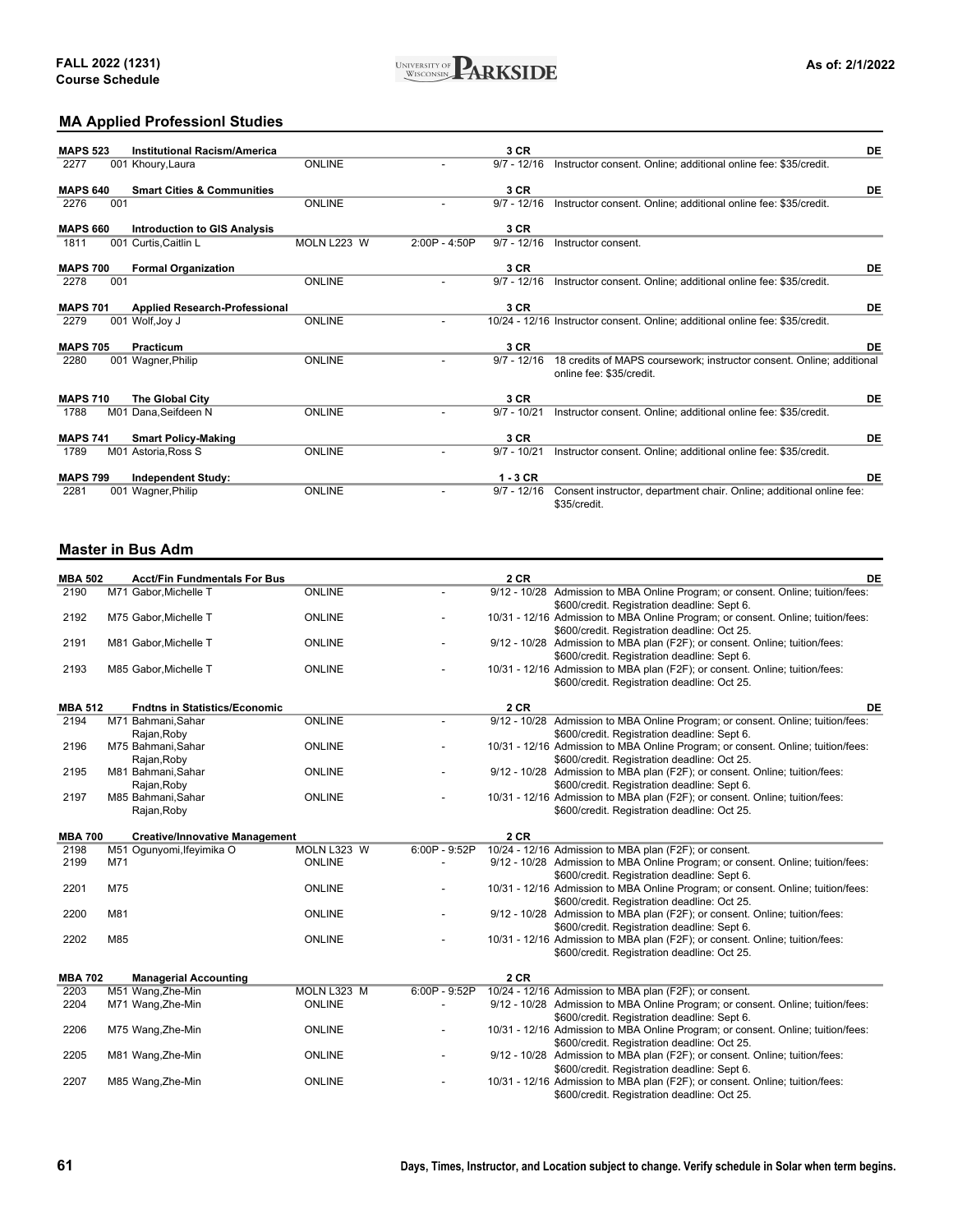## MA Applied Professionl Studies

| Class | Section | Instructor | Location | Time | Dates | Notes |
|---|---|---|---|---|---|---|
| **MAPS 523** | | **Institutional Racism/America** | | | **3 CR** | **DE** |
| 2277 | 001 | Khoury,Laura | ONLINE | - | 9/7 - 12/16 | Instructor consent. Online; additional online fee: $35/credit. |
| **MAPS 640** | | **Smart Cities & Communities** | | | **3 CR** | **DE** |
| 2276 | 001 | | ONLINE | - | 9/7 - 12/16 | Instructor consent. Online; additional online fee: $35/credit. |
| **MAPS 660** | | **Introduction to GIS Analysis** | | | **3 CR** | |
| 1811 | 001 | Curtis,Caitlin L | MOLN L223 W | 2:00P - 4:50P | 9/7 - 12/16 | Instructor consent. |
| **MAPS 700** | | **Formal Organization** | | | **3 CR** | **DE** |
| 2278 | 001 | | ONLINE | - | 9/7 - 12/16 | Instructor consent. Online; additional online fee: $35/credit. |
| **MAPS 701** | | **Applied Research-Professional** | | | **3 CR** | **DE** |
| 2279 | 001 | Wolf,Joy J | ONLINE | - | 10/24 - 12/16 | Instructor consent. Online; additional online fee: $35/credit. |
| **MAPS 705** | | **Practicum** | | | **3 CR** | **DE** |
| 2280 | 001 | Wagner,Philip | ONLINE | - | 9/7 - 12/16 | 18 credits of MAPS coursework; instructor consent. Online; additional online fee: $35/credit. |
| **MAPS 710** | | **The Global City** | | | **3 CR** | **DE** |
| 1788 | M01 | Dana,Seifdeen N | ONLINE | - | 9/7 - 10/21 | Instructor consent. Online; additional online fee: $35/credit. |
| **MAPS 741** | | **Smart Policy-Making** | | | **3 CR** | **DE** |
| 1789 | M01 | Astoria,Ross S | ONLINE | - | 9/7 - 10/21 | Instructor consent. Online; additional online fee: $35/credit. |
| **MAPS 799** | | **Independent Study:** | | | **1 - 3 CR** | **DE** |
| 2281 | 001 | Wagner,Philip | ONLINE | - | 9/7 - 12/16 | Consent instructor, department chair. Online; additional online fee: $35/credit. |

## Master in Bus Adm

| Class | Section | Instructor | Location | Time | Dates | Notes |
|---|---|---|---|---|---|---|
| **MBA 502** | | **Acct/Fin Fundmentals For Bus** | | | **2 CR** | **DE** |
| 2190 | M71 | Gabor,Michelle T | ONLINE | - | 9/12 - 10/28 | Admission to MBA Online Program; or consent. Online; tuition/fees: $600/credit. Registration deadline: Sept 6. |
| 2192 | M75 | Gabor,Michelle T | ONLINE | - | 10/31 - 12/16 | Admission to MBA Online Program; or consent. Online; tuition/fees: $600/credit. Registration deadline: Oct 25. |
| 2191 | M81 | Gabor,Michelle T | ONLINE | - | 9/12 - 10/28 | Admission to MBA plan (F2F); or consent. Online; tuition/fees: $600/credit. Registration deadline: Sept 6. |
| 2193 | M85 | Gabor,Michelle T | ONLINE | - | 10/31 - 12/16 | Admission to MBA plan (F2F); or consent. Online; tuition/fees: $600/credit. Registration deadline: Oct 25. |
| **MBA 512** | | **Fndtns in Statistics/Economic** | | | **2 CR** | **DE** |
| 2194 | M71 | Bahmani,Sahar; Rajan,Roby | ONLINE | - | 9/12 - 10/28 | Admission to MBA Online Program; or consent. Online; tuition/fees: $600/credit. Registration deadline: Sept 6. |
| 2196 | M75 | Bahmani,Sahar; Rajan,Roby | ONLINE | - | 10/31 - 12/16 | Admission to MBA Online Program; or consent. Online; tuition/fees: $600/credit. Registration deadline: Oct 25. |
| 2195 | M81 | Bahmani,Sahar; Rajan,Roby | ONLINE | - | 9/12 - 10/28 | Admission to MBA plan (F2F); or consent. Online; tuition/fees: $600/credit. Registration deadline: Sept 6. |
| 2197 | M85 | Bahmani,Sahar; Rajan,Roby | ONLINE | - | 10/31 - 12/16 | Admission to MBA plan (F2F); or consent. Online; tuition/fees: $600/credit. Registration deadline: Oct 25. |
| **MBA 700** | | **Creative/Innovative Management** | | | **2 CR** | |
| 2198 | M51 | Ogunyomi,Ifeyimika O | MOLN L323 W | 6:00P - 9:52P | 10/24 - 12/16 | Admission to MBA plan (F2F); or consent. |
| 2199 | M71 | | ONLINE | - | 9/12 - 10/28 | Admission to MBA Online Program; or consent. Online; tuition/fees: $600/credit. Registration deadline: Sept 6. |
| 2201 | M75 | | ONLINE | - | 10/31 - 12/16 | Admission to MBA Online Program; or consent. Online; tuition/fees: $600/credit. Registration deadline: Oct 25. |
| 2200 | M81 | | ONLINE | - | 9/12 - 10/28 | Admission to MBA plan (F2F); or consent. Online; tuition/fees: $600/credit. Registration deadline: Sept 6. |
| 2202 | M85 | | ONLINE | - | 10/31 - 12/16 | Admission to MBA plan (F2F); or consent. Online; tuition/fees: $600/credit. Registration deadline: Oct 25. |
| **MBA 702** | | **Managerial Accounting** | | | **2 CR** | |
| 2203 | M51 | Wang,Zhe-Min | MOLN L323 M | 6:00P - 9:52P | 10/24 - 12/16 | Admission to MBA plan (F2F); or consent. |
| 2204 | M71 | Wang,Zhe-Min | ONLINE | - | 9/12 - 10/28 | Admission to MBA Online Program; or consent. Online; tuition/fees: $600/credit. Registration deadline: Sept 6. |
| 2206 | M75 | Wang,Zhe-Min | ONLINE | - | 10/31 - 12/16 | Admission to MBA Online Program; or consent. Online; tuition/fees: $600/credit. Registration deadline: Oct 25. |
| 2205 | M81 | Wang,Zhe-Min | ONLINE | - | 9/12 - 10/28 | Admission to MBA plan (F2F); or consent. Online; tuition/fees: $600/credit. Registration deadline: Sept 6. |
| 2207 | M85 | Wang,Zhe-Min | ONLINE | - | 10/31 - 12/16 | Admission to MBA plan (F2F); or consent. Online; tuition/fees: $600/credit. Registration deadline: Oct 25. |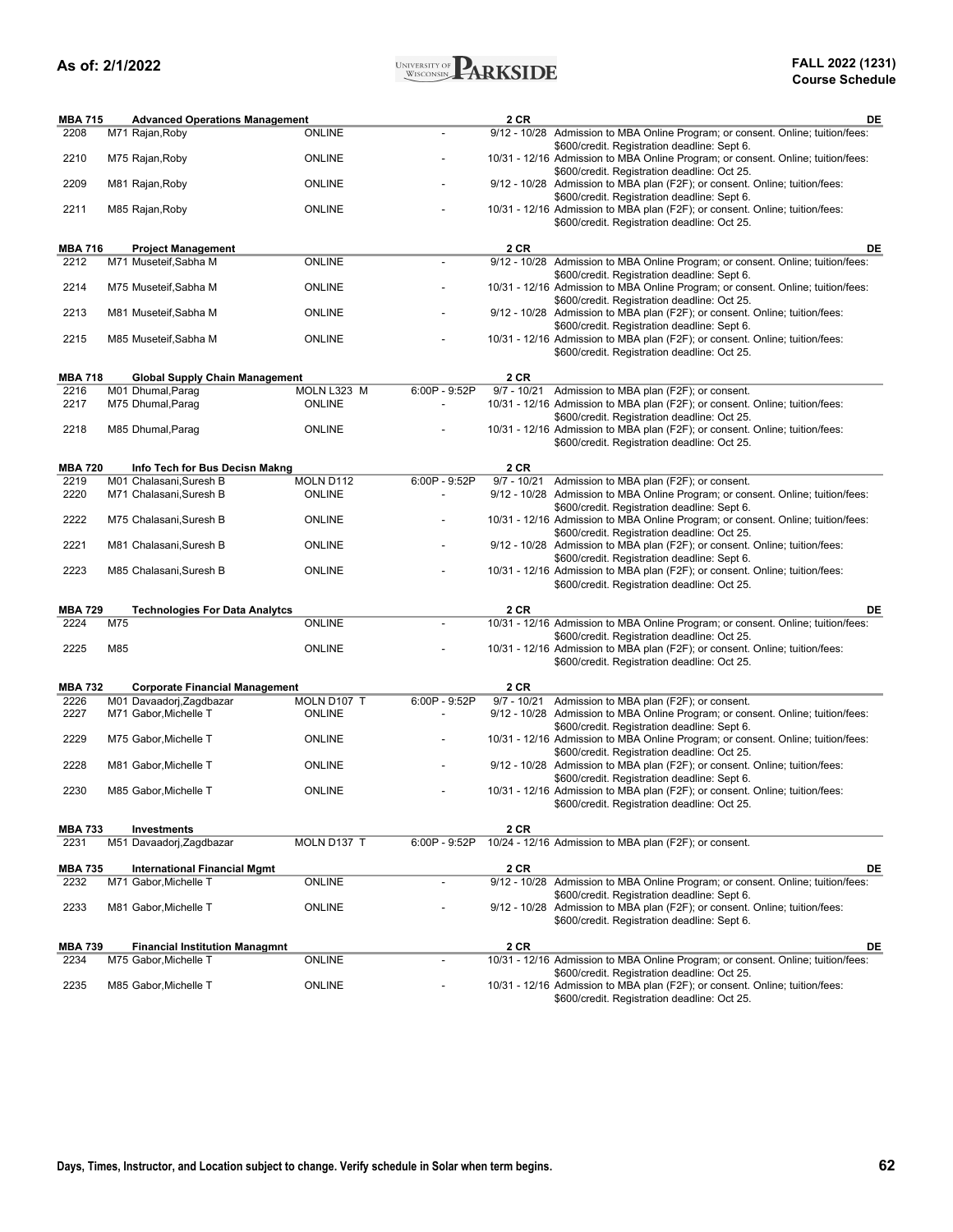## MBA 715 Advanced Operations Management — 2 CR — DE

| Class | Section | Instructor | Location | Time | Dates | Notes |
|---|---|---|---|---|---|---|
| 2208 | M71 | Rajan,Roby | ONLINE | - | 9/12 - 10/28 | Admission to MBA Online Program; or consent. Online; tuition/fees: $600/credit. Registration deadline: Sept 6. |
| 2210 | M75 | Rajan,Roby | ONLINE | - | 10/31 - 12/16 | Admission to MBA Online Program; or consent. Online; tuition/fees: $600/credit. Registration deadline: Oct 25. |
| 2209 | M81 | Rajan,Roby | ONLINE | - | 9/12 - 10/28 | Admission to MBA plan (F2F); or consent. Online; tuition/fees: $600/credit. Registration deadline: Sept 6. |
| 2211 | M85 | Rajan,Roby | ONLINE | - | 10/31 - 12/16 | Admission to MBA plan (F2F); or consent. Online; tuition/fees: $600/credit. Registration deadline: Oct 25. |

## MBA 716 Project Management — 2 CR — DE

| Class | Section | Instructor | Location | Time | Dates | Notes |
|---|---|---|---|---|---|---|
| 2212 | M71 | Museteif,Sabha M | ONLINE | - | 9/12 - 10/28 | Admission to MBA Online Program; or consent. Online; tuition/fees: $600/credit. Registration deadline: Sept 6. |
| 2214 | M75 | Museteif,Sabha M | ONLINE | - | 10/31 - 12/16 | Admission to MBA Online Program; or consent. Online; tuition/fees: $600/credit. Registration deadline: Oct 25. |
| 2213 | M81 | Museteif,Sabha M | ONLINE | - | 9/12 - 10/28 | Admission to MBA plan (F2F); or consent. Online; tuition/fees: $600/credit. Registration deadline: Sept 6. |
| 2215 | M85 | Museteif,Sabha M | ONLINE | - | 10/31 - 12/16 | Admission to MBA plan (F2F); or consent. Online; tuition/fees: $600/credit. Registration deadline: Oct 25. |

## MBA 718 Global Supply Chain Management — 2 CR

| Class | Section | Instructor | Location | Time | Dates | Notes |
|---|---|---|---|---|---|---|
| 2216 | M01 | Dhumal,Parag | MOLN L323 M | 6:00P - 9:52P | 9/7 - 10/21 | Admission to MBA plan (F2F); or consent. |
| 2217 | M75 | Dhumal,Parag | ONLINE | - | 10/31 - 12/16 | Admission to MBA plan (F2F); or consent. Online; tuition/fees: $600/credit. Registration deadline: Oct 25. |
| 2218 | M85 | Dhumal,Parag | ONLINE | - | 10/31 - 12/16 | Admission to MBA plan (F2F); or consent. Online; tuition/fees: $600/credit. Registration deadline: Oct 25. |

## MBA 720 Info Tech for Bus Decisn Makng — 2 CR

| Class | Section | Instructor | Location | Time | Dates | Notes |
|---|---|---|---|---|---|---|
| 2219 | M01 | Chalasani,Suresh B | MOLN D112 | 6:00P - 9:52P | 9/7 - 10/21 | Admission to MBA plan (F2F); or consent. |
| 2220 | M71 | Chalasani,Suresh B | ONLINE | - | 9/12 - 10/28 | Admission to MBA Online Program; or consent. Online; tuition/fees: $600/credit. Registration deadline: Sept 6. |
| 2222 | M75 | Chalasani,Suresh B | ONLINE | - | 10/31 - 12/16 | Admission to MBA Online Program; or consent. Online; tuition/fees: $600/credit. Registration deadline: Oct 25. |
| 2221 | M81 | Chalasani,Suresh B | ONLINE | - | 9/12 - 10/28 | Admission to MBA plan (F2F); or consent. Online; tuition/fees: $600/credit. Registration deadline: Sept 6. |
| 2223 | M85 | Chalasani,Suresh B | ONLINE | - | 10/31 - 12/16 | Admission to MBA plan (F2F); or consent. Online; tuition/fees: $600/credit. Registration deadline: Oct 25. |

## MBA 729 Technologies For Data Analytcs — 2 CR — DE

| Class | Section | Instructor | Location | Time | Dates | Notes |
|---|---|---|---|---|---|---|
| 2224 | M75 | | ONLINE | - | 10/31 - 12/16 | Admission to MBA Online Program; or consent. Online; tuition/fees: $600/credit. Registration deadline: Oct 25. |
| 2225 | M85 | | ONLINE | - | 10/31 - 12/16 | Admission to MBA plan (F2F); or consent. Online; tuition/fees: $600/credit. Registration deadline: Oct 25. |

## MBA 732 Corporate Financial Management — 2 CR

| Class | Section | Instructor | Location | Time | Dates | Notes |
|---|---|---|---|---|---|---|
| 2226 | M01 | Davaadorj,Zagdbazar | MOLN D107 T | 6:00P - 9:52P | 9/7 - 10/21 | Admission to MBA plan (F2F); or consent. |
| 2227 | M71 | Gabor,Michelle T | ONLINE | - | 9/12 - 10/28 | Admission to MBA Online Program; or consent. Online; tuition/fees: $600/credit. Registration deadline: Sept 6. |
| 2229 | M75 | Gabor,Michelle T | ONLINE | - | 10/31 - 12/16 | Admission to MBA Online Program; or consent. Online; tuition/fees: $600/credit. Registration deadline: Oct 25. |
| 2228 | M81 | Gabor,Michelle T | ONLINE | - | 9/12 - 10/28 | Admission to MBA plan (F2F); or consent. Online; tuition/fees: $600/credit. Registration deadline: Sept 6. |
| 2230 | M85 | Gabor,Michelle T | ONLINE | - | 10/31 - 12/16 | Admission to MBA plan (F2F); or consent. Online; tuition/fees: $600/credit. Registration deadline: Oct 25. |

## MBA 733 Investments — 2 CR

| Class | Section | Instructor | Location | Time | Dates | Notes |
|---|---|---|---|---|---|---|
| 2231 | M51 | Davaadorj,Zagdbazar | MOLN D137 T | 6:00P - 9:52P | 10/24 - 12/16 | Admission to MBA plan (F2F); or consent. |

## MBA 735 International Financial Mgmt — 2 CR — DE

| Class | Section | Instructor | Location | Time | Dates | Notes |
|---|---|---|---|---|---|---|
| 2232 | M71 | Gabor,Michelle T | ONLINE | - | 9/12 - 10/28 | Admission to MBA Online Program; or consent. Online; tuition/fees: $600/credit. Registration deadline: Sept 6. |
| 2233 | M81 | Gabor,Michelle T | ONLINE | - | 9/12 - 10/28 | Admission to MBA plan (F2F); or consent. Online; tuition/fees: $600/credit. Registration deadline: Sept 6. |

## MBA 739 Financial Institution Managmnt — 2 CR — DE

| Class | Section | Instructor | Location | Time | Dates | Notes |
|---|---|---|---|---|---|---|
| 2234 | M75 | Gabor,Michelle T | ONLINE | - | 10/31 - 12/16 | Admission to MBA Online Program; or consent. Online; tuition/fees: $600/credit. Registration deadline: Oct 25. |
| 2235 | M85 | Gabor,Michelle T | ONLINE | - | 10/31 - 12/16 | Admission to MBA plan (F2F); or consent. Online; tuition/fees: $600/credit. Registration deadline: Oct 25. |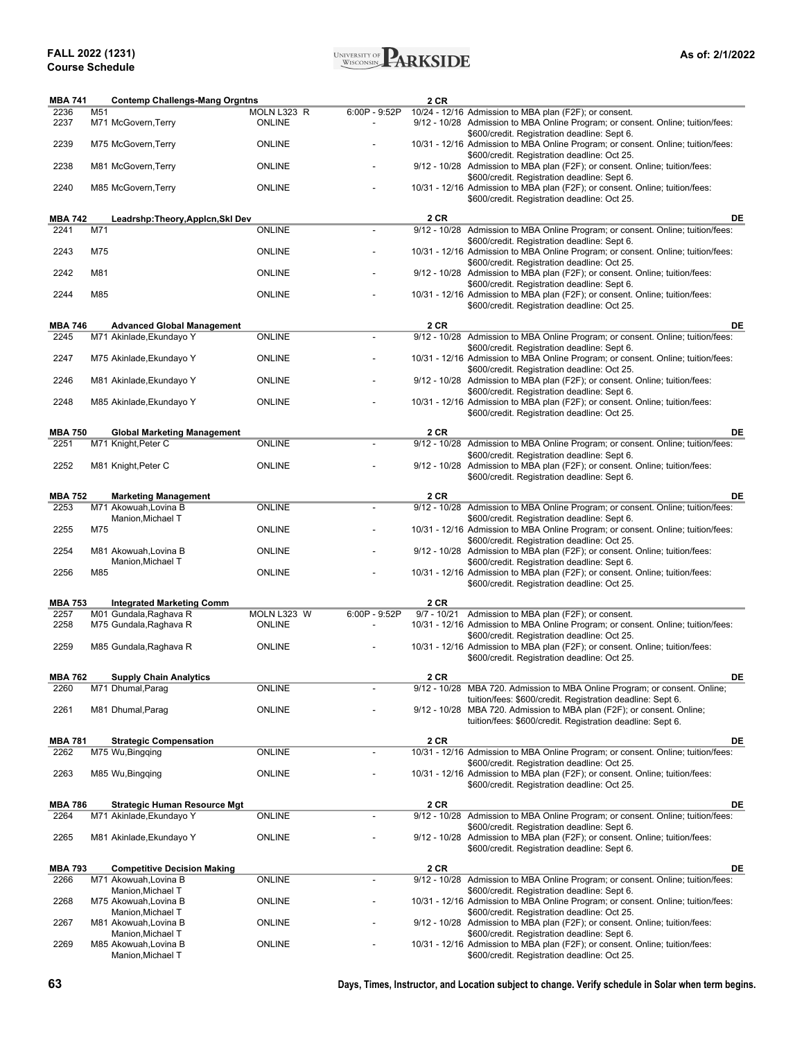**FALL 2022 (1231)**
**Course Schedule**

**As of: 2/1/2022**

### MBA 741 Contemp Challengs-Mang Orgntns — 2 CR

| Class | Section | Instructor | Location | Time | Dates | Notes |
|---|---|---|---|---|---|---|
| 2236 | M51 | | MOLN L323 R | 6:00P - 9:52P | 10/24 - 12/16 | Admission to MBA plan (F2F); or consent. |
| 2237 | M71 | McGovern,Terry | ONLINE | - | 9/12 - 10/28 | Admission to MBA Online Program; or consent. Online; tuition/fees: $600/credit. Registration deadline: Sept 6. |
| 2239 | M75 | McGovern,Terry | ONLINE | - | 10/31 - 12/16 | Admission to MBA Online Program; or consent. Online; tuition/fees: $600/credit. Registration deadline: Oct 25. |
| 2238 | M81 | McGovern,Terry | ONLINE | - | 9/12 - 10/28 | Admission to MBA plan (F2F); or consent. Online; tuition/fees: $600/credit. Registration deadline: Sept 6. |
| 2240 | M85 | McGovern,Terry | ONLINE | - | 10/31 - 12/16 | Admission to MBA plan (F2F); or consent. Online; tuition/fees: $600/credit. Registration deadline: Oct 25. |

### MBA 742 Leadrshp:Theory,Applcn,Skl Dev — 2 CR — DE

| Class | Section | Instructor | Location | Time | Dates | Notes |
|---|---|---|---|---|---|---|
| 2241 | M71 | | ONLINE | - | 9/12 - 10/28 | Admission to MBA Online Program; or consent. Online; tuition/fees: $600/credit. Registration deadline: Sept 6. |
| 2243 | M75 | | ONLINE | - | 10/31 - 12/16 | Admission to MBA Online Program; or consent. Online; tuition/fees: $600/credit. Registration deadline: Oct 25. |
| 2242 | M81 | | ONLINE | - | 9/12 - 10/28 | Admission to MBA plan (F2F); or consent. Online; tuition/fees: $600/credit. Registration deadline: Sept 6. |
| 2244 | M85 | | ONLINE | - | 10/31 - 12/16 | Admission to MBA plan (F2F); or consent. Online; tuition/fees: $600/credit. Registration deadline: Oct 25. |

### MBA 746 Advanced Global Management — 2 CR — DE

| Class | Section | Instructor | Location | Time | Dates | Notes |
|---|---|---|---|---|---|---|
| 2245 | M71 | Akinlade,Ekundayo Y | ONLINE | - | 9/12 - 10/28 | Admission to MBA Online Program; or consent. Online; tuition/fees: $600/credit. Registration deadline: Sept 6. |
| 2247 | M75 | Akinlade,Ekundayo Y | ONLINE | - | 10/31 - 12/16 | Admission to MBA Online Program; or consent. Online; tuition/fees: $600/credit. Registration deadline: Oct 25. |
| 2246 | M81 | Akinlade,Ekundayo Y | ONLINE | - | 9/12 - 10/28 | Admission to MBA plan (F2F); or consent. Online; tuition/fees: $600/credit. Registration deadline: Sept 6. |
| 2248 | M85 | Akinlade,Ekundayo Y | ONLINE | - | 10/31 - 12/16 | Admission to MBA plan (F2F); or consent. Online; tuition/fees: $600/credit. Registration deadline: Oct 25. |

### MBA 750 Global Marketing Management — 2 CR — DE

| Class | Section | Instructor | Location | Time | Dates | Notes |
|---|---|---|---|---|---|---|
| 2251 | M71 | Knight,Peter C | ONLINE | - | 9/12 - 10/28 | Admission to MBA Online Program; or consent. Online; tuition/fees: $600/credit. Registration deadline: Sept 6. |
| 2252 | M81 | Knight,Peter C | ONLINE | - | 9/12 - 10/28 | Admission to MBA plan (F2F); or consent. Online; tuition/fees: $600/credit. Registration deadline: Sept 6. |

### MBA 752 Marketing Management — 2 CR — DE

| Class | Section | Instructor | Location | Time | Dates | Notes |
|---|---|---|---|---|---|---|
| 2253 | M71 | Akowuah,Lovina B; Manion,Michael T | ONLINE | - | 9/12 - 10/28 | Admission to MBA Online Program; or consent. Online; tuition/fees: $600/credit. Registration deadline: Sept 6. |
| 2255 | M75 | | ONLINE | - | 10/31 - 12/16 | Admission to MBA Online Program; or consent. Online; tuition/fees: $600/credit. Registration deadline: Oct 25. |
| 2254 | M81 | Akowuah,Lovina B; Manion,Michael T | ONLINE | - | 9/12 - 10/28 | Admission to MBA plan (F2F); or consent. Online; tuition/fees: $600/credit. Registration deadline: Sept 6. |
| 2256 | M85 | | ONLINE | - | 10/31 - 12/16 | Admission to MBA plan (F2F); or consent. Online; tuition/fees: $600/credit. Registration deadline: Oct 25. |

### MBA 753 Integrated Marketing Comm — 2 CR

| Class | Section | Instructor | Location | Time | Dates | Notes |
|---|---|---|---|---|---|---|
| 2257 | M01 | Gundala,Raghava R | MOLN L323 W | 6:00P - 9:52P | 9/7 - 10/21 | Admission to MBA plan (F2F); or consent. |
| 2258 | M75 | Gundala,Raghava R | ONLINE | - | 10/31 - 12/16 | Admission to MBA Online Program; or consent. Online; tuition/fees: $600/credit. Registration deadline: Oct 25. |
| 2259 | M85 | Gundala,Raghava R | ONLINE | - | 10/31 - 12/16 | Admission to MBA plan (F2F); or consent. Online; tuition/fees: $600/credit. Registration deadline: Oct 25. |

### MBA 762 Supply Chain Analytics — 2 CR — DE

| Class | Section | Instructor | Location | Time | Dates | Notes |
|---|---|---|---|---|---|---|
| 2260 | M71 | Dhumal,Parag | ONLINE | - | 9/12 - 10/28 | MBA 720. Admission to MBA Online Program; or consent. Online; tuition/fees: $600/credit. Registration deadline: Sept 6. |
| 2261 | M81 | Dhumal,Parag | ONLINE | - | 9/12 - 10/28 | MBA 720. Admission to MBA plan (F2F); or consent. Online; tuition/fees: $600/credit. Registration deadline: Sept 6. |

### MBA 781 Strategic Compensation — 2 CR — DE

| Class | Section | Instructor | Location | Time | Dates | Notes |
|---|---|---|---|---|---|---|
| 2262 | M75 | Wu,Bingqing | ONLINE | - | 10/31 - 12/16 | Admission to MBA Online Program; or consent. Online; tuition/fees: $600/credit. Registration deadline: Oct 25. |
| 2263 | M85 | Wu,Bingqing | ONLINE | - | 10/31 - 12/16 | Admission to MBA plan (F2F); or consent. Online; tuition/fees: $600/credit. Registration deadline: Oct 25. |

### MBA 786 Strategic Human Resource Mgt — 2 CR — DE

| Class | Section | Instructor | Location | Time | Dates | Notes |
|---|---|---|---|---|---|---|
| 2264 | M71 | Akinlade,Ekundayo Y | ONLINE | - | 9/12 - 10/28 | Admission to MBA Online Program; or consent. Online; tuition/fees: $600/credit. Registration deadline: Sept 6. |
| 2265 | M81 | Akinlade,Ekundayo Y | ONLINE | - | 9/12 - 10/28 | Admission to MBA plan (F2F); or consent. Online; tuition/fees: $600/credit. Registration deadline: Sept 6. |

### MBA 793 Competitive Decision Making — 2 CR — DE

| Class | Section | Instructor | Location | Time | Dates | Notes |
|---|---|---|---|---|---|---|
| 2266 | M71 | Akowuah,Lovina B; Manion,Michael T | ONLINE | - | 9/12 - 10/28 | Admission to MBA Online Program; or consent. Online; tuition/fees: $600/credit. Registration deadline: Sept 6. |
| 2268 | M75 | Akowuah,Lovina B; Manion,Michael T | ONLINE | - | 10/31 - 12/16 | Admission to MBA Online Program; or consent. Online; tuition/fees: $600/credit. Registration deadline: Oct 25. |
| 2267 | M81 | Akowuah,Lovina B; Manion,Michael T | ONLINE | - | 9/12 - 10/28 | Admission to MBA plan (F2F); or consent. Online; tuition/fees: $600/credit. Registration deadline: Sept 6. |
| 2269 | M85 | Akowuah,Lovina B; Manion,Michael T | ONLINE | - | 10/31 - 12/16 | Admission to MBA plan (F2F); or consent. Online; tuition/fees: $600/credit. Registration deadline: Oct 25. |

**Days, Times, Instructor, and Location subject to change. Verify schedule in Solar when term begins.**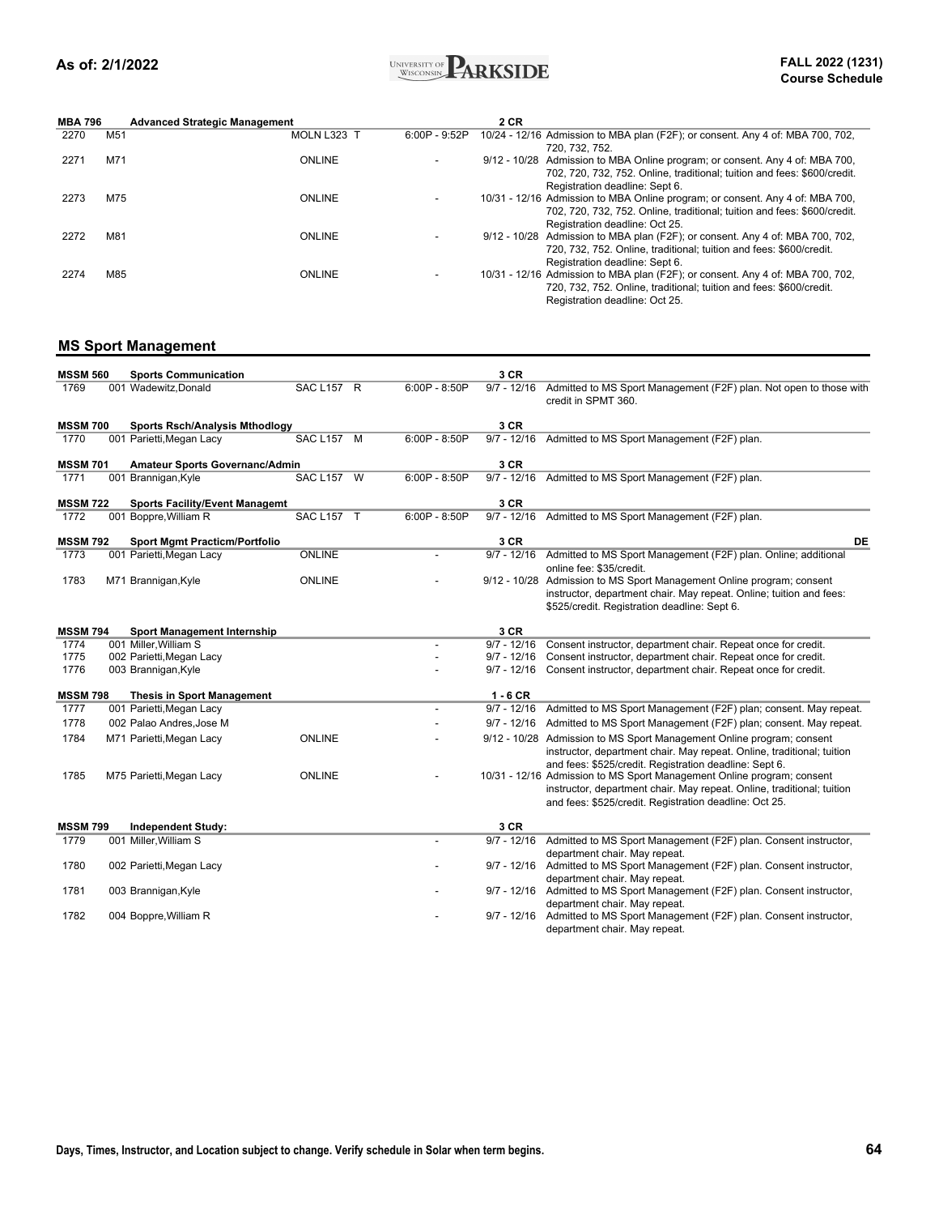**MBA 796 Advanced Strategic Management 2 CR**

| Class | Section | Instructor | Location | Days | Time | Dates | Notes |
|---|---|---|---|---|---|---|---|
| 2270 | M51 | | MOLN L323 | T | 6:00P - 9:52P | 10/24 - 12/16 | Admission to MBA plan (F2F); or consent. Any 4 of: MBA 700, 702, 720, 732, 752. |
| 2271 | M71 | | ONLINE | | - | 9/12 - 10/28 | Admission to MBA Online program; or consent. Any 4 of: MBA 700, 702, 720, 732, 752. Online, traditional; tuition and fees: $600/credit. Registration deadline: Sept 6. |
| 2273 | M75 | | ONLINE | | - | 10/31 - 12/16 | Admission to MBA Online program; or consent. Any 4 of: MBA 700, 702, 720, 732, 752. Online, traditional; tuition and fees: $600/credit. Registration deadline: Oct 25. |
| 2272 | M81 | | ONLINE | | - | 9/12 - 10/28 | Admission to MBA plan (F2F); or consent. Any 4 of: MBA 700, 702, 720, 732, 752. Online, traditional; tuition and fees: $600/credit. Registration deadline: Sept 6. |
| 2274 | M85 | | ONLINE | | - | 10/31 - 12/16 | Admission to MBA plan (F2F); or consent. Any 4 of: MBA 700, 702, 720, 732, 752. Online, traditional; tuition and fees: $600/credit. Registration deadline: Oct 25. |

## MS Sport Management

**MSSM 560 Sports Communication 3 CR**

| Class | Section | Instructor | Location | Days | Time | Dates | Notes |
|---|---|---|---|---|---|---|---|
| 1769 | 001 | Wadewitz,Donald | SAC L157 | R | 6:00P - 8:50P | 9/7 - 12/16 | Admitted to MS Sport Management (F2F) plan. Not open to those with credit in SPMT 360. |

**MSSM 700 Sports Rsch/Analysis Mthodlogy 3 CR**

| Class | Section | Instructor | Location | Days | Time | Dates | Notes |
|---|---|---|---|---|---|---|---|
| 1770 | 001 | Parietti,Megan Lacy | SAC L157 | M | 6:00P - 8:50P | 9/7 - 12/16 | Admitted to MS Sport Management (F2F) plan. |

**MSSM 701 Amateur Sports Governanc/Admin 3 CR**

| Class | Section | Instructor | Location | Days | Time | Dates | Notes |
|---|---|---|---|---|---|---|---|
| 1771 | 001 | Brannigan,Kyle | SAC L157 | W | 6:00P - 8:50P | 9/7 - 12/16 | Admitted to MS Sport Management (F2F) plan. |

**MSSM 722 Sports Facility/Event Managemt 3 CR**

| Class | Section | Instructor | Location | Days | Time | Dates | Notes |
|---|---|---|---|---|---|---|---|
| 1772 | 001 | Boppre,William R | SAC L157 | T | 6:00P - 8:50P | 9/7 - 12/16 | Admitted to MS Sport Management (F2F) plan. |

**MSSM 792 Sport Mgmt Practicm/Portfolio 3 CR DE**

| Class | Section | Instructor | Location | Days | Time | Dates | Notes |
|---|---|---|---|---|---|---|---|
| 1773 | 001 | Parietti,Megan Lacy | ONLINE | | - | 9/7 - 12/16 | Admitted to MS Sport Management (F2F) plan. Online; additional online fee: $35/credit. |
| 1783 | M71 | Brannigan,Kyle | ONLINE | | - | 9/12 - 10/28 | Admission to MS Sport Management Online program; consent instructor, department chair. May repeat. Online; tuition and fees: $525/credit. Registration deadline: Sept 6. |

**MSSM 794 Sport Management Internship 3 CR**

| Class | Section | Instructor | Location | Days | Time | Dates | Notes |
|---|---|---|---|---|---|---|---|
| 1774 | 001 | Miller,William S | | | - | 9/7 - 12/16 | Consent instructor, department chair. Repeat once for credit. |
| 1775 | 002 | Parietti,Megan Lacy | | | - | 9/7 - 12/16 | Consent instructor, department chair. Repeat once for credit. |
| 1776 | 003 | Brannigan,Kyle | | | - | 9/7 - 12/16 | Consent instructor, department chair. Repeat once for credit. |

**MSSM 798 Thesis in Sport Management 1 - 6 CR**

| Class | Section | Instructor | Location | Days | Time | Dates | Notes |
|---|---|---|---|---|---|---|---|
| 1777 | 001 | Parietti,Megan Lacy | | | - | 9/7 - 12/16 | Admitted to MS Sport Management (F2F) plan; consent. May repeat. |
| 1778 | 002 | Palao Andres,Jose M | | | - | 9/7 - 12/16 | Admitted to MS Sport Management (F2F) plan; consent. May repeat. |
| 1784 | M71 | Parietti,Megan Lacy | ONLINE | | - | 9/12 - 10/28 | Admission to MS Sport Management Online program; consent instructor, department chair. May repeat. Online, traditional; tuition and fees: $525/credit. Registration deadline: Sept 6. |
| 1785 | M75 | Parietti,Megan Lacy | ONLINE | | - | 10/31 - 12/16 | Admission to MS Sport Management Online program; consent instructor, department chair. May repeat. Online, traditional; tuition and fees: $525/credit. Registration deadline: Oct 25. |

**MSSM 799 Independent Study: 3 CR**

| Class | Section | Instructor | Location | Days | Time | Dates | Notes |
|---|---|---|---|---|---|---|---|
| 1779 | 001 | Miller,William S | | | - | 9/7 - 12/16 | Admitted to MS Sport Management (F2F) plan. Consent instructor, department chair. May repeat. |
| 1780 | 002 | Parietti,Megan Lacy | | | - | 9/7 - 12/16 | Admitted to MS Sport Management (F2F) plan. Consent instructor, department chair. May repeat. |
| 1781 | 003 | Brannigan,Kyle | | | - | 9/7 - 12/16 | Admitted to MS Sport Management (F2F) plan. Consent instructor, department chair. May repeat. |
| 1782 | 004 | Boppre,William R | | | - | 9/7 - 12/16 | Admitted to MS Sport Management (F2F) plan. Consent instructor, department chair. May repeat. |

Days, Times, Instructor, and Location subject to change. Verify schedule in Solar when term begins.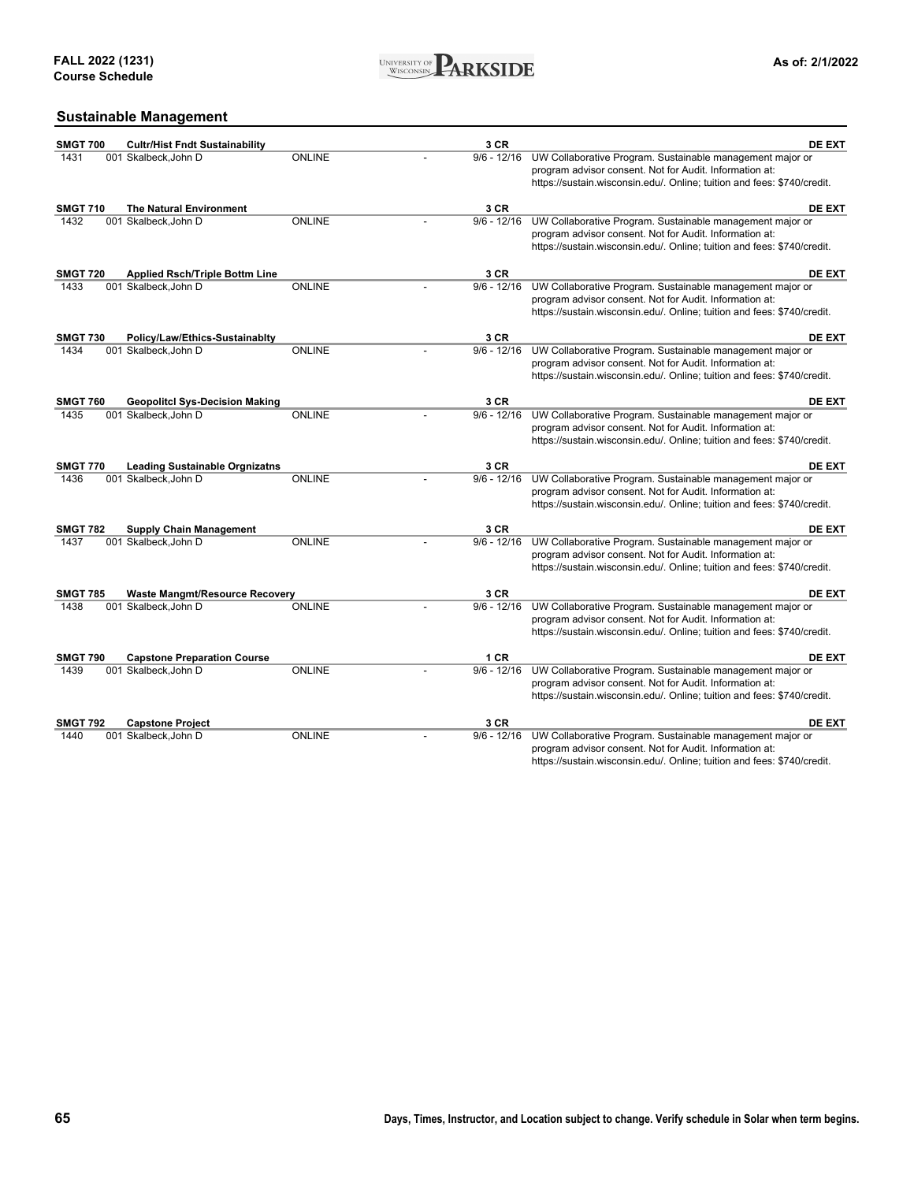## Sustainable Management

| | | | | | | |
|---|---|---|---|---|---|---|
| **SMGT 700** | **Cultr/Hist Fndt Sustainability** | | | **3 CR** | | **DE EXT** |
| 1431 | 001 Skalbeck,John D | ONLINE | - | 9/6 - 12/16 | UW Collaborative Program. Sustainable management major or program advisor consent. Not for Audit. Information at: https://sustain.wisconsin.edu/. Online; tuition and fees: $740/credit. | |
| **SMGT 710** | **The Natural Environment** | | | **3 CR** | | **DE EXT** |
| 1432 | 001 Skalbeck,John D | ONLINE | - | 9/6 - 12/16 | UW Collaborative Program. Sustainable management major or program advisor consent. Not for Audit. Information at: https://sustain.wisconsin.edu/. Online; tuition and fees: $740/credit. | |
| **SMGT 720** | **Applied Rsch/Triple Bottm Line** | | | **3 CR** | | **DE EXT** |
| 1433 | 001 Skalbeck,John D | ONLINE | - | 9/6 - 12/16 | UW Collaborative Program. Sustainable management major or program advisor consent. Not for Audit. Information at: https://sustain.wisconsin.edu/. Online; tuition and fees: $740/credit. | |
| **SMGT 730** | **Policy/Law/Ethics-Sustainablty** | | | **3 CR** | | **DE EXT** |
| 1434 | 001 Skalbeck,John D | ONLINE | - | 9/6 - 12/16 | UW Collaborative Program. Sustainable management major or program advisor consent. Not for Audit. Information at: https://sustain.wisconsin.edu/. Online; tuition and fees: $740/credit. | |
| **SMGT 760** | **Geopolitcl Sys-Decision Making** | | | **3 CR** | | **DE EXT** |
| 1435 | 001 Skalbeck,John D | ONLINE | - | 9/6 - 12/16 | UW Collaborative Program. Sustainable management major or program advisor consent. Not for Audit. Information at: https://sustain.wisconsin.edu/. Online; tuition and fees: $740/credit. | |
| **SMGT 770** | **Leading Sustainable Orgnizatns** | | | **3 CR** | | **DE EXT** |
| 1436 | 001 Skalbeck,John D | ONLINE | - | 9/6 - 12/16 | UW Collaborative Program. Sustainable management major or program advisor consent. Not for Audit. Information at: https://sustain.wisconsin.edu/. Online; tuition and fees: $740/credit. | |
| **SMGT 782** | **Supply Chain Management** | | | **3 CR** | | **DE EXT** |
| 1437 | 001 Skalbeck,John D | ONLINE | - | 9/6 - 12/16 | UW Collaborative Program. Sustainable management major or program advisor consent. Not for Audit. Information at: https://sustain.wisconsin.edu/. Online; tuition and fees: $740/credit. | |
| **SMGT 785** | **Waste Mangmt/Resource Recovery** | | | **3 CR** | | **DE EXT** |
| 1438 | 001 Skalbeck,John D | ONLINE | - | 9/6 - 12/16 | UW Collaborative Program. Sustainable management major or program advisor consent. Not for Audit. Information at: https://sustain.wisconsin.edu/. Online; tuition and fees: $740/credit. | |
| **SMGT 790** | **Capstone Preparation Course** | | | **1 CR** | | **DE EXT** |
| 1439 | 001 Skalbeck,John D | ONLINE | - | 9/6 - 12/16 | UW Collaborative Program. Sustainable management major or program advisor consent. Not for Audit. Information at: https://sustain.wisconsin.edu/. Online; tuition and fees: $740/credit. | |
| **SMGT 792** | **Capstone Project** | | | **3 CR** | | **DE EXT** |
| 1440 | 001 Skalbeck,John D | ONLINE | - | 9/6 - 12/16 | UW Collaborative Program. Sustainable management major or program advisor consent. Not for Audit. Information at: https://sustain.wisconsin.edu/. Online; tuition and fees: $740/credit. | |

Days, Times, Instructor, and Location subject to change. Verify schedule in Solar when term begins.